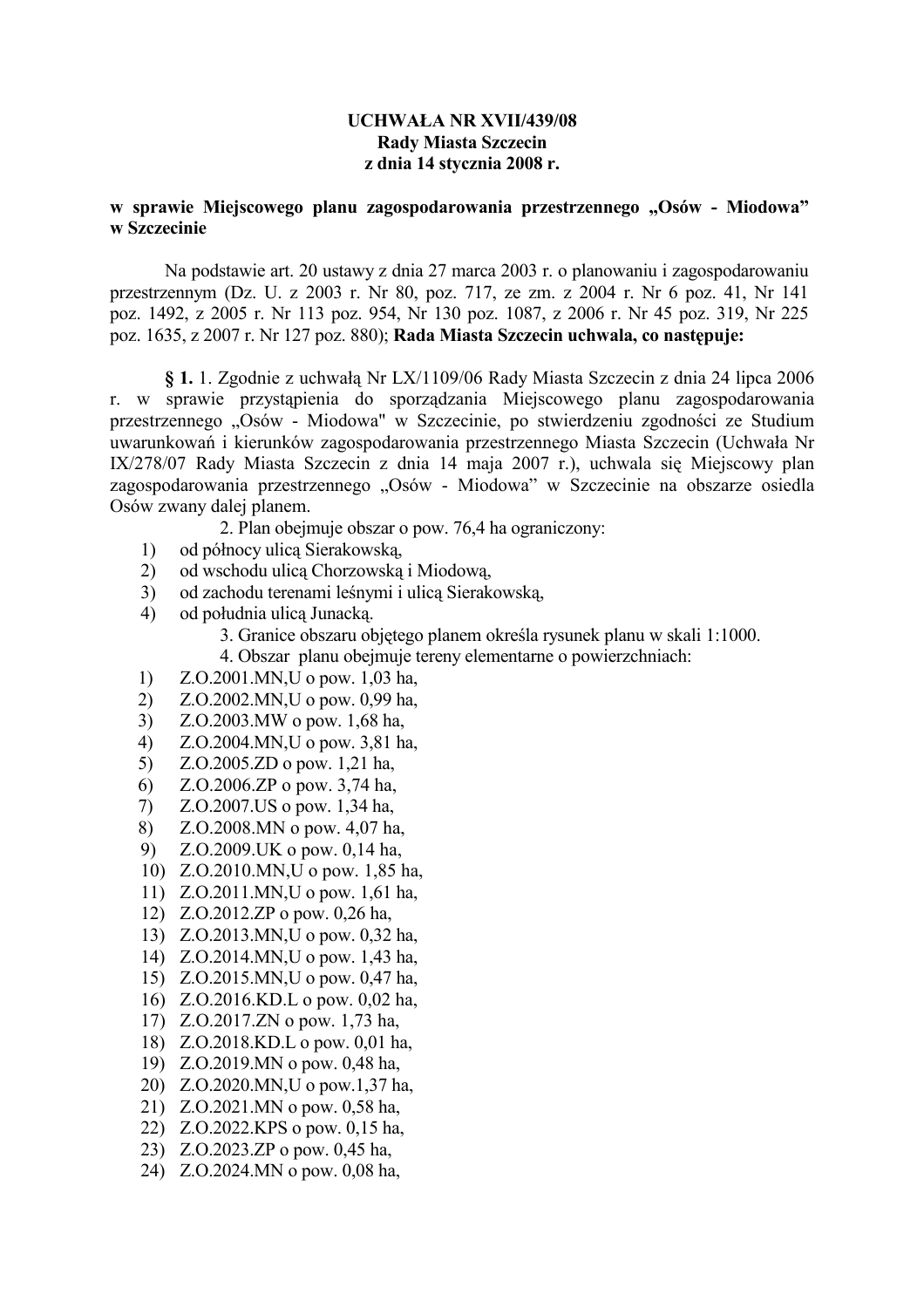**UCHWAŁA NR XVII/439/08**
**Rady Miasta Szczecin**
**z dnia 14 stycznia 2008 r.**

**w sprawie Miejscowego planu zagospodarowania przestrzennego „Osów - Miodowa" w Szczecinie**

Na podstawie art. 20 ustawy z dnia 27 marca 2003 r. o planowaniu i zagospodarowaniu przestrzennym (Dz. U. z 2003 r. Nr 80, poz. 717, ze zm. z 2004 r. Nr 6 poz. 41, Nr 141 poz. 1492, z 2005 r. Nr 113 poz. 954, Nr 130 poz. 1087, z 2006 r. Nr 45 poz. 319, Nr 225 poz. 1635, z 2007 r. Nr 127 poz. 880); **Rada Miasta Szczecin uchwala, co następuje:**

**§ 1.** 1. Zgodnie z uchwałą Nr LX/1109/06 Rady Miasta Szczecin z dnia 24 lipca 2006 r. w sprawie przystąpienia do sporządzania Miejscowego planu zagospodarowania przestrzennego „Osów - Miodowa" w Szczecinie, po stwierdzeniu zgodności ze Studium uwarunkowań i kierunków zagospodarowania przestrzennego Miasta Szczecin (Uchwała Nr IX/278/07 Rady Miasta Szczecin z dnia 14 maja 2007 r.), uchwala się Miejscowy plan zagospodarowania przestrzennego „Osów - Miodowa" w Szczecinie na obszarze osiedla Osów zwany dalej planem.

2. Plan obejmuje obszar o pow. 76,4 ha ograniczony:

1) od północy ulicą Sierakowską,
2) od wschodu ulicą Chorzowską i Miodową,
3) od zachodu terenami leśnymi i ulicą Sierakowską,
4) od południa ulicą Junacką.

3. Granice obszaru objętego planem określa rysunek planu w skali 1:1000.

4. Obszar planu obejmuje tereny elementarne o powierzchniach:

1) Z.O.2001.MN,U o pow. 1,03 ha,
2) Z.O.2002.MN,U o pow. 0,99 ha,
3) Z.O.2003.MW o pow. 1,68 ha,
4) Z.O.2004.MN,U o pow. 3,81 ha,
5) Z.O.2005.ZD o pow. 1,21 ha,
6) Z.O.2006.ZP o pow. 3,74 ha,
7) Z.O.2007.US o pow. 1,34 ha,
8) Z.O.2008.MN o pow. 4,07 ha,
9) Z.O.2009.UK o pow. 0,14 ha,
10) Z.O.2010.MN,U o pow. 1,85 ha,
11) Z.O.2011.MN,U o pow. 1,61 ha,
12) Z.O.2012.ZP o pow. 0,26 ha,
13) Z.O.2013.MN,U o pow. 0,32 ha,
14) Z.O.2014.MN,U o pow. 1,43 ha,
15) Z.O.2015.MN,U o pow. 0,47 ha,
16) Z.O.2016.KD.L o pow. 0,02 ha,
17) Z.O.2017.ZN o pow. 1,73 ha,
18) Z.O.2018.KD.L o pow. 0,01 ha,
19) Z.O.2019.MN o pow. 0,48 ha,
20) Z.O.2020.MN,U o pow.1,37 ha,
21) Z.O.2021.MN o pow. 0,58 ha,
22) Z.O.2022.KPS o pow. 0,15 ha,
23) Z.O.2023.ZP o pow. 0,45 ha,
24) Z.O.2024.MN o pow. 0,08 ha,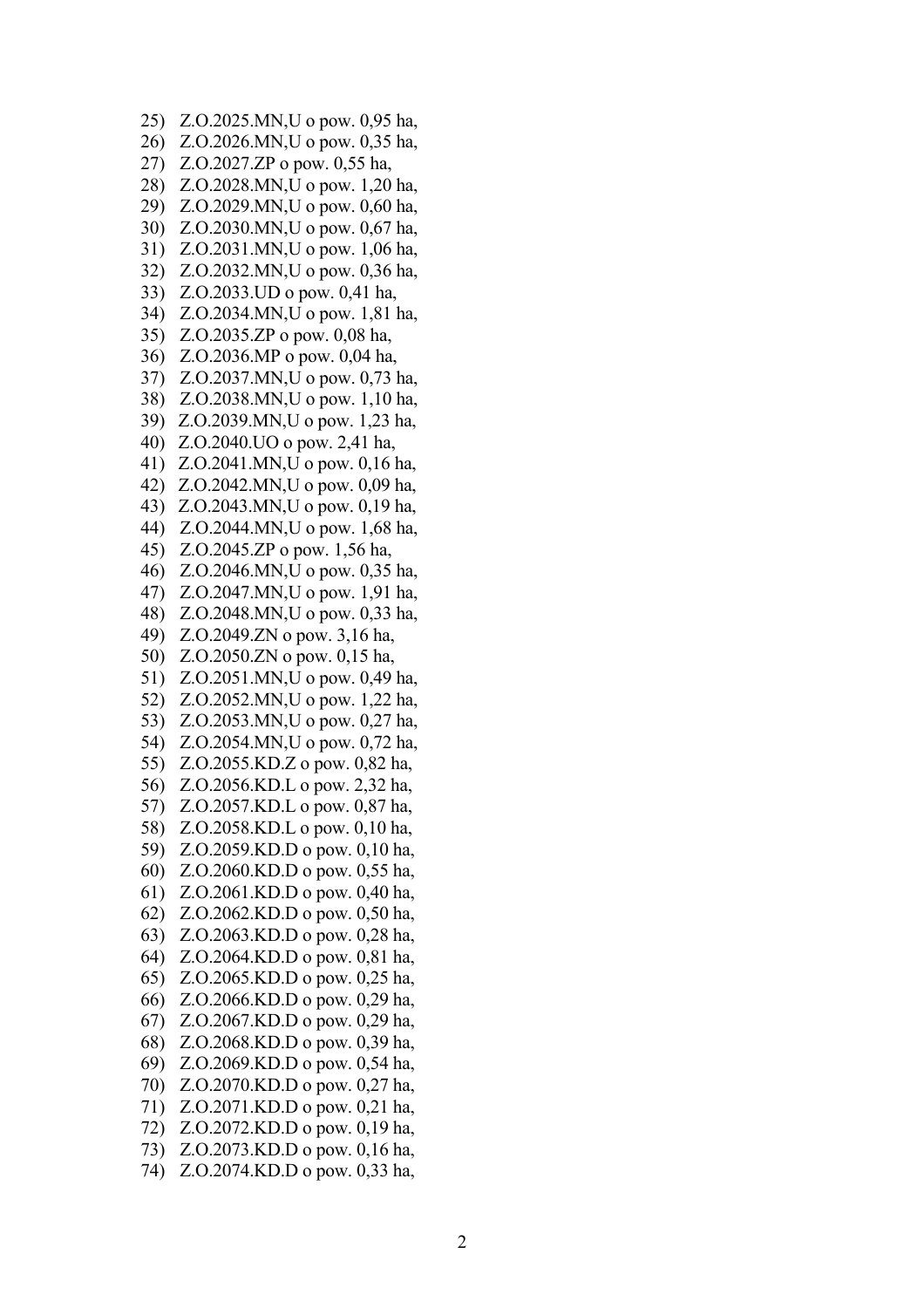25) Z.O.2025.MN,U o pow. 0,95 ha,
26) Z.O.2026.MN,U o pow. 0,35 ha,
27) Z.O.2027.ZP o pow. 0,55 ha,
28) Z.O.2028.MN,U o pow. 1,20 ha,
29) Z.O.2029.MN,U o pow. 0,60 ha,
30) Z.O.2030.MN,U o pow. 0,67 ha,
31) Z.O.2031.MN,U o pow. 1,06 ha,
32) Z.O.2032.MN,U o pow. 0,36 ha,
33) Z.O.2033.UD o pow. 0,41 ha,
34) Z.O.2034.MN,U o pow. 1,81 ha,
35) Z.O.2035.ZP o pow. 0,08 ha,
36) Z.O.2036.MP o pow. 0,04 ha,
37) Z.O.2037.MN,U o pow. 0,73 ha,
38) Z.O.2038.MN,U o pow. 1,10 ha,
39) Z.O.2039.MN,U o pow. 1,23 ha,
40) Z.O.2040.UO o pow. 2,41 ha,
41) Z.O.2041.MN,U o pow. 0,16 ha,
42) Z.O.2042.MN,U o pow. 0,09 ha,
43) Z.O.2043.MN,U o pow. 0,19 ha,
44) Z.O.2044.MN,U o pow. 1,68 ha,
45) Z.O.2045.ZP o pow. 1,56 ha,
46) Z.O.2046.MN,U o pow. 0,35 ha,
47) Z.O.2047.MN,U o pow. 1,91 ha,
48) Z.O.2048.MN,U o pow. 0,33 ha,
49) Z.O.2049.ZN o pow. 3,16 ha,
50) Z.O.2050.ZN o pow. 0,15 ha,
51) Z.O.2051.MN,U o pow. 0,49 ha,
52) Z.O.2052.MN,U o pow. 1,22 ha,
53) Z.O.2053.MN,U o pow. 0,27 ha,
54) Z.O.2054.MN,U o pow. 0,72 ha,
55) Z.O.2055.KD.Z o pow. 0,82 ha,
56) Z.O.2056.KD.L o pow. 2,32 ha,
57) Z.O.2057.KD.L o pow. 0,87 ha,
58) Z.O.2058.KD.L o pow. 0,10 ha,
59) Z.O.2059.KD.D o pow. 0,10 ha,
60) Z.O.2060.KD.D o pow. 0,55 ha,
61) Z.O.2061.KD.D o pow. 0,40 ha,
62) Z.O.2062.KD.D o pow. 0,50 ha,
63) Z.O.2063.KD.D o pow. 0,28 ha,
64) Z.O.2064.KD.D o pow. 0,81 ha,
65) Z.O.2065.KD.D o pow. 0,25 ha,
66) Z.O.2066.KD.D o pow. 0,29 ha,
67) Z.O.2067.KD.D o pow. 0,29 ha,
68) Z.O.2068.KD.D o pow. 0,39 ha,
69) Z.O.2069.KD.D o pow. 0,54 ha,
70) Z.O.2070.KD.D o pow. 0,27 ha,
71) Z.O.2071.KD.D o pow. 0,21 ha,
72) Z.O.2072.KD.D o pow. 0,19 ha,
73) Z.O.2073.KD.D o pow. 0,16 ha,
74) Z.O.2074.KD.D o pow. 0,33 ha,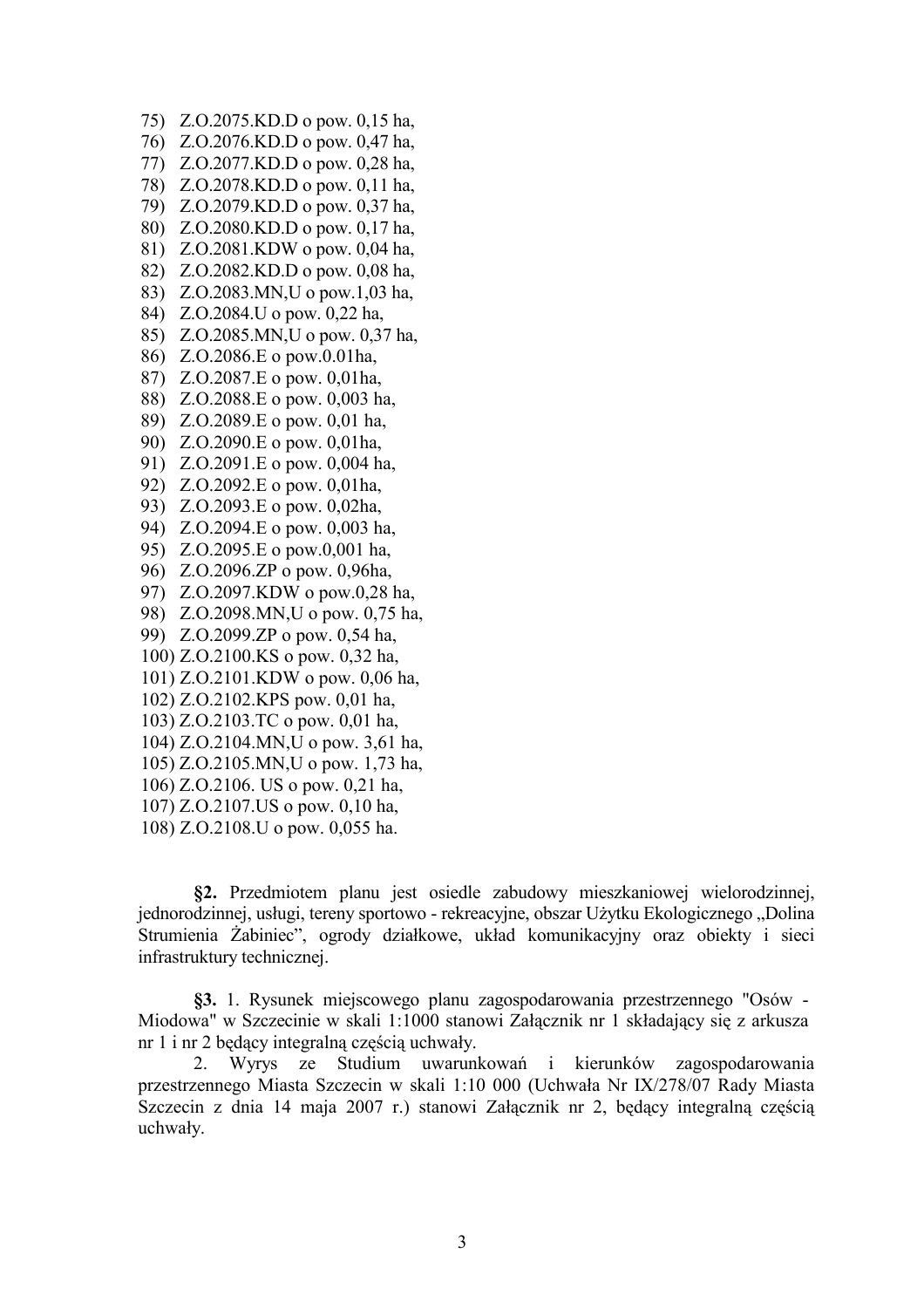75) Z.O.2075.KD.D o pow. 0,15 ha,
76) Z.O.2076.KD.D o pow. 0,47 ha,
77) Z.O.2077.KD.D o pow. 0,28 ha,
78) Z.O.2078.KD.D o pow. 0,11 ha,
79) Z.O.2079.KD.D o pow. 0,37 ha,
80) Z.O.2080.KD.D o pow. 0,17 ha,
81) Z.O.2081.KDW o pow. 0,04 ha,
82) Z.O.2082.KD.D o pow. 0,08 ha,
83) Z.O.2083.MN,U o pow.1,03 ha,
84) Z.O.2084.U o pow. 0,22 ha,
85) Z.O.2085.MN,U o pow. 0,37 ha,
86) Z.O.2086.E o pow.0.01ha,
87) Z.O.2087.E o pow. 0,01ha,
88) Z.O.2088.E o pow. 0,003 ha,
89) Z.O.2089.E o pow. 0,01 ha,
90) Z.O.2090.E o pow. 0,01ha,
91) Z.O.2091.E o pow. 0,004 ha,
92) Z.O.2092.E o pow. 0,01ha,
93) Z.O.2093.E o pow. 0,02ha,
94) Z.O.2094.E o pow. 0,003 ha,
95) Z.O.2095.E o pow.0,001 ha,
96) Z.O.2096.ZP o pow. 0,96ha,
97) Z.O.2097.KDW o pow.0,28 ha,
98) Z.O.2098.MN,U o pow. 0,75 ha,
99) Z.O.2099.ZP o pow. 0,54 ha,
100) Z.O.2100.KS o pow. 0,32 ha,
101) Z.O.2101.KDW o pow. 0,06 ha,
102) Z.O.2102.KPS pow. 0,01 ha,
103) Z.O.2103.TC o pow. 0,01 ha,
104) Z.O.2104.MN,U o pow. 3,61 ha,
105) Z.O.2105.MN,U o pow. 1,73 ha,
106) Z.O.2106. US o pow. 0,21 ha,
107) Z.O.2107.US o pow. 0,10 ha,
108) Z.O.2108.U o pow. 0,055 ha.

**§2.** Przedmiotem planu jest osiedle zabudowy mieszkaniowej wielorodzinnej, jednorodzinnej, usługi, tereny sportowo - rekreacyjne, obszar Użytku Ekologicznego „Dolina Strumienia Żabiniec", ogrody działkowe, układ komunikacyjny oraz obiekty i sieci infrastruktury technicznej.

**§3.** 1. Rysunek miejscowego planu zagospodarowania przestrzennego "Osów - Miodowa" w Szczecinie w skali 1:1000 stanowi Załącznik nr 1 składający się z arkusza nr 1 i nr 2 będący integralną częścią uchwały.

2. Wyrys ze Studium uwarunkowań i kierunków zagospodarowania przestrzennego Miasta Szczecin w skali 1:10 000 (Uchwała Nr IX/278/07 Rady Miasta Szczecin z dnia 14 maja 2007 r.) stanowi Załącznik nr 2, będący integralną częścią uchwały.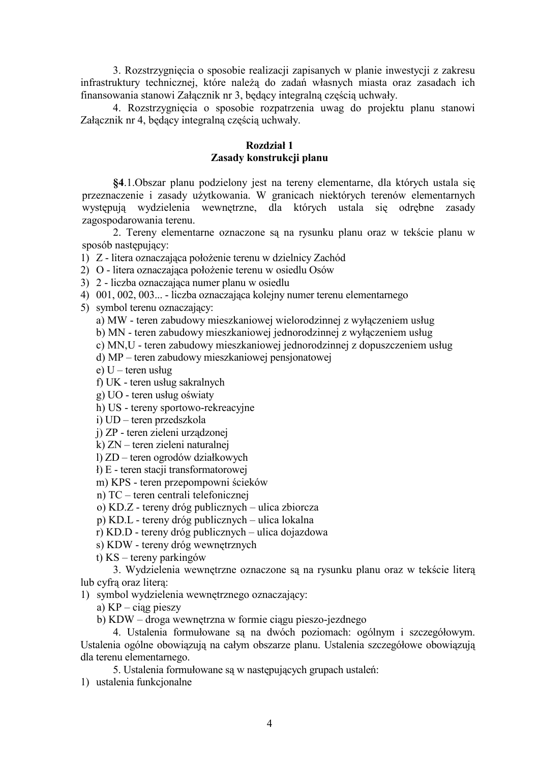3. Rozstrzygnięcia o sposobie realizacji zapisanych w planie inwestycji z zakresu infrastruktury technicznej, które należą do zadań własnych miasta oraz zasadach ich finansowania stanowi Załącznik nr 3, będący integralną częścią uchwały.

4. Rozstrzygnięcia o sposobie rozpatrzenia uwag do projektu planu stanowi Załącznik nr 4, będący integralną częścią uchwały.

## Rozdział 1
## Zasady konstrukcji planu

**§4**.1.Obszar planu podzielony jest na tereny elementarne, dla których ustala się przeznaczenie i zasady użytkowania. W granicach niektórych terenów elementarnych występują wydzielenia wewnętrzne, dla których ustala się odrębne zasady zagospodarowania terenu.

2. Tereny elementarne oznaczone są na rysunku planu oraz w tekście planu w sposób następujący:

1) Z - litera oznaczająca położenie terenu w dzielnicy Zachód
2) O - litera oznaczająca położenie terenu w osiedlu Osów
3) 2 - liczba oznaczająca numer planu w osiedlu
4) 001, 002, 003... - liczba oznaczająca kolejny numer terenu elementarnego
5) symbol terenu oznaczający:
   a) MW - teren zabudowy mieszkaniowej wielorodzinnej z wyłączeniem usług
   b) MN - teren zabudowy mieszkaniowej jednorodzinnej z wyłączeniem usług
   c) MN,U - teren zabudowy mieszkaniowej jednorodzinnej z dopuszczeniem usług
   d) MP – teren zabudowy mieszkaniowej pensjonatowej
   e) U – teren usług
   f) UK - teren usług sakralnych
   g) UO - teren usług oświaty
   h) US - tereny sportowo-rekreacyjne
   i) UD – teren przedszkola
   j) ZP - teren zieleni urządzonej
   k) ZN – teren zieleni naturalnej
   l) ZD – teren ogrodów działkowych
   ł) E - teren stacji transformatorowej
   m) KPS - teren przepompowni ścieków
   n) TC – teren centrali telefonicznej
   o) KD.Z - tereny dróg publicznych – ulica zbiorcza
   p) KD.L - tereny dróg publicznych – ulica lokalna
   r) KD.D - tereny dróg publicznych – ulica dojazdowa
   s) KDW - tereny dróg wewnętrznych
   t) KS – tereny parkingów

3. Wydzielenia wewnętrzne oznaczone są na rysunku planu oraz w tekście literą lub cyfrą oraz literą:

1) symbol wydzielenia wewnętrznego oznaczający:
   a) KP – ciąg pieszy
   b) KDW – droga wewnętrzna w formie ciągu pieszo-jezdnego

4. Ustalenia formułowane są na dwóch poziomach: ogólnym i szczegółowym. Ustalenia ogólne obowiązują na całym obszarze planu. Ustalenia szczegółowe obowiązują dla terenu elementarnego.

5. Ustalenia formułowane są w następujących grupach ustaleń:

1) ustalenia funkcjonalne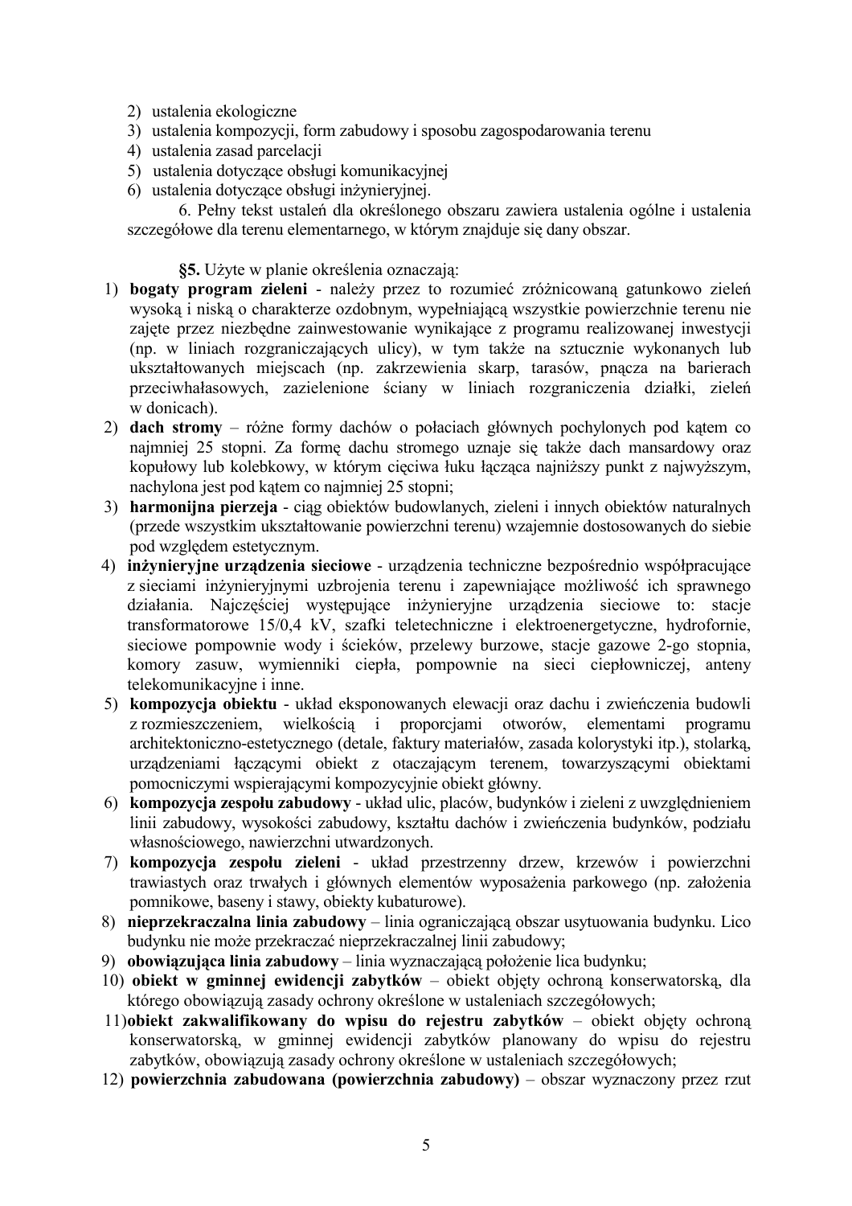2) ustalenia ekologiczne
3) ustalenia kompozycji, form zabudowy i sposobu zagospodarowania terenu
4) ustalenia zasad parcelacji
5) ustalenia dotyczące obsługi komunikacyjnej
6) ustalenia dotyczące obsługi inżynieryjnej.

6. Pełny tekst ustaleń dla określonego obszaru zawiera ustalenia ogólne i ustalenia szczegółowe dla terenu elementarnego, w którym znajduje się dany obszar.

**§5.** Użyte w planie określenia oznaczają:

1) **bogaty program zieleni** - należy przez to rozumieć zróżnicowaną gatunkowo zieleń wysoką i niską o charakterze ozdobnym, wypełniającą wszystkie powierzchnie terenu nie zajęte przez niezbędne zainwestowanie wynikające z programu realizowanej inwestycji (np. w liniach rozgraniczających ulicy), w tym także na sztucznie wykonanych lub ukształtowanych miejscach (np. zakrzewienia skarp, tarasów, pnącza na barierach przeciwhałasowych, zazielenione ściany w liniach rozgraniczenia działki, zieleń w donicach).
2) **dach stromy** – różne formy dachów o połaciach głównych pochylonych pod kątem co najmniej 25 stopni. Za formę dachu stromego uznaje się także dach mansardowy oraz kopułowy lub kolebkowy, w którym cięciwa łuku łącząca najniższy punkt z najwyższym, nachylona jest pod kątem co najmniej 25 stopni;
3) **harmonijna pierzeja** - ciąg obiektów budowlanych, zieleni i innych obiektów naturalnych (przede wszystkim ukształtowanie powierzchni terenu) wzajemnie dostosowanych do siebie pod względem estetycznym.
4) **inżynieryjne urządzenia sieciowe** - urządzenia techniczne bezpośrednio współpracujące z sieciami inżynieryjnymi uzbrojenia terenu i zapewniające możliwość ich sprawnego działania. Najczęściej występujące inżynieryjne urządzenia sieciowe to: stacje transformatorowe 15/0,4 kV, szafki teletechniczne i elektroenergetyczne, hydrofornie, sieciowe pompownie wody i ścieków, przelewy burzowe, stacje gazowe 2-go stopnia, komory zasuw, wymienniki ciepła, pompownie na sieci ciepłowniczej, anteny telekomunikacyjne i inne.
5) **kompozycja obiektu** - układ eksponowanych elewacji oraz dachu i zwieńczenia budowli z rozmieszczeniem, wielkością i proporcjami otworów, elementami programu architektoniczno-estetycznego (detale, faktury materiałów, zasada kolorystyki itp.), stolarką, urządzeniami łączącymi obiekt z otaczającym terenem, towarzyszącymi obiektami pomocniczymi wspierającymi kompozycyjnie obiekt główny.
6) **kompozycja zespołu zabudowy** - układ ulic, placów, budynków i zieleni z uwzględnieniem linii zabudowy, wysokości zabudowy, kształtu dachów i zwieńczenia budynków, podziału własnościowego, nawierzchni utwardzonych.
7) **kompozycja zespołu zieleni** - układ przestrzenny drzew, krzewów i powierzchni trawiastych oraz trwałych i głównych elementów wyposażenia parkowego (np. założenia pomnikowe, baseny i stawy, obiekty kubaturowe).
8) **nieprzekraczalna linia zabudowy** – linia ograniczającą obszar usytuowania budynku. Lico budynku nie może przekraczać nieprzekraczalnej linii zabudowy;
9) **obowiązująca linia zabudowy** – linia wyznaczającą położenie lica budynku;
10) **obiekt w gminnej ewidencji zabytków** – obiekt objęty ochroną konserwatorską, dla którego obowiązują zasady ochrony określone w ustaleniach szczegółowych;
11) **obiekt zakwalifikowany do wpisu do rejestru zabytków** – obiekt objęty ochroną konserwatorską, w gminnej ewidencji zabytków planowany do wpisu do rejestru zabytków, obowiązują zasady ochrony określone w ustaleniach szczegółowych;
12) **powierzchnia zabudowana (powierzchnia zabudowy)** – obszar wyznaczony przez rzut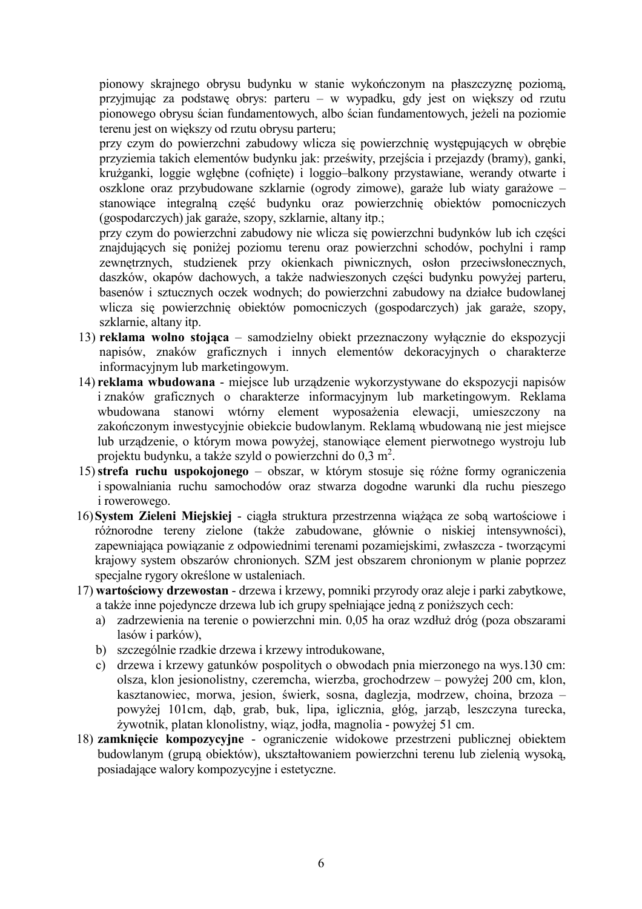pionowy skrajnego obrysu budynku w stanie wykończonym na płaszczyznę poziomą, przyjmując za podstawę obrys: parteru – w wypadku, gdy jest on większy od rzutu pionowego obrysu ścian fundamentowych, albo ścian fundamentowych, jeżeli na poziomie terenu jest on większy od rzutu obrysu parteru;

przy czym do powierzchni zabudowy wlicza się powierzchnię występujących w obrębie przyziemia takich elementów budynku jak: prześwity, przejścia i przejazdy (bramy), ganki, krużganki, loggie wgłębne (cofnięte) i loggio–balkony przystawiane, werandy otwarte i oszklone oraz przybudowane szklarnie (ogrody zimowe), garaże lub wiaty garażowe – stanowiące integralną część budynku oraz powierzchnię obiektów pomocniczych (gospodarczych) jak garaże, szopy, szklarnie, altany itp.;

przy czym do powierzchni zabudowy nie wlicza się powierzchni budynków lub ich części znajdujących się poniżej poziomu terenu oraz powierzchni schodów, pochylni i ramp zewnętrznych, studzienek przy okienkach piwnicznych, osłon przeciwsłonecznych, daszków, okapów dachowych, a także nadwieszonych części budynku powyżej parteru, basenów i sztucznych oczek wodnych; do powierzchni zabudowy na działce budowlanej wlicza się powierzchnię obiektów pomocniczych (gospodarczych) jak garaże, szopy, szklarnie, altany itp.

13) **reklama wolno stojąca** – samodzielny obiekt przeznaczony wyłącznie do ekspozycji napisów, znaków graficznych i innych elementów dekoracyjnych o charakterze informacyjnym lub marketingowym.
14) **reklama wbudowana** - miejsce lub urządzenie wykorzystywane do ekspozycji napisów i znaków graficznych o charakterze informacyjnym lub marketingowym. Reklama wbudowana stanowi wtórny element wyposażenia elewacji, umieszczony na zakończonym inwestycyjnie obiekcie budowlanym. Reklamą wbudowaną nie jest miejsce lub urządzenie, o którym mowa powyżej, stanowiące element pierwotnego wystroju lub projektu budynku, a także szyld o powierzchni do 0,3 $m^2$.
15) **strefa ruchu uspokojonego** – obszar, w którym stosuje się różne formy ograniczenia i spowalniania ruchu samochodów oraz stwarza dogodne warunki dla ruchu pieszego i rowerowego.
16) **System Zieleni Miejskiej** - ciągła struktura przestrzenna wiążąca ze sobą wartościowe i różnorodne tereny zielone (także zabudowane, głównie o niskiej intensywności), zapewniająca powiązanie z odpowiednimi terenami pozamiejskimi, zwłaszcza - tworzącymi krajowy system obszarów chronionych. SZM jest obszarem chronionym w planie poprzez specjalne rygory określone w ustaleniach.
17) **wartościowy drzewostan** - drzewa i krzewy, pomniki przyrody oraz aleje i parki zabytkowe, a także inne pojedyncze drzewa lub ich grupy spełniające jedną z poniższych cech:
    a) zadrzewienia na terenie o powierzchni min. 0,05 ha oraz wzdłuż dróg (poza obszarami lasów i parków),
    b) szczególnie rzadkie drzewa i krzewy introdukowane,
    c) drzewa i krzewy gatunków pospolitych o obwodach pnia mierzonego na wys.130 cm: olsza, klon jesionolistny, czeremcha, wierzba, grochodrzew – powyżej 200 cm, klon, kasztanowiec, morwa, jesion, świerk, sosna, daglezja, modrzew, choina, brzoza – powyżej 101cm, dąb, grab, buk, lipa, iglicznia, głóg, jarząb, leszczyna turecka, żywotnik, platan klonolistny, wiąz, jodła, magnolia - powyżej 51 cm.
18) **zamknięcie kompozycyjne** - ograniczenie widokowe przestrzeni publicznej obiektem budowlanym (grupą obiektów), ukształtowaniem powierzchni terenu lub zielenią wysoką, posiadające walory kompozycyjne i estetyczne.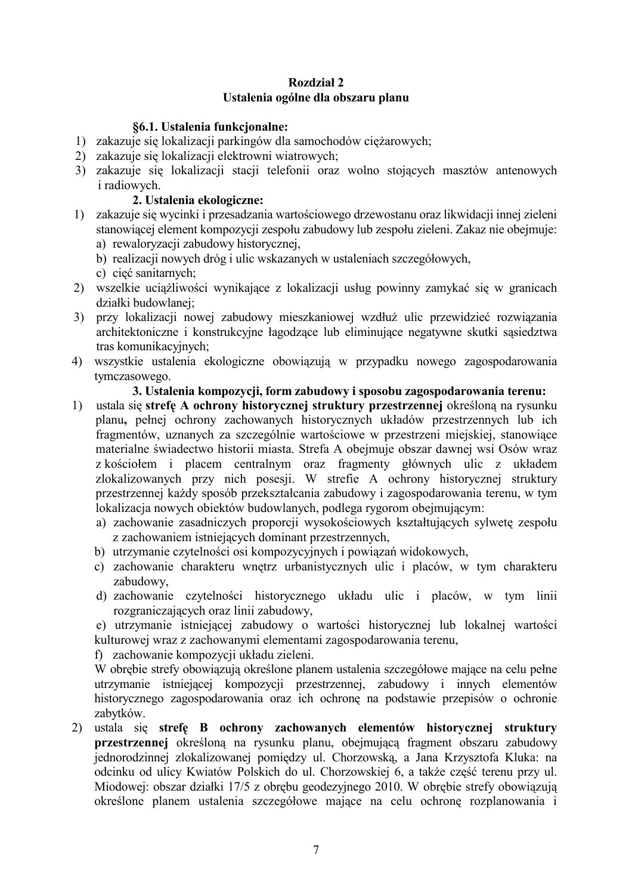## Rozdział 2
## Ustalenia ogólne dla obszaru planu

**§6.1. Ustalenia funkcjonalne:**

1) zakazuje się lokalizacji parkingów dla samochodów ciężarowych;
2) zakazuje się lokalizacji elektrowni wiatrowych;
3) zakazuje się lokalizacji stacji telefonii oraz wolno stojących masztów antenowych i radiowych.

**2. Ustalenia ekologiczne:**

1) zakazuje się wycinki i przesadzania wartościowego drzewostanu oraz likwidacji innej zieleni stanowiącej element kompozycji zespołu zabudowy lub zespołu zieleni. Zakaz nie obejmuje:
   a) rewaloryzacji zabudowy historycznej,
   b) realizacji nowych dróg i ulic wskazanych w ustaleniach szczegółowych,
   c) cięć sanitarnych;
2) wszelkie uciążliwości wynikające z lokalizacji usług powinny zamykać się w granicach działki budowlanej;
3) przy lokalizacji nowej zabudowy mieszkaniowej wzdłuż ulic przewidzieć rozwiązania architektoniczne i konstrukcyjne łagodzące lub eliminujące negatywne skutki sąsiedztwa tras komunikacyjnych;
4) wszystkie ustalenia ekologiczne obowiązują w przypadku nowego zagospodarowania tymczasowego.

**3. Ustalenia kompozycji, form zabudowy i sposobu zagospodarowania terenu:**

1) ustala się **strefę A ochrony historycznej struktury przestrzennej** określoną na rysunku planu**,** pełnej ochrony zachowanych historycznych układów przestrzennych lub ich fragmentów, uznanych za szczególnie wartościowe w przestrzeni miejskiej, stanowiące materialne świadectwo historii miasta. Strefa A obejmuje obszar dawnej wsi Osów wraz z kościołem i placem centralnym oraz fragmenty głównych ulic z układem zlokalizowanych przy nich posesji. W strefie A ochrony historycznej struktury przestrzennej każdy sposób przekształcania zabudowy i zagospodarowania terenu, w tym lokalizacja nowych obiektów budowlanych, podlega rygorom obejmującym:
   a) zachowanie zasadniczych proporcji wysokościowych kształtujących sylwetę zespołu z zachowaniem istniejących dominant przestrzennych,
   b) utrzymanie czytelności osi kompozycyjnych i powiązań widokowych,
   c) zachowanie charakteru wnętrz urbanistycznych ulic i placów, w tym charakteru zabudowy,
   d) zachowanie czytelności historycznego układu ulic i placów, w tym linii rozgraniczających oraz linii zabudowy,
   e) utrzymanie istniejącej zabudowy o wartości historycznej lub lokalnej wartości kulturowej wraz z zachowanymi elementami zagospodarowania terenu,
   f) zachowanie kompozycji układu zieleni.

   W obrębie strefy obowiązują określone planem ustalenia szczegółowe mające na celu pełne utrzymanie istniejącej kompozycji przestrzennej, zabudowy i innych elementów historycznego zagospodarowania oraz ich ochronę na podstawie przepisów o ochronie zabytków.
2) ustala się **strefę B ochrony zachowanych elementów historycznej struktury przestrzennej** określoną na rysunku planu, obejmującą fragment obszaru zabudowy jednorodzinnej zlokalizowanej pomiędzy ul. Chorzowską, a Jana Krzysztofa Kluka: na odcinku od ulicy Kwiatów Polskich do ul. Chorzowskiej 6, a także część terenu przy ul. Miodowej: obszar działki 17/5 z obrębu geodezyjnego 2010. W obrębie strefy obowiązują określone planem ustalenia szczegółowe mające na celu ochronę rozplanowania i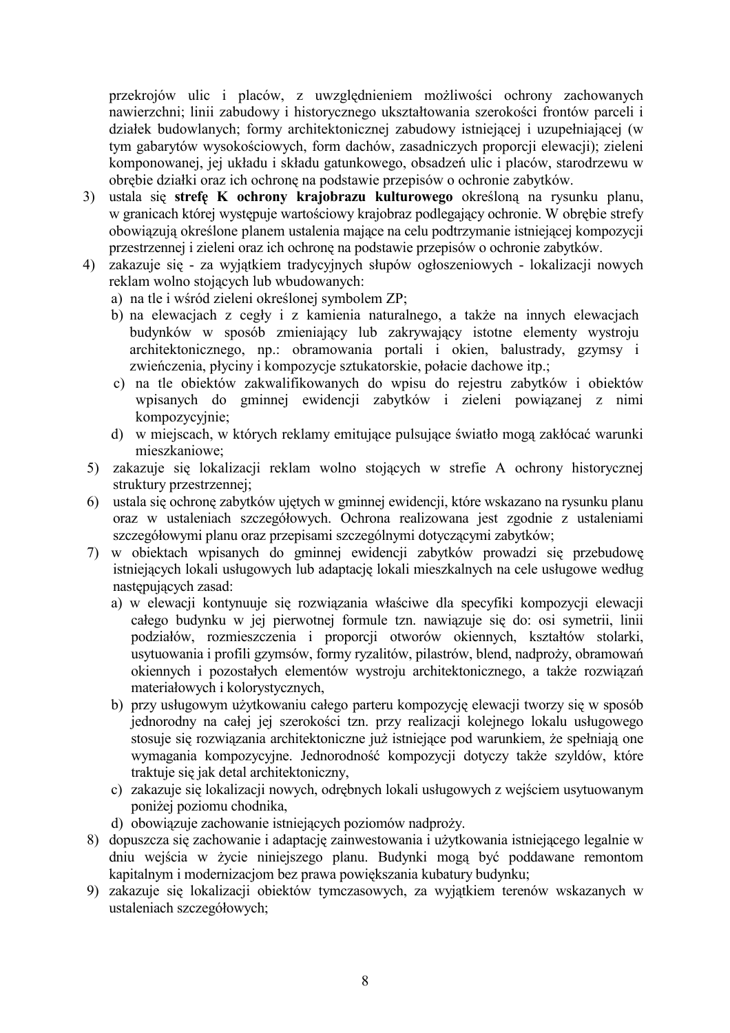przekrojów ulic i placów, z uwzględnieniem możliwości ochrony zachowanych nawierzchni; linii zabudowy i historycznego ukształtowania szerokości frontów parceli i działek budowlanych; formy architektonicznej zabudowy istniejącej i uzupełniającej (w tym gabarytów wysokościowych, form dachów, zasadniczych proporcji elewacji); zieleni komponowanej, jej układu i składu gatunkowego, obsadzeń ulic i placów, starodrzewu w obrębie działki oraz ich ochronę na podstawie przepisów o ochronie zabytków.

3) ustala się **strefę K ochrony krajobrazu kulturowego** określoną na rysunku planu, w granicach której występuje wartościowy krajobraz podlegający ochronie. W obrębie strefy obowiązują określone planem ustalenia mające na celu podtrzymanie istniejącej kompozycji przestrzennej i zieleni oraz ich ochronę na podstawie przepisów o ochronie zabytków.
4) zakazuje się - za wyjątkiem tradycyjnych słupów ogłoszeniowych - lokalizacji nowych reklam wolno stojących lub wbudowanych:
   a) na tle i wśród zieleni określonej symbolem ZP;
   b) na elewacjach z cegły i z kamienia naturalnego, a także na innych elewacjach budynków w sposób zmieniający lub zakrywający istotne elementy wystroju architektonicznego, np.: obramowania portali i okien, balustrady, gzymsy i zwieńczenia, płyciny i kompozycje sztukatorskie, połacie dachowe itp.;
   c) na tle obiektów zakwalifikowanych do wpisu do rejestru zabytków i obiektów wpisanych do gminnej ewidencji zabytków i zieleni powiązanej z nimi kompozycyjnie;
   d) w miejscach, w których reklamy emitujące pulsujące światło mogą zakłócać warunki mieszkaniowe;
5) zakazuje się lokalizacji reklam wolno stojących w strefie A ochrony historycznej struktury przestrzennej;
6) ustala się ochronę zabytków ujętych w gminnej ewidencji, które wskazano na rysunku planu oraz w ustaleniach szczegółowych. Ochrona realizowana jest zgodnie z ustaleniami szczegółowymi planu oraz przepisami szczególnymi dotyczącymi zabytków;
7) w obiektach wpisanych do gminnej ewidencji zabytków prowadzi się przebudowę istniejących lokali usługowych lub adaptację lokali mieszkalnych na cele usługowe według następujących zasad:
   a) w elewacji kontynuuje się rozwiązania właściwe dla specyfiki kompozycji elewacji całego budynku w jej pierwotnej formule tzn. nawiązuje się do: osi symetrii, linii podziałów, rozmieszczenia i proporcji otworów okiennych, kształtów stolarki, usytuowania i profili gzymsów, formy ryzalitów, pilastrów, blend, nadproży, obramowań okiennych i pozostałych elementów wystroju architektonicznego, a także rozwiązań materiałowych i kolorystycznych,
   b) przy usługowym użytkowaniu całego parteru kompozycję elewacji tworzy się w sposób jednorodny na całej jej szerokości tzn. przy realizacji kolejnego lokalu usługowego stosuje się rozwiązania architektoniczne już istniejące pod warunkiem, że spełniają one wymagania kompozycyjne. Jednorodność kompozycji dotyczy także szyldów, które traktuje się jak detal architektoniczny,
   c) zakazuje się lokalizacji nowych, odrębnych lokali usługowych z wejściem usytuowanym poniżej poziomu chodnika,
   d) obowiązuje zachowanie istniejących poziomów nadproży.
8) dopuszcza się zachowanie i adaptację zainwestowania i użytkowania istniejącego legalnie w dniu wejścia w życie niniejszego planu. Budynki mogą być poddawane remontom kapitalnym i modernizacjom bez prawa powiększania kubatury budynku;
9) zakazuje się lokalizacji obiektów tymczasowych, za wyjątkiem terenów wskazanych w ustaleniach szczegółowych;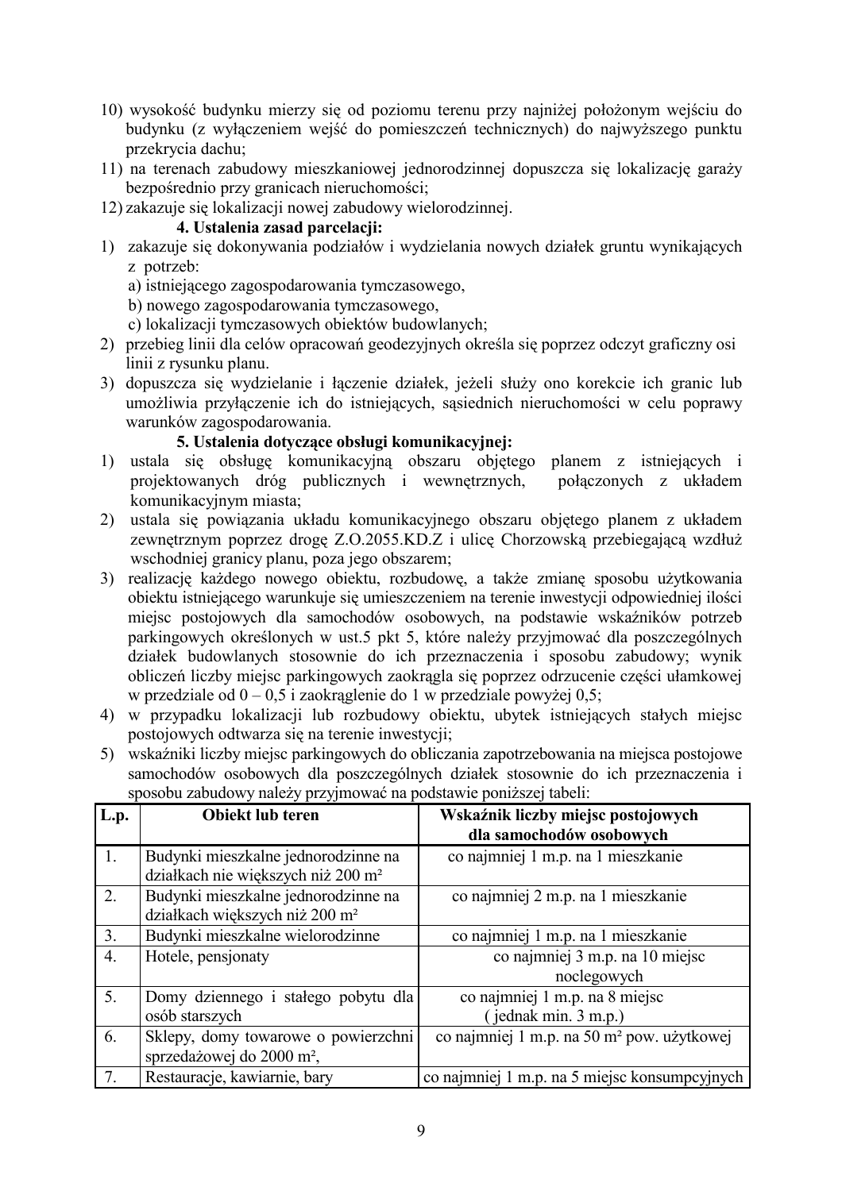10) wysokość budynku mierzy się od poziomu terenu przy najniżej położonym wejściu do budynku (z wyłączeniem wejść do pomieszczeń technicznych) do najwyższego punktu przekrycia dachu;
11) na terenach zabudowy mieszkaniowej jednorodzinnej dopuszcza się lokalizację garaży bezpośrednio przy granicach nieruchomości;
12) zakazuje się lokalizacji nowej zabudowy wielorodzinnej.

**4. Ustalenia zasad parcelacji:**

1) zakazuje się dokonywania podziałów i wydzielania nowych działek gruntu wynikających z potrzeb:
   a) istniejącego zagospodarowania tymczasowego,
   b) nowego zagospodarowania tymczasowego,
   c) lokalizacji tymczasowych obiektów budowlanych;
2) przebieg linii dla celów opracowań geodezyjnych określa się poprzez odczyt graficzny osi linii z rysunku planu.
3) dopuszcza się wydzielanie i łączenie działek, jeżeli służy ono korekcie ich granic lub umożliwia przyłączenie ich do istniejących, sąsiednich nieruchomości w celu poprawy warunków zagospodarowania.

**5. Ustalenia dotyczące obsługi komunikacyjnej:**

1) ustala się obsługę komunikacyjną obszaru objętego planem z istniejących i projektowanych dróg publicznych i wewnętrznych, połączonych z układem komunikacyjnym miasta;
2) ustala się powiązania układu komunikacyjnego obszaru objętego planem z układem zewnętrznym poprzez drogę Z.O.2055.KD.Z i ulicę Chorzowską przebiegającą wzdłuż wschodniej granicy planu, poza jego obszarem;
3) realizację każdego nowego obiektu, rozbudowę, a także zmianę sposobu użytkowania obiektu istniejącego warunkuje się umieszczeniem na terenie inwestycji odpowiedniej ilości miejsc postojowych dla samochodów osobowych, na podstawie wskaźników potrzeb parkingowych określonych w ust.5 pkt 5, które należy przyjmować dla poszczególnych działek budowlanych stosownie do ich przeznaczenia i sposobu zabudowy; wynik obliczeń liczby miejsc parkingowych zaokrągla się poprzez odrzucenie części ułamkowej w przedziale od 0 – 0,5 i zaokrąglenie do 1 w przedziale powyżej 0,5;
4) w przypadku lokalizacji lub rozbudowy obiektu, ubytek istniejących stałych miejsc postojowych odtwarza się na terenie inwestycji;
5) wskaźniki liczby miejsc parkingowych do obliczania zapotrzebowania na miejsca postojowe samochodów osobowych dla poszczególnych działek stosownie do ich przeznaczenia i sposobu zabudowy należy przyjmować na podstawie poniższej tabeli:

| L.p. | Obiekt lub teren | Wskaźnik liczby miejsc postojowych dla samochodów osobowych |
|---|---|---|
| 1. | Budynki mieszkalne jednorodzinne na działkach nie większych niż 200 m² | co najmniej 1 m.p. na 1 mieszkanie |
| 2. | Budynki mieszkalne jednorodzinne na działkach większych niż 200 m² | co najmniej 2 m.p. na 1 mieszkanie |
| 3. | Budynki mieszkalne wielorodzinne | co najmniej 1 m.p. na 1 mieszkanie |
| 4. | Hotele, pensjonaty | co najmniej 3 m.p. na 10 miejsc noclegowych |
| 5. | Domy dziennego i stałego pobytu dla osób starszych | co najmniej 1 m.p. na 8 miejsc ( jednak min. 3 m.p.) |
| 6. | Sklepy, domy towarowe o powierzchni sprzedażowej do 2000 m², | co najmniej 1 m.p. na 50 m² pow. użytkowej |
| 7. | Restauracje, kawiarnie, bary | co najmniej 1 m.p. na 5 miejsc konsumpcyjnych |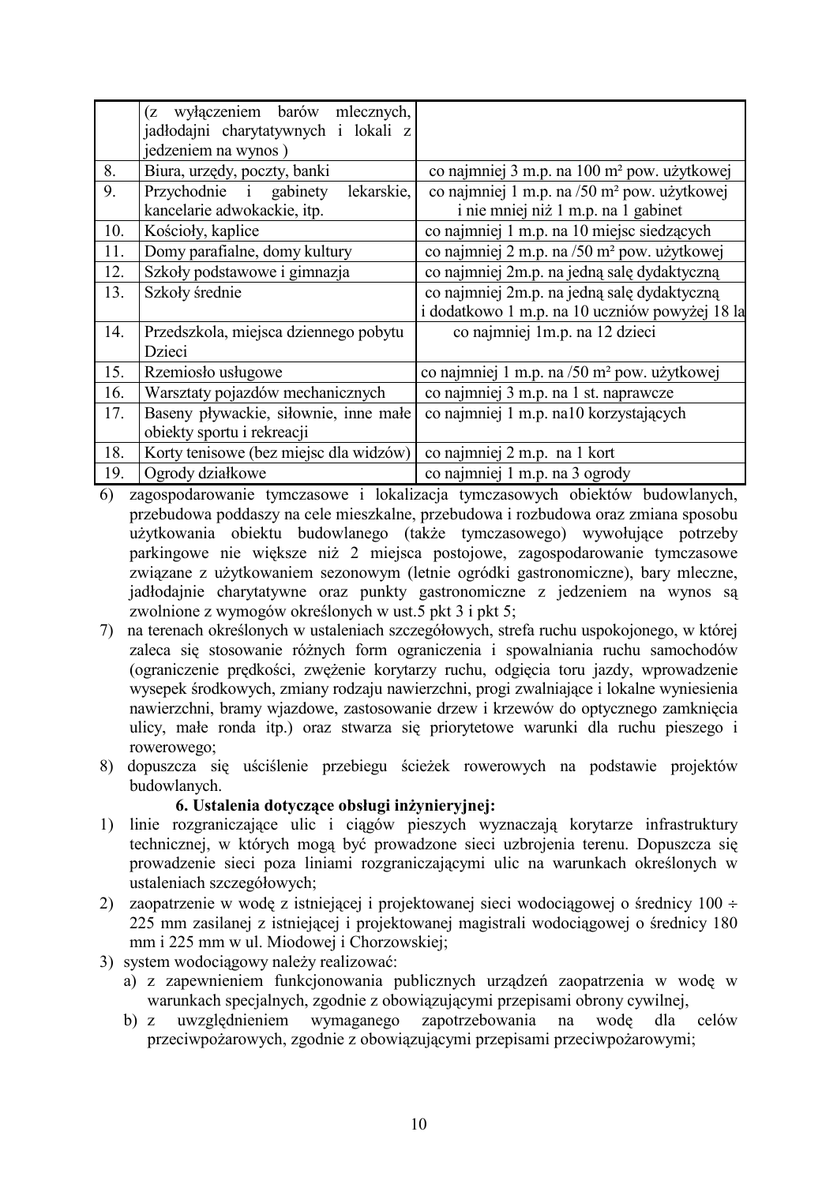| | | |
|---|---|---|
| | (z wyłączeniem barów mlecznych, jadłodajni charytatywnych i lokali z jedzeniem na wynos ) | |
| 8. | Biura, urzędy, poczty, banki | co najmniej 3 m.p. na 100 m² pow. użytkowej |
| 9. | Przychodnie i gabinety lekarskie, kancelarie adwokackie, itp. | co najmniej 1 m.p. na /50 m² pow. użytkowej i nie mniej niż 1 m.p. na 1 gabinet |
| 10. | Kościoły, kaplice | co najmniej 1 m.p. na 10 miejsc siedzących |
| 11. | Domy parafialne, domy kultury | co najmniej 2 m.p. na /50 m² pow. użytkowej |
| 12. | Szkoły podstawowe i gimnazja | co najmniej 2m.p. na jedną salę dydaktyczną |
| 13. | Szkoły średnie | co najmniej 2m.p. na jedną salę dydaktyczną i dodatkowo 1 m.p. na 10 uczniów powyżej 18 la |
| 14. | Przedszkola, miejsca dziennego pobytu Dzieci | co najmniej 1m.p. na 12 dzieci |
| 15. | Rzemiosło usługowe | co najmniej 1 m.p. na /50 m² pow. użytkowej |
| 16. | Warsztaty pojazdów mechanicznych | co najmniej 3 m.p. na 1 st. naprawcze |
| 17. | Baseny pływackie, siłownie, inne małe obiekty sportu i rekreacji | co najmniej 1 m.p. na10 korzystających |
| 18. | Korty tenisowe (bez miejsc dla widzów) | co najmniej 2 m.p. na 1 kort |
| 19. | Ogrody działkowe | co najmniej 1 m.p. na 3 ogrody |

6) zagospodarowanie tymczasowe i lokalizacja tymczasowych obiektów budowlanych, przebudowa poddaszy na cele mieszkalne, przebudowa i rozbudowa oraz zmiana sposobu użytkowania obiektu budowlanego (także tymczasowego) wywołujące potrzeby parkingowe nie większe niż 2 miejsca postojowe, zagospodarowanie tymczasowe związane z użytkowaniem sezonowym (letnie ogródki gastronomiczne), bary mleczne, jadłodajnie charytatywne oraz punkty gastronomiczne z jedzeniem na wynos są zwolnione z wymogów określonych w ust.5 pkt 3 i pkt 5;
7) na terenach określonych w ustaleniach szczegółowych, strefa ruchu uspokojonego, w której zaleca się stosowanie różnych form ograniczenia i spowalniania ruchu samochodów (ograniczenie prędkości, zwężenie korytarzy ruchu, odgięcia toru jazdy, wprowadzenie wysepek środkowych, zmiany rodzaju nawierzchni, progi zwalniające i lokalne wyniesienia nawierzchni, bramy wjazdowe, zastosowanie drzew i krzewów do optycznego zamknięcia ulicy, małe ronda itp.) oraz stwarza się priorytetowe warunki dla ruchu pieszego i rowerowego;
8) dopuszcza się uściślenie przebiegu ścieżek rowerowych na podstawie projektów budowlanych.

**6. Ustalenia dotyczące obsługi inżynieryjnej:**

1) linie rozgraniczające ulic i ciągów pieszych wyznaczają korytarze infrastruktury technicznej, w których mogą być prowadzone sieci uzbrojenia terenu. Dopuszcza się prowadzenie sieci poza liniami rozgraniczającymi ulic na warunkach określonych w ustaleniach szczegółowych;
2) zaopatrzenie w wodę z istniejącej i projektowanej sieci wodociągowej o średnicy 100 ÷ 225 mm zasilanej z istniejącej i projektowanej magistrali wodociągowej o średnicy 180 mm i 225 mm w ul. Miodowej i Chorzowskiej;
3) system wodociągowy należy realizować:
   a) z zapewnieniem funkcjonowania publicznych urządzeń zaopatrzenia w wodę w warunkach specjalnych, zgodnie z obowiązującymi przepisami obrony cywilnej,
   b) z uwzględnieniem wymaganego zapotrzebowania na wodę dla celów przeciwpożarowych, zgodnie z obowiązującymi przepisami przeciwpożarowymi;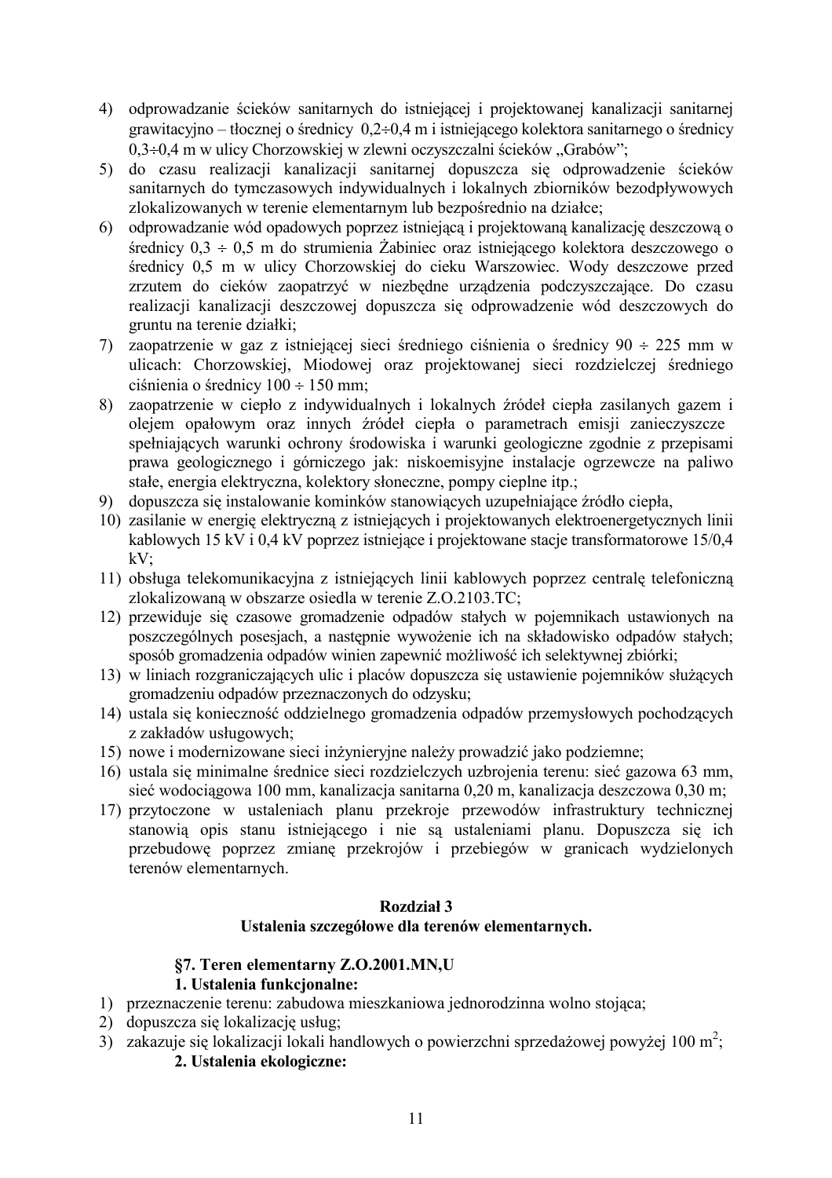4) odprowadzanie ścieków sanitarnych do istniejącej i projektowanej kanalizacji sanitarnej grawitacyjno – tłocznej o średnicy 0,2÷0,4 m i istniejącego kolektora sanitarnego o średnicy 0,3÷0,4 m w ulicy Chorzowskiej w zlewni oczyszczalni ścieków „Grabów";
5) do czasu realizacji kanalizacji sanitarnej dopuszcza się odprowadzenie ścieków sanitarnych do tymczasowych indywidualnych i lokalnych zbiorników bezodpływowych zlokalizowanych w terenie elementarnym lub bezpośrednio na działce;
6) odprowadzanie wód opadowych poprzez istniejącą i projektowaną kanalizację deszczową o średnicy 0,3 ÷ 0,5 m do strumienia Żabiniec oraz istniejącego kolektora deszczowego o średnicy 0,5 m w ulicy Chorzowskiej do cieku Warszowiec. Wody deszczowe przed zrzutem do cieków zaopatrzyć w niezbędne urządzenia podczyszczające. Do czasu realizacji kanalizacji deszczowej dopuszcza się odprowadzenie wód deszczowych do gruntu na terenie działki;
7) zaopatrzenie w gaz z istniejącej sieci średniego ciśnienia o średnicy 90 ÷ 225 mm w ulicach: Chorzowskiej, Miodowej oraz projektowanej sieci rozdzielczej średniego ciśnienia o średnicy 100 ÷ 150 mm;
8) zaopatrzenie w ciepło z indywidualnych i lokalnych źródeł ciepła zasilanych gazem i olejem opałowym oraz innych źródeł ciepła o parametrach emisji zanieczyszczeń spełniających warunki ochrony środowiska i warunki geologiczne zgodnie z przepisami prawa geologicznego i górniczego jak: niskoemisyjne instalacje ogrzewcze na paliwo stałe, energia elektryczna, kolektory słoneczne, pompy cieplne itp.;
9) dopuszcza się instalowanie kominków stanowiących uzupełniające źródło ciepła,
10) zasilanie w energię elektryczną z istniejących i projektowanych elektroenergetycznych linii kablowych 15 kV i 0,4 kV poprzez istniejące i projektowane stacje transformatorowe 15/0,4 kV;
11) obsługa telekomunikacyjna z istniejących linii kablowych poprzez centralę telefoniczną zlokalizowaną w obszarze osiedla w terenie Z.O.2103.TC;
12) przewiduje się czasowe gromadzenie odpadów stałych w pojemnikach ustawionych na poszczególnych posesjach, a następnie wywożenie ich na składowisko odpadów stałych; sposób gromadzenia odpadów winien zapewnić możliwość ich selektywnej zbiórki;
13) w liniach rozgraniczających ulic i placów dopuszcza się ustawienie pojemników służących gromadzeniu odpadów przeznaczonych do odzysku;
14) ustala się konieczność oddzielnego gromadzenia odpadów przemysłowych pochodzących z zakładów usługowych;
15) nowe i modernizowane sieci inżynieryjne należy prowadzić jako podziemne;
16) ustala się minimalne średnice sieci rozdzielczych uzbrojenia terenu: sieć gazowa 63 mm, sieć wodociągowa 100 mm, kanalizacja sanitarna 0,20 m, kanalizacja deszczowa 0,30 m;
17) przytoczone w ustaleniach planu przekroje przewodów infrastruktury technicznej stanowią opis stanu istniejącego i nie są ustaleniami planu. Dopuszcza się ich przebudowę poprzez zmianę przekrojów i przebiegów w granicach wydzielonych terenów elementarnych.

## Rozdział 3
## Ustalenia szczegółowe dla terenów elementarnych.

### §7. Teren elementarny Z.O.2001.MN,U

**1. Ustalenia funkcjonalne:**

1) przeznaczenie terenu: zabudowa mieszkaniowa jednorodzinna wolno stojąca;
2) dopuszcza się lokalizację usług;
3) zakazuje się lokalizacji lokali handlowych o powierzchni sprzedażowej powyżej 100 m$^2$;

**2. Ustalenia ekologiczne:**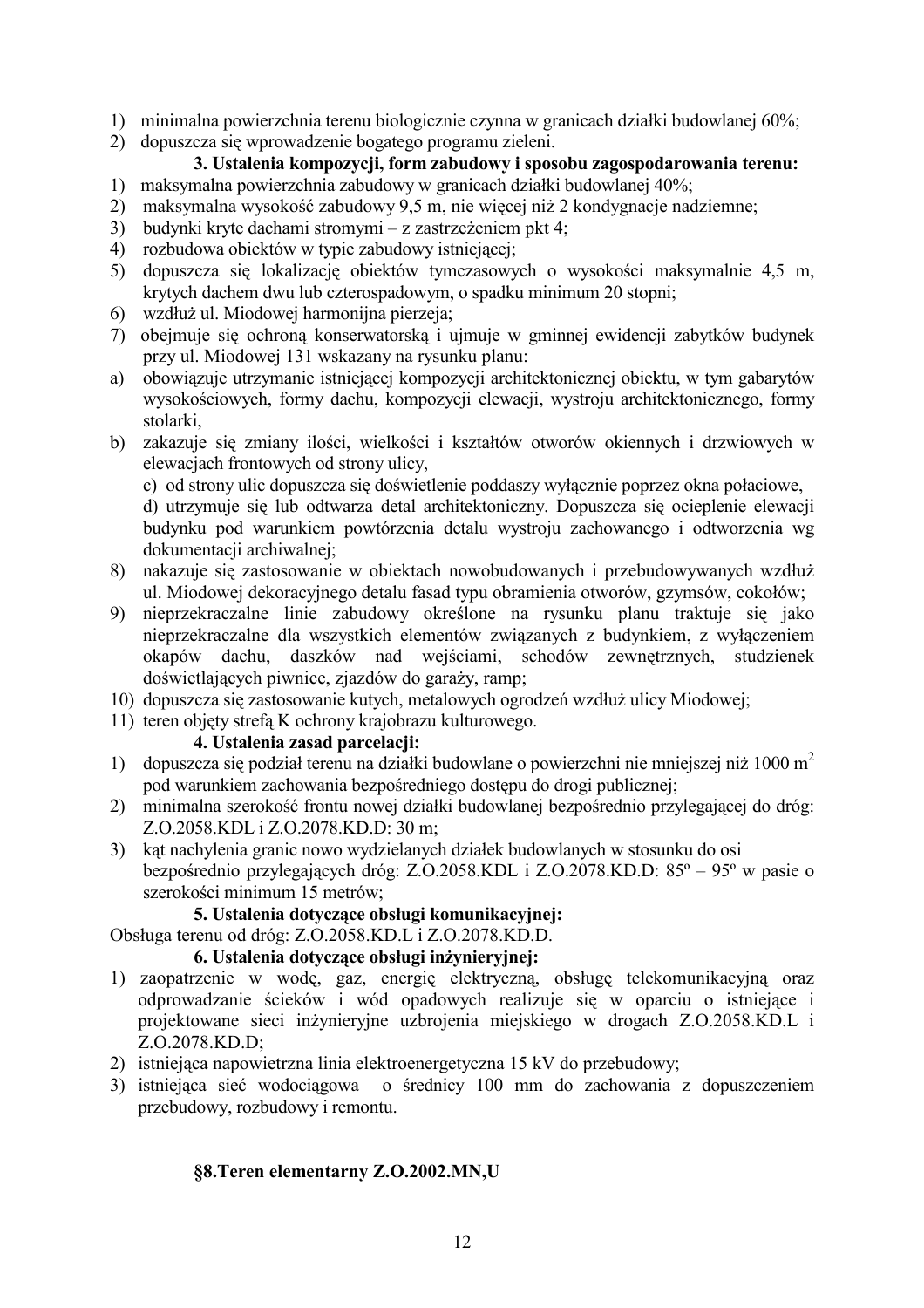1) minimalna powierzchnia terenu biologicznie czynna w granicach działki budowlanej 60%;
2) dopuszcza się wprowadzenie bogatego programu zieleni.

**3. Ustalenia kompozycji, form zabudowy i sposobu zagospodarowania terenu:**

1) maksymalna powierzchnia zabudowy w granicach działki budowlanej 40%;
2) maksymalna wysokość zabudowy 9,5 m, nie więcej niż 2 kondygnacje nadziemne;
3) budynki kryte dachami stromymi – z zastrzeżeniem pkt 4;
4) rozbudowa obiektów w typie zabudowy istniejącej;
5) dopuszcza się lokalizację obiektów tymczasowych o wysokości maksymalnie 4,5 m, krytych dachem dwu lub czterospadowym, o spadku minimum 20 stopni;
6) wzdłuż ul. Miodowej harmonijna pierzeja;
7) obejmuje się ochroną konserwatorską i ujmuje w gminnej ewidencji zabytków budynek przy ul. Miodowej 131 wskazany na rysunku planu:
   a) obowiązuje utrzymanie istniejącej kompozycji architektonicznej obiektu, w tym gabarytów wysokościowych, formy dachu, kompozycji elewacji, wystroju architektonicznego, formy stolarki,
   b) zakazuje się zmiany ilości, wielkości i kształtów otworów okiennych i drzwiowych w elewacjach frontowych od strony ulicy,
   c) od strony ulic dopuszcza się doświetlenie poddaszy wyłącznie poprzez okna połaciowe,
   d) utrzymuje się lub odtwarza detal architektoniczny. Dopuszcza się ocieplenie elewacji budynku pod warunkiem powtórzenia detalu wystroju zachowanego i odtworzenia wg dokumentacji archiwalnej;
8) nakazuje się zastosowanie w obiektach nowobudowanych i przebudowywanych wzdłuż ul. Miodowej dekoracyjnego detalu fasad typu obramienia otworów, gzymsów, cokołów;
9) nieprzekraczalne linie zabudowy określone na rysunku planu traktuje się jako nieprzekraczalne dla wszystkich elementów związanych z budynkiem, z wyłączeniem okapów dachu, daszków nad wejściami, schodów zewnętrznych, studzienek doświetlających piwnice, zjazdów do garaży, ramp;
10) dopuszcza się zastosowanie kutych, metalowych ogrodzeń wzdłuż ulicy Miodowej;
11) teren objęty strefą K ochrony krajobrazu kulturowego.

**4. Ustalenia zasad parcelacji:**

1) dopuszcza się podział terenu na działki budowlane o powierzchni nie mniejszej niż 1000 m$^2$ pod warunkiem zachowania bezpośredniego dostępu do drogi publicznej;
2) minimalna szerokość frontu nowej działki budowlanej bezpośrednio przylegającej do dróg: Z.O.2058.KDL i Z.O.2078.KD.D: 30 m;
3) kąt nachylenia granic nowo wydzielanych działek budowlanych w stosunku do osi bezpośrednio przylegających dróg: Z.O.2058.KDL i Z.O.2078.KD.D: 85º – 95º w pasie o szerokości minimum 15 metrów;

**5. Ustalenia dotyczące obsługi komunikacyjnej:**

Obsługa terenu od dróg: Z.O.2058.KD.L i Z.O.2078.KD.D.

**6. Ustalenia dotyczące obsługi inżynieryjnej:**

1) zaopatrzenie w wodę, gaz, energię elektryczną, obsługę telekomunikacyjną oraz odprowadzanie ścieków i wód opadowych realizuje się w oparciu o istniejące i projektowane sieci inżynieryjne uzbrojenia miejskiego w drogach Z.O.2058.KD.L i Z.O.2078.KD.D;
2) istniejąca napowietrzna linia elektroenergetyczna 15 kV do przebudowy;
3) istniejąca sieć wodociągowa o średnicy 100 mm do zachowania z dopuszczeniem przebudowy, rozbudowy i remontu.

**§8.Teren elementarny Z.O.2002.MN,U**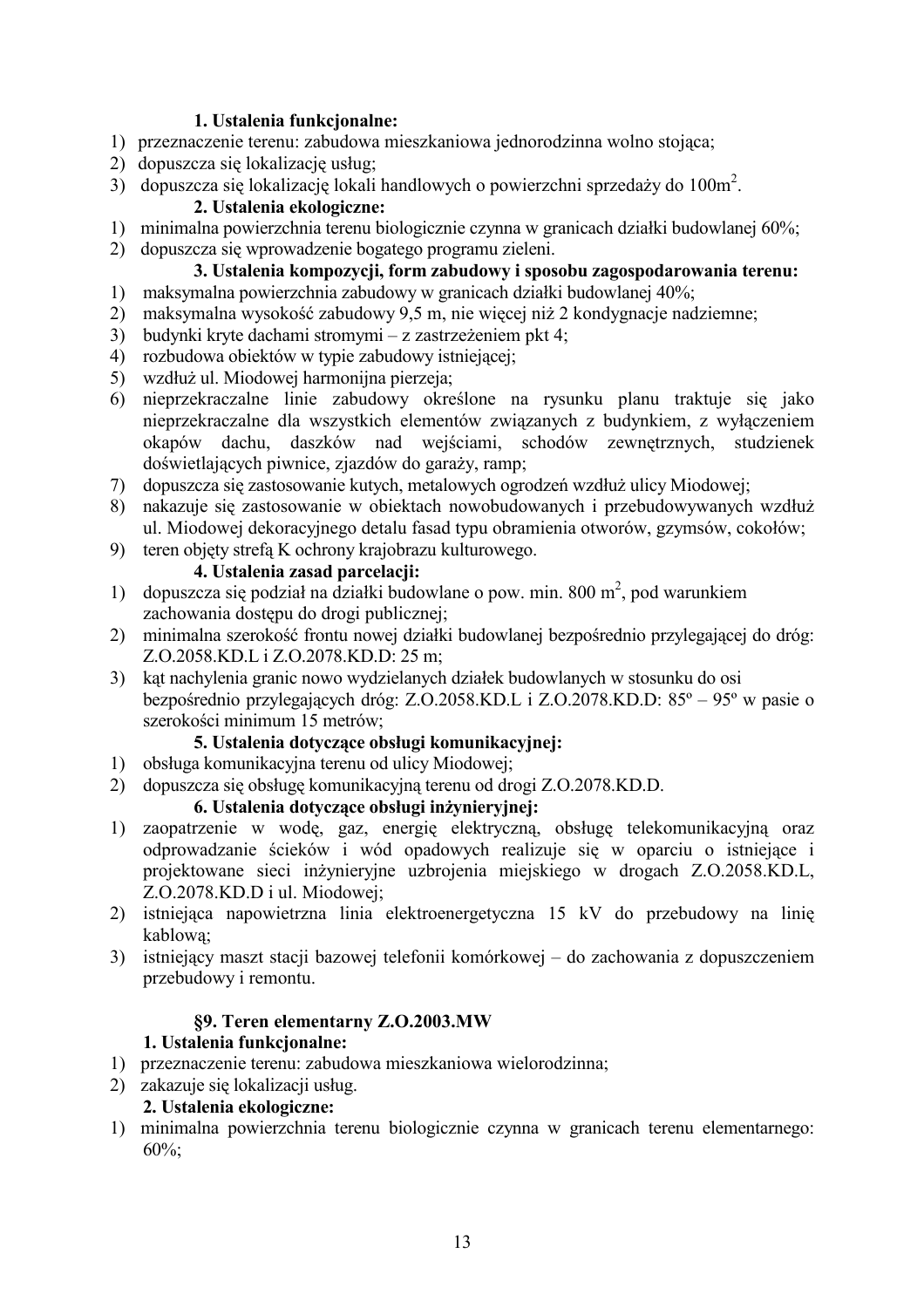**1. Ustalenia funkcjonalne:**

1) przeznaczenie terenu: zabudowa mieszkaniowa jednorodzinna wolno stojąca;
2) dopuszcza się lokalizację usług;
3) dopuszcza się lokalizację lokali handlowych o powierzchni sprzedaży do 100m$^2$.

**2. Ustalenia ekologiczne:**

1) minimalna powierzchnia terenu biologicznie czynna w granicach działki budowlanej 60%;
2) dopuszcza się wprowadzenie bogatego programu zieleni.

**3. Ustalenia kompozycji, form zabudowy i sposobu zagospodarowania terenu:**

1) maksymalna powierzchnia zabudowy w granicach działki budowlanej 40%;
2) maksymalna wysokość zabudowy 9,5 m, nie więcej niż 2 kondygnacje nadziemne;
3) budynki kryte dachami stromymi – z zastrzeżeniem pkt 4;
4) rozbudowa obiektów w typie zabudowy istniejącej;
5) wzdłuż ul. Miodowej harmonijna pierzeja;
6) nieprzekraczalne linie zabudowy określone na rysunku planu traktuje się jako nieprzekraczalne dla wszystkich elementów związanych z budynkiem, z wyłączeniem okapów dachu, daszków nad wejściami, schodów zewnętrznych, studzienek doświetlających piwnice, zjazdów do garaży, ramp;
7) dopuszcza się zastosowanie kutych, metalowych ogrodzeń wzdłuż ulicy Miodowej;
8) nakazuje się zastosowanie w obiektach nowobudowanych i przebudowywanych wzdłuż ul. Miodowej dekoracyjnego detalu fasad typu obramienia otworów, gzymsów, cokołów;
9) teren objęty strefą K ochrony krajobrazu kulturowego.

**4. Ustalenia zasad parcelacji:**

1) dopuszcza się podział na działki budowlane o pow. min. 800 m$^2$, pod warunkiem zachowania dostępu do drogi publicznej;
2) minimalna szerokość frontu nowej działki budowlanej bezpośrednio przylegającej do dróg: Z.O.2058.KD.L i Z.O.2078.KD.D: 25 m;
3) kąt nachylenia granic nowo wydzielanych działek budowlanych w stosunku do osi bezpośrednio przylegających dróg: Z.O.2058.KD.L i Z.O.2078.KD.D: 85º – 95º w pasie o szerokości minimum 15 metrów;

**5. Ustalenia dotyczące obsługi komunikacyjnej:**

1) obsługa komunikacyjna terenu od ulicy Miodowej;
2) dopuszcza się obsługę komunikacyjną terenu od drogi Z.O.2078.KD.D.

**6. Ustalenia dotyczące obsługi inżynieryjnej:**

1) zaopatrzenie w wodę, gaz, energię elektryczną, obsługę telekomunikacyjną oraz odprowadzanie ścieków i wód opadowych realizuje się w oparciu o istniejące i projektowane sieci inżynieryjne uzbrojenia miejskiego w drogach Z.O.2058.KD.L, Z.O.2078.KD.D i ul. Miodowej;
2) istniejąca napowietrzna linia elektroenergetyczna 15 kV do przebudowy na linię kablową;
3) istniejący maszt stacji bazowej telefonii komórkowej – do zachowania z dopuszczeniem przebudowy i remontu.

### §9. Teren elementarny Z.O.2003.MW

**1. Ustalenia funkcjonalne:**

1) przeznaczenie terenu: zabudowa mieszkaniowa wielorodzinna;
2) zakazuje się lokalizacji usług.

**2. Ustalenia ekologiczne:**

1) minimalna powierzchnia terenu biologicznie czynna w granicach terenu elementarnego: 60%;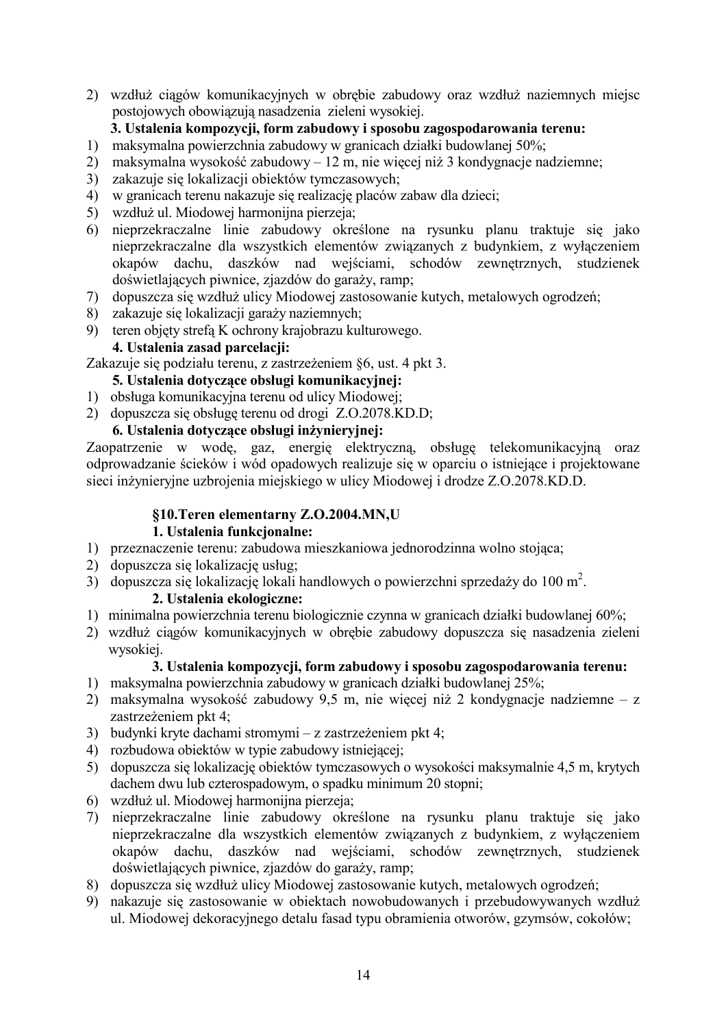2) wzdłuż ciągów komunikacyjnych w obrębie zabudowy oraz wzdłuż naziemnych miejsc postojowych obowiązują nasadzenia zieleni wysokiej.

**3. Ustalenia kompozycji, form zabudowy i sposobu zagospodarowania terenu:**

1) maksymalna powierzchnia zabudowy w granicach działki budowlanej 50%;
2) maksymalna wysokość zabudowy – 12 m, nie więcej niż 3 kondygnacje nadziemne;
3) zakazuje się lokalizacji obiektów tymczasowych;
4) w granicach terenu nakazuje się realizację placów zabaw dla dzieci;
5) wzdłuż ul. Miodowej harmonijna pierzeja;
6) nieprzekraczalne linie zabudowy określone na rysunku planu traktuje się jako nieprzekraczalne dla wszystkich elementów związanych z budynkiem, z wyłączeniem okapów dachu, daszków nad wejściami, schodów zewnętrznych, studzienek doświetlających piwnice, zjazdów do garaży, ramp;
7) dopuszcza się wzdłuż ulicy Miodowej zastosowanie kutych, metalowych ogrodzeń;
8) zakazuje się lokalizacji garaży naziemnych;
9) teren objęty strefą K ochrony krajobrazu kulturowego.

**4. Ustalenia zasad parcelacji:**

Zakazuje się podziału terenu, z zastrzeżeniem §6, ust. 4 pkt 3.

**5. Ustalenia dotyczące obsługi komunikacyjnej:**

1) obsługa komunikacyjna terenu od ulicy Miodowej;
2) dopuszcza się obsługę terenu od drogi Z.O.2078.KD.D;

**6. Ustalenia dotyczące obsługi inżynieryjnej:**

Zaopatrzenie w wodę, gaz, energię elektryczną, obsługę telekomunikacyjną oraz odprowadzanie ścieków i wód opadowych realizuje się w oparciu o istniejące i projektowane sieci inżynieryjne uzbrojenia miejskiego w ulicy Miodowej i drodze Z.O.2078.KD.D.

## §10.Teren elementarny Z.O.2004.MN,U

**1. Ustalenia funkcjonalne:**

1) przeznaczenie terenu: zabudowa mieszkaniowa jednorodzinna wolno stojąca;
2) dopuszcza się lokalizację usług;
3) dopuszcza się lokalizację lokali handlowych o powierzchni sprzedaży do 100 m$^2$.

**2. Ustalenia ekologiczne:**

1) minimalna powierzchnia terenu biologicznie czynna w granicach działki budowlanej 60%;
2) wzdłuż ciągów komunikacyjnych w obrębie zabudowy dopuszcza się nasadzenia zieleni wysokiej.

**3. Ustalenia kompozycji, form zabudowy i sposobu zagospodarowania terenu:**

1) maksymalna powierzchnia zabudowy w granicach działki budowlanej 25%;
2) maksymalna wysokość zabudowy 9,5 m, nie więcej niż 2 kondygnacje nadziemne – z zastrzeżeniem pkt 4;
3) budynki kryte dachami stromymi – z zastrzeżeniem pkt 4;
4) rozbudowa obiektów w typie zabudowy istniejącej;
5) dopuszcza się lokalizację obiektów tymczasowych o wysokości maksymalnie 4,5 m, krytych dachem dwu lub czterospadowym, o spadku minimum 20 stopni;
6) wzdłuż ul. Miodowej harmonijna pierzeja;
7) nieprzekraczalne linie zabudowy określone na rysunku planu traktuje się jako nieprzekraczalne dla wszystkich elementów związanych z budynkiem, z wyłączeniem okapów dachu, daszków nad wejściami, schodów zewnętrznych, studzienek doświetlających piwnice, zjazdów do garaży, ramp;
8) dopuszcza się wzdłuż ulicy Miodowej zastosowanie kutych, metalowych ogrodzeń;
9) nakazuje się zastosowanie w obiektach nowobudowanych i przebudowywanych wzdłuż ul. Miodowej dekoracyjnego detalu fasad typu obramienia otworów, gzymsów, cokołów;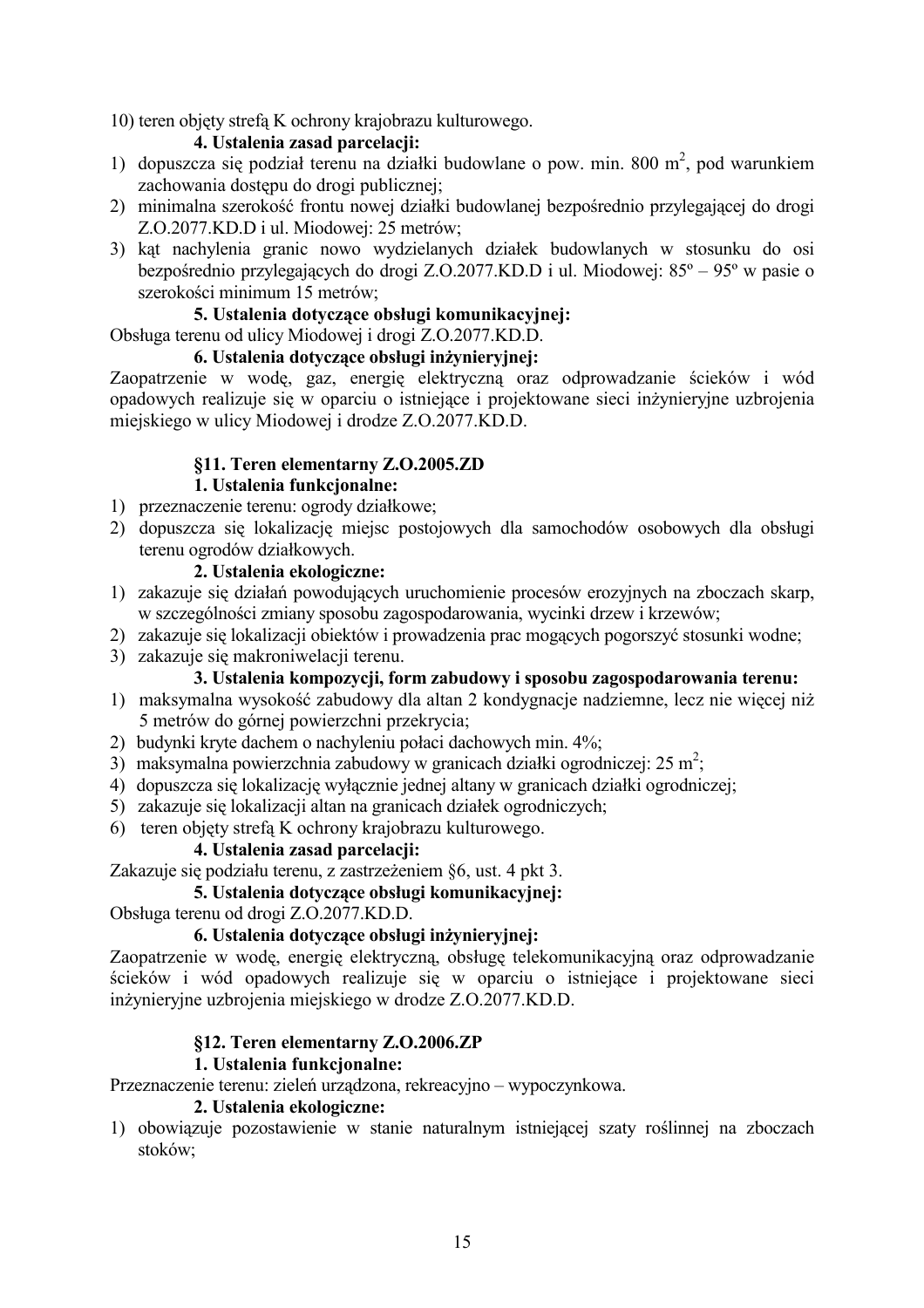10) teren objęty strefą K ochrony krajobrazu kulturowego.

**4. Ustalenia zasad parcelacji:**

1) dopuszcza się podział terenu na działki budowlane o pow. min. 800 m$^2$, pod warunkiem zachowania dostępu do drogi publicznej;
2) minimalna szerokość frontu nowej działki budowlanej bezpośrednio przylegającej do drogi Z.O.2077.KD.D i ul. Miodowej: 25 metrów;
3) kąt nachylenia granic nowo wydzielanych działek budowlanych w stosunku do osi bezpośrednio przylegających do drogi Z.O.2077.KD.D i ul. Miodowej: 85º – 95º w pasie o szerokości minimum 15 metrów;

**5. Ustalenia dotyczące obsługi komunikacyjnej:**

Obsługa terenu od ulicy Miodowej i drogi Z.O.2077.KD.D.

**6. Ustalenia dotyczące obsługi inżynieryjnej:**

Zaopatrzenie w wodę, gaz, energię elektryczną oraz odprowadzanie ścieków i wód opadowych realizuje się w oparciu o istniejące i projektowane sieci inżynieryjne uzbrojenia miejskiego w ulicy Miodowej i drodze Z.O.2077.KD.D.

## §11. Teren elementarny Z.O.2005.ZD

**1. Ustalenia funkcjonalne:**

1) przeznaczenie terenu: ogrody działkowe;
2) dopuszcza się lokalizację miejsc postojowych dla samochodów osobowych dla obsługi terenu ogrodów działkowych.

**2. Ustalenia ekologiczne:**

1) zakazuje się działań powodujących uruchomienie procesów erozyjnych na zboczach skarp, w szczególności zmiany sposobu zagospodarowania, wycinki drzew i krzewów;
2) zakazuje się lokalizacji obiektów i prowadzenia prac mogących pogorszyć stosunki wodne;
3) zakazuje się makroniwelacji terenu.

**3. Ustalenia kompozycji, form zabudowy i sposobu zagospodarowania terenu:**

1) maksymalna wysokość zabudowy dla altan 2 kondygnacje nadziemne, lecz nie więcej niż 5 metrów do górnej powierzchni przekrycia;
2) budynki kryte dachem o nachyleniu połaci dachowych min. 4%;
3) maksymalna powierzchnia zabudowy w granicach działki ogrodniczej: 25 m$^2$;
4) dopuszcza się lokalizację wyłącznie jednej altany w granicach działki ogrodniczej;
5) zakazuje się lokalizacji altan na granicach działek ogrodniczych;
6) teren objęty strefą K ochrony krajobrazu kulturowego.

**4. Ustalenia zasad parcelacji:**

Zakazuje się podziału terenu, z zastrzeżeniem §6, ust. 4 pkt 3.

**5. Ustalenia dotyczące obsługi komunikacyjnej:**

Obsługa terenu od drogi Z.O.2077.KD.D.

**6. Ustalenia dotyczące obsługi inżynieryjnej:**

Zaopatrzenie w wodę, energię elektryczną, obsługę telekomunikacyjną oraz odprowadzanie ścieków i wód opadowych realizuje się w oparciu o istniejące i projektowane sieci inżynieryjne uzbrojenia miejskiego w drodze Z.O.2077.KD.D.

## §12. Teren elementarny Z.O.2006.ZP

**1. Ustalenia funkcjonalne:**

Przeznaczenie terenu: zieleń urządzona, rekreacyjno – wypoczynkowa.

**2. Ustalenia ekologiczne:**

1) obowiązuje pozostawienie w stanie naturalnym istniejącej szaty roślinnej na zboczach stoków;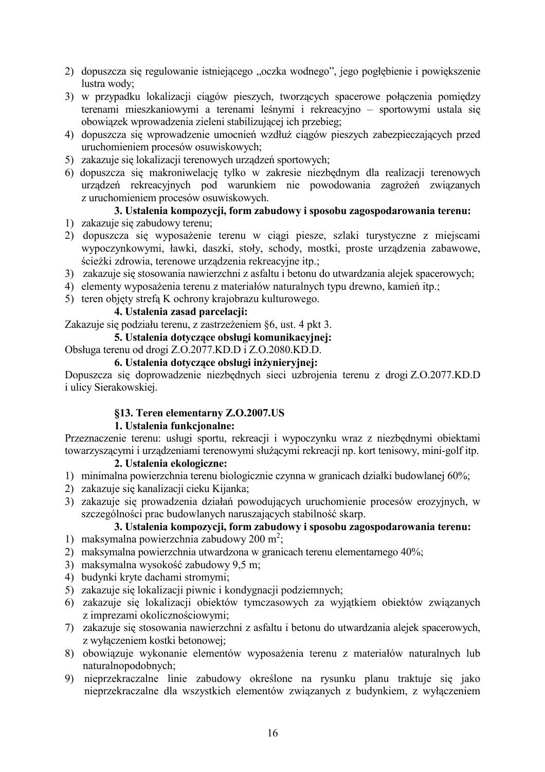2) dopuszcza się regulowanie istniejącego „oczka wodnego”, jego pogłębienie i powiększenie lustra wody;
3) w przypadku lokalizacji ciągów pieszych, tworzących spacerowe połączenia pomiędzy terenami mieszkaniowymi a terenami leśnymi i rekreacyjno – sportowymi ustala się obowiązek wprowadzenia zieleni stabilizującej ich przebieg;
4) dopuszcza się wprowadzenie umocnień wzdłuż ciągów pieszych zabezpieczających przed uruchomieniem procesów osuwiskowych;
5) zakazuje się lokalizacji terenowych urządzeń sportowych;
6) dopuszcza się makroniwelację tylko w zakresie niezbędnym dla realizacji terenowych urządzeń rekreacyjnych pod warunkiem nie powodowania zagrożeń związanych z uruchomieniem procesów osuwiskowych.

**3. Ustalenia kompozycji, form zabudowy i sposobu zagospodarowania terenu:**

1) zakazuje się zabudowy terenu;
2) dopuszcza się wyposażenie terenu w ciągi piesze, szlaki turystyczne z miejscami wypoczynkowymi, ławki, daszki, stoły, schody, mostki, proste urządzenia zabawowe, ścieżki zdrowia, terenowe urządzenia rekreacyjne itp.;
3) zakazuje się stosowania nawierzchni z asfaltu i betonu do utwardzania alejek spacerowych;
4) elementy wyposażenia terenu z materiałów naturalnych typu drewno, kamień itp.;
5) teren objęty strefą K ochrony krajobrazu kulturowego.

**4. Ustalenia zasad parcelacji:**

Zakazuje się podziału terenu, z zastrzeżeniem §6, ust. 4 pkt 3.

**5. Ustalenia dotyczące obsługi komunikacyjnej:**

Obsługa terenu od drogi Z.O.2077.KD.D i Z.O.2080.KD.D.

**6. Ustalenia dotyczące obsługi inżynieryjnej:**

Dopuszcza się doprowadzenie niezbędnych sieci uzbrojenia terenu z drogi Z.O.2077.KD.D i ulicy Sierakowskiej.

## §13. Teren elementarny Z.O.2007.US

**1. Ustalenia funkcjonalne:**

Przeznaczenie terenu: usługi sportu, rekreacji i wypoczynku wraz z niezbędnymi obiektami towarzyszącymi i urządzeniami terenowymi służącymi rekreacji np. kort tenisowy, mini-golf itp.

**2. Ustalenia ekologiczne:**

1) minimalna powierzchnia terenu biologicznie czynna w granicach działki budowlanej 60%;
2) zakazuje się kanalizacji cieku Kijanka;
3) zakazuje się prowadzenia działań powodujących uruchomienie procesów erozyjnych, w szczególności prac budowlanych naruszających stabilność skarp.

**3. Ustalenia kompozycji, form zabudowy i sposobu zagospodarowania terenu:**

1) maksymalna powierzchnia zabudowy 200 m$^2$;
2) maksymalna powierzchnia utwardzona w granicach terenu elementarnego 40%;
3) maksymalna wysokość zabudowy 9,5 m;
4) budynki kryte dachami stromymi;
5) zakazuje się lokalizacji piwnic i kondygnacji podziemnych;
6) zakazuje się lokalizacji obiektów tymczasowych za wyjątkiem obiektów związanych z imprezami okolicznościowymi;
7) zakazuje się stosowania nawierzchni z asfaltu i betonu do utwardzania alejek spacerowych, z wyłączeniem kostki betonowej;
8) obowiązuje wykonanie elementów wyposażenia terenu z materiałów naturalnych lub naturalnopodobnych;
9) nieprzekraczalne linie zabudowy określone na rysunku planu traktuje się jako nieprzekraczalne dla wszystkich elementów związanych z budynkiem, z wyłączeniem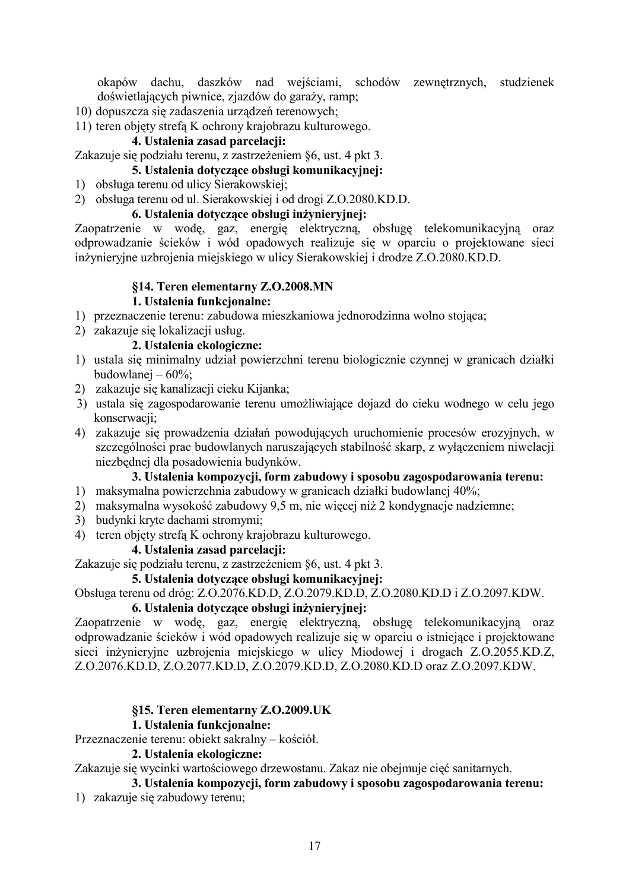okapów dachu, daszków nad wejściami, schodów zewnętrznych, studzienek doświetlających piwnice, zjazdów do garaży, ramp;

10) dopuszcza się zadaszenia urządzeń terenowych;
11) teren objęty strefą K ochrony krajobrazu kulturowego.

**4. Ustalenia zasad parcelacji:**

Zakazuje się podziału terenu, z zastrzeżeniem §6, ust. 4 pkt 3.

**5. Ustalenia dotyczące obsługi komunikacyjnej:**

1) obsługa terenu od ulicy Sierakowskiej;
2) obsługa terenu od ul. Sierakowskiej i od drogi Z.O.2080.KD.D.

**6. Ustalenia dotyczące obsługi inżynieryjnej:**

Zaopatrzenie w wodę, gaz, energię elektryczną, obsługę telekomunikacyjną oraz odprowadzanie ścieków i wód opadowych realizuje się w oparciu o projektowane sieci inżynieryjne uzbrojenia miejskiego w ulicy Sierakowskiej i drodze Z.O.2080.KD.D.

**§14. Teren elementarny Z.O.2008.MN**

**1. Ustalenia funkcjonalne:**

1) przeznaczenie terenu: zabudowa mieszkaniowa jednorodzinna wolno stojąca;
2) zakazuje się lokalizacji usług.

**2. Ustalenia ekologiczne:**

1) ustala się minimalny udział powierzchni terenu biologicznie czynnej w granicach działki budowlanej – 60%;
2) zakazuje się kanalizacji cieku Kijanka;
3) ustala się zagospodarowanie terenu umożliwiające dojazd do cieku wodnego w celu jego konserwacji;
4) zakazuje się prowadzenia działań powodujących uruchomienie procesów erozyjnych, w szczególności prac budowlanych naruszających stabilność skarp, z wyłączeniem niwelacji niezbędnej dla posadowienia budynków.

**3. Ustalenia kompozycji, form zabudowy i sposobu zagospodarowania terenu:**

1) maksymalna powierzchnia zabudowy w granicach działki budowlanej 40%;
2) maksymalna wysokość zabudowy 9,5 m, nie więcej niż 2 kondygnacje nadziemne;
3) budynki kryte dachami stromymi;
4) teren objęty strefą K ochrony krajobrazu kulturowego.

**4. Ustalenia zasad parcelacji:**

Zakazuje się podziału terenu, z zastrzeżeniem §6, ust. 4 pkt 3.

**5. Ustalenia dotyczące obsługi komunikacyjnej:**

Obsługa terenu od dróg: Z.O.2076.KD.D, Z.O.2079.KD.D, Z.O.2080.KD.D i Z.O.2097.KDW.

**6. Ustalenia dotyczące obsługi inżynieryjnej:**

Zaopatrzenie w wodę, gaz, energię elektryczną, obsługę telekomunikacyjną oraz odprowadzanie ścieków i wód opadowych realizuje się w oparciu o istniejące i projektowane sieci inżynieryjne uzbrojenia miejskiego w ulicy Miodowej i drogach Z.O.2055.KD.Z, Z.O.2076.KD.D, Z.O.2077.KD.D, Z.O.2079.KD.D, Z.O.2080.KD.D oraz Z.O.2097.KDW.

**§15. Teren elementarny Z.O.2009.UK**

**1. Ustalenia funkcjonalne:**

Przeznaczenie terenu: obiekt sakralny – kościół.

**2. Ustalenia ekologiczne:**

Zakazuje się wycinki wartościowego drzewostanu. Zakaz nie obejmuje cięć sanitarnych.

**3. Ustalenia kompozycji, form zabudowy i sposobu zagospodarowania terenu:**

1) zakazuje się zabudowy terenu;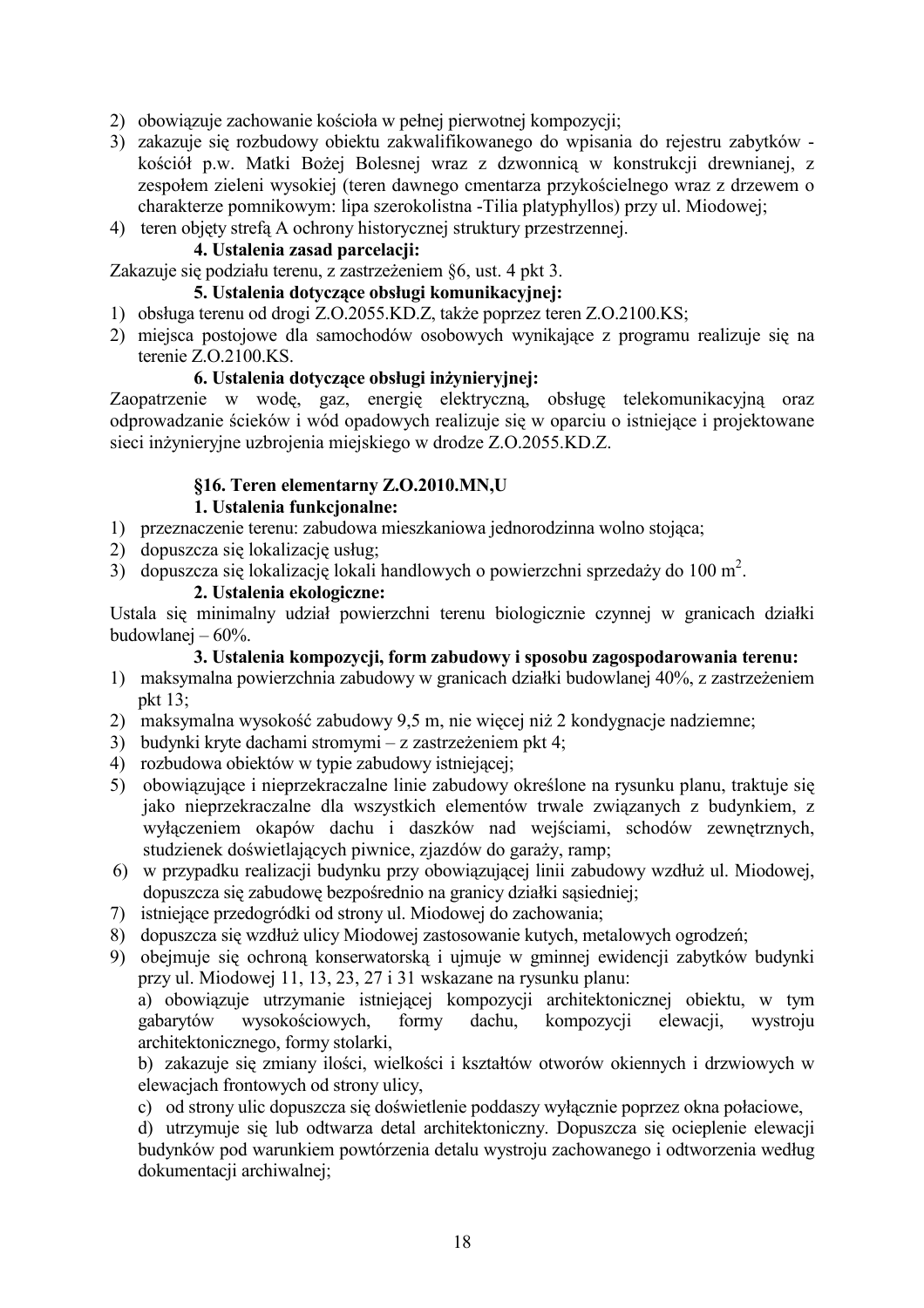2) obowiązuje zachowanie kościoła w pełnej pierwotnej kompozycji;
3) zakazuje się rozbudowy obiektu zakwalifikowanego do wpisania do rejestru zabytków - kościół p.w. Matki Bożej Bolesnej wraz z dzwonnicą w konstrukcji drewnianej, z zespołem zieleni wysokiej (teren dawnego cmentarza przykościelnego wraz z drzewem o charakterze pomnikowym: lipa szerokolistna -Tilia platyphyllos) przy ul. Miodowej;
4) teren objęty strefą A ochrony historycznej struktury przestrzennej.

**4. Ustalenia zasad parcelacji:**

Zakazuje się podziału terenu, z zastrzeżeniem §6, ust. 4 pkt 3.

**5. Ustalenia dotyczące obsługi komunikacyjnej:**

1) obsługa terenu od drogi Z.O.2055.KD.Z, także poprzez teren Z.O.2100.KS;
2) miejsca postojowe dla samochodów osobowych wynikające z programu realizuje się na terenie Z.O.2100.KS.

**6. Ustalenia dotyczące obsługi inżynieryjnej:**

Zaopatrzenie w wodę, gaz, energię elektryczną, obsługę telekomunikacyjną oraz odprowadzanie ścieków i wód opadowych realizuje się w oparciu o istniejące i projektowane sieci inżynieryjne uzbrojenia miejskiego w drodze Z.O.2055.KD.Z.

**§16. Teren elementarny Z.O.2010.MN,U**

**1. Ustalenia funkcjonalne:**

1) przeznaczenie terenu: zabudowa mieszkaniowa jednorodzinna wolno stojąca;
2) dopuszcza się lokalizację usług;
3) dopuszcza się lokalizację lokali handlowych o powierzchni sprzedaży do 100 $m^2$.

**2. Ustalenia ekologiczne:**

Ustala się minimalny udział powierzchni terenu biologicznie czynnej w granicach działki budowlanej – 60%.

**3. Ustalenia kompozycji, form zabudowy i sposobu zagospodarowania terenu:**

1) maksymalna powierzchnia zabudowy w granicach działki budowlanej 40%, z zastrzeżeniem pkt 13;
2) maksymalna wysokość zabudowy 9,5 m, nie więcej niż 2 kondygnacje nadziemne;
3) budynki kryte dachami stromymi – z zastrzeżeniem pkt 4;
4) rozbudowa obiektów w typie zabudowy istniejącej;
5) obowiązujące i nieprzekraczalne linie zabudowy określone na rysunku planu, traktuje się jako nieprzekraczalne dla wszystkich elementów trwale związanych z budynkiem, z wyłączeniem okapów dachu i daszków nad wejściami, schodów zewnętrznych, studzienek doświetlających piwnice, zjazdów do garaży, ramp;
6) w przypadku realizacji budynku przy obowiązującej linii zabudowy wzdłuż ul. Miodowej, dopuszcza się zabudowę bezpośrednio na granicy działki sąsiedniej;
7) istniejące przedogródki od strony ul. Miodowej do zachowania;
8) dopuszcza się wzdłuż ulicy Miodowej zastosowanie kutych, metalowych ogrodzeń;
9) obejmuje się ochroną konserwatorską i ujmuje w gminnej ewidencji zabytków budynki przy ul. Miodowej 11, 13, 23, 27 i 31 wskazane na rysunku planu:

   a) obowiązuje utrzymanie istniejącej kompozycji architektonicznej obiektu, w tym gabarytów wysokościowych, formy dachu, kompozycji elewacji, wystroju architektonicznego, formy stolarki,

   b) zakazuje się zmiany ilości, wielkości i kształtów otworów okiennych i drzwiowych w elewacjach frontowych od strony ulicy,

   c) od strony ulic dopuszcza się doświetlenie poddaszy wyłącznie poprzez okna połaciowe,

   d) utrzymuje się lub odtwarza detal architektoniczny. Dopuszcza się ocieplenie elewacji budynków pod warunkiem powtórzenia detalu wystroju zachowanego i odtworzenia według dokumentacji archiwalnej;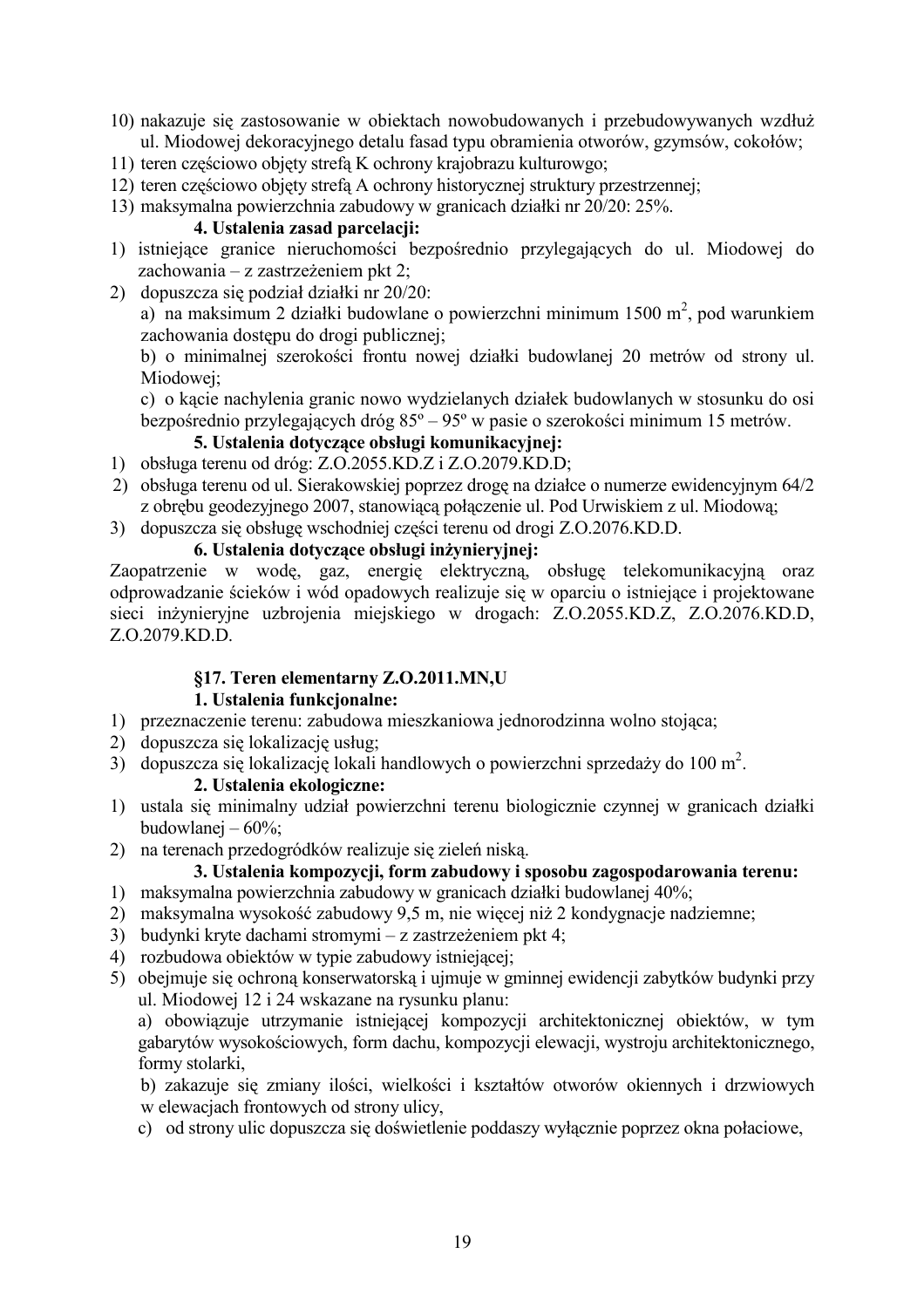10) nakazuje się zastosowanie w obiektach nowobudowanych i przebudowywanych wzdłuż ul. Miodowej dekoracyjnego detalu fasad typu obramienia otworów, gzymsów, cokołów;
11) teren częściowo objęty strefą K ochrony krajobrazu kulturowgo;
12) teren częściowo objęty strefą A ochrony historycznej struktury przestrzennej;
13) maksymalna powierzchnia zabudowy w granicach działki nr 20/20: 25%.

**4. Ustalenia zasad parcelacji:**

1) istniejące granice nieruchomości bezpośrednio przylegających do ul. Miodowej do zachowania – z zastrzeżeniem pkt 2;
2) dopuszcza się podział działki nr 20/20:

   a) na maksimum 2 działki budowlane o powierzchni minimum 1500 m$^2$, pod warunkiem zachowania dostępu do drogi publicznej;

   b) o minimalnej szerokości frontu nowej działki budowlanej 20 metrów od strony ul. Miodowej;

   c) o kącie nachylenia granic nowo wydzielanych działek budowlanych w stosunku do osi bezpośrednio przylegających dróg 85º – 95º w pasie o szerokości minimum 15 metrów.

**5. Ustalenia dotyczące obsługi komunikacyjnej:**

1) obsługa terenu od dróg: Z.O.2055.KD.Z i Z.O.2079.KD.D;
2) obsługa terenu od ul. Sierakowskiej poprzez drogę na działce o numerze ewidencyjnym 64/2 z obrębu geodezyjnego 2007, stanowiącą połączenie ul. Pod Urwiskiem z ul. Miodową;
3) dopuszcza się obsługę wschodniej części terenu od drogi Z.O.2076.KD.D.

**6. Ustalenia dotyczące obsługi inżynieryjnej:**

Zaopatrzenie w wodę, gaz, energię elektryczną, obsługę telekomunikacyjną oraz odprowadzanie ścieków i wód opadowych realizuje się w oparciu o istniejące i projektowane sieci inżynieryjne uzbrojenia miejskiego w drogach: Z.O.2055.KD.Z, Z.O.2076.KD.D, Z.O.2079.KD.D.

**§17. Teren elementarny Z.O.2011.MN,U**

**1. Ustalenia funkcjonalne:**

1) przeznaczenie terenu: zabudowa mieszkaniowa jednorodzinna wolno stojąca;
2) dopuszcza się lokalizację usług;
3) dopuszcza się lokalizację lokali handlowych o powierzchni sprzedaży do 100 m$^2$.

**2. Ustalenia ekologiczne:**

1) ustala się minimalny udział powierzchni terenu biologicznie czynnej w granicach działki budowlanej – 60%;
2) na terenach przedogródków realizuje się zieleń niską.

**3. Ustalenia kompozycji, form zabudowy i sposobu zagospodarowania terenu:**

1) maksymalna powierzchnia zabudowy w granicach działki budowlanej 40%;
2) maksymalna wysokość zabudowy 9,5 m, nie więcej niż 2 kondygnacje nadziemne;
3) budynki kryte dachami stromymi – z zastrzeżeniem pkt 4;
4) rozbudowa obiektów w typie zabudowy istniejącej;
5) obejmuje się ochroną konserwatorską i ujmuje w gminnej ewidencji zabytków budynki przy ul. Miodowej 12 i 24 wskazane na rysunku planu:

   a) obowiązuje utrzymanie istniejącej kompozycji architektonicznej obiektów, w tym gabarytów wysokościowych, form dachu, kompozycji elewacji, wystroju architektonicznego, formy stolarki,

   b) zakazuje się zmiany ilości, wielkości i kształtów otworów okiennych i drzwiowych w elewacjach frontowych od strony ulicy,

   c) od strony ulic dopuszcza się doświetlenie poddaszy wyłącznie poprzez okna połaciowe,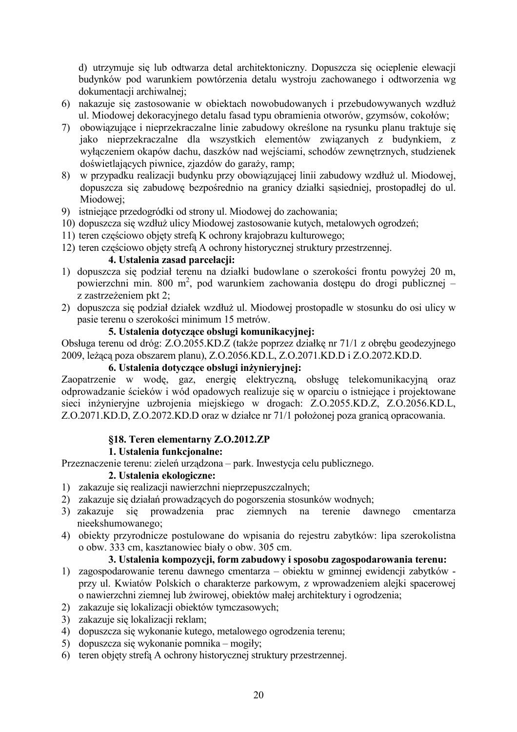d) utrzymuje się lub odtwarza detal architektoniczny. Dopuszcza się ocieplenie elewacji budynków pod warunkiem powtórzenia detalu wystroju zachowanego i odtworzenia wg dokumentacji archiwalnej;

6) nakazuje się zastosowanie w obiektach nowobudowanych i przebudowywanych wzdłuż ul. Miodowej dekoracyjnego detalu fasad typu obramienia otworów, gzymsów, cokołów;
7) obowiązujące i nieprzekraczalne linie zabudowy określone na rysunku planu traktuje się jako nieprzekraczalne dla wszystkich elementów związanych z budynkiem, z wyłączeniem okapów dachu, daszków nad wejściami, schodów zewnętrznych, studzienek doświetlających piwnice, zjazdów do garaży, ramp;
8) w przypadku realizacji budynku przy obowiązującej linii zabudowy wzdłuż ul. Miodowej, dopuszcza się zabudowę bezpośrednio na granicy działki sąsiedniej, prostopadłej do ul. Miodowej;
9) istniejące przedogródki od strony ul. Miodowej do zachowania;
10) dopuszcza się wzdłuż ulicy Miodowej zastosowanie kutych, metalowych ogrodzeń;
11) teren częściowo objęty strefą K ochrony krajobrazu kulturowego;
12) teren częściowo objęty strefą A ochrony historycznej struktury przestrzennej.

**4. Ustalenia zasad parcelacji:**

1) dopuszcza się podział terenu na działki budowlane o szerokości frontu powyżej 20 m, powierzchni min. 800 m$^2$, pod warunkiem zachowania dostępu do drogi publicznej – z zastrzeżeniem pkt 2;
2) dopuszcza się podział działek wzdłuż ul. Miodowej prostopadle w stosunku do osi ulicy w pasie terenu o szerokości minimum 15 metrów.

**5. Ustalenia dotyczące obsługi komunikacyjnej:**

Obsługa terenu od dróg: Z.O.2055.KD.Z (także poprzez działkę nr 71/1 z obrębu geodezyjnego 2009, leżącą poza obszarem planu), Z.O.2056.KD.L, Z.O.2071.KD.D i Z.O.2072.KD.D.

**6. Ustalenia dotyczące obsługi inżynieryjnej:**

Zaopatrzenie w wodę, gaz, energię elektryczną, obsługę telekomunikacyjną oraz odprowadzanie ścieków i wód opadowych realizuje się w oparciu o istniejące i projektowane sieci inżynieryjne uzbrojenia miejskiego w drogach: Z.O.2055.KD.Z, Z.O.2056.KD.L, Z.O.2071.KD.D, Z.O.2072.KD.D oraz w działce nr 71/1 położonej poza granicą opracowania.

### §18. Teren elementarny Z.O.2012.ZP

**1. Ustalenia funkcjonalne:**

Przeznaczenie terenu: zieleń urządzona – park. Inwestycja celu publicznego.

**2. Ustalenia ekologiczne:**

1) zakazuje się realizacji nawierzchni nieprzepuszczalnych;
2) zakazuje się działań prowadzących do pogorszenia stosunków wodnych;
3) zakazuje się prowadzenia prac ziemnych na terenie dawnego cmentarza nieekshumowanego;
4) obiekty przyrodnicze postulowane do wpisania do rejestru zabytków: lipa szerokolistna o obw. 333 cm, kasztanowiec biały o obw. 305 cm.

**3. Ustalenia kompozycji, form zabudowy i sposobu zagospodarowania terenu:**

1) zagospodarowanie terenu dawnego cmentarza – obiektu w gminnej ewidencji zabytków - przy ul. Kwiatów Polskich o charakterze parkowym, z wprowadzeniem alejki spacerowej o nawierzchni ziemnej lub żwirowej, obiektów małej architektury i ogrodzenia;
2) zakazuje się lokalizacji obiektów tymczasowych;
3) zakazuje się lokalizacji reklam;
4) dopuszcza się wykonanie kutego, metalowego ogrodzenia terenu;
5) dopuszcza się wykonanie pomnika – mogiły;
6) teren objęty strefą A ochrony historycznej struktury przestrzennej.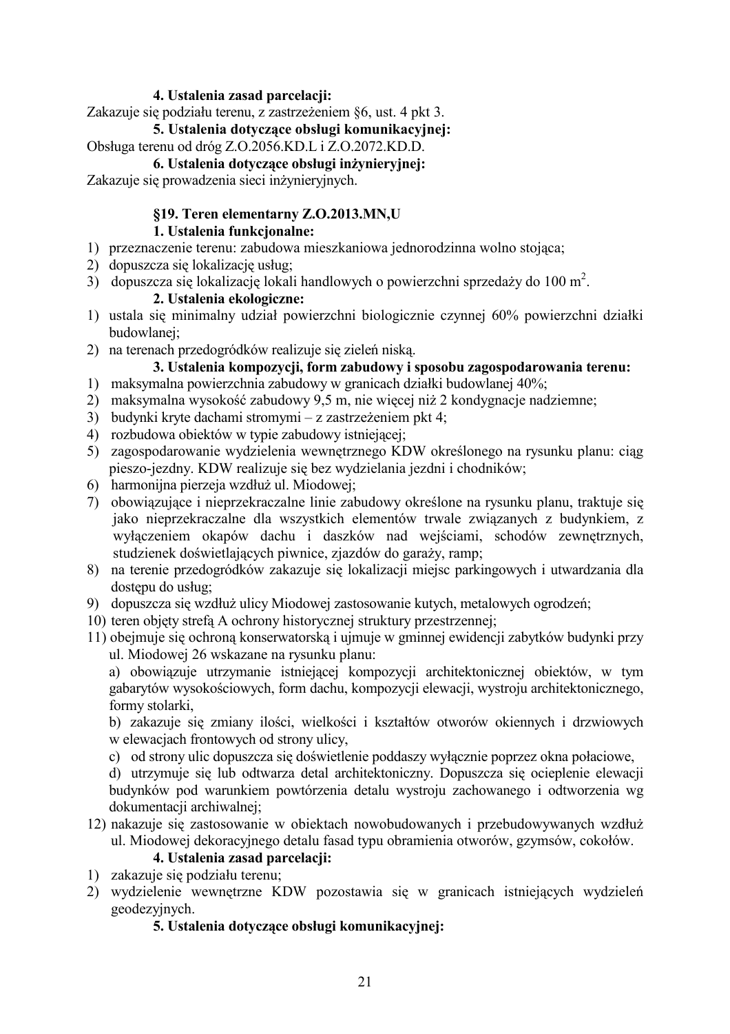**4. Ustalenia zasad parcelacji:**

Zakazuje się podziału terenu, z zastrzeżeniem §6, ust. 4 pkt 3.

**5. Ustalenia dotyczące obsługi komunikacyjnej:**

Obsługa terenu od dróg Z.O.2056.KD.L i Z.O.2072.KD.D.

**6. Ustalenia dotyczące obsługi inżynieryjnej:**

Zakazuje się prowadzenia sieci inżynieryjnych.

**§19. Teren elementarny Z.O.2013.MN,U**

**1. Ustalenia funkcjonalne:**

1) przeznaczenie terenu: zabudowa mieszkaniowa jednorodzinna wolno stojąca;
2) dopuszcza się lokalizację usług;
3) dopuszcza się lokalizację lokali handlowych o powierzchni sprzedaży do 100 m$^2$.

**2. Ustalenia ekologiczne:**

1) ustala się minimalny udział powierzchni biologicznie czynnej 60% powierzchni działki budowlanej;
2) na terenach przedogródków realizuje się zieleń niską.

**3. Ustalenia kompozycji, form zabudowy i sposobu zagospodarowania terenu:**

1) maksymalna powierzchnia zabudowy w granicach działki budowlanej 40%;
2) maksymalna wysokość zabudowy 9,5 m, nie więcej niż 2 kondygnacje nadziemne;
3) budynki kryte dachami stromymi – z zastrzeżeniem pkt 4;
4) rozbudowa obiektów w typie zabudowy istniejącej;
5) zagospodarowanie wydzielenia wewnętrznego KDW określonego na rysunku planu: ciąg pieszo-jezdny. KDW realizuje się bez wydzielania jezdni i chodników;
6) harmonijna pierzeja wzdłuż ul. Miodowej;
7) obowiązujące i nieprzekraczalne linie zabudowy określone na rysunku planu, traktuje się jako nieprzekraczalne dla wszystkich elementów trwale związanych z budynkiem, z wyłączeniem okapów dachu i daszków nad wejściami, schodów zewnętrznych, studzienek doświetlających piwnice, zjazdów do garaży, ramp;
8) na terenie przedogródków zakazuje się lokalizacji miejsc parkingowych i utwardzania dla dostępu do usług;
9) dopuszcza się wzdłuż ulicy Miodowej zastosowanie kutych, metalowych ogrodzeń;
10) teren objęty strefą A ochrony historycznej struktury przestrzennej;
11) obejmuje się ochroną konserwatorską i ujmuje w gminnej ewidencji zabytków budynki przy ul. Miodowej 26 wskazane na rysunku planu:
   a) obowiązuje utrzymanie istniejącej kompozycji architektonicznej obiektów, w tym gabarytów wysokościowych, form dachu, kompozycji elewacji, wystroju architektonicznego, formy stolarki,
   b) zakazuje się zmiany ilości, wielkości i kształtów otworów okiennych i drzwiowych w elewacjach frontowych od strony ulicy,
   c) od strony ulic dopuszcza się doświetlenie poddaszy wyłącznie poprzez okna połaciowe,
   d) utrzymuje się lub odtwarza detal architektoniczny. Dopuszcza się ocieplenie elewacji budynków pod warunkiem powtórzenia detalu wystroju zachowanego i odtworzenia wg dokumentacji archiwalnej;
12) nakazuje się zastosowanie w obiektach nowobudowanych i przebudowywanych wzdłuż ul. Miodowej dekoracyjnego detalu fasad typu obramienia otworów, gzymsów, cokołów.

**4. Ustalenia zasad parcelacji:**

1) zakazuje się podziału terenu;
2) wydzielenie wewnętrzne KDW pozostawia się w granicach istniejących wydzieleń geodezyjnych.

**5. Ustalenia dotyczące obsługi komunikacyjnej:**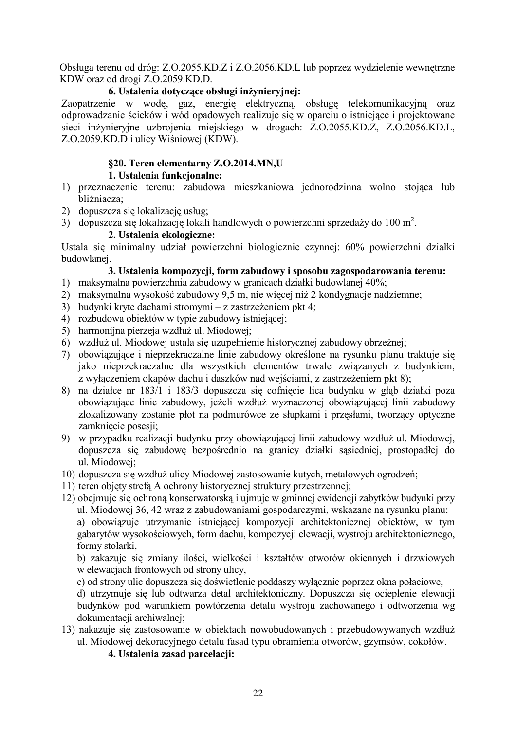Obsługa terenu od dróg: Z.O.2055.KD.Z i Z.O.2056.KD.L lub poprzez wydzielenie wewnętrzne KDW oraz od drogi Z.O.2059.KD.D.

**6. Ustalenia dotyczące obsługi inżynieryjnej:**

Zaopatrzenie w wodę, gaz, energię elektryczną, obsługę telekomunikacyjną oraz odprowadzanie ścieków i wód opadowych realizuje się w oparciu o istniejące i projektowane sieci inżynieryjne uzbrojenia miejskiego w drogach: Z.O.2055.KD.Z, Z.O.2056.KD.L, Z.O.2059.KD.D i ulicy Wiśniowej (KDW).

**§20. Teren elementarny Z.O.2014.MN,U**

**1. Ustalenia funkcjonalne:**

1) przeznaczenie terenu: zabudowa mieszkaniowa jednorodzinna wolno stojąca lub bliźniacza;
2) dopuszcza się lokalizację usług;
3) dopuszcza się lokalizację lokali handlowych o powierzchni sprzedaży do 100 m$^2$.

**2. Ustalenia ekologiczne:**

Ustala się minimalny udział powierzchni biologicznie czynnej: 60% powierzchni działki budowlanej.

**3. Ustalenia kompozycji, form zabudowy i sposobu zagospodarowania terenu:**

1) maksymalna powierzchnia zabudowy w granicach działki budowlanej 40%;
2) maksymalna wysokość zabudowy 9,5 m, nie więcej niż 2 kondygnacje nadziemne;
3) budynki kryte dachami stromymi – z zastrzeżeniem pkt 4;
4) rozbudowa obiektów w typie zabudowy istniejącej;
5) harmonijna pierzeja wzdłuż ul. Miodowej;
6) wzdłuż ul. Miodowej ustala się uzupełnienie historycznej zabudowy obrzeżnej;
7) obowiązujące i nieprzekraczalne linie zabudowy określone na rysunku planu traktuje się jako nieprzekraczalne dla wszystkich elementów trwale związanych z budynkiem, z wyłączeniem okapów dachu i daszków nad wejściami, z zastrzeżeniem pkt 8);
8) na działce nr 183/1 i 183/3 dopuszcza się cofnięcie lica budynku w głąb działki poza obowiązujące linie zabudowy, jeżeli wzdłuż wyznaczonej obowiązującej linii zabudowy zlokalizowany zostanie płot na podmurówce ze słupkami i przęsłami, tworzący optyczne zamknięcie posesji;
9) w przypadku realizacji budynku przy obowiązującej linii zabudowy wzdłuż ul. Miodowej, dopuszcza się zabudowę bezpośrednio na granicy działki sąsiedniej, prostopadłej do ul. Miodowej;
10) dopuszcza się wzdłuż ulicy Miodowej zastosowanie kutych, metalowych ogrodzeń;
11) teren objęty strefą A ochrony historycznej struktury przestrzennej;
12) obejmuje się ochroną konserwatorską i ujmuje w gminnej ewidencji zabytków budynki przy ul. Miodowej 36, 42 wraz z zabudowaniami gospodarczymi, wskazane na rysunku planu:

    a) obowiązuje utrzymanie istniejącej kompozycji architektonicznej obiektów, w tym gabarytów wysokościowych, form dachu, kompozycji elewacji, wystroju architektonicznego, formy stolarki,

    b) zakazuje się zmiany ilości, wielkości i kształtów otworów okiennych i drzwiowych w elewacjach frontowych od strony ulicy,

    c) od strony ulic dopuszcza się doświetlenie poddaszy wyłącznie poprzez okna połaciowe,

    d) utrzymuje się lub odtwarza detal architektoniczny. Dopuszcza się ocieplenie elewacji budynków pod warunkiem powtórzenia detalu wystroju zachowanego i odtworzenia wg dokumentacji archiwalnej;
13) nakazuje się zastosowanie w obiektach nowobudowanych i przebudowywanych wzdłuż ul. Miodowej dekoracyjnego detalu fasad typu obramienia otworów, gzymsów, cokołów.

**4. Ustalenia zasad parcelacji:**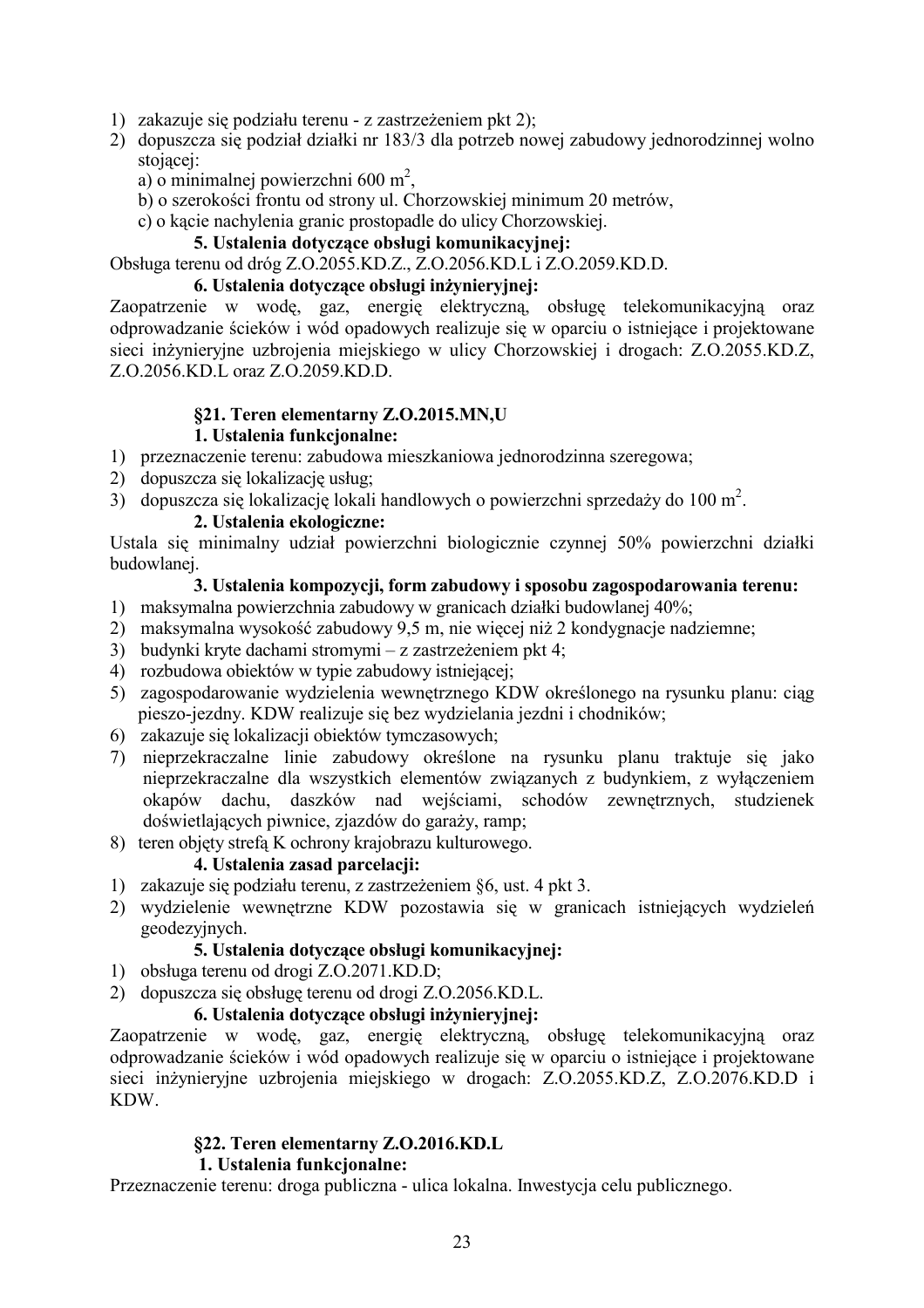1) zakazuje się podziału terenu - z zastrzeżeniem pkt 2);
2) dopuszcza się podział działki nr 183/3 dla potrzeb nowej zabudowy jednorodzinnej wolno stojącej:
   a) o minimalnej powierzchni 600 m$^2$,
   b) o szerokości frontu od strony ul. Chorzowskiej minimum 20 metrów,
   c) o kącie nachylenia granic prostopadle do ulicy Chorzowskiej.

**5. Ustalenia dotyczące obsługi komunikacyjnej:**

Obsługa terenu od dróg Z.O.2055.KD.Z., Z.O.2056.KD.L i Z.O.2059.KD.D.

**6. Ustalenia dotyczące obsługi inżynieryjnej:**

Zaopatrzenie w wodę, gaz, energię elektryczną, obsługę telekomunikacyjną oraz odprowadzanie ścieków i wód opadowych realizuje się w oparciu o istniejące i projektowane sieci inżynieryjne uzbrojenia miejskiego w ulicy Chorzowskiej i drogach: Z.O.2055.KD.Z, Z.O.2056.KD.L oraz Z.O.2059.KD.D.

## §21. Teren elementarny Z.O.2015.MN,U

**1. Ustalenia funkcjonalne:**

1) przeznaczenie terenu: zabudowa mieszkaniowa jednorodzinna szeregowa;
2) dopuszcza się lokalizację usług;
3) dopuszcza się lokalizację lokali handlowych o powierzchni sprzedaży do 100 m$^2$.

**2. Ustalenia ekologiczne:**

Ustala się minimalny udział powierzchni biologicznie czynnej 50% powierzchni działki budowlanej.

**3. Ustalenia kompozycji, form zabudowy i sposobu zagospodarowania terenu:**

1) maksymalna powierzchnia zabudowy w granicach działki budowlanej 40%;
2) maksymalna wysokość zabudowy 9,5 m, nie więcej niż 2 kondygnacje nadziemne;
3) budynki kryte dachami stromymi – z zastrzeżeniem pkt 4;
4) rozbudowa obiektów w typie zabudowy istniejącej;
5) zagospodarowanie wydzielenia wewnętrznego KDW określonego na rysunku planu: ciąg pieszo-jezdny. KDW realizuje się bez wydzielania jezdni i chodników;
6) zakazuje się lokalizacji obiektów tymczasowych;
7) nieprzekraczalne linie zabudowy określone na rysunku planu traktuje się jako nieprzekraczalne dla wszystkich elementów związanych z budynkiem, z wyłączeniem okapów dachu, daszków nad wejściami, schodów zewnętrznych, studzienek doświetlających piwnice, zjazdów do garaży, ramp;
8) teren objęty strefą K ochrony krajobrazu kulturowego.

**4. Ustalenia zasad parcelacji:**

1) zakazuje się podziału terenu, z zastrzeżeniem §6, ust. 4 pkt 3.
2) wydzielenie wewnętrzne KDW pozostawia się w granicach istniejących wydzieleń geodezyjnych.

**5. Ustalenia dotyczące obsługi komunikacyjnej:**

1) obsługa terenu od drogi Z.O.2071.KD.D;
2) dopuszcza się obsługę terenu od drogi Z.O.2056.KD.L.

**6. Ustalenia dotyczące obsługi inżynieryjnej:**

Zaopatrzenie w wodę, gaz, energię elektryczną, obsługę telekomunikacyjną oraz odprowadzanie ścieków i wód opadowych realizuje się w oparciu o istniejące i projektowane sieci inżynieryjne uzbrojenia miejskiego w drogach: Z.O.2055.KD.Z, Z.O.2076.KD.D i KDW.

## §22. Teren elementarny Z.O.2016.KD.L

**1. Ustalenia funkcjonalne:**

Przeznaczenie terenu: droga publiczna - ulica lokalna. Inwestycja celu publicznego.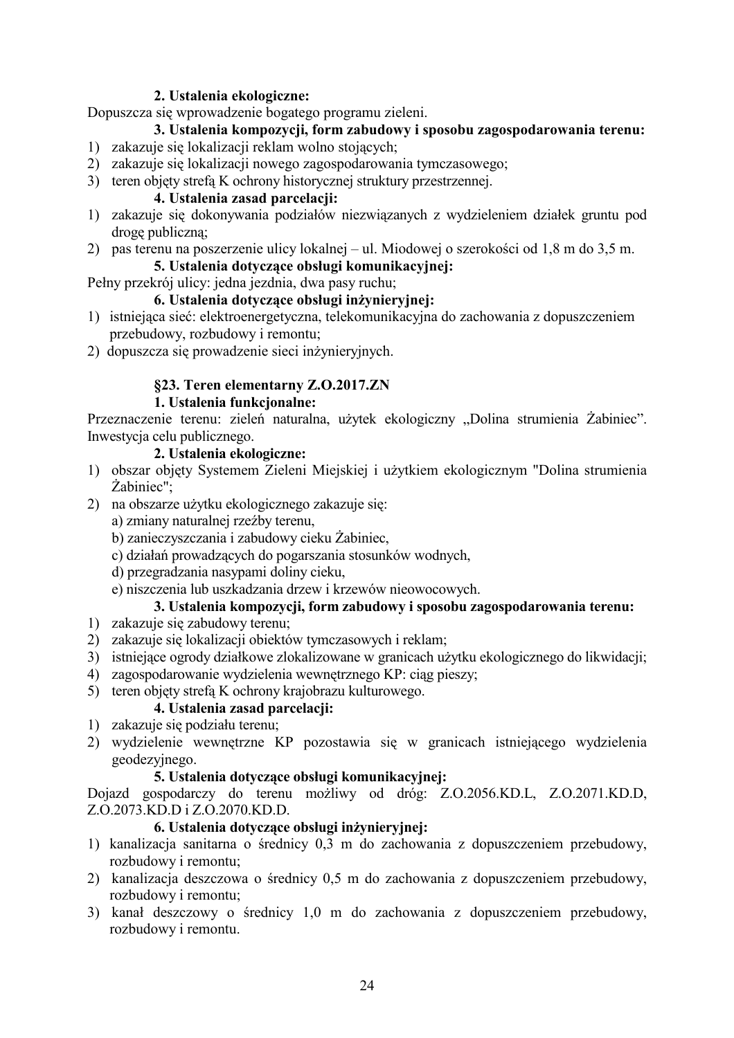**2. Ustalenia ekologiczne:**

Dopuszcza się wprowadzenie bogatego programu zieleni.

**3. Ustalenia kompozycji, form zabudowy i sposobu zagospodarowania terenu:**

1) zakazuje się lokalizacji reklam wolno stojących;
2) zakazuje się lokalizacji nowego zagospodarowania tymczasowego;
3) teren objęty strefą K ochrony historycznej struktury przestrzennej.

**4. Ustalenia zasad parcelacji:**

1) zakazuje się dokonywania podziałów niezwiązanych z wydzieleniem działek gruntu pod drogę publiczną;
2) pas terenu na poszerzenie ulicy lokalnej – ul. Miodowej o szerokości od 1,8 m do 3,5 m.

**5. Ustalenia dotyczące obsługi komunikacyjnej:**

Pełny przekrój ulicy: jedna jezdnia, dwa pasy ruchu;

**6. Ustalenia dotyczące obsługi inżynieryjnej:**

1) istniejąca sieć: elektroenergetyczna, telekomunikacyjna do zachowania z dopuszczeniem przebudowy, rozbudowy i remontu;
2) dopuszcza się prowadzenie sieci inżynieryjnych.

## §23. Teren elementarny Z.O.2017.ZN

**1. Ustalenia funkcjonalne:**

Przeznaczenie terenu: zieleń naturalna, użytek ekologiczny „Dolina strumienia Żabiniec". Inwestycja celu publicznego.

**2. Ustalenia ekologiczne:**

1) obszar objęty Systemem Zieleni Miejskiej i użytkiem ekologicznym "Dolina strumienia Żabiniec";
2) na obszarze użytku ekologicznego zakazuje się:
   a) zmiany naturalnej rzeźby terenu,
   b) zanieczyszczania i zabudowy cieku Żabiniec,
   c) działań prowadzących do pogarszania stosunków wodnych,
   d) przegradzania nasypami doliny cieku,
   e) niszczenia lub uszkadzania drzew i krzewów nieowocowych.

**3. Ustalenia kompozycji, form zabudowy i sposobu zagospodarowania terenu:**

1) zakazuje się zabudowy terenu;
2) zakazuje się lokalizacji obiektów tymczasowych i reklam;
3) istniejące ogrody działkowe zlokalizowane w granicach użytku ekologicznego do likwidacji;
4) zagospodarowanie wydzielenia wewnętrznego KP: ciąg pieszy;
5) teren objęty strefą K ochrony krajobrazu kulturowego.

**4. Ustalenia zasad parcelacji:**

1) zakazuje się podziału terenu;
2) wydzielenie wewnętrzne KP pozostawia się w granicach istniejącego wydzielenia geodezyjnego.

**5. Ustalenia dotyczące obsługi komunikacyjnej:**

Dojazd gospodarczy do terenu możliwy od dróg: Z.O.2056.KD.L, Z.O.2071.KD.D, Z.O.2073.KD.D i Z.O.2070.KD.D.

**6. Ustalenia dotyczące obsługi inżynieryjnej:**

1) kanalizacja sanitarna o średnicy 0,3 m do zachowania z dopuszczeniem przebudowy, rozbudowy i remontu;
2) kanalizacja deszczowa o średnicy 0,5 m do zachowania z dopuszczeniem przebudowy, rozbudowy i remontu;
3) kanał deszczowy o średnicy 1,0 m do zachowania z dopuszczeniem przebudowy, rozbudowy i remontu.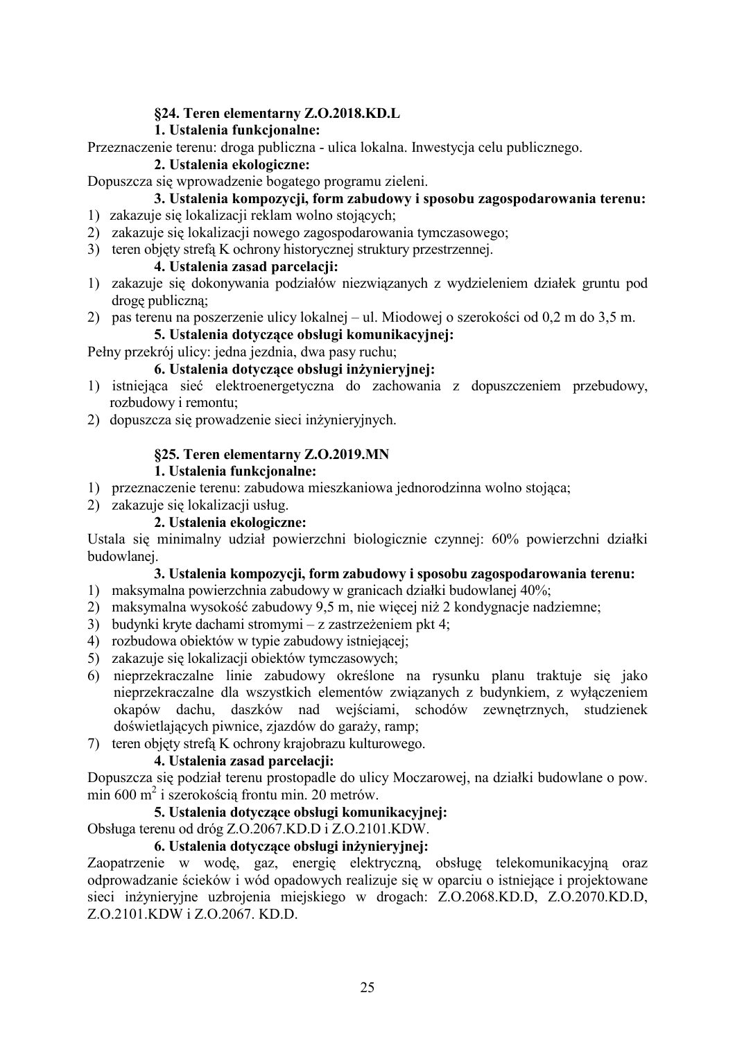**§24. Teren elementarny Z.O.2018.KD.L**

**1. Ustalenia funkcjonalne:**

Przeznaczenie terenu: droga publiczna - ulica lokalna. Inwestycja celu publicznego.

**2. Ustalenia ekologiczne:**

Dopuszcza się wprowadzenie bogatego programu zieleni.

**3. Ustalenia kompozycji, form zabudowy i sposobu zagospodarowania terenu:**

1) zakazuje się lokalizacji reklam wolno stojących;
2) zakazuje się lokalizacji nowego zagospodarowania tymczasowego;
3) teren objęty strefą K ochrony historycznej struktury przestrzennej.

**4. Ustalenia zasad parcelacji:**

1) zakazuje się dokonywania podziałów niezwiązanych z wydzieleniem działek gruntu pod drogę publiczną;
2) pas terenu na poszerzenie ulicy lokalnej – ul. Miodowej o szerokości od 0,2 m do 3,5 m.

**5. Ustalenia dotyczące obsługi komunikacyjnej:**

Pełny przekrój ulicy: jedna jezdnia, dwa pasy ruchu;

**6. Ustalenia dotyczące obsługi inżynieryjnej:**

1) istniejąca sieć elektroenergetyczna do zachowania z dopuszczeniem przebudowy, rozbudowy i remontu;
2) dopuszcza się prowadzenie sieci inżynieryjnych.

**§25. Teren elementarny Z.O.2019.MN**

**1. Ustalenia funkcjonalne:**

1) przeznaczenie terenu: zabudowa mieszkaniowa jednorodzinna wolno stojąca;
2) zakazuje się lokalizacji usług.

**2. Ustalenia ekologiczne:**

Ustala się minimalny udział powierzchni biologicznie czynnej: 60% powierzchni działki budowlanej.

**3. Ustalenia kompozycji, form zabudowy i sposobu zagospodarowania terenu:**

1) maksymalna powierzchnia zabudowy w granicach działki budowlanej 40%;
2) maksymalna wysokość zabudowy 9,5 m, nie więcej niż 2 kondygnacje nadziemne;
3) budynki kryte dachami stromymi – z zastrzeżeniem pkt 4;
4) rozbudowa obiektów w typie zabudowy istniejącej;
5) zakazuje się lokalizacji obiektów tymczasowych;
6) nieprzekraczalne linie zabudowy określone na rysunku planu traktuje się jako nieprzekraczalne dla wszystkich elementów związanych z budynkiem, z wyłączeniem okapów dachu, daszków nad wejściami, schodów zewnętrznych, studzienek doświetlających piwnice, zjazdów do garaży, ramp;
7) teren objęty strefą K ochrony krajobrazu kulturowego.

**4. Ustalenia zasad parcelacji:**

Dopuszcza się podział terenu prostopadle do ulicy Moczarowej, na działki budowlane o pow. min 600 $m^2$ i szerokością frontu min. 20 metrów.

**5. Ustalenia dotyczące obsługi komunikacyjnej:**

Obsługa terenu od dróg Z.O.2067.KD.D i Z.O.2101.KDW.

**6. Ustalenia dotyczące obsługi inżynieryjnej:**

Zaopatrzenie w wodę, gaz, energię elektryczną, obsługę telekomunikacyjną oraz odprowadzanie ścieków i wód opadowych realizuje się w oparciu o istniejące i projektowane sieci inżynieryjne uzbrojenia miejskiego w drogach: Z.O.2068.KD.D, Z.O.2070.KD.D, Z.O.2101.KDW i Z.O.2067. KD.D.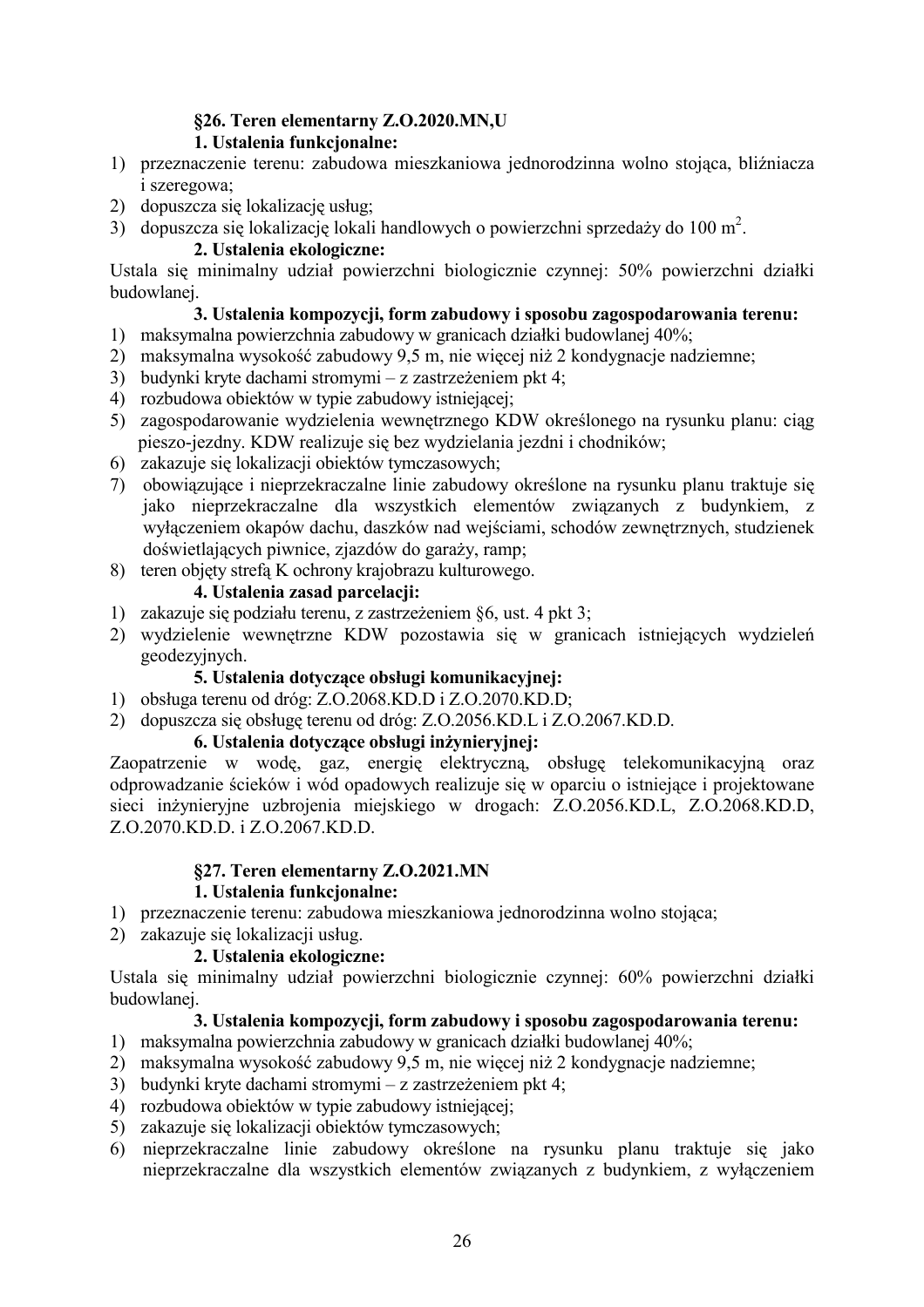**§26. Teren elementarny Z.O.2020.MN,U**

**1. Ustalenia funkcjonalne:**

1) przeznaczenie terenu: zabudowa mieszkaniowa jednorodzinna wolno stojąca, bliźniacza i szeregowa;
2) dopuszcza się lokalizację usług;
3) dopuszcza się lokalizację lokali handlowych o powierzchni sprzedaży do 100 $m^2$.

**2. Ustalenia ekologiczne:**

Ustala się minimalny udział powierzchni biologicznie czynnej: 50% powierzchni działki budowlanej.

**3. Ustalenia kompozycji, form zabudowy i sposobu zagospodarowania terenu:**

1) maksymalna powierzchnia zabudowy w granicach działki budowlanej 40%;
2) maksymalna wysokość zabudowy 9,5 m, nie więcej niż 2 kondygnacje nadziemne;
3) budynki kryte dachami stromymi – z zastrzeżeniem pkt 4;
4) rozbudowa obiektów w typie zabudowy istniejącej;
5) zagospodarowanie wydzielenia wewnętrznego KDW określonego na rysunku planu: ciąg pieszo-jezdny. KDW realizuje się bez wydzielania jezdni i chodników;
6) zakazuje się lokalizacji obiektów tymczasowych;
7) obowiązujące i nieprzekraczalne linie zabudowy określone na rysunku planu traktuje się jako nieprzekraczalne dla wszystkich elementów związanych z budynkiem, z wyłączeniem okapów dachu, daszków nad wejściami, schodów zewnętrznych, studzienek doświetlających piwnice, zjazdów do garaży, ramp;
8) teren objęty strefą K ochrony krajobrazu kulturowego.

**4. Ustalenia zasad parcelacji:**

1) zakazuje się podziału terenu, z zastrzeżeniem §6, ust. 4 pkt 3;
2) wydzielenie wewnętrzne KDW pozostawia się w granicach istniejących wydzieleń geodezyjnych.

**5. Ustalenia dotyczące obsługi komunikacyjnej:**

1) obsługa terenu od dróg: Z.O.2068.KD.D i Z.O.2070.KD.D;
2) dopuszcza się obsługę terenu od dróg: Z.O.2056.KD.L i Z.O.2067.KD.D.

**6. Ustalenia dotyczące obsługi inżynieryjnej:**

Zaopatrzenie w wodę, gaz, energię elektryczną, obsługę telekomunikacyjną oraz odprowadzanie ścieków i wód opadowych realizuje się w oparciu o istniejące i projektowane sieci inżynieryjne uzbrojenia miejskiego w drogach: Z.O.2056.KD.L, Z.O.2068.KD.D, Z.O.2070.KD.D. i Z.O.2067.KD.D.

**§27. Teren elementarny Z.O.2021.MN**

**1. Ustalenia funkcjonalne:**

1) przeznaczenie terenu: zabudowa mieszkaniowa jednorodzinna wolno stojąca;
2) zakazuje się lokalizacji usług.

**2. Ustalenia ekologiczne:**

Ustala się minimalny udział powierzchni biologicznie czynnej: 60% powierzchni działki budowlanej.

**3. Ustalenia kompozycji, form zabudowy i sposobu zagospodarowania terenu:**

1) maksymalna powierzchnia zabudowy w granicach działki budowlanej 40%;
2) maksymalna wysokość zabudowy 9,5 m, nie więcej niż 2 kondygnacje nadziemne;
3) budynki kryte dachami stromymi – z zastrzeżeniem pkt 4;
4) rozbudowa obiektów w typie zabudowy istniejącej;
5) zakazuje się lokalizacji obiektów tymczasowych;
6) nieprzekraczalne linie zabudowy określone na rysunku planu traktuje się jako nieprzekraczalne dla wszystkich elementów związanych z budynkiem, z wyłączeniem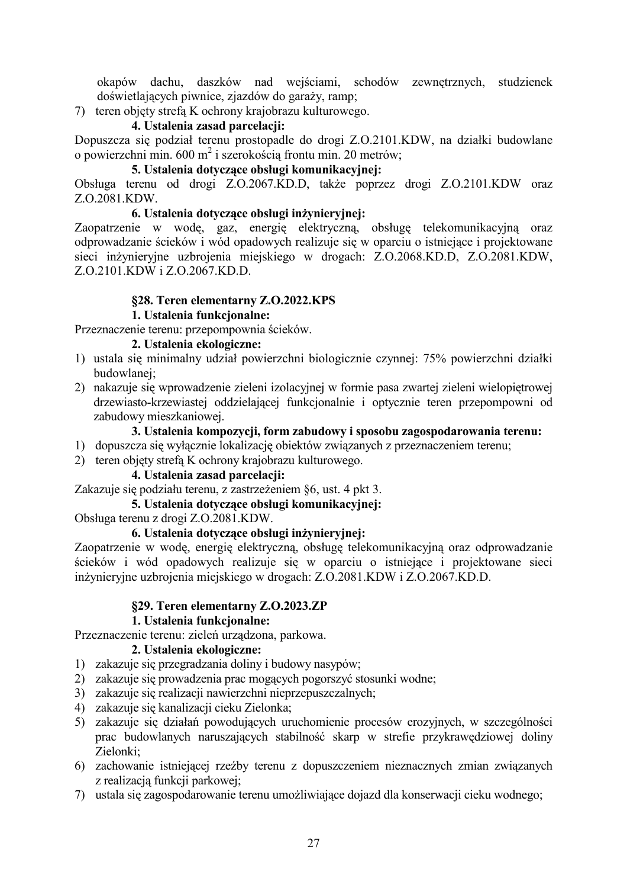okapów dachu, daszków nad wejściami, schodów zewnętrznych, studzienek doświetlających piwnice, zjazdów do garaży, ramp;

7) teren objęty strefą K ochrony krajobrazu kulturowego.

**4. Ustalenia zasad parcelacji:**

Dopuszcza się podział terenu prostopadle do drogi Z.O.2101.KDW, na działki budowlane o powierzchni min. 600 $m^2$ i szerokością frontu min. 20 metrów;

**5. Ustalenia dotyczące obsługi komunikacyjnej:**

Obsługa terenu od drogi Z.O.2067.KD.D, także poprzez drogi Z.O.2101.KDW oraz Z.O.2081.KDW.

**6. Ustalenia dotyczące obsługi inżynieryjnej:**

Zaopatrzenie w wodę, gaz, energię elektryczną, obsługę telekomunikacyjną oraz odprowadzanie ścieków i wód opadowych realizuje się w oparciu o istniejące i projektowane sieci inżynieryjne uzbrojenia miejskiego w drogach: Z.O.2068.KD.D, Z.O.2081.KDW, Z.O.2101.KDW i Z.O.2067.KD.D.

### §28. Teren elementarny Z.O.2022.KPS

**1. Ustalenia funkcjonalne:**

Przeznaczenie terenu: przepompownia ścieków.

**2. Ustalenia ekologiczne:**

1) ustala się minimalny udział powierzchni biologicznie czynnej: 75% powierzchni działki budowlanej;
2) nakazuje się wprowadzenie zieleni izolacyjnej w formie pasa zwartej zieleni wielopiętrowej drzewiasto-krzewiastej oddzielającej funkcjonalnie i optycznie teren przepompowni od zabudowy mieszkaniowej.

**3. Ustalenia kompozycji, form zabudowy i sposobu zagospodarowania terenu:**

1) dopuszcza się wyłącznie lokalizację obiektów związanych z przeznaczeniem terenu;
2) teren objęty strefą K ochrony krajobrazu kulturowego.

**4. Ustalenia zasad parcelacji:**

Zakazuje się podziału terenu, z zastrzeżeniem §6, ust. 4 pkt 3.

**5. Ustalenia dotyczące obsługi komunikacyjnej:**

Obsługa terenu z drogi Z.O.2081.KDW.

**6. Ustalenia dotyczące obsługi inżynieryjnej:**

Zaopatrzenie w wodę, energię elektryczną, obsługę telekomunikacyjną oraz odprowadzanie ścieków i wód opadowych realizuje się w oparciu o istniejące i projektowane sieci inżynieryjne uzbrojenia miejskiego w drogach: Z.O.2081.KDW i Z.O.2067.KD.D.

### §29. Teren elementarny Z.O.2023.ZP

**1. Ustalenia funkcjonalne:**

Przeznaczenie terenu: zieleń urządzona, parkowa.

**2. Ustalenia ekologiczne:**

1) zakazuje się przegradzania doliny i budowy nasypów;
2) zakazuje się prowadzenia prac mogących pogorszyć stosunki wodne;
3) zakazuje się realizacji nawierzchni nieprzepuszczalnych;
4) zakazuje się kanalizacji cieku Zielonka;
5) zakazuje się działań powodujących uruchomienie procesów erozyjnych, w szczególności prac budowlanych naruszających stabilność skarp w strefie przykrawędziowej doliny Zielonki;
6) zachowanie istniejącej rzeźby terenu z dopuszczeniem nieznacznych zmian związanych z realizacją funkcji parkowej;
7) ustala się zagospodarowanie terenu umożliwiające dojazd dla konserwacji cieku wodnego;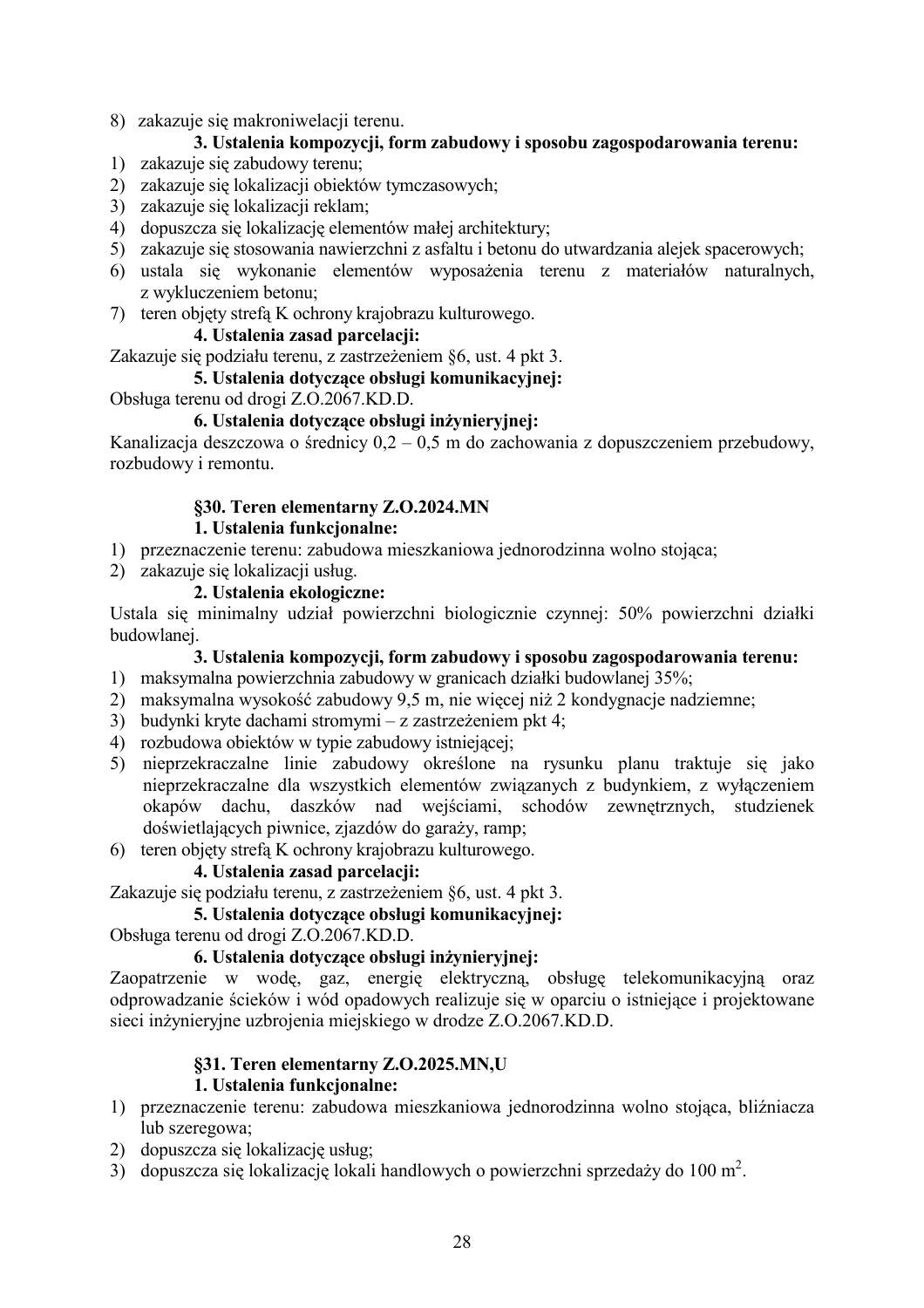8) zakazuje się makroniwelacji terenu.

**3. Ustalenia kompozycji, form zabudowy i sposobu zagospodarowania terenu:**

1) zakazuje się zabudowy terenu;
2) zakazuje się lokalizacji obiektów tymczasowych;
3) zakazuje się lokalizacji reklam;
4) dopuszcza się lokalizację elementów małej architektury;
5) zakazuje się stosowania nawierzchni z asfaltu i betonu do utwardzania alejek spacerowych;
6) ustala się wykonanie elementów wyposażenia terenu z materiałów naturalnych, z wykluczeniem betonu;
7) teren objęty strefą K ochrony krajobrazu kulturowego.

**4. Ustalenia zasad parcelacji:**

Zakazuje się podziału terenu, z zastrzeżeniem §6, ust. 4 pkt 3.

**5. Ustalenia dotyczące obsługi komunikacyjnej:**

Obsługa terenu od drogi Z.O.2067.KD.D.

**6. Ustalenia dotyczące obsługi inżynieryjnej:**

Kanalizacja deszczowa o średnicy 0,2 – 0,5 m do zachowania z dopuszczeniem przebudowy, rozbudowy i remontu.

### §30. Teren elementarny Z.O.2024.MN

**1. Ustalenia funkcjonalne:**

1) przeznaczenie terenu: zabudowa mieszkaniowa jednorodzinna wolno stojąca;
2) zakazuje się lokalizacji usług.

**2. Ustalenia ekologiczne:**

Ustala się minimalny udział powierzchni biologicznie czynnej: 50% powierzchni działki budowlanej.

**3. Ustalenia kompozycji, form zabudowy i sposobu zagospodarowania terenu:**

1) maksymalna powierzchnia zabudowy w granicach działki budowlanej 35%;
2) maksymalna wysokość zabudowy 9,5 m, nie więcej niż 2 kondygnacje nadziemne;
3) budynki kryte dachami stromymi – z zastrzeżeniem pkt 4;
4) rozbudowa obiektów w typie zabudowy istniejącej;
5) nieprzekraczalne linie zabudowy określone na rysunku planu traktuje się jako nieprzekraczalne dla wszystkich elementów związanych z budynkiem, z wyłączeniem okapów dachu, daszków nad wejściami, schodów zewnętrznych, studzienek doświetlających piwnice, zjazdów do garaży, ramp;
6) teren objęty strefą K ochrony krajobrazu kulturowego.

**4. Ustalenia zasad parcelacji:**

Zakazuje się podziału terenu, z zastrzeżeniem §6, ust. 4 pkt 3.

**5. Ustalenia dotyczące obsługi komunikacyjnej:**

Obsługa terenu od drogi Z.O.2067.KD.D.

**6. Ustalenia dotyczące obsługi inżynieryjnej:**

Zaopatrzenie w wodę, gaz, energię elektryczną, obsługę telekomunikacyjną oraz odprowadzanie ścieków i wód opadowych realizuje się w oparciu o istniejące i projektowane sieci inżynieryjne uzbrojenia miejskiego w drodze Z.O.2067.KD.D.

### §31. Teren elementarny Z.O.2025.MN,U

**1. Ustalenia funkcjonalne:**

1) przeznaczenie terenu: zabudowa mieszkaniowa jednorodzinna wolno stojąca, bliźniacza lub szeregowa;
2) dopuszcza się lokalizację usług;
3) dopuszcza się lokalizację lokali handlowych o powierzchni sprzedaży do 100 $m^2$.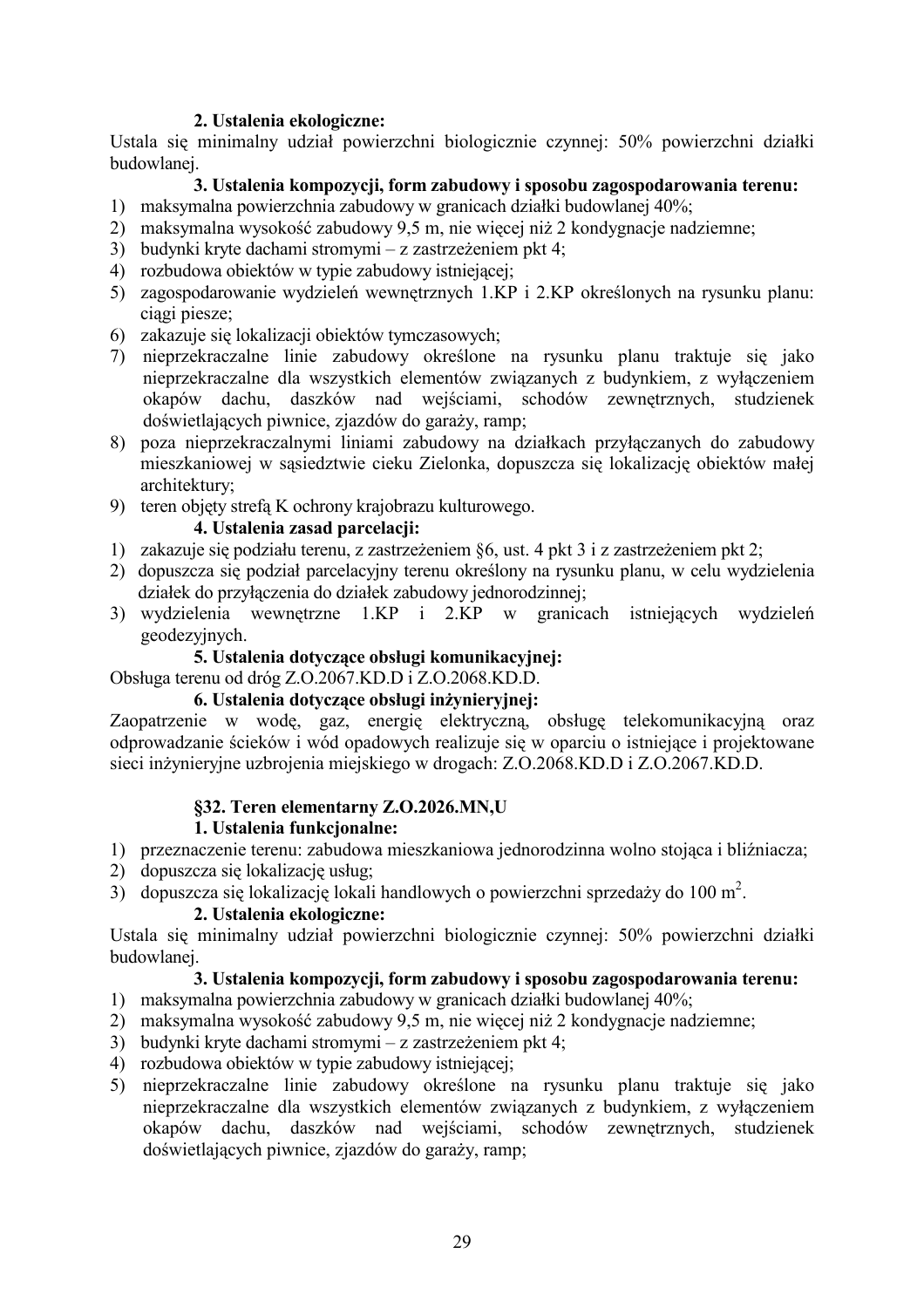**2. Ustalenia ekologiczne:**

Ustala się minimalny udział powierzchni biologicznie czynnej: 50% powierzchni działki budowlanej.

**3. Ustalenia kompozycji, form zabudowy i sposobu zagospodarowania terenu:**

1) maksymalna powierzchnia zabudowy w granicach działki budowlanej 40%;
2) maksymalna wysokość zabudowy 9,5 m, nie więcej niż 2 kondygnacje nadziemne;
3) budynki kryte dachami stromymi – z zastrzeżeniem pkt 4;
4) rozbudowa obiektów w typie zabudowy istniejącej;
5) zagospodarowanie wydzieleń wewnętrznych 1.KP i 2.KP określonych na rysunku planu: ciągi piesze;
6) zakazuje się lokalizacji obiektów tymczasowych;
7) nieprzekraczalne linie zabudowy określone na rysunku planu traktuje się jako nieprzekraczalne dla wszystkich elementów związanych z budynkiem, z wyłączeniem okapów dachu, daszków nad wejściami, schodów zewnętrznych, studzienek doświetlających piwnice, zjazdów do garaży, ramp;
8) poza nieprzekraczalnymi liniami zabudowy na działkach przyłączanych do zabudowy mieszkaniowej w sąsiedztwie cieku Zielonka, dopuszcza się lokalizację obiektów małej architektury;
9) teren objęty strefą K ochrony krajobrazu kulturowego.

**4. Ustalenia zasad parcelacji:**

1) zakazuje się podziału terenu, z zastrzeżeniem §6, ust. 4 pkt 3 i z zastrzeżeniem pkt 2;
2) dopuszcza się podział parcelacyjny terenu określony na rysunku planu, w celu wydzielenia działek do przyłączenia do działek zabudowy jednorodzinnej;
3) wydzielenia wewnętrzne 1.KP i 2.KP w granicach istniejących wydzieleń geodezyjnych.

**5. Ustalenia dotyczące obsługi komunikacyjnej:**

Obsługa terenu od dróg Z.O.2067.KD.D i Z.O.2068.KD.D.

**6. Ustalenia dotyczące obsługi inżynieryjnej:**

Zaopatrzenie w wodę, gaz, energię elektryczną, obsługę telekomunikacyjną oraz odprowadzanie ścieków i wód opadowych realizuje się w oparciu o istniejące i projektowane sieci inżynieryjne uzbrojenia miejskiego w drogach: Z.O.2068.KD.D i Z.O.2067.KD.D.

### §32. Teren elementarny Z.O.2026.MN,U

**1. Ustalenia funkcjonalne:**

1) przeznaczenie terenu: zabudowa mieszkaniowa jednorodzinna wolno stojąca i bliźniacza;
2) dopuszcza się lokalizację usług;
3) dopuszcza się lokalizację lokali handlowych o powierzchni sprzedaży do 100 m$^2$.

**2. Ustalenia ekologiczne:**

Ustala się minimalny udział powierzchni biologicznie czynnej: 50% powierzchni działki budowlanej.

**3. Ustalenia kompozycji, form zabudowy i sposobu zagospodarowania terenu:**

1) maksymalna powierzchnia zabudowy w granicach działki budowlanej 40%;
2) maksymalna wysokość zabudowy 9,5 m, nie więcej niż 2 kondygnacje nadziemne;
3) budynki kryte dachami stromymi – z zastrzeżeniem pkt 4;
4) rozbudowa obiektów w typie zabudowy istniejącej;
5) nieprzekraczalne linie zabudowy określone na rysunku planu traktuje się jako nieprzekraczalne dla wszystkich elementów związanych z budynkiem, z wyłączeniem okapów dachu, daszków nad wejściami, schodów zewnętrznych, studzienek doświetlających piwnice, zjazdów do garaży, ramp;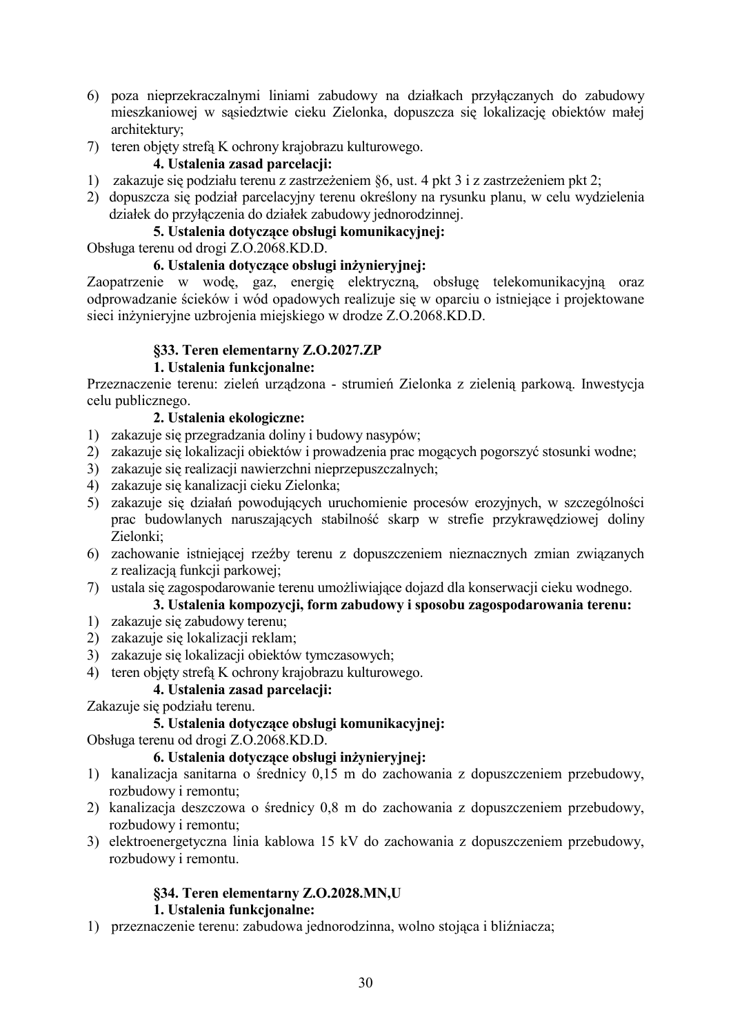6) poza nieprzekraczalnymi liniami zabudowy na działkach przyłączanych do zabudowy mieszkaniowej w sąsiedztwie cieku Zielonka, dopuszcza się lokalizację obiektów małej architektury;
7) teren objęty strefą K ochrony krajobrazu kulturowego.

**4. Ustalenia zasad parcelacji:**

1) zakazuje się podziału terenu z zastrzeżeniem §6, ust. 4 pkt 3 i z zastrzeżeniem pkt 2;
2) dopuszcza się podział parcelacyjny terenu określony na rysunku planu, w celu wydzielenia działek do przyłączenia do działek zabudowy jednorodzinnej.

**5. Ustalenia dotyczące obsługi komunikacyjnej:**

Obsługa terenu od drogi Z.O.2068.KD.D.

**6. Ustalenia dotyczące obsługi inżynieryjnej:**

Zaopatrzenie w wodę, gaz, energię elektryczną, obsługę telekomunikacyjną oraz odprowadzanie ścieków i wód opadowych realizuje się w oparciu o istniejące i projektowane sieci inżynieryjne uzbrojenia miejskiego w drodze Z.O.2068.KD.D.

### §33. Teren elementarny Z.O.2027.ZP

**1. Ustalenia funkcjonalne:**

Przeznaczenie terenu: zieleń urządzona - strumień Zielonka z zielenią parkową. Inwestycja celu publicznego.

**2. Ustalenia ekologiczne:**

1) zakazuje się przegradzania doliny i budowy nasypów;
2) zakazuje się lokalizacji obiektów i prowadzenia prac mogących pogorszyć stosunki wodne;
3) zakazuje się realizacji nawierzchni nieprzepuszczalnych;
4) zakazuje się kanalizacji cieku Zielonka;
5) zakazuje się działań powodujących uruchomienie procesów erozyjnych, w szczególności prac budowlanych naruszających stabilność skarp w strefie przykrawędziowej doliny Zielonki;
6) zachowanie istniejącej rzeźby terenu z dopuszczeniem nieznacznych zmian związanych z realizacją funkcji parkowej;
7) ustala się zagospodarowanie terenu umożliwiające dojazd dla konserwacji cieku wodnego.

**3. Ustalenia kompozycji, form zabudowy i sposobu zagospodarowania terenu:**

1) zakazuje się zabudowy terenu;
2) zakazuje się lokalizacji reklam;
3) zakazuje się lokalizacji obiektów tymczasowych;
4) teren objęty strefą K ochrony krajobrazu kulturowego.

**4. Ustalenia zasad parcelacji:**

Zakazuje się podziału terenu.

**5. Ustalenia dotyczące obsługi komunikacyjnej:**

Obsługa terenu od drogi Z.O.2068.KD.D.

**6. Ustalenia dotyczące obsługi inżynieryjnej:**

1) kanalizacja sanitarna o średnicy 0,15 m do zachowania z dopuszczeniem przebudowy, rozbudowy i remontu;
2) kanalizacja deszczowa o średnicy 0,8 m do zachowania z dopuszczeniem przebudowy, rozbudowy i remontu;
3) elektroenergetyczna linia kablowa 15 kV do zachowania z dopuszczeniem przebudowy, rozbudowy i remontu.

### §34. Teren elementarny Z.O.2028.MN,U

**1. Ustalenia funkcjonalne:**

1) przeznaczenie terenu: zabudowa jednorodzinna, wolno stojąca i bliźniacza;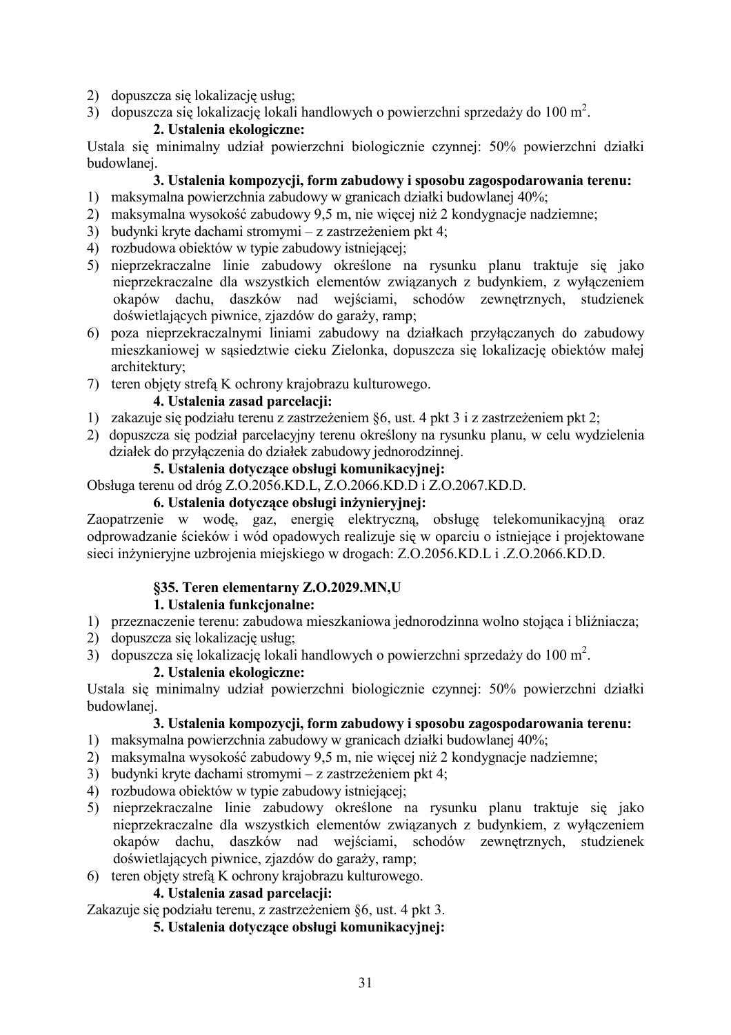2) dopuszcza się lokalizację usług;
3) dopuszcza się lokalizację lokali handlowych o powierzchni sprzedaży do 100 m$^2$.

**2. Ustalenia ekologiczne:**

Ustala się minimalny udział powierzchni biologicznie czynnej: 50% powierzchni działki budowlanej.

**3. Ustalenia kompozycji, form zabudowy i sposobu zagospodarowania terenu:**

1) maksymalna powierzchnia zabudowy w granicach działki budowlanej 40%;
2) maksymalna wysokość zabudowy 9,5 m, nie więcej niż 2 kondygnacje nadziemne;
3) budynki kryte dachami stromymi – z zastrzeżeniem pkt 4;
4) rozbudowa obiektów w typie zabudowy istniejącej;
5) nieprzekraczalne linie zabudowy określone na rysunku planu traktuje się jako nieprzekraczalne dla wszystkich elementów związanych z budynkiem, z wyłączeniem okapów dachu, daszków nad wejściami, schodów zewnętrznych, studzienek doświetlających piwnice, zjazdów do garaży, ramp;
6) poza nieprzekraczalnymi liniami zabudowy na działkach przyłączanych do zabudowy mieszkaniowej w sąsiedztwie cieku Zielonka, dopuszcza się lokalizację obiektów małej architektury;
7) teren objęty strefą K ochrony krajobrazu kulturowego.

**4. Ustalenia zasad parcelacji:**

1) zakazuje się podziału terenu z zastrzeżeniem §6, ust. 4 pkt 3 i z zastrzeżeniem pkt 2;
2) dopuszcza się podział parcelacyjny terenu określony na rysunku planu, w celu wydzielenia działek do przyłączenia do działek zabudowy jednorodzinnej.

**5. Ustalenia dotyczące obsługi komunikacyjnej:**

Obsługa terenu od dróg Z.O.2056.KD.L, Z.O.2066.KD.D i Z.O.2067.KD.D.

**6. Ustalenia dotyczące obsługi inżynieryjnej:**

Zaopatrzenie w wodę, gaz, energię elektryczną, obsługę telekomunikacyjną oraz odprowadzanie ścieków i wód opadowych realizuje się w oparciu o istniejące i projektowane sieci inżynieryjne uzbrojenia miejskiego w drogach: Z.O.2056.KD.L i .Z.O.2066.KD.D.

**§35. Teren elementarny Z.O.2029.MN,U**

**1. Ustalenia funkcjonalne:**

1) przeznaczenie terenu: zabudowa mieszkaniowa jednorodzinna wolno stojąca i bliźniacza;
2) dopuszcza się lokalizację usług;
3) dopuszcza się lokalizację lokali handlowych o powierzchni sprzedaży do 100 m$^2$.

**2. Ustalenia ekologiczne:**

Ustala się minimalny udział powierzchni biologicznie czynnej: 50% powierzchni działki budowlanej.

**3. Ustalenia kompozycji, form zabudowy i sposobu zagospodarowania terenu:**

1) maksymalna powierzchnia zabudowy w granicach działki budowlanej 40%;
2) maksymalna wysokość zabudowy 9,5 m, nie więcej niż 2 kondygnacje nadziemne;
3) budynki kryte dachami stromymi – z zastrzeżeniem pkt 4;
4) rozbudowa obiektów w typie zabudowy istniejącej;
5) nieprzekraczalne linie zabudowy określone na rysunku planu traktuje się jako nieprzekraczalne dla wszystkich elementów związanych z budynkiem, z wyłączeniem okapów dachu, daszków nad wejściami, schodów zewnętrznych, studzienek doświetlających piwnice, zjazdów do garaży, ramp;
6) teren objęty strefą K ochrony krajobrazu kulturowego.

**4. Ustalenia zasad parcelacji:**

Zakazuje się podziału terenu, z zastrzeżeniem §6, ust. 4 pkt 3.

**5. Ustalenia dotyczące obsługi komunikacyjnej:**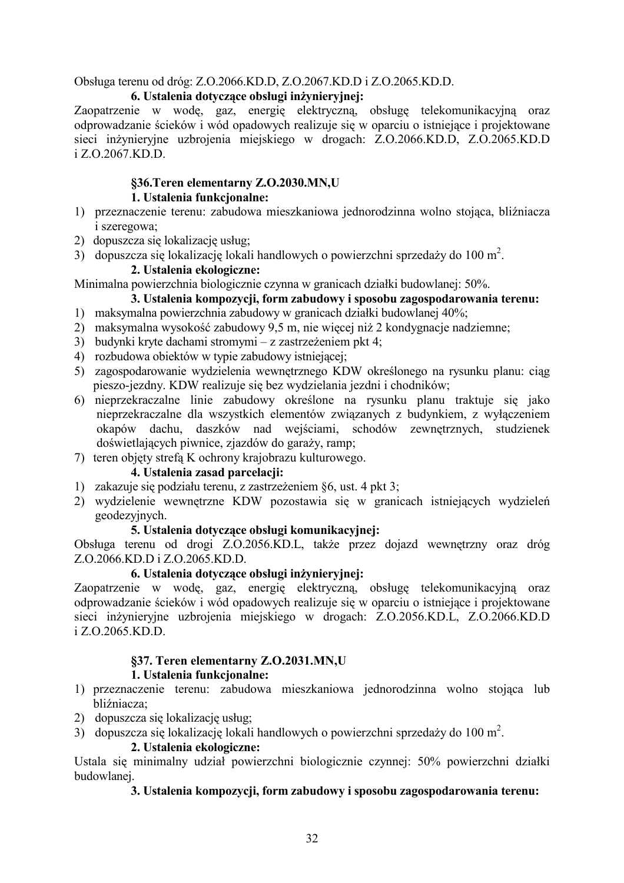Obsługa terenu od dróg: Z.O.2066.KD.D, Z.O.2067.KD.D i Z.O.2065.KD.D.

**6. Ustalenia dotyczące obsługi inżynieryjnej:**

Zaopatrzenie w wodę, gaz, energię elektryczną, obsługę telekomunikacyjną oraz odprowadzanie ścieków i wód opadowych realizuje się w oparciu o istniejące i projektowane sieci inżynieryjne uzbrojenia miejskiego w drogach: Z.O.2066.KD.D, Z.O.2065.KD.D i Z.O.2067.KD.D.

### §36.Teren elementarny Z.O.2030.MN,U

**1. Ustalenia funkcjonalne:**

1) przeznaczenie terenu: zabudowa mieszkaniowa jednorodzinna wolno stojąca, bliźniacza i szeregowa;
2) dopuszcza się lokalizację usług;
3) dopuszcza się lokalizację lokali handlowych o powierzchni sprzedaży do 100 m$^2$.

**2. Ustalenia ekologiczne:**

Minimalna powierzchnia biologicznie czynna w granicach działki budowlanej: 50%.

**3. Ustalenia kompozycji, form zabudowy i sposobu zagospodarowania terenu:**

1) maksymalna powierzchnia zabudowy w granicach działki budowlanej 40%;
2) maksymalna wysokość zabudowy 9,5 m, nie więcej niż 2 kondygnacje nadziemne;
3) budynki kryte dachami stromymi – z zastrzeżeniem pkt 4;
4) rozbudowa obiektów w typie zabudowy istniejącej;
5) zagospodarowanie wydzielenia wewnętrznego KDW określonego na rysunku planu: ciąg pieszo-jezdny. KDW realizuje się bez wydzielania jezdni i chodników;
6) nieprzekraczalne linie zabudowy określone na rysunku planu traktuje się jako nieprzekraczalne dla wszystkich elementów związanych z budynkiem, z wyłączeniem okapów dachu, daszków nad wejściami, schodów zewnętrznych, studzienek doświetlających piwnice, zjazdów do garaży, ramp;
7) teren objęty strefą K ochrony krajobrazu kulturowego.

**4. Ustalenia zasad parcelacji:**

1) zakazuje się podziału terenu, z zastrzeżeniem §6, ust. 4 pkt 3;
2) wydzielenie wewnętrzne KDW pozostawia się w granicach istniejących wydzieleń geodezyjnych.

**5. Ustalenia dotyczące obsługi komunikacyjnej:**

Obsługa terenu od drogi Z.O.2056.KD.L, także przez dojazd wewnętrzny oraz dróg Z.O.2066.KD.D i Z.O.2065.KD.D.

**6. Ustalenia dotyczące obsługi inżynieryjnej:**

Zaopatrzenie w wodę, gaz, energię elektryczną, obsługę telekomunikacyjną oraz odprowadzanie ścieków i wód opadowych realizuje się w oparciu o istniejące i projektowane sieci inżynieryjne uzbrojenia miejskiego w drogach: Z.O.2056.KD.L, Z.O.2066.KD.D i Z.O.2065.KD.D.

### §37. Teren elementarny Z.O.2031.MN,U

**1. Ustalenia funkcjonalne:**

1) przeznaczenie terenu: zabudowa mieszkaniowa jednorodzinna wolno stojąca lub bliźniacza;
2) dopuszcza się lokalizację usług;
3) dopuszcza się lokalizację lokali handlowych o powierzchni sprzedaży do 100 m$^2$.

**2. Ustalenia ekologiczne:**

Ustala się minimalny udział powierzchni biologicznie czynnej: 50% powierzchni działki budowlanej.

**3. Ustalenia kompozycji, form zabudowy i sposobu zagospodarowania terenu:**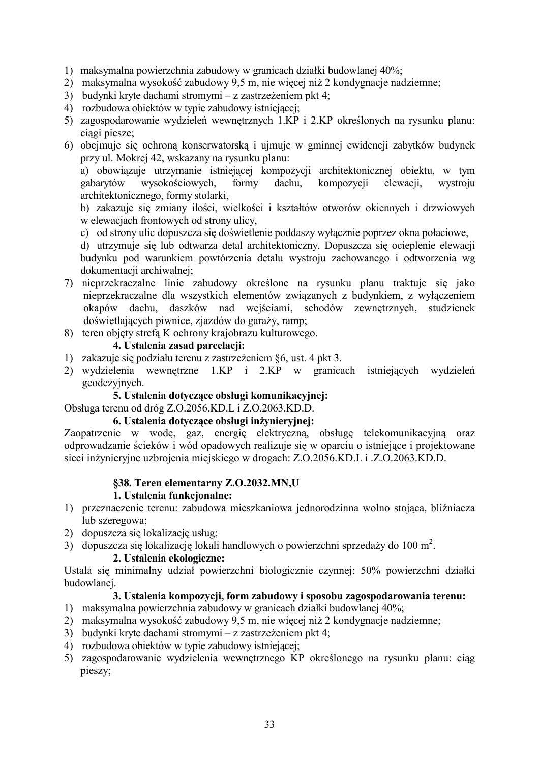1) maksymalna powierzchnia zabudowy w granicach działki budowlanej 40%;
2) maksymalna wysokość zabudowy 9,5 m, nie więcej niż 2 kondygnacje nadziemne;
3) budynki kryte dachami stromymi – z zastrzeżeniem pkt 4;
4) rozbudowa obiektów w typie zabudowy istniejącej;
5) zagospodarowanie wydzieleń wewnętrznych 1.KP i 2.KP określonych na rysunku planu: ciągi piesze;
6) obejmuje się ochroną konserwatorską i ujmuje w gminnej ewidencji zabytków budynek przy ul. Mokrej 42, wskazany na rysunku planu:

   a) obowiązuje utrzymanie istniejącej kompozycji architektonicznej obiektu, w tym gabarytów wysokościowych, formy dachu, kompozycji elewacji, wystroju architektonicznego, formy stolarki,

   b) zakazuje się zmiany ilości, wielkości i kształtów otworów okiennych i drzwiowych w elewacjach frontowych od strony ulicy,

   c) od strony ulic dopuszcza się doświetlenie poddaszy wyłącznie poprzez okna połaciowe,

   d) utrzymuje się lub odtwarza detal architektoniczny. Dopuszcza się ocieplenie elewacji budynku pod warunkiem powtórzenia detalu wystroju zachowanego i odtworzenia wg dokumentacji archiwalnej;
7) nieprzekraczalne linie zabudowy określone na rysunku planu traktuje się jako nieprzekraczalne dla wszystkich elementów związanych z budynkiem, z wyłączeniem okapów dachu, daszków nad wejściami, schodów zewnętrznych, studzienek doświetlających piwnice, zjazdów do garaży, ramp;
8) teren objęty strefą K ochrony krajobrazu kulturowego.

**4. Ustalenia zasad parcelacji:**

1) zakazuje się podziału terenu z zastrzeżeniem §6, ust. 4 pkt 3.
2) wydzielenia wewnętrzne 1.KP i 2.KP w granicach istniejących wydzieleń geodezyjnych.

**5. Ustalenia dotyczące obsługi komunikacyjnej:**

Obsługa terenu od dróg Z.O.2056.KD.L i Z.O.2063.KD.D.

**6. Ustalenia dotyczące obsługi inżynieryjnej:**

Zaopatrzenie w wodę, gaz, energię elektryczną, obsługę telekomunikacyjną oraz odprowadzanie ścieków i wód opadowych realizuje się w oparciu o istniejące i projektowane sieci inżynieryjne uzbrojenia miejskiego w drogach: Z.O.2056.KD.L i .Z.O.2063.KD.D.

## §38. Teren elementarny Z.O.2032.MN,U

**1. Ustalenia funkcjonalne:**

1) przeznaczenie terenu: zabudowa mieszkaniowa jednorodzinna wolno stojąca, bliźniacza lub szeregowa;
2) dopuszcza się lokalizację usług;
3) dopuszcza się lokalizację lokali handlowych o powierzchni sprzedaży do 100 $m^2$.

**2. Ustalenia ekologiczne:**

Ustala się minimalny udział powierzchni biologicznie czynnej: 50% powierzchni działki budowlanej.

**3. Ustalenia kompozycji, form zabudowy i sposobu zagospodarowania terenu:**

1) maksymalna powierzchnia zabudowy w granicach działki budowlanej 40%;
2) maksymalna wysokość zabudowy 9,5 m, nie więcej niż 2 kondygnacje nadziemne;
3) budynki kryte dachami stromymi – z zastrzeżeniem pkt 4;
4) rozbudowa obiektów w typie zabudowy istniejącej;
5) zagospodarowanie wydzielenia wewnętrznego KP określonego na rysunku planu: ciąg pieszy;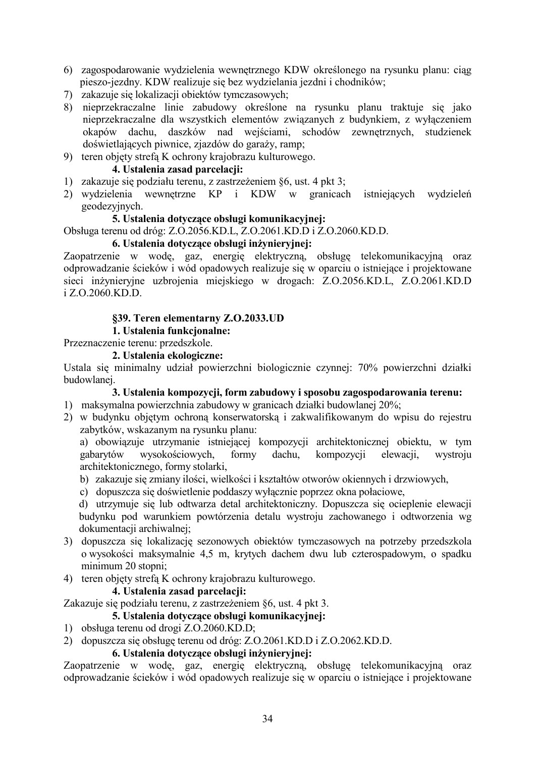6) zagospodarowanie wydzielenia wewnętrznego KDW określonego na rysunku planu: ciąg pieszo-jezdny. KDW realizuje się bez wydzielania jezdni i chodników;
7) zakazuje się lokalizacji obiektów tymczasowych;
8) nieprzekraczalne linie zabudowy określone na rysunku planu traktuje się jako nieprzekraczalne dla wszystkich elementów związanych z budynkiem, z wyłączeniem okapów dachu, daszków nad wejściami, schodów zewnętrznych, studzienek doświetlających piwnice, zjazdów do garaży, ramp;
9) teren objęty strefą K ochrony krajobrazu kulturowego.

**4. Ustalenia zasad parcelacji:**

1) zakazuje się podziału terenu, z zastrzeżeniem §6, ust. 4 pkt 3;
2) wydzielenia wewnętrzne KP i KDW w granicach istniejących wydzieleń geodezyjnych.

**5. Ustalenia dotyczące obsługi komunikacyjnej:**

Obsługa terenu od dróg: Z.O.2056.KD.L, Z.O.2061.KD.D i Z.O.2060.KD.D.

**6. Ustalenia dotyczące obsługi inżynieryjnej:**

Zaopatrzenie w wodę, gaz, energię elektryczną, obsługę telekomunikacyjną oraz odprowadzanie ścieków i wód opadowych realizuje się w oparciu o istniejące i projektowane sieci inżynieryjne uzbrojenia miejskiego w drogach: Z.O.2056.KD.L, Z.O.2061.KD.D i Z.O.2060.KD.D.

### §39. Teren elementarny Z.O.2033.UD

**1. Ustalenia funkcjonalne:**

Przeznaczenie terenu: przedszkole.

**2. Ustalenia ekologiczne:**

Ustala się minimalny udział powierzchni biologicznie czynnej: 70% powierzchni działki budowlanej.

**3. Ustalenia kompozycji, form zabudowy i sposobu zagospodarowania terenu:**

1) maksymalna powierzchnia zabudowy w granicach działki budowlanej 20%;
2) w budynku objętym ochroną konserwatorską i zakwalifikowanym do wpisu do rejestru zabytków, wskazanym na rysunku planu:
   a) obowiązuje utrzymanie istniejącej kompozycji architektonicznej obiektu, w tym gabarytów wysokościowych, formy dachu, kompozycji elewacji, wystroju architektonicznego, formy stolarki,
   b) zakazuje się zmiany ilości, wielkości i kształtów otworów okiennych i drzwiowych,
   c) dopuszcza się doświetlenie poddaszy wyłącznie poprzez okna połaciowe,
   d) utrzymuje się lub odtwarza detal architektoniczny. Dopuszcza się ocieplenie elewacji budynku pod warunkiem powtórzenia detalu wystroju zachowanego i odtworzenia wg dokumentacji archiwalnej;
3) dopuszcza się lokalizację sezonowych obiektów tymczasowych na potrzeby przedszkola o wysokości maksymalnie 4,5 m, krytych dachem dwu lub czterospadowym, o spadku minimum 20 stopni;
4) teren objęty strefą K ochrony krajobrazu kulturowego.

**4. Ustalenia zasad parcelacji:**

Zakazuje się podziału terenu, z zastrzeżeniem §6, ust. 4 pkt 3.

**5. Ustalenia dotyczące obsługi komunikacyjnej:**

1) obsługa terenu od drogi Z.O.2060.KD.D;
2) dopuszcza się obsługę terenu od dróg: Z.O.2061.KD.D i Z.O.2062.KD.D.

**6. Ustalenia dotyczące obsługi inżynieryjnej:**

Zaopatrzenie w wodę, gaz, energię elektryczną, obsługę telekomunikacyjną oraz odprowadzanie ścieków i wód opadowych realizuje się w oparciu o istniejące i projektowane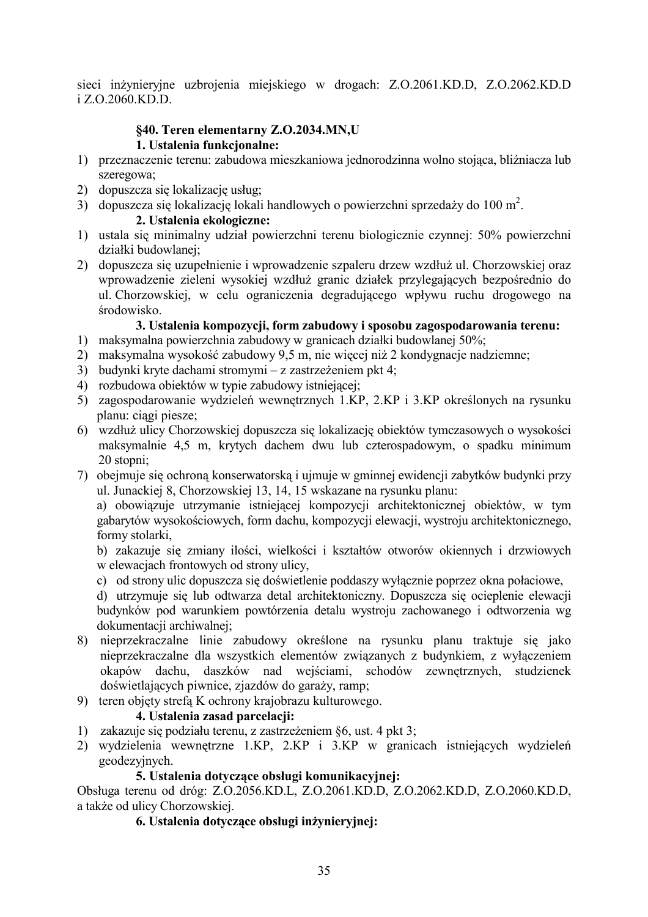sieci inżynieryjne uzbrojenia miejskiego w drogach: Z.O.2061.KD.D, Z.O.2062.KD.D i Z.O.2060.KD.D.

**§40. Teren elementarny Z.O.2034.MN,U**

**1. Ustalenia funkcjonalne:**

1) przeznaczenie terenu: zabudowa mieszkaniowa jednorodzinna wolno stojąca, bliźniacza lub szeregowa;
2) dopuszcza się lokalizację usług;
3) dopuszcza się lokalizację lokali handlowych o powierzchni sprzedaży do 100 $m^2$.

**2. Ustalenia ekologiczne:**

1) ustala się minimalny udział powierzchni terenu biologicznie czynnej: 50% powierzchni działki budowlanej;
2) dopuszcza się uzupełnienie i wprowadzenie szpaleru drzew wzdłuż ul. Chorzowskiej oraz wprowadzenie zieleni wysokiej wzdłuż granic działek przylegających bezpośrednio do ul. Chorzowskiej, w celu ograniczenia degradującego wpływu ruchu drogowego na środowisko.

**3. Ustalenia kompozycji, form zabudowy i sposobu zagospodarowania terenu:**

1) maksymalna powierzchnia zabudowy w granicach działki budowlanej 50%;
2) maksymalna wysokość zabudowy 9,5 m, nie więcej niż 2 kondygnacje nadziemne;
3) budynki kryte dachami stromymi – z zastrzeżeniem pkt 4;
4) rozbudowa obiektów w typie zabudowy istniejącej;
5) zagospodarowanie wydzieleń wewnętrznych 1.KP, 2.KP i 3.KP określonych na rysunku planu: ciągi piesze;
6) wzdłuż ulicy Chorzowskiej dopuszcza się lokalizację obiektów tymczasowych o wysokości maksymalnie 4,5 m, krytych dachem dwu lub czterospadowym, o spadku minimum 20 stopni;
7) obejmuje się ochroną konserwatorską i ujmuje w gminnej ewidencji zabytków budynki przy ul. Junackiej 8, Chorzowskiej 13, 14, 15 wskazane na rysunku planu:

   a) obowiązuje utrzymanie istniejącej kompozycji architektonicznej obiektów, w tym gabarytów wysokościowych, form dachu, kompozycji elewacji, wystroju architektonicznego, formy stolarki,

   b) zakazuje się zmiany ilości, wielkości i kształtów otworów okiennych i drzwiowych w elewacjach frontowych od strony ulicy,

   c) od strony ulic dopuszcza się doświetlenie poddaszy wyłącznie poprzez okna połaciowe,

   d) utrzymuje się lub odtwarza detal architektoniczny. Dopuszcza się ocieplenie elewacji budynków pod warunkiem powtórzenia detalu wystroju zachowanego i odtworzenia wg dokumentacji archiwalnej;
8) nieprzekraczalne linie zabudowy określone na rysunku planu traktuje się jako nieprzekraczalne dla wszystkich elementów związanych z budynkiem, z wyłączeniem okapów dachu, daszków nad wejściami, schodów zewnętrznych, studzienek doświetlających piwnice, zjazdów do garaży, ramp;
9) teren objęty strefą K ochrony krajobrazu kulturowego.

**4. Ustalenia zasad parcelacji:**

1) zakazuje się podziału terenu, z zastrzeżeniem §6, ust. 4 pkt 3;
2) wydzielenia wewnętrzne 1.KP, 2.KP i 3.KP w granicach istniejących wydzieleń geodezyjnych.

**5. Ustalenia dotyczące obsługi komunikacyjnej:**

Obsługa terenu od dróg: Z.O.2056.KD.L, Z.O.2061.KD.D, Z.O.2062.KD.D, Z.O.2060.KD.D, a także od ulicy Chorzowskiej.

**6. Ustalenia dotyczące obsługi inżynieryjnej:**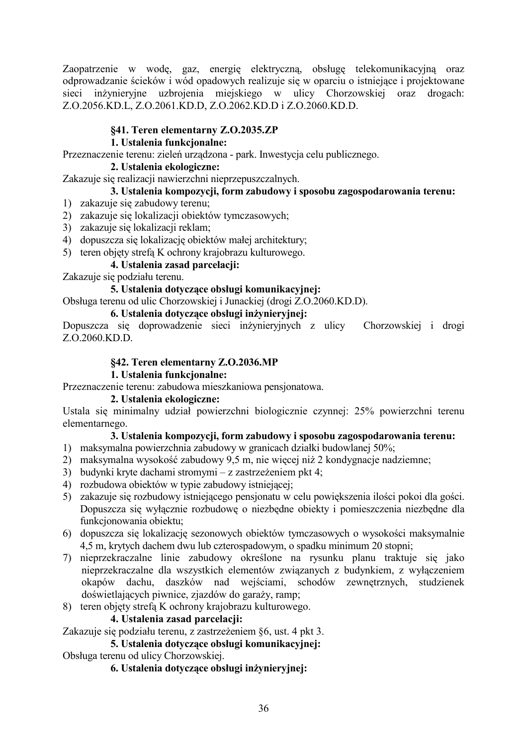Zaopatrzenie w wodę, gaz, energię elektryczną, obsługę telekomunikacyjną oraz odprowadzanie ścieków i wód opadowych realizuje się w oparciu o istniejące i projektowane sieci inżynieryjne uzbrojenia miejskiego w ulicy Chorzowskiej oraz drogach: Z.O.2056.KD.L, Z.O.2061.KD.D, Z.O.2062.KD.D i Z.O.2060.KD.D.

### §41. Teren elementarny Z.O.2035.ZP

**1. Ustalenia funkcjonalne:**

Przeznaczenie terenu: zieleń urządzona - park. Inwestycja celu publicznego.

**2. Ustalenia ekologiczne:**

Zakazuje się realizacji nawierzchni nieprzepuszczalnych.

**3. Ustalenia kompozycji, form zabudowy i sposobu zagospodarowania terenu:**

1) zakazuje się zabudowy terenu;
2) zakazuje się lokalizacji obiektów tymczasowych;
3) zakazuje się lokalizacji reklam;
4) dopuszcza się lokalizację obiektów małej architektury;
5) teren objęty strefą K ochrony krajobrazu kulturowego.

**4. Ustalenia zasad parcelacji:**

Zakazuje się podziału terenu.

**5. Ustalenia dotyczące obsługi komunikacyjnej:**

Obsługa terenu od ulic Chorzowskiej i Junackiej (drogi Z.O.2060.KD.D).

**6. Ustalenia dotyczące obsługi inżynieryjnej:**

Dopuszcza się doprowadzenie sieci inżynieryjnych z ulicy Chorzowskiej i drogi Z.O.2060.KD.D.

### §42. Teren elementarny Z.O.2036.MP

**1. Ustalenia funkcjonalne:**

Przeznaczenie terenu: zabudowa mieszkaniowa pensjonatowa.

**2. Ustalenia ekologiczne:**

Ustala się minimalny udział powierzchni biologicznie czynnej: 25% powierzchni terenu elementarnego.

**3. Ustalenia kompozycji, form zabudowy i sposobu zagospodarowania terenu:**

1) maksymalna powierzchnia zabudowy w granicach działki budowlanej 50%;
2) maksymalna wysokość zabudowy 9,5 m, nie więcej niż 2 kondygnacje nadziemne;
3) budynki kryte dachami stromymi – z zastrzeżeniem pkt 4;
4) rozbudowa obiektów w typie zabudowy istniejącej;
5) zakazuje się rozbudowy istniejącego pensjonatu w celu powiększenia ilości pokoi dla gości. Dopuszcza się wyłącznie rozbudowę o niezbędne obiekty i pomieszczenia niezbędne dla funkcjonowania obiektu;
6) dopuszcza się lokalizację sezonowych obiektów tymczasowych o wysokości maksymalnie 4,5 m, krytych dachem dwu lub czterospadowym, o spadku minimum 20 stopni;
7) nieprzekraczalne linie zabudowy określone na rysunku planu traktuje się jako nieprzekraczalne dla wszystkich elementów związanych z budynkiem, z wyłączeniem okapów dachu, daszków nad wejściami, schodów zewnętrznych, studzienek doświetlających piwnice, zjazdów do garaży, ramp;
8) teren objęty strefą K ochrony krajobrazu kulturowego.

**4. Ustalenia zasad parcelacji:**

Zakazuje się podziału terenu, z zastrzeżeniem §6, ust. 4 pkt 3.

**5. Ustalenia dotyczące obsługi komunikacyjnej:**

Obsługa terenu od ulicy Chorzowskiej.

**6. Ustalenia dotyczące obsługi inżynieryjnej:**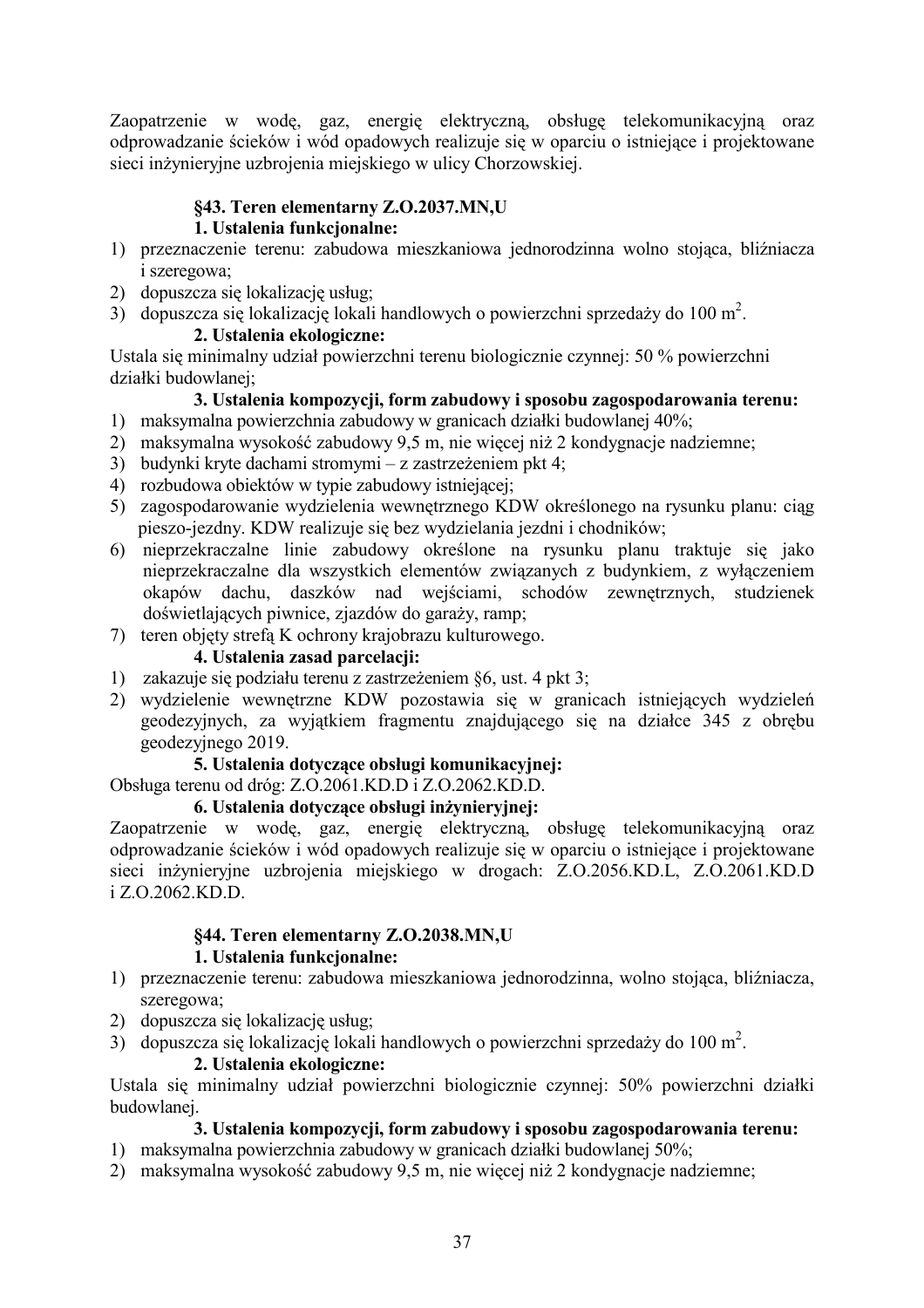Zaopatrzenie w wodę, gaz, energię elektryczną, obsługę telekomunikacyjną oraz odprowadzanie ścieków i wód opadowych realizuje się w oparciu o istniejące i projektowane sieci inżynieryjne uzbrojenia miejskiego w ulicy Chorzowskiej.

### §43. Teren elementarny Z.O.2037.MN,U

**1. Ustalenia funkcjonalne:**

1) przeznaczenie terenu: zabudowa mieszkaniowa jednorodzinna wolno stojąca, bliźniacza i szeregowa;
2) dopuszcza się lokalizację usług;
3) dopuszcza się lokalizację lokali handlowych o powierzchni sprzedaży do 100 $m^2$.

**2. Ustalenia ekologiczne:**

Ustala się minimalny udział powierzchni terenu biologicznie czynnej: 50 % powierzchni działki budowlanej;

**3. Ustalenia kompozycji, form zabudowy i sposobu zagospodarowania terenu:**

1) maksymalna powierzchnia zabudowy w granicach działki budowlanej 40%;
2) maksymalna wysokość zabudowy 9,5 m, nie więcej niż 2 kondygnacje nadziemne;
3) budynki kryte dachami stromymi – z zastrzeżeniem pkt 4;
4) rozbudowa obiektów w typie zabudowy istniejącej;
5) zagospodarowanie wydzielenia wewnętrznego KDW określonego na rysunku planu: ciąg pieszo-jezdny. KDW realizuje się bez wydzielania jezdni i chodników;
6) nieprzekraczalne linie zabudowy określone na rysunku planu traktuje się jako nieprzekraczalne dla wszystkich elementów związanych z budynkiem, z wyłączeniem okapów dachu, daszków nad wejściami, schodów zewnętrznych, studzienek doświetlających piwnice, zjazdów do garaży, ramp;
7) teren objęty strefą K ochrony krajobrazu kulturowego.

**4. Ustalenia zasad parcelacji:**

1) zakazuje się podziału terenu z zastrzeżeniem §6, ust. 4 pkt 3;
2) wydzielenie wewnętrzne KDW pozostawia się w granicach istniejących wydzieleń geodezyjnych, za wyjątkiem fragmentu znajdującego się na działce 345 z obrębu geodezyjnego 2019.

**5. Ustalenia dotyczące obsługi komunikacyjnej:**

Obsługa terenu od dróg: Z.O.2061.KD.D i Z.O.2062.KD.D.

**6. Ustalenia dotyczące obsługi inżynieryjnej:**

Zaopatrzenie w wodę, gaz, energię elektryczną, obsługę telekomunikacyjną oraz odprowadzanie ścieków i wód opadowych realizuje się w oparciu o istniejące i projektowane sieci inżynieryjne uzbrojenia miejskiego w drogach: Z.O.2056.KD.L, Z.O.2061.KD.D i Z.O.2062.KD.D.

### §44. Teren elementarny Z.O.2038.MN,U

**1. Ustalenia funkcjonalne:**

1) przeznaczenie terenu: zabudowa mieszkaniowa jednorodzinna, wolno stojąca, bliźniacza, szeregowa;
2) dopuszcza się lokalizację usług;
3) dopuszcza się lokalizację lokali handlowych o powierzchni sprzedaży do 100 $m^2$.

**2. Ustalenia ekologiczne:**

Ustala się minimalny udział powierzchni biologicznie czynnej: 50% powierzchni działki budowlanej.

**3. Ustalenia kompozycji, form zabudowy i sposobu zagospodarowania terenu:**

1) maksymalna powierzchnia zabudowy w granicach działki budowlanej 50%;
2) maksymalna wysokość zabudowy 9,5 m, nie więcej niż 2 kondygnacje nadziemne;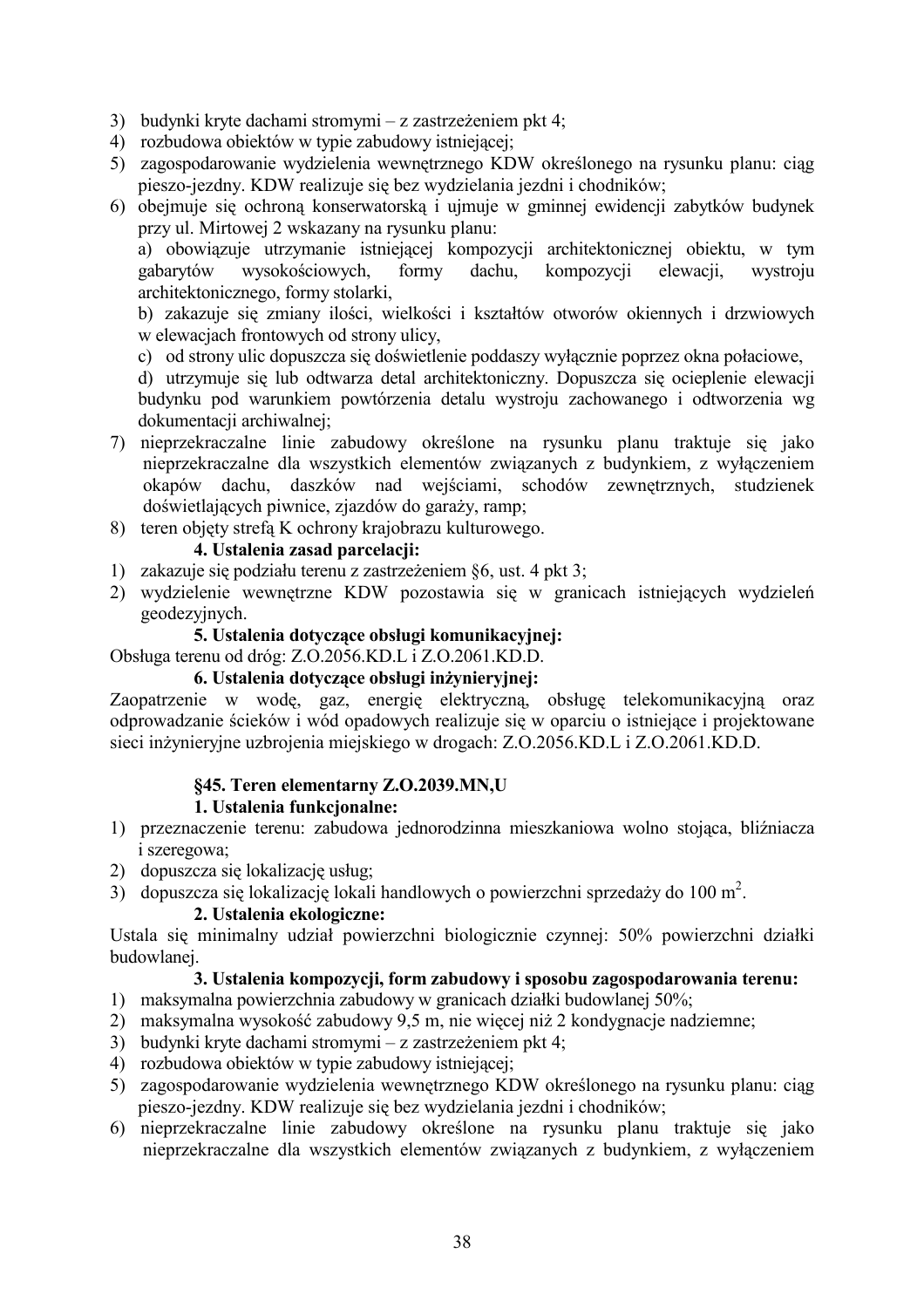3) budynki kryte dachami stromymi – z zastrzeżeniem pkt 4;
4) rozbudowa obiektów w typie zabudowy istniejącej;
5) zagospodarowanie wydzielenia wewnętrznego KDW określonego na rysunku planu: ciąg pieszo-jezdny. KDW realizuje się bez wydzielania jezdni i chodników;
6) obejmuje się ochroną konserwatorską i ujmuje w gminnej ewidencji zabytków budynek przy ul. Mirtowej 2 wskazany na rysunku planu:
   a) obowiązuje utrzymanie istniejącej kompozycji architektonicznej obiektu, w tym gabarytów wysokościowych, formy dachu, kompozycji elewacji, wystroju architektonicznego, formy stolarki,
   b) zakazuje się zmiany ilości, wielkości i kształtów otworów okiennych i drzwiowych w elewacjach frontowych od strony ulicy,
   c) od strony ulic dopuszcza się doświetlenie poddaszy wyłącznie poprzez okna połaciowe,
   d) utrzymuje się lub odtwarza detal architektoniczny. Dopuszcza się ocieplenie elewacji budynku pod warunkiem powtórzenia detalu wystroju zachowanego i odtworzenia wg dokumentacji archiwalnej;
7) nieprzekraczalne linie zabudowy określone na rysunku planu traktuje się jako nieprzekraczalne dla wszystkich elementów związanych z budynkiem, z wyłączeniem okapów dachu, daszków nad wejściami, schodów zewnętrznych, studzienek doświetlających piwnice, zjazdów do garaży, ramp;
8) teren objęty strefą K ochrony krajobrazu kulturowego.

**4. Ustalenia zasad parcelacji:**

1) zakazuje się podziału terenu z zastrzeżeniem §6, ust. 4 pkt 3;
2) wydzielenie wewnętrzne KDW pozostawia się w granicach istniejących wydzieleń geodezyjnych.

**5. Ustalenia dotyczące obsługi komunikacyjnej:**

Obsługa terenu od dróg: Z.O.2056.KD.L i Z.O.2061.KD.D.

**6. Ustalenia dotyczące obsługi inżynieryjnej:**

Zaopatrzenie w wodę, gaz, energię elektryczną, obsługę telekomunikacyjną oraz odprowadzanie ścieków i wód opadowych realizuje się w oparciu o istniejące i projektowane sieci inżynieryjne uzbrojenia miejskiego w drogach: Z.O.2056.KD.L i Z.O.2061.KD.D.

### §45. Teren elementarny Z.O.2039.MN,U

**1. Ustalenia funkcjonalne:**

1) przeznaczenie terenu: zabudowa jednorodzinna mieszkaniowa wolno stojąca, bliźniacza i szeregowa;
2) dopuszcza się lokalizację usług;
3) dopuszcza się lokalizację lokali handlowych o powierzchni sprzedaży do 100 m$^2$.

**2. Ustalenia ekologiczne:**

Ustala się minimalny udział powierzchni biologicznie czynnej: 50% powierzchni działki budowlanej.

**3. Ustalenia kompozycji, form zabudowy i sposobu zagospodarowania terenu:**

1) maksymalna powierzchnia zabudowy w granicach działki budowlanej 50%;
2) maksymalna wysokość zabudowy 9,5 m, nie więcej niż 2 kondygnacje nadziemne;
3) budynki kryte dachami stromymi – z zastrzeżeniem pkt 4;
4) rozbudowa obiektów w typie zabudowy istniejącej;
5) zagospodarowanie wydzielenia wewnętrznego KDW określonego na rysunku planu: ciąg pieszo-jezdny. KDW realizuje się bez wydzielania jezdni i chodników;
6) nieprzekraczalne linie zabudowy określone na rysunku planu traktuje się jako nieprzekraczalne dla wszystkich elementów związanych z budynkiem, z wyłączeniem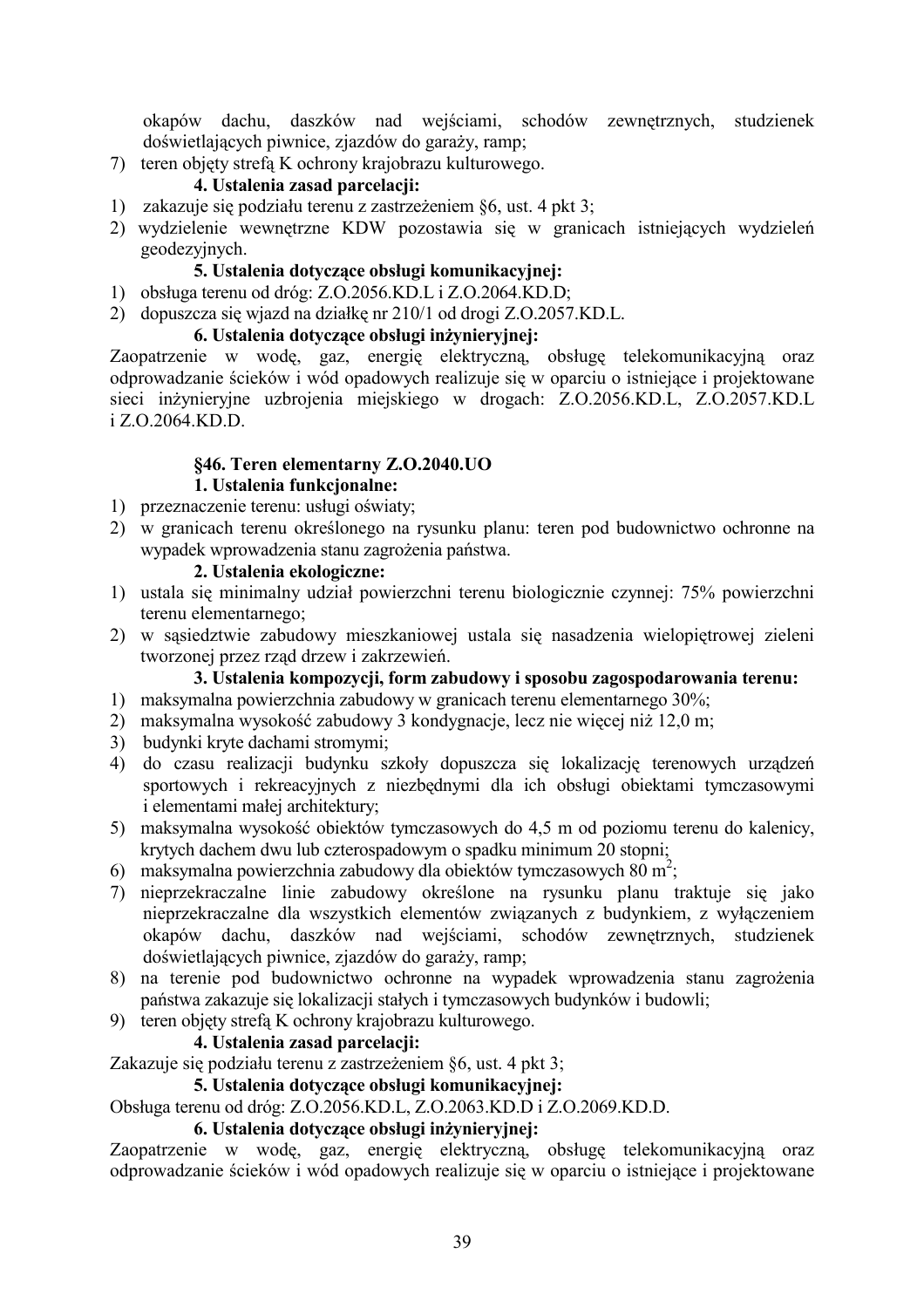okapów dachu, daszków nad wejściami, schodów zewnętrznych, studzienek doświetlających piwnice, zjazdów do garaży, ramp;

7) teren objęty strefą K ochrony krajobrazu kulturowego.

**4. Ustalenia zasad parcelacji:**

1) zakazuje się podziału terenu z zastrzeżeniem §6, ust. 4 pkt 3;
2) wydzielenie wewnętrzne KDW pozostawia się w granicach istniejących wydzieleń geodezyjnych.

**5. Ustalenia dotyczące obsługi komunikacyjnej:**

1) obsługa terenu od dróg: Z.O.2056.KD.L i Z.O.2064.KD.D;
2) dopuszcza się wjazd na działkę nr 210/1 od drogi Z.O.2057.KD.L.

**6. Ustalenia dotyczące obsługi inżynieryjnej:**

Zaopatrzenie w wodę, gaz, energię elektryczną, obsługę telekomunikacyjną oraz odprowadzanie ścieków i wód opadowych realizuje się w oparciu o istniejące i projektowane sieci inżynieryjne uzbrojenia miejskiego w drogach: Z.O.2056.KD.L, Z.O.2057.KD.L i Z.O.2064.KD.D.

### §46. Teren elementarny Z.O.2040.UO

**1. Ustalenia funkcjonalne:**

1) przeznaczenie terenu: usługi oświaty;
2) w granicach terenu określonego na rysunku planu: teren pod budownictwo ochronne na wypadek wprowadzenia stanu zagrożenia państwa.

**2. Ustalenia ekologiczne:**

1) ustala się minimalny udział powierzchni terenu biologicznie czynnej: 75% powierzchni terenu elementarnego;
2) w sąsiedztwie zabudowy mieszkaniowej ustala się nasadzenia wielopiętrowej zieleni tworzonej przez rząd drzew i zakrzewień.

**3. Ustalenia kompozycji, form zabudowy i sposobu zagospodarowania terenu:**

1) maksymalna powierzchnia zabudowy w granicach terenu elementarnego 30%;
2) maksymalna wysokość zabudowy 3 kondygnacje, lecz nie więcej niż 12,0 m;
3) budynki kryte dachami stromymi;
4) do czasu realizacji budynku szkoły dopuszcza się lokalizację terenowych urządzeń sportowych i rekreacyjnych z niezbędnymi dla ich obsługi obiektami tymczasowymi i elementami małej architektury;
5) maksymalna wysokość obiektów tymczasowych do 4,5 m od poziomu terenu do kalenicy, krytych dachem dwu lub czterospadowym o spadku minimum 20 stopni;
6) maksymalna powierzchnia zabudowy dla obiektów tymczasowych 80 $m^2$;
7) nieprzekraczalne linie zabudowy określone na rysunku planu traktuje się jako nieprzekraczalne dla wszystkich elementów związanych z budynkiem, z wyłączeniem okapów dachu, daszków nad wejściami, schodów zewnętrznych, studzienek doświetlających piwnice, zjazdów do garaży, ramp;
8) na terenie pod budownictwo ochronne na wypadek wprowadzenia stanu zagrożenia państwa zakazuje się lokalizacji stałych i tymczasowych budynków i budowli;
9) teren objęty strefą K ochrony krajobrazu kulturowego.

**4. Ustalenia zasad parcelacji:**

Zakazuje się podziału terenu z zastrzeżeniem §6, ust. 4 pkt 3;

**5. Ustalenia dotyczące obsługi komunikacyjnej:**

Obsługa terenu od dróg: Z.O.2056.KD.L, Z.O.2063.KD.D i Z.O.2069.KD.D.

**6. Ustalenia dotyczące obsługi inżynieryjnej:**

Zaopatrzenie w wodę, gaz, energię elektryczną, obsługę telekomunikacyjną oraz odprowadzanie ścieków i wód opadowych realizuje się w oparciu o istniejące i projektowane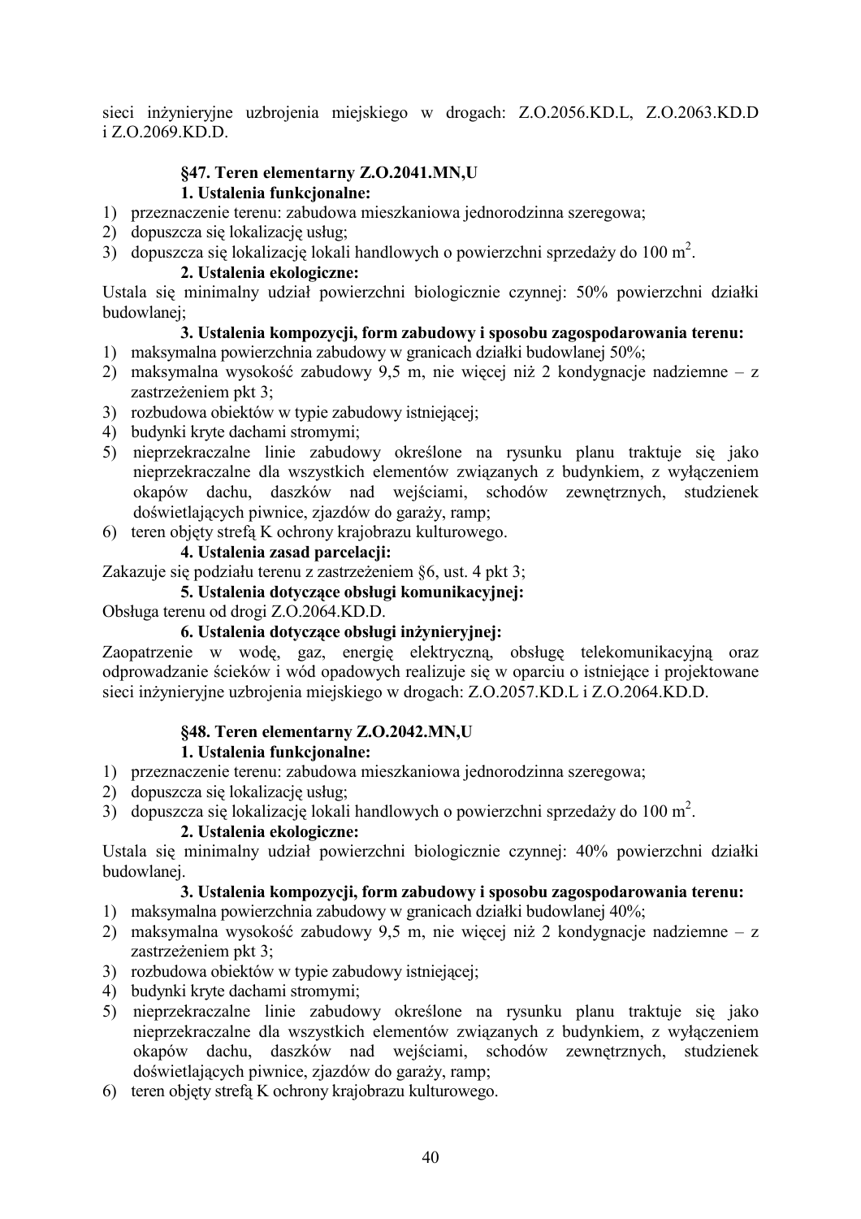sieci inżynieryjne uzbrojenia miejskiego w drogach: Z.O.2056.KD.L, Z.O.2063.KD.D i Z.O.2069.KD.D.

### §47. Teren elementarny Z.O.2041.MN,U

**1. Ustalenia funkcjonalne:**

1) przeznaczenie terenu: zabudowa mieszkaniowa jednorodzinna szeregowa;
2) dopuszcza się lokalizację usług;
3) dopuszcza się lokalizację lokali handlowych o powierzchni sprzedaży do 100 m$^2$.

**2. Ustalenia ekologiczne:**

Ustala się minimalny udział powierzchni biologicznie czynnej: 50% powierzchni działki budowlanej;

**3. Ustalenia kompozycji, form zabudowy i sposobu zagospodarowania terenu:**

1) maksymalna powierzchnia zabudowy w granicach działki budowlanej 50%;
2) maksymalna wysokość zabudowy 9,5 m, nie więcej niż 2 kondygnacje nadziemne – z zastrzeżeniem pkt 3;
3) rozbudowa obiektów w typie zabudowy istniejącej;
4) budynki kryte dachami stromymi;
5) nieprzekraczalne linie zabudowy określone na rysunku planu traktuje się jako nieprzekraczalne dla wszystkich elementów związanych z budynkiem, z wyłączeniem okapów dachu, daszków nad wejściami, schodów zewnętrznych, studzienek doświetlających piwnice, zjazdów do garaży, ramp;
6) teren objęty strefą K ochrony krajobrazu kulturowego.

**4. Ustalenia zasad parcelacji:**

Zakazuje się podziału terenu z zastrzeżeniem §6, ust. 4 pkt 3;

**5. Ustalenia dotyczące obsługi komunikacyjnej:**

Obsługa terenu od drogi Z.O.2064.KD.D.

**6. Ustalenia dotyczące obsługi inżynieryjnej:**

Zaopatrzenie w wodę, gaz, energię elektryczną, obsługę telekomunikacyjną oraz odprowadzanie ścieków i wód opadowych realizuje się w oparciu o istniejące i projektowane sieci inżynieryjne uzbrojenia miejskiego w drogach: Z.O.2057.KD.L i Z.O.2064.KD.D.

### §48. Teren elementarny Z.O.2042.MN,U

**1. Ustalenia funkcjonalne:**

1) przeznaczenie terenu: zabudowa mieszkaniowa jednorodzinna szeregowa;
2) dopuszcza się lokalizację usług;
3) dopuszcza się lokalizację lokali handlowych o powierzchni sprzedaży do 100 m$^2$.

**2. Ustalenia ekologiczne:**

Ustala się minimalny udział powierzchni biologicznie czynnej: 40% powierzchni działki budowlanej.

**3. Ustalenia kompozycji, form zabudowy i sposobu zagospodarowania terenu:**

1) maksymalna powierzchnia zabudowy w granicach działki budowlanej 40%;
2) maksymalna wysokość zabudowy 9,5 m, nie więcej niż 2 kondygnacje nadziemne – z zastrzeżeniem pkt 3;
3) rozbudowa obiektów w typie zabudowy istniejącej;
4) budynki kryte dachami stromymi;
5) nieprzekraczalne linie zabudowy określone na rysunku planu traktuje się jako nieprzekraczalne dla wszystkich elementów związanych z budynkiem, z wyłączeniem okapów dachu, daszków nad wejściami, schodów zewnętrznych, studzienek doświetlających piwnice, zjazdów do garaży, ramp;
6) teren objęty strefą K ochrony krajobrazu kulturowego.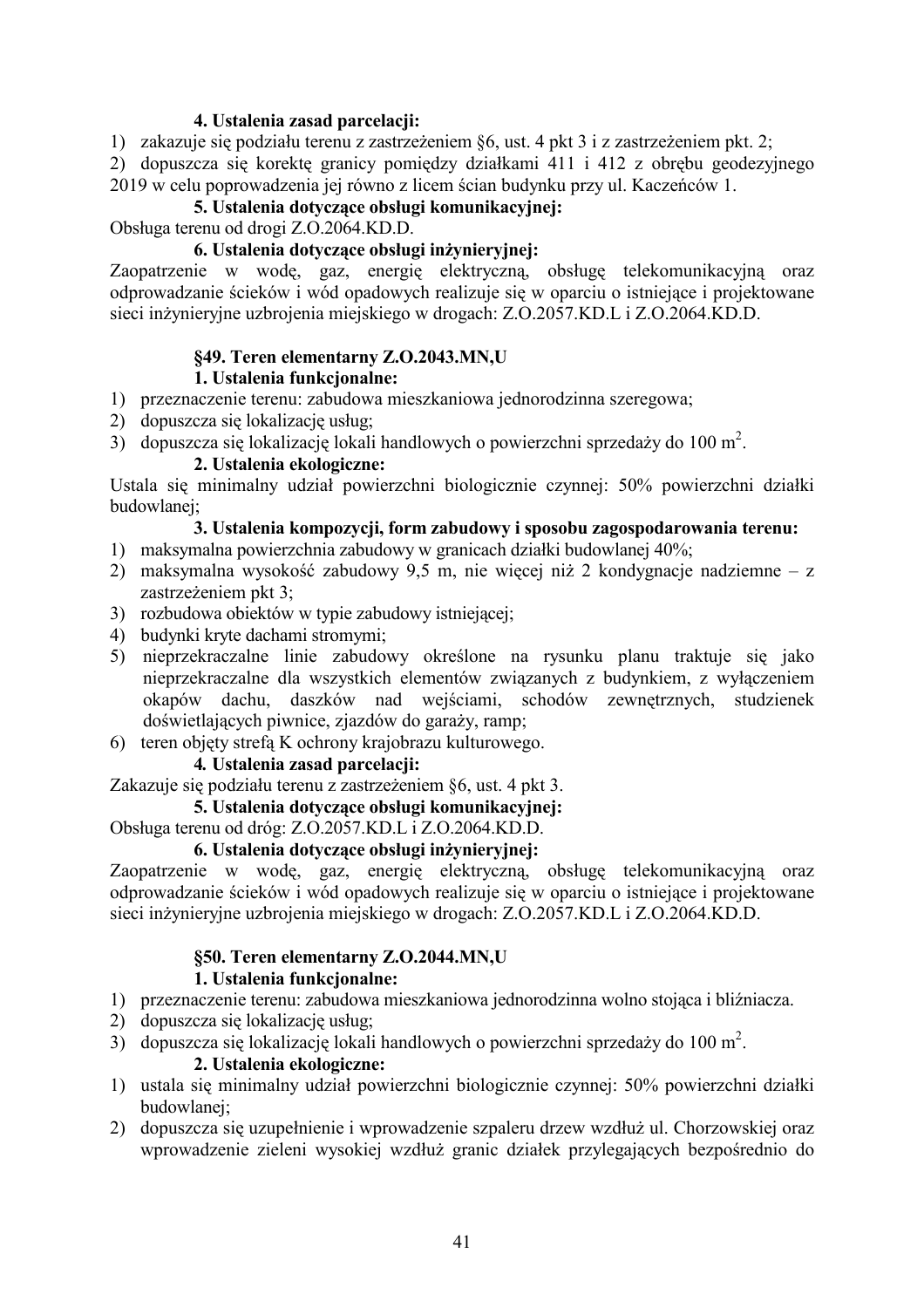**4. Ustalenia zasad parcelacji:**

1) zakazuje się podziału terenu z zastrzeżeniem §6, ust. 4 pkt 3 i z zastrzeżeniem pkt. 2;
2) dopuszcza się korektę granicy pomiędzy działkami 411 i 412 z obrębu geodezyjnego 2019 w celu poprowadzenia jej równo z licem ścian budynku przy ul. Kaczeńców 1.

**5. Ustalenia dotyczące obsługi komunikacyjnej:**

Obsługa terenu od drogi Z.O.2064.KD.D.

**6. Ustalenia dotyczące obsługi inżynieryjnej:**

Zaopatrzenie w wodę, gaz, energię elektryczną, obsługę telekomunikacyjną oraz odprowadzanie ścieków i wód opadowych realizuje się w oparciu o istniejące i projektowane sieci inżynieryjne uzbrojenia miejskiego w drogach: Z.O.2057.KD.L i Z.O.2064.KD.D.

### §49. Teren elementarny Z.O.2043.MN,U

**1. Ustalenia funkcjonalne:**

1) przeznaczenie terenu: zabudowa mieszkaniowa jednorodzinna szeregowa;
2) dopuszcza się lokalizację usług;
3) dopuszcza się lokalizację lokali handlowych o powierzchni sprzedaży do 100 $m^2$.

**2. Ustalenia ekologiczne:**

Ustala się minimalny udział powierzchni biologicznie czynnej: 50% powierzchni działki budowlanej;

**3. Ustalenia kompozycji, form zabudowy i sposobu zagospodarowania terenu:**

1) maksymalna powierzchnia zabudowy w granicach działki budowlanej 40%;
2) maksymalna wysokość zabudowy 9,5 m, nie więcej niż 2 kondygnacje nadziemne – z zastrzeżeniem pkt 3;
3) rozbudowa obiektów w typie zabudowy istniejącej;
4) budynki kryte dachami stromymi;
5) nieprzekraczalne linie zabudowy określone na rysunku planu traktuje się jako nieprzekraczalne dla wszystkich elementów związanych z budynkiem, z wyłączeniem okapów dachu, daszków nad wejściami, schodów zewnętrznych, studzienek doświetlających piwnice, zjazdów do garaży, ramp;
6) teren objęty strefą K ochrony krajobrazu kulturowego.

**4. Ustalenia zasad parcelacji:**

Zakazuje się podziału terenu z zastrzeżeniem §6, ust. 4 pkt 3.

**5. Ustalenia dotyczące obsługi komunikacyjnej:**

Obsługa terenu od dróg: Z.O.2057.KD.L i Z.O.2064.KD.D.

**6. Ustalenia dotyczące obsługi inżynieryjnej:**

Zaopatrzenie w wodę, gaz, energię elektryczną, obsługę telekomunikacyjną oraz odprowadzanie ścieków i wód opadowych realizuje się w oparciu o istniejące i projektowane sieci inżynieryjne uzbrojenia miejskiego w drogach: Z.O.2057.KD.L i Z.O.2064.KD.D.

### §50. Teren elementarny Z.O.2044.MN,U

**1. Ustalenia funkcjonalne:**

1) przeznaczenie terenu: zabudowa mieszkaniowa jednorodzinna wolno stojąca i bliźniacza.
2) dopuszcza się lokalizację usług;
3) dopuszcza się lokalizację lokali handlowych o powierzchni sprzedaży do 100 $m^2$.

**2. Ustalenia ekologiczne:**

1) ustala się minimalny udział powierzchni biologicznie czynnej: 50% powierzchni działki budowlanej;
2) dopuszcza się uzupełnienie i wprowadzenie szpaleru drzew wzdłuż ul. Chorzowskiej oraz wprowadzenie zieleni wysokiej wzdłuż granic działek przylegających bezpośrednio do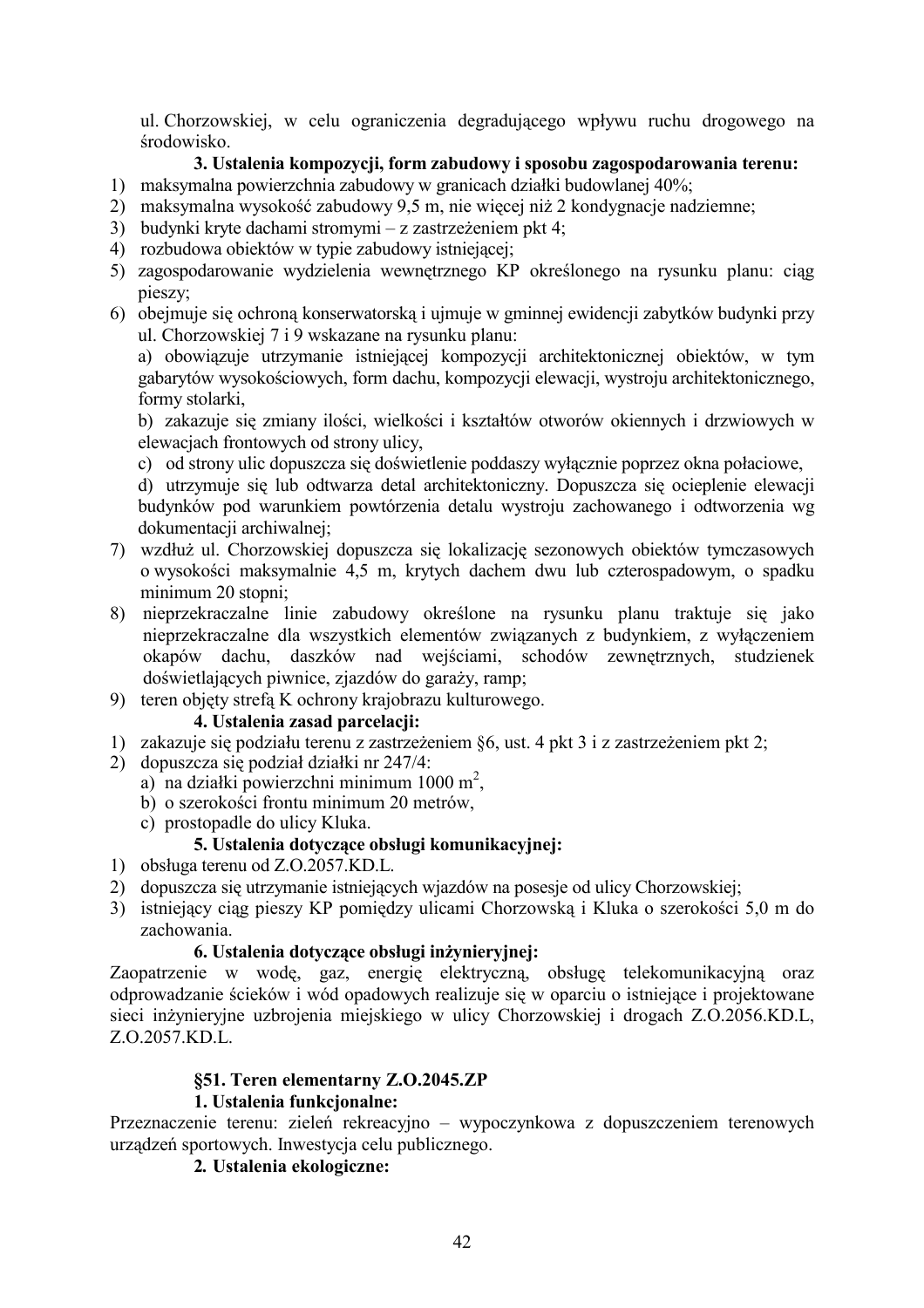ul. Chorzowskiej, w celu ograniczenia degradującego wpływu ruchu drogowego na środowisko.

**3. Ustalenia kompozycji, form zabudowy i sposobu zagospodarowania terenu:**

1) maksymalna powierzchnia zabudowy w granicach działki budowlanej 40%;
2) maksymalna wysokość zabudowy 9,5 m, nie więcej niż 2 kondygnacje nadziemne;
3) budynki kryte dachami stromymi – z zastrzeżeniem pkt 4;
4) rozbudowa obiektów w typie zabudowy istniejącej;
5) zagospodarowanie wydzielenia wewnętrznego KP określonego na rysunku planu: ciąg pieszy;
6) obejmuje się ochroną konserwatorską i ujmuje w gminnej ewidencji zabytków budynki przy ul. Chorzowskiej 7 i 9 wskazane na rysunku planu:
   a) obowiązuje utrzymanie istniejącej kompozycji architektonicznej obiektów, w tym gabarytów wysokościowych, form dachu, kompozycji elewacji, wystroju architektonicznego, formy stolarki,
   b) zakazuje się zmiany ilości, wielkości i kształtów otworów okiennych i drzwiowych w elewacjach frontowych od strony ulicy,
   c) od strony ulic dopuszcza się doświetlenie poddaszy wyłącznie poprzez okna połaciowe,
   d) utrzymuje się lub odtwarza detal architektoniczny. Dopuszcza się ocieplenie elewacji budynków pod warunkiem powtórzenia detalu wystroju zachowanego i odtworzenia wg dokumentacji archiwalnej;
7) wzdłuż ul. Chorzowskiej dopuszcza się lokalizację sezonowych obiektów tymczasowych o wysokości maksymalnie 4,5 m, krytych dachem dwu lub czterospadowym, o spadku minimum 20 stopni;
8) nieprzekraczalne linie zabudowy określone na rysunku planu traktuje się jako nieprzekraczalne dla wszystkich elementów związanych z budynkiem, z wyłączeniem okapów dachu, daszków nad wejściami, schodów zewnętrznych, studzienek doświetlających piwnice, zjazdów do garaży, ramp;
9) teren objęty strefą K ochrony krajobrazu kulturowego.

**4. Ustalenia zasad parcelacji:**

1) zakazuje się podziału terenu z zastrzeżeniem §6, ust. 4 pkt 3 i z zastrzeżeniem pkt 2;
2) dopuszcza się podział działki nr 247/4:
   a) na działki powierzchni minimum 1000 $m^2$,
   b) o szerokości frontu minimum 20 metrów,
   c) prostopadle do ulicy Kluka.

**5. Ustalenia dotyczące obsługi komunikacyjnej:**

1) obsługa terenu od Z.O.2057.KD.L.
2) dopuszcza się utrzymanie istniejących wjazdów na posesje od ulicy Chorzowskiej;
3) istniejący ciąg pieszy KP pomiędzy ulicami Chorzowską i Kluka o szerokości 5,0 m do zachowania.

**6. Ustalenia dotyczące obsługi inżynieryjnej:**

Zaopatrzenie w wodę, gaz, energię elektryczną, obsługę telekomunikacyjną oraz odprowadzanie ścieków i wód opadowych realizuje się w oparciu o istniejące i projektowane sieci inżynieryjne uzbrojenia miejskiego w ulicy Chorzowskiej i drogach Z.O.2056.KD.L, Z.O.2057.KD.L.

## §51. Teren elementarny Z.O.2045.ZP

**1. Ustalenia funkcjonalne:**

Przeznaczenie terenu: zieleń rekreacyjno – wypoczynkowa z dopuszczeniem terenowych urządzeń sportowych. Inwestycja celu publicznego.

**2. Ustalenia ekologiczne:**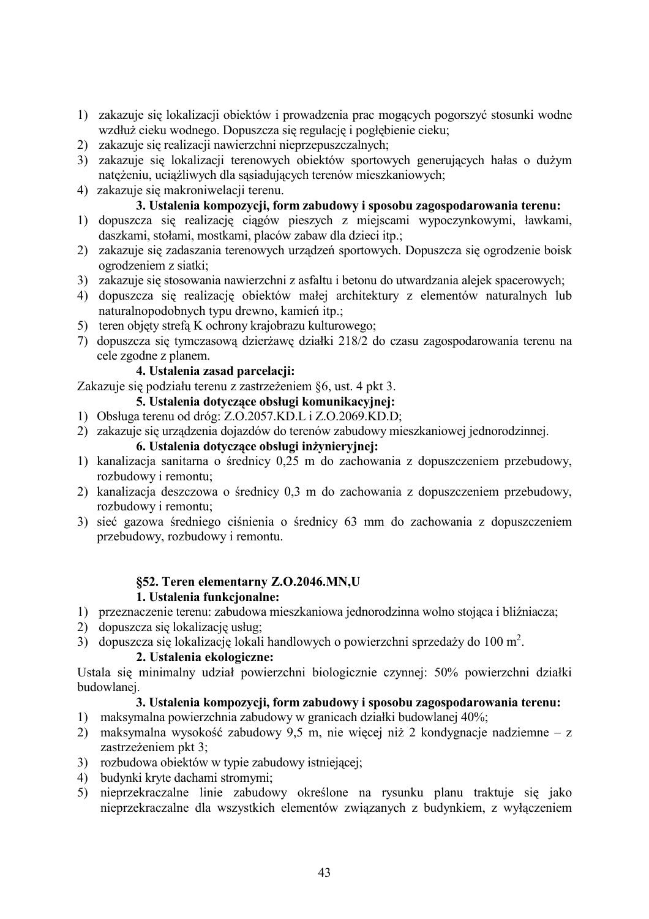1) zakazuje się lokalizacji obiektów i prowadzenia prac mogących pogorszyć stosunki wodne wzdłuż cieku wodnego. Dopuszcza się regulację i pogłębienie cieku;
2) zakazuje się realizacji nawierzchni nieprzepuszczalnych;
3) zakazuje się lokalizacji terenowych obiektów sportowych generujących hałas o dużym natężeniu, uciążliwych dla sąsiadujących terenów mieszkaniowych;
4) zakazuje się makroniwelacji terenu.

**3. Ustalenia kompozycji, form zabudowy i sposobu zagospodarowania terenu:**

1) dopuszcza się realizację ciągów pieszych z miejscami wypoczynkowymi, ławkami, daszkami, stołami, mostkami, placów zabaw dla dzieci itp.;
2) zakazuje się zadaszania terenowych urządzeń sportowych. Dopuszcza się ogrodzenie boisk ogrodzeniem z siatki;
3) zakazuje się stosowania nawierzchni z asfaltu i betonu do utwardzania alejek spacerowych;
4) dopuszcza się realizację obiektów małej architektury z elementów naturalnych lub naturalnopodobnych typu drewno, kamień itp.;
5) teren objęty strefą K ochrony krajobrazu kulturowego;
7) dopuszcza się tymczasową dzierżawę działki 218/2 do czasu zagospodarowania terenu na cele zgodne z planem.

**4. Ustalenia zasad parcelacji:**

Zakazuje się podziału terenu z zastrzeżeniem §6, ust. 4 pkt 3.

**5. Ustalenia dotyczące obsługi komunikacyjnej:**

1) Obsługa terenu od dróg: Z.O.2057.KD.L i Z.O.2069.KD.D;
2) zakazuje się urządzenia dojazdów do terenów zabudowy mieszkaniowej jednorodzinnej.

**6. Ustalenia dotyczące obsługi inżynieryjnej:**

1) kanalizacja sanitarna o średnicy 0,25 m do zachowania z dopuszczeniem przebudowy, rozbudowy i remontu;
2) kanalizacja deszczowa o średnicy 0,3 m do zachowania z dopuszczeniem przebudowy, rozbudowy i remontu;
3) sieć gazowa średniego ciśnienia o średnicy 63 mm do zachowania z dopuszczeniem przebudowy, rozbudowy i remontu.

### §52. Teren elementarny Z.O.2046.MN,U

**1. Ustalenia funkcjonalne:**

1) przeznaczenie terenu: zabudowa mieszkaniowa jednorodzinna wolno stojąca i bliźniacza;
2) dopuszcza się lokalizację usług;
3) dopuszcza się lokalizację lokali handlowych o powierzchni sprzedaży do 100 m$^2$.

**2. Ustalenia ekologiczne:**

Ustala się minimalny udział powierzchni biologicznie czynnej: 50% powierzchni działki budowlanej.

**3. Ustalenia kompozycji, form zabudowy i sposobu zagospodarowania terenu:**

1) maksymalna powierzchnia zabudowy w granicach działki budowlanej 40%;
2) maksymalna wysokość zabudowy 9,5 m, nie więcej niż 2 kondygnacje nadziemne – z zastrzeżeniem pkt 3;
3) rozbudowa obiektów w typie zabudowy istniejącej;
4) budynki kryte dachami stromymi;
5) nieprzekraczalne linie zabudowy określone na rysunku planu traktuje się jako nieprzekraczalne dla wszystkich elementów związanych z budynkiem, z wyłączeniem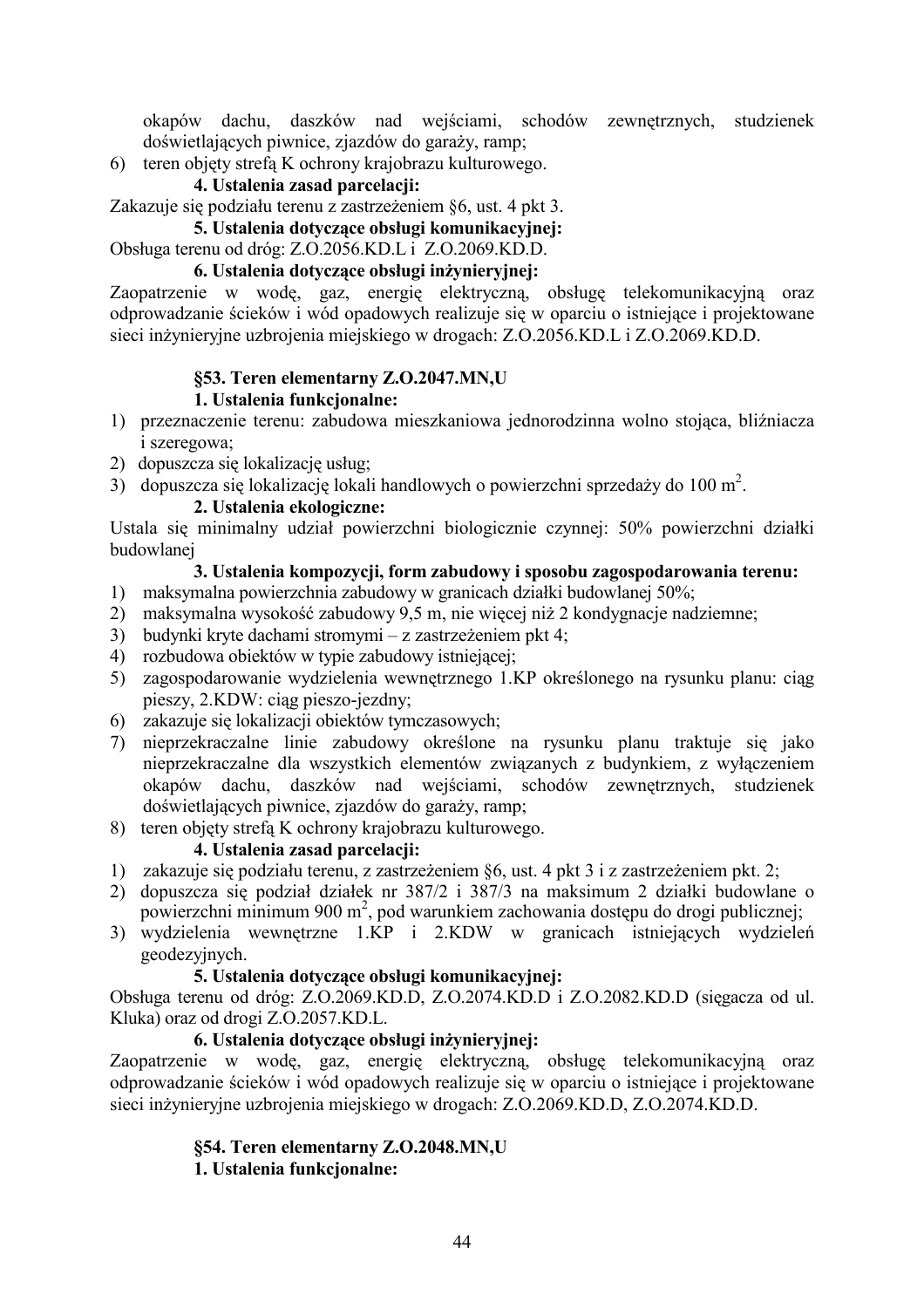okapów dachu, daszków nad wejściami, schodów zewnętrznych, studzienek doświetlających piwnice, zjazdów do garaży, ramp;

6) teren objęty strefą K ochrony krajobrazu kulturowego.

**4. Ustalenia zasad parcelacji:**

Zakazuje się podziału terenu z zastrzeżeniem §6, ust. 4 pkt 3.

**5. Ustalenia dotyczące obsługi komunikacyjnej:**

Obsługa terenu od dróg: Z.O.2056.KD.L i Z.O.2069.KD.D.

**6. Ustalenia dotyczące obsługi inżynieryjnej:**

Zaopatrzenie w wodę, gaz, energię elektryczną, obsługę telekomunikacyjną oraz odprowadzanie ścieków i wód opadowych realizuje się w oparciu o istniejące i projektowane sieci inżynieryjne uzbrojenia miejskiego w drogach: Z.O.2056.KD.L i Z.O.2069.KD.D.

### §53. Teren elementarny Z.O.2047.MN,U

**1. Ustalenia funkcjonalne:**

1) przeznaczenie terenu: zabudowa mieszkaniowa jednorodzinna wolno stojąca, bliźniacza i szeregowa;
2) dopuszcza się lokalizację usług;
3) dopuszcza się lokalizację lokali handlowych o powierzchni sprzedaży do 100 $m^2$.

**2. Ustalenia ekologiczne:**

Ustala się minimalny udział powierzchni biologicznie czynnej: 50% powierzchni działki budowlanej

**3. Ustalenia kompozycji, form zabudowy i sposobu zagospodarowania terenu:**

1) maksymalna powierzchnia zabudowy w granicach działki budowlanej 50%;
2) maksymalna wysokość zabudowy 9,5 m, nie więcej niż 2 kondygnacje nadziemne;
3) budynki kryte dachami stromymi – z zastrzeżeniem pkt 4;
4) rozbudowa obiektów w typie zabudowy istniejącej;
5) zagospodarowanie wydzielenia wewnętrznego 1.KP określonego na rysunku planu: ciąg pieszy, 2.KDW: ciąg pieszo-jezdny;
6) zakazuje się lokalizacji obiektów tymczasowych;
7) nieprzekraczalne linie zabudowy określone na rysunku planu traktuje się jako nieprzekraczalne dla wszystkich elementów związanych z budynkiem, z wyłączeniem okapów dachu, daszków nad wejściami, schodów zewnętrznych, studzienek doświetlających piwnice, zjazdów do garaży, ramp;
8) teren objęty strefą K ochrony krajobrazu kulturowego.

**4. Ustalenia zasad parcelacji:**

1) zakazuje się podziału terenu, z zastrzeżeniem §6, ust. 4 pkt 3 i z zastrzeżeniem pkt. 2;
2) dopuszcza się podział działek nr 387/2 i 387/3 na maksimum 2 działki budowlane o powierzchni minimum 900 $m^2$, pod warunkiem zachowania dostępu do drogi publicznej;
3) wydzielenia wewnętrzne 1.KP i 2.KDW w granicach istniejących wydzieleń geodezyjnych.

**5. Ustalenia dotyczące obsługi komunikacyjnej:**

Obsługa terenu od dróg: Z.O.2069.KD.D, Z.O.2074.KD.D i Z.O.2082.KD.D (sięgacza od ul. Kluka) oraz od drogi Z.O.2057.KD.L.

**6. Ustalenia dotyczące obsługi inżynieryjnej:**

Zaopatrzenie w wodę, gaz, energię elektryczną, obsługę telekomunikacyjną oraz odprowadzanie ścieków i wód opadowych realizuje się w oparciu o istniejące i projektowane sieci inżynieryjne uzbrojenia miejskiego w drogach: Z.O.2069.KD.D, Z.O.2074.KD.D.

### §54. Teren elementarny Z.O.2048.MN,U

**1. Ustalenia funkcjonalne:**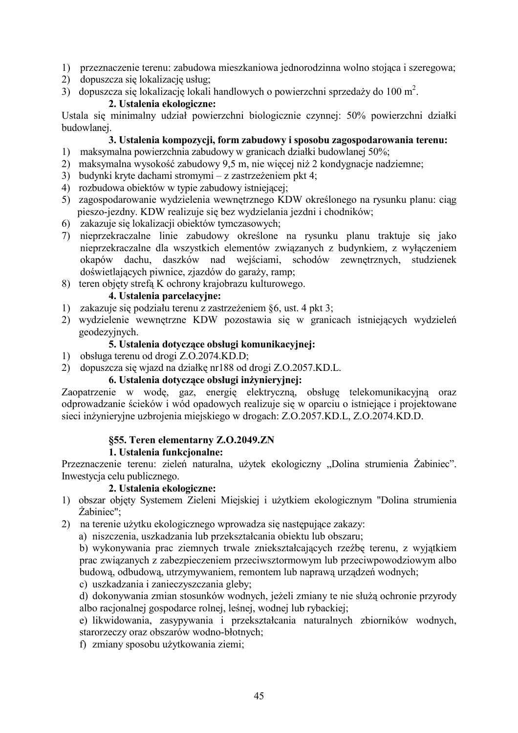1) przeznaczenie terenu: zabudowa mieszkaniowa jednorodzinna wolno stojąca i szeregowa;
2) dopuszcza się lokalizację usług;
3) dopuszcza się lokalizację lokali handlowych o powierzchni sprzedaży do 100 m$^2$.

**2. Ustalenia ekologiczne:**

Ustala się minimalny udział powierzchni biologicznie czynnej: 50% powierzchni działki budowlanej.

**3. Ustalenia kompozycji, form zabudowy i sposobu zagospodarowania terenu:**

1) maksymalna powierzchnia zabudowy w granicach działki budowlanej 50%;
2) maksymalna wysokość zabudowy 9,5 m, nie więcej niż 2 kondygnacje nadziemne;
3) budynki kryte dachami stromymi – z zastrzeżeniem pkt 4;
4) rozbudowa obiektów w typie zabudowy istniejącej;
5) zagospodarowanie wydzielenia wewnętrznego KDW określonego na rysunku planu: ciąg pieszo-jezdny. KDW realizuje się bez wydzielania jezdni i chodników;
6) zakazuje się lokalizacji obiektów tymczasowych;
7) nieprzekraczalne linie zabudowy określone na rysunku planu traktuje się jako nieprzekraczalne dla wszystkich elementów związanych z budynkiem, z wyłączeniem okapów dachu, daszków nad wejściami, schodów zewnętrznych, studzienek doświetlających piwnice, zjazdów do garaży, ramp;
8) teren objęty strefą K ochrony krajobrazu kulturowego.

**4. Ustalenia parcelacyjne:**

1) zakazuje się podziału terenu z zastrzeżeniem §6, ust. 4 pkt 3;
2) wydzielenie wewnętrzne KDW pozostawia się w granicach istniejących wydzieleń geodezyjnych.

**5. Ustalenia dotyczące obsługi komunikacyjnej:**

1) obsługa terenu od drogi Z.O.2074.KD.D;
2) dopuszcza się wjazd na działkę nr188 od drogi Z.O.2057.KD.L.

**6. Ustalenia dotyczące obsługi inżynieryjnej:**

Zaopatrzenie w wodę, gaz, energię elektryczną, obsługę telekomunikacyjną oraz odprowadzanie ścieków i wód opadowych realizuje się w oparciu o istniejące i projektowane sieci inżynieryjne uzbrojenia miejskiego w drogach: Z.O.2057.KD.L, Z.O.2074.KD.D.

### §55. Teren elementarny Z.O.2049.ZN

**1. Ustalenia funkcjonalne:**

Przeznaczenie terenu: zieleń naturalna, użytek ekologiczny „Dolina strumienia Żabiniec". Inwestycja celu publicznego.

**2. Ustalenia ekologiczne:**

1) obszar objęty Systemem Zieleni Miejskiej i użytkiem ekologicznym "Dolina strumienia Żabiniec";
2) na terenie użytku ekologicznego wprowadza się następujące zakazy:
   a) niszczenia, uszkadzania lub przekształcania obiektu lub obszaru;
   b) wykonywania prac ziemnych trwale zniekształcających rzeźbę terenu, z wyjątkiem prac związanych z zabezpieczeniem przeciwsztormowym lub przeciwpowodziowym albo budową, odbudową, utrzymywaniem, remontem lub naprawą urządzeń wodnych;
   c) uszkadzania i zanieczyszczania gleby;
   d) dokonywania zmian stosunków wodnych, jeżeli zmiany te nie służą ochronie przyrody albo racjonalnej gospodarce rolnej, leśnej, wodnej lub rybackiej;
   e) likwidowania, zasypywania i przekształcania naturalnych zbiorników wodnych, starorzeczy oraz obszarów wodno-błotnych;
   f) zmiany sposobu użytkowania ziemi;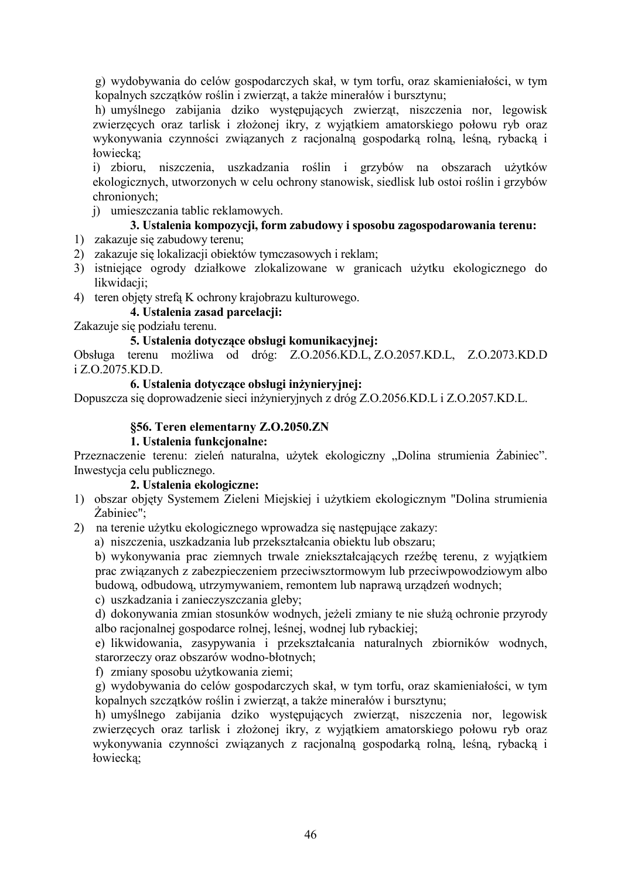g) wydobywania do celów gospodarczych skał, w tym torfu, oraz skamieniałości, w tym kopalnych szczątków roślin i zwierząt, a także minerałów i bursztynu;

h) umyślnego zabijania dziko występujących zwierząt, niszczenia nor, legowisk zwierzęcych oraz tarlisk i złożonej ikry, z wyjątkiem amatorskiego połowu ryb oraz wykonywania czynności związanych z racjonalną gospodarką rolną, leśną, rybacką i łowiecką;

i) zbioru, niszczenia, uszkadzania roślin i grzybów na obszarach użytków ekologicznych, utworzonych w celu ochrony stanowisk, siedlisk lub ostoi roślin i grzybów chronionych;

j) umieszczania tablic reklamowych.

**3. Ustalenia kompozycji, form zabudowy i sposobu zagospodarowania terenu:**

1) zakazuje się zabudowy terenu;
2) zakazuje się lokalizacji obiektów tymczasowych i reklam;
3) istniejące ogrody działkowe zlokalizowane w granicach użytku ekologicznego do likwidacji;
4) teren objęty strefą K ochrony krajobrazu kulturowego.

**4. Ustalenia zasad parcelacji:**

Zakazuje się podziału terenu.

**5. Ustalenia dotyczące obsługi komunikacyjnej:**

Obsługa terenu możliwa od dróg: Z.O.2056.KD.L, Z.O.2057.KD.L, Z.O.2073.KD.D i Z.O.2075.KD.D.

**6. Ustalenia dotyczące obsługi inżynieryjnej:**

Dopuszcza się doprowadzenie sieci inżynieryjnych z dróg Z.O.2056.KD.L i Z.O.2057.KD.L.

## §56. Teren elementarny Z.O.2050.ZN

**1. Ustalenia funkcjonalne:**

Przeznaczenie terenu: zieleń naturalna, użytek ekologiczny „Dolina strumienia Żabiniec". Inwestycja celu publicznego.

**2. Ustalenia ekologiczne:**

1) obszar objęty Systemem Zieleni Miejskiej i użytkiem ekologicznym "Dolina strumienia Żabiniec";
2) na terenie użytku ekologicznego wprowadza się następujące zakazy:

a) niszczenia, uszkadzania lub przekształcania obiektu lub obszaru;

b) wykonywania prac ziemnych trwale zniekształcających rzeźbę terenu, z wyjątkiem prac związanych z zabezpieczeniem przeciwsztormowym lub przeciwpowodziowym albo budową, odbudową, utrzymywaniem, remontem lub naprawą urządzeń wodnych;

c) uszkadzania i zanieczyszczania gleby;

d) dokonywania zmian stosunków wodnych, jeżeli zmiany te nie służą ochronie przyrody albo racjonalnej gospodarce rolnej, leśnej, wodnej lub rybackiej;

e) likwidowania, zasypywania i przekształcania naturalnych zbiorników wodnych, starorzeczy oraz obszarów wodno-błotnych;

f) zmiany sposobu użytkowania ziemi;

g) wydobywania do celów gospodarczych skał, w tym torfu, oraz skamieniałości, w tym kopalnych szczątków roślin i zwierząt, a także minerałów i bursztynu;

h) umyślnego zabijania dziko występujących zwierząt, niszczenia nor, legowisk zwierzęcych oraz tarlisk i złożonej ikry, z wyjątkiem amatorskiego połowu ryb oraz wykonywania czynności związanych z racjonalną gospodarką rolną, leśną, rybacką i łowiecką;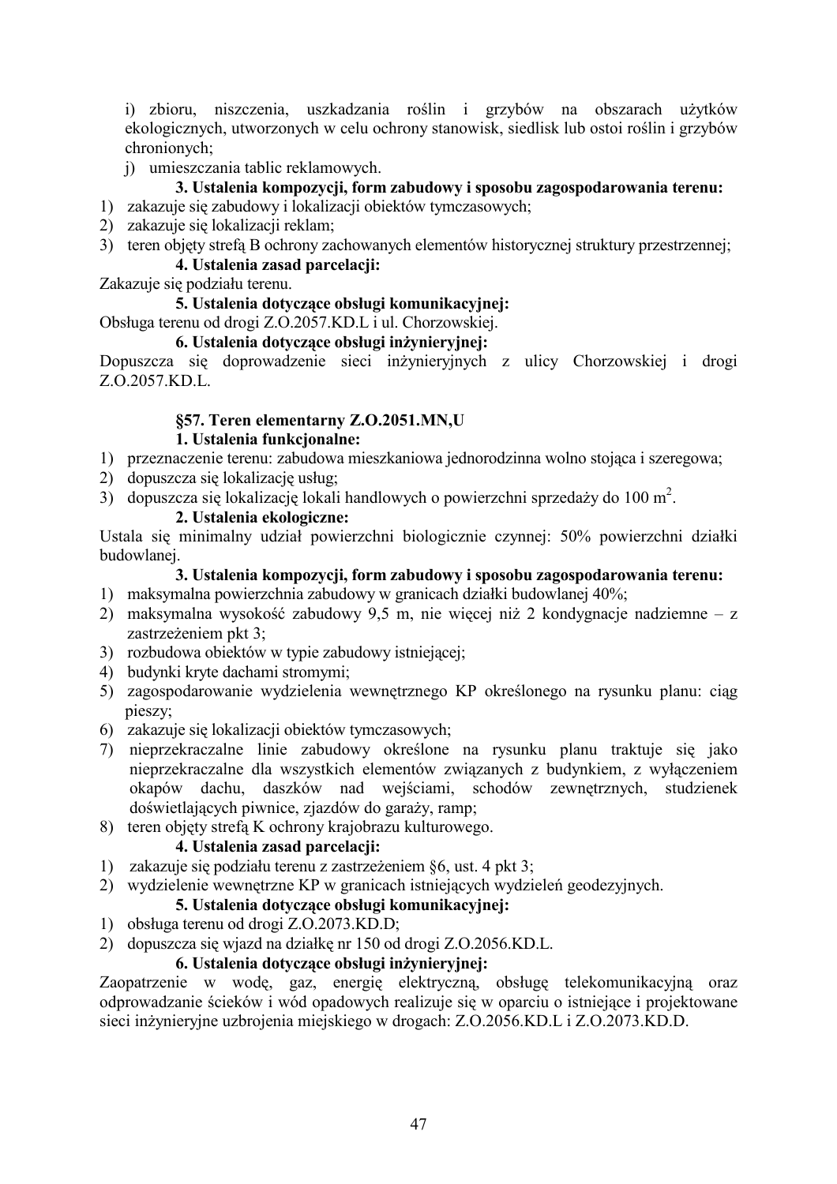i) zbioru, niszczenia, uszkadzania roślin i grzybów na obszarach użytków ekologicznych, utworzonych w celu ochrony stanowisk, siedlisk lub ostoi roślin i grzybów chronionych;

j) umieszczania tablic reklamowych.

**3. Ustalenia kompozycji, form zabudowy i sposobu zagospodarowania terenu:**

1) zakazuje się zabudowy i lokalizacji obiektów tymczasowych;
2) zakazuje się lokalizacji reklam;
3) teren objęty strefą B ochrony zachowanych elementów historycznej struktury przestrzennej;

**4. Ustalenia zasad parcelacji:**

Zakazuje się podziału terenu.

**5. Ustalenia dotyczące obsługi komunikacyjnej:**

Obsługa terenu od drogi Z.O.2057.KD.L i ul. Chorzowskiej.

**6. Ustalenia dotyczące obsługi inżynieryjnej:**

Dopuszcza się doprowadzenie sieci inżynieryjnych z ulicy Chorzowskiej i drogi Z.O.2057.KD.L.

**§57. Teren elementarny Z.O.2051.MN,U**

**1. Ustalenia funkcjonalne:**

1) przeznaczenie terenu: zabudowa mieszkaniowa jednorodzinna wolno stojąca i szeregowa;
2) dopuszcza się lokalizację usług;
3) dopuszcza się lokalizację lokali handlowych o powierzchni sprzedaży do 100 m$^2$.

**2. Ustalenia ekologiczne:**

Ustala się minimalny udział powierzchni biologicznie czynnej: 50% powierzchni działki budowlanej.

**3. Ustalenia kompozycji, form zabudowy i sposobu zagospodarowania terenu:**

1) maksymalna powierzchnia zabudowy w granicach działki budowlanej 40%;
2) maksymalna wysokość zabudowy 9,5 m, nie więcej niż 2 kondygnacje nadziemne – z zastrzeżeniem pkt 3;
3) rozbudowa obiektów w typie zabudowy istniejącej;
4) budynki kryte dachami stromymi;
5) zagospodarowanie wydzielenia wewnętrznego KP określonego na rysunku planu: ciąg pieszy;
6) zakazuje się lokalizacji obiektów tymczasowych;
7) nieprzekraczalne linie zabudowy określone na rysunku planu traktuje się jako nieprzekraczalne dla wszystkich elementów związanych z budynkiem, z wyłączeniem okapów dachu, daszków nad wejściami, schodów zewnętrznych, studzienek doświetlających piwnice, zjazdów do garaży, ramp;
8) teren objęty strefą K ochrony krajobrazu kulturowego.

**4. Ustalenia zasad parcelacji:**

1) zakazuje się podziału terenu z zastrzeżeniem §6, ust. 4 pkt 3;
2) wydzielenie wewnętrzne KP w granicach istniejących wydzieleń geodezyjnych.

**5. Ustalenia dotyczące obsługi komunikacyjnej:**

1) obsługa terenu od drogi Z.O.2073.KD.D;
2) dopuszcza się wjazd na działkę nr 150 od drogi Z.O.2056.KD.L.

**6. Ustalenia dotyczące obsługi inżynieryjnej:**

Zaopatrzenie w wodę, gaz, energię elektryczną, obsługę telekomunikacyjną oraz odprowadzanie ścieków i wód opadowych realizuje się w oparciu o istniejące i projektowane sieci inżynieryjne uzbrojenia miejskiego w drogach: Z.O.2056.KD.L i Z.O.2073.KD.D.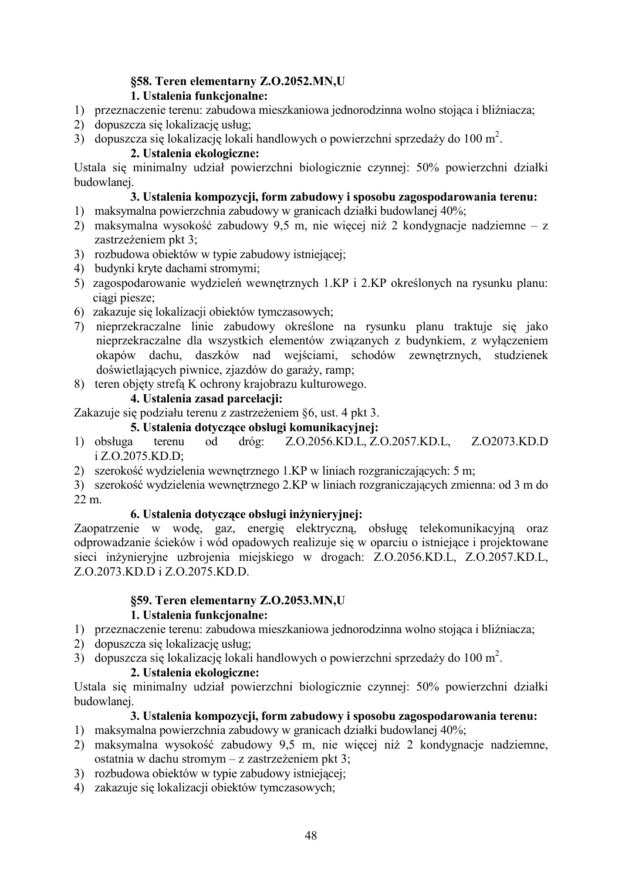### §58. Teren elementarny Z.O.2052.MN,U

**1. Ustalenia funkcjonalne:**

1) przeznaczenie terenu: zabudowa mieszkaniowa jednorodzinna wolno stojąca i bliźniacza;
2) dopuszcza się lokalizację usług;
3) dopuszcza się lokalizację lokali handlowych o powierzchni sprzedaży do 100 $m^2$.

**2. Ustalenia ekologiczne:**

Ustala się minimalny udział powierzchni biologicznie czynnej: 50% powierzchni działki budowlanej.

**3. Ustalenia kompozycji, form zabudowy i sposobu zagospodarowania terenu:**

1) maksymalna powierzchnia zabudowy w granicach działki budowlanej 40%;
2) maksymalna wysokość zabudowy 9,5 m, nie więcej niż 2 kondygnacje nadziemne – z zastrzeżeniem pkt 3;
3) rozbudowa obiektów w typie zabudowy istniejącej;
4) budynki kryte dachami stromymi;
5) zagospodarowanie wydzieleń wewnętrznych 1.KP i 2.KP określonych na rysunku planu: ciągi piesze;
6) zakazuje się lokalizacji obiektów tymczasowych;
7) nieprzekraczalne linie zabudowy określone na rysunku planu traktuje się jako nieprzekraczalne dla wszystkich elementów związanych z budynkiem, z wyłączeniem okapów dachu, daszków nad wejściami, schodów zewnętrznych, studzienek doświetlających piwnice, zjazdów do garaży, ramp;
8) teren objęty strefą K ochrony krajobrazu kulturowego.

**4. Ustalenia zasad parcelacji:**

Zakazuje się podziału terenu z zastrzeżeniem §6, ust. 4 pkt 3.

**5. Ustalenia dotyczące obsługi komunikacyjnej:**

1) obsługa terenu od dróg: Z.O.2056.KD.L, Z.O.2057.KD.L, Z.O2073.KD.D i Z.O.2075.KD.D;
2) szerokość wydzielenia wewnętrznego 1.KP w liniach rozgraniczających: 5 m;
3) szerokość wydzielenia wewnętrznego 2.KP w liniach rozgraniczających zmienna: od 3 m do 22 m.

**6. Ustalenia dotyczące obsługi inżynieryjnej:**

Zaopatrzenie w wodę, gaz, energię elektryczną, obsługę telekomunikacyjną oraz odprowadzanie ścieków i wód opadowych realizuje się w oparciu o istniejące i projektowane sieci inżynieryjne uzbrojenia miejskiego w drogach: Z.O.2056.KD.L, Z.O.2057.KD.L, Z.O.2073.KD.D i Z.O.2075.KD.D.

### §59. Teren elementarny Z.O.2053.MN,U

**1. Ustalenia funkcjonalne:**

1) przeznaczenie terenu: zabudowa mieszkaniowa jednorodzinna wolno stojąca i bliźniacza;
2) dopuszcza się lokalizację usług;
3) dopuszcza się lokalizację lokali handlowych o powierzchni sprzedaży do 100 $m^2$.

**2. Ustalenia ekologiczne:**

Ustala się minimalny udział powierzchni biologicznie czynnej: 50% powierzchni działki budowlanej.

**3. Ustalenia kompozycji, form zabudowy i sposobu zagospodarowania terenu:**

1) maksymalna powierzchnia zabudowy w granicach działki budowlanej 40%;
2) maksymalna wysokość zabudowy 9,5 m, nie więcej niż 2 kondygnacje nadziemne, ostatnia w dachu stromym – z zastrzeżeniem pkt 3;
3) rozbudowa obiektów w typie zabudowy istniejącej;
4) zakazuje się lokalizacji obiektów tymczasowych;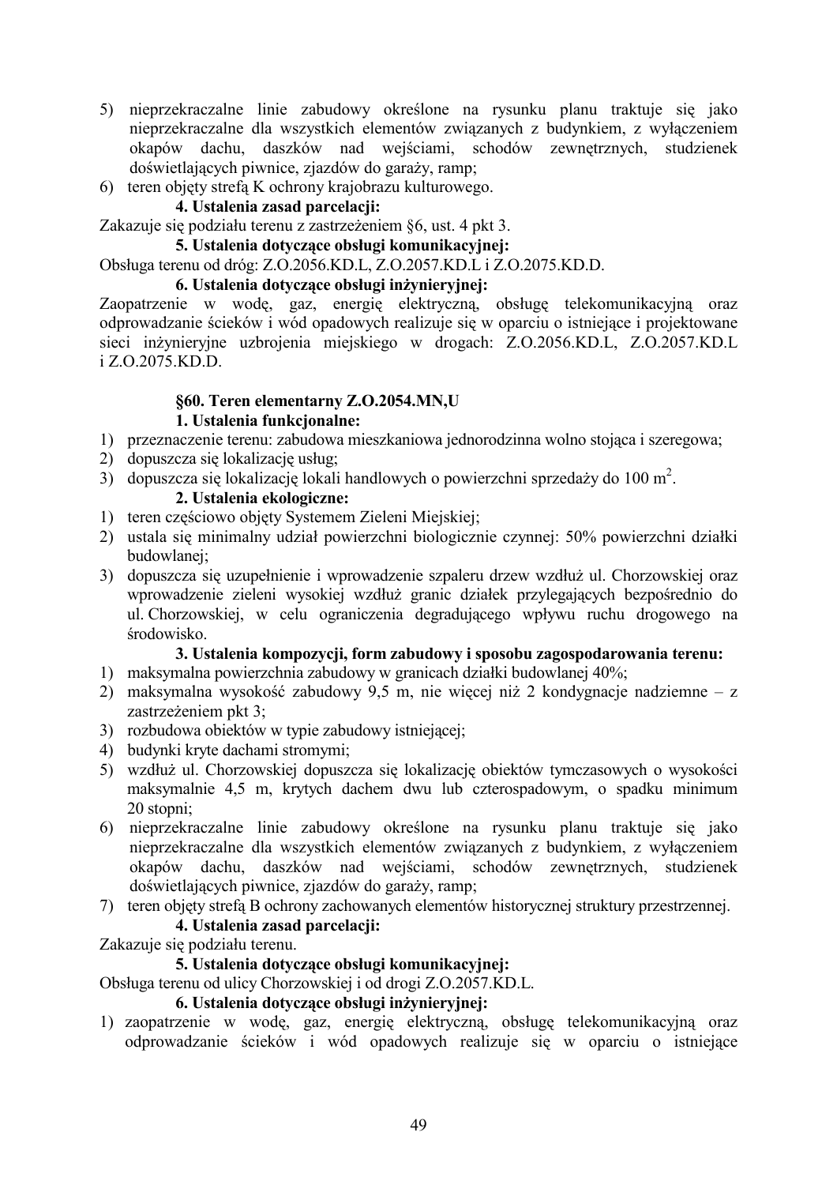5) nieprzekraczalne linie zabudowy określone na rysunku planu traktuje się jako nieprzekraczalne dla wszystkich elementów związanych z budynkiem, z wyłączeniem okapów dachu, daszków nad wejściami, schodów zewnętrznych, studzienek doświetlających piwnice, zjazdów do garaży, ramp;
6) teren objęty strefą K ochrony krajobrazu kulturowego.

**4. Ustalenia zasad parcelacji:**

Zakazuje się podziału terenu z zastrzeżeniem §6, ust. 4 pkt 3.

**5. Ustalenia dotyczące obsługi komunikacyjnej:**

Obsługa terenu od dróg: Z.O.2056.KD.L, Z.O.2057.KD.L i Z.O.2075.KD.D.

**6. Ustalenia dotyczące obsługi inżynieryjnej:**

Zaopatrzenie w wodę, gaz, energię elektryczną, obsługę telekomunikacyjną oraz odprowadzanie ścieków i wód opadowych realizuje się w oparciu o istniejące i projektowane sieci inżynieryjne uzbrojenia miejskiego w drogach: Z.O.2056.KD.L, Z.O.2057.KD.L i Z.O.2075.KD.D.

**§60. Teren elementarny Z.O.2054.MN,U**

**1. Ustalenia funkcjonalne:**

1) przeznaczenie terenu: zabudowa mieszkaniowa jednorodzinna wolno stojąca i szeregowa;
2) dopuszcza się lokalizację usług;
3) dopuszcza się lokalizację lokali handlowych o powierzchni sprzedaży do 100 $m^2$.

**2. Ustalenia ekologiczne:**

1) teren częściowo objęty Systemem Zieleni Miejskiej;
2) ustala się minimalny udział powierzchni biologicznie czynnej: 50% powierzchni działki budowlanej;
3) dopuszcza się uzupełnienie i wprowadzenie szpaleru drzew wzdłuż ul. Chorzowskiej oraz wprowadzenie zieleni wysokiej wzdłuż granic działek przylegających bezpośrednio do ul. Chorzowskiej, w celu ograniczenia degradującego wpływu ruchu drogowego na środowisko.

**3. Ustalenia kompozycji, form zabudowy i sposobu zagospodarowania terenu:**

1) maksymalna powierzchnia zabudowy w granicach działki budowlanej 40%;
2) maksymalna wysokość zabudowy 9,5 m, nie więcej niż 2 kondygnacje nadziemne – z zastrzeżeniem pkt 3;
3) rozbudowa obiektów w typie zabudowy istniejącej;
4) budynki kryte dachami stromymi;
5) wzdłuż ul. Chorzowskiej dopuszcza się lokalizację obiektów tymczasowych o wysokości maksymalnie 4,5 m, krytych dachem dwu lub czterospadowym, o spadku minimum 20 stopni;
6) nieprzekraczalne linie zabudowy określone na rysunku planu traktuje się jako nieprzekraczalne dla wszystkich elementów związanych z budynkiem, z wyłączeniem okapów dachu, daszków nad wejściami, schodów zewnętrznych, studzienek doświetlających piwnice, zjazdów do garaży, ramp;
7) teren objęty strefą B ochrony zachowanych elementów historycznej struktury przestrzennej.

**4. Ustalenia zasad parcelacji:**

Zakazuje się podziału terenu.

**5. Ustalenia dotyczące obsługi komunikacyjnej:**

Obsługa terenu od ulicy Chorzowskiej i od drogi Z.O.2057.KD.L.

**6. Ustalenia dotyczące obsługi inżynieryjnej:**

1) zaopatrzenie w wodę, gaz, energię elektryczną, obsługę telekomunikacyjną oraz odprowadzanie ścieków i wód opadowych realizuje się w oparciu o istniejące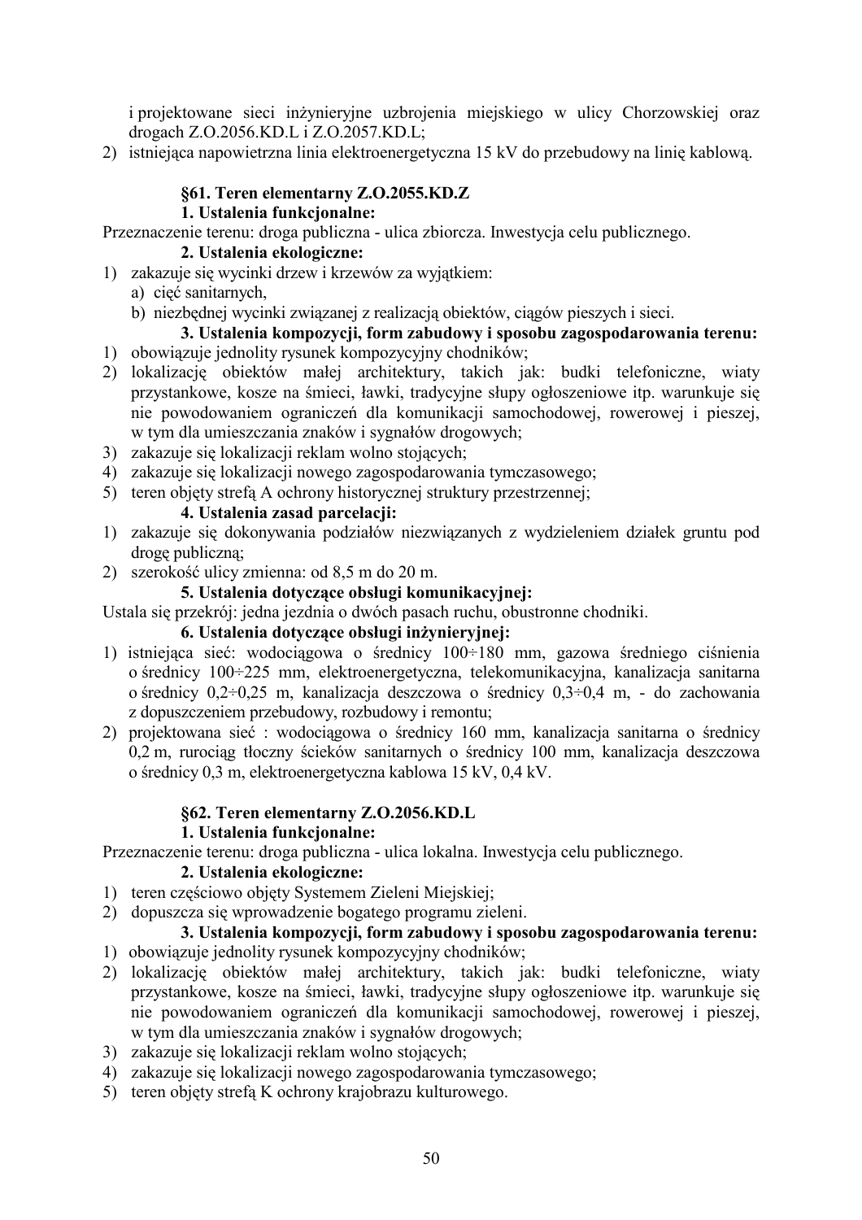i projektowane sieci inżynieryjne uzbrojenia miejskiego w ulicy Chorzowskiej oraz drogach Z.O.2056.KD.L i Z.O.2057.KD.L;

2) istniejąca napowietrzna linia elektroenergetyczna 15 kV do przebudowy na linię kablową.

### §61. Teren elementarny Z.O.2055.KD.Z

**1. Ustalenia funkcjonalne:**

Przeznaczenie terenu: droga publiczna - ulica zbiorcza. Inwestycja celu publicznego.

**2. Ustalenia ekologiczne:**

1) zakazuje się wycinki drzew i krzewów za wyjątkiem:
   a) cięć sanitarnych,
   b) niezbędnej wycinki związanej z realizacją obiektów, ciągów pieszych i sieci.

**3. Ustalenia kompozycji, form zabudowy i sposobu zagospodarowania terenu:**

1) obowiązuje jednolity rysunek kompozycyjny chodników;
2) lokalizację obiektów małej architektury, takich jak: budki telefoniczne, wiaty przystankowe, kosze na śmieci, ławki, tradycyjne słupy ogłoszeniowe itp. warunkuje się nie powodowaniem ograniczeń dla komunikacji samochodowej, rowerowej i pieszej, w tym dla umieszczania znaków i sygnałów drogowych;
3) zakazuje się lokalizacji reklam wolno stojących;
4) zakazuje się lokalizacji nowego zagospodarowania tymczasowego;
5) teren objęty strefą A ochrony historycznej struktury przestrzennej;

**4. Ustalenia zasad parcelacji:**

1) zakazuje się dokonywania podziałów niezwiązanych z wydzieleniem działek gruntu pod drogę publiczną;
2) szerokość ulicy zmienna: od 8,5 m do 20 m.

**5. Ustalenia dotyczące obsługi komunikacyjnej:**

Ustala się przekrój: jedna jezdnia o dwóch pasach ruchu, obustronne chodniki.

**6. Ustalenia dotyczące obsługi inżynieryjnej:**

1) istniejąca sieć: wodociągowa o średnicy 100÷180 mm, gazowa średniego ciśnienia o średnicy 100÷225 mm, elektroenergetyczna, telekomunikacyjna, kanalizacja sanitarna o średnicy 0,2÷0,25 m, kanalizacja deszczowa o średnicy 0,3÷0,4 m, - do zachowania z dopuszczeniem przebudowy, rozbudowy i remontu;
2) projektowana sieć : wodociągowa o średnicy 160 mm, kanalizacja sanitarna o średnicy 0,2 m, rurociąg tłoczny ścieków sanitarnych o średnicy 100 mm, kanalizacja deszczowa o średnicy 0,3 m, elektroenergetyczna kablowa 15 kV, 0,4 kV.

### §62. Teren elementarny Z.O.2056.KD.L

**1. Ustalenia funkcjonalne:**

Przeznaczenie terenu: droga publiczna - ulica lokalna. Inwestycja celu publicznego.

**2. Ustalenia ekologiczne:**

1) teren częściowo objęty Systemem Zieleni Miejskiej;
2) dopuszcza się wprowadzenie bogatego programu zieleni.

**3. Ustalenia kompozycji, form zabudowy i sposobu zagospodarowania terenu:**

1) obowiązuje jednolity rysunek kompozycyjny chodników;
2) lokalizację obiektów małej architektury, takich jak: budki telefoniczne, wiaty przystankowe, kosze na śmieci, ławki, tradycyjne słupy ogłoszeniowe itp. warunkuje się nie powodowaniem ograniczeń dla komunikacji samochodowej, rowerowej i pieszej, w tym dla umieszczania znaków i sygnałów drogowych;
3) zakazuje się lokalizacji reklam wolno stojących;
4) zakazuje się lokalizacji nowego zagospodarowania tymczasowego;
5) teren objęty strefą K ochrony krajobrazu kulturowego.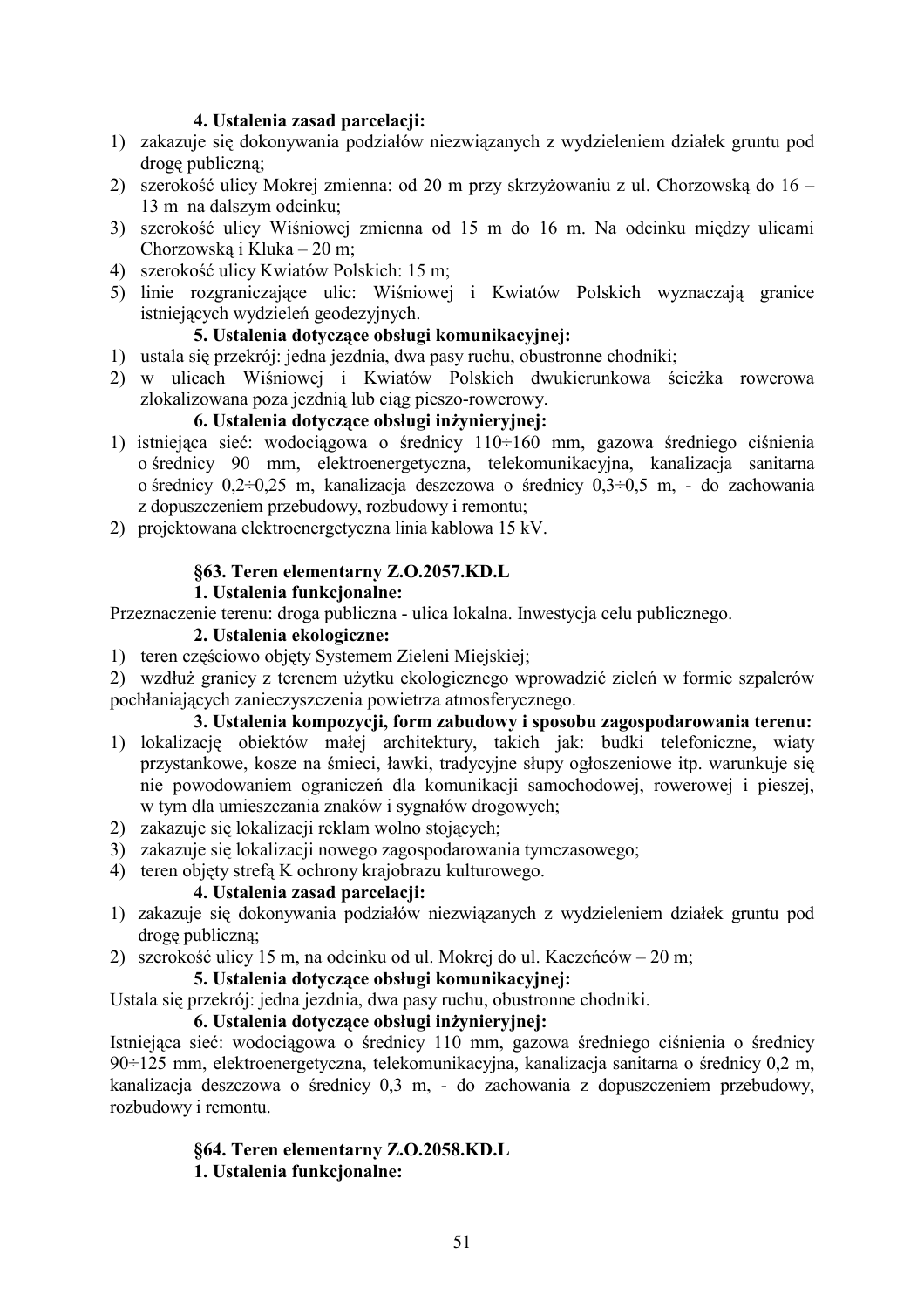**4. Ustalenia zasad parcelacji:**

1) zakazuje się dokonywania podziałów niezwiązanych z wydzieleniem działek gruntu pod drogę publiczną;
2) szerokość ulicy Mokrej zmienna: od 20 m przy skrzyżowaniu z ul. Chorzowską do 16 – 13 m na dalszym odcinku;
3) szerokość ulicy Wiśniowej zmienna od 15 m do 16 m. Na odcinku między ulicami Chorzowską i Kluka – 20 m;
4) szerokość ulicy Kwiatów Polskich: 15 m;
5) linie rozgraniczające ulic: Wiśniowej i Kwiatów Polskich wyznaczają granice istniejących wydzieleń geodezyjnych.

**5. Ustalenia dotyczące obsługi komunikacyjnej:**

1) ustala się przekrój: jedna jezdnia, dwa pasy ruchu, obustronne chodniki;
2) w ulicach Wiśniowej i Kwiatów Polskich dwukierunkowa ścieżka rowerowa zlokalizowana poza jezdnią lub ciąg pieszo-rowerowy.

**6. Ustalenia dotyczące obsługi inżynieryjnej:**

1) istniejąca sieć: wodociągowa o średnicy 110÷160 mm, gazowa średniego ciśnienia o średnicy 90 mm, elektroenergetyczna, telekomunikacyjna, kanalizacja sanitarna o średnicy 0,2÷0,25 m, kanalizacja deszczowa o średnicy 0,3÷0,5 m, - do zachowania z dopuszczeniem przebudowy, rozbudowy i remontu;
2) projektowana elektroenergetyczna linia kablowa 15 kV.

### §63. Teren elementarny Z.O.2057.KD.L

**1. Ustalenia funkcjonalne:**

Przeznaczenie terenu: droga publiczna - ulica lokalna. Inwestycja celu publicznego.

**2. Ustalenia ekologiczne:**

1) teren częściowo objęty Systemem Zieleni Miejskiej;
2) wzdłuż granicy z terenem użytku ekologicznego wprowadzić zieleń w formie szpalerów pochłaniających zanieczyszczenia powietrza atmosferycznego.

**3. Ustalenia kompozycji, form zabudowy i sposobu zagospodarowania terenu:**

1) lokalizację obiektów małej architektury, takich jak: budki telefoniczne, wiaty przystankowe, kosze na śmieci, ławki, tradycyjne słupy ogłoszeniowe itp. warunkuje się nie powodowaniem ograniczeń dla komunikacji samochodowej, rowerowej i pieszej, w tym dla umieszczania znaków i sygnałów drogowych;
2) zakazuje się lokalizacji reklam wolno stojących;
3) zakazuje się lokalizacji nowego zagospodarowania tymczasowego;
4) teren objęty strefą K ochrony krajobrazu kulturowego.

**4. Ustalenia zasad parcelacji:**

1) zakazuje się dokonywania podziałów niezwiązanych z wydzieleniem działek gruntu pod drogę publiczną;
2) szerokość ulicy 15 m, na odcinku od ul. Mokrej do ul. Kaczeńców – 20 m;

**5. Ustalenia dotyczące obsługi komunikacyjnej:**

Ustala się przekrój: jedna jezdnia, dwa pasy ruchu, obustronne chodniki.

**6. Ustalenia dotyczące obsługi inżynieryjnej:**

Istniejąca sieć: wodociągowa o średnicy 110 mm, gazowa średniego ciśnienia o średnicy 90÷125 mm, elektroenergetyczna, telekomunikacyjna, kanalizacja sanitarna o średnicy 0,2 m, kanalizacja deszczowa o średnicy 0,3 m, - do zachowania z dopuszczeniem przebudowy, rozbudowy i remontu.

### §64. Teren elementarny Z.O.2058.KD.L

**1. Ustalenia funkcjonalne:**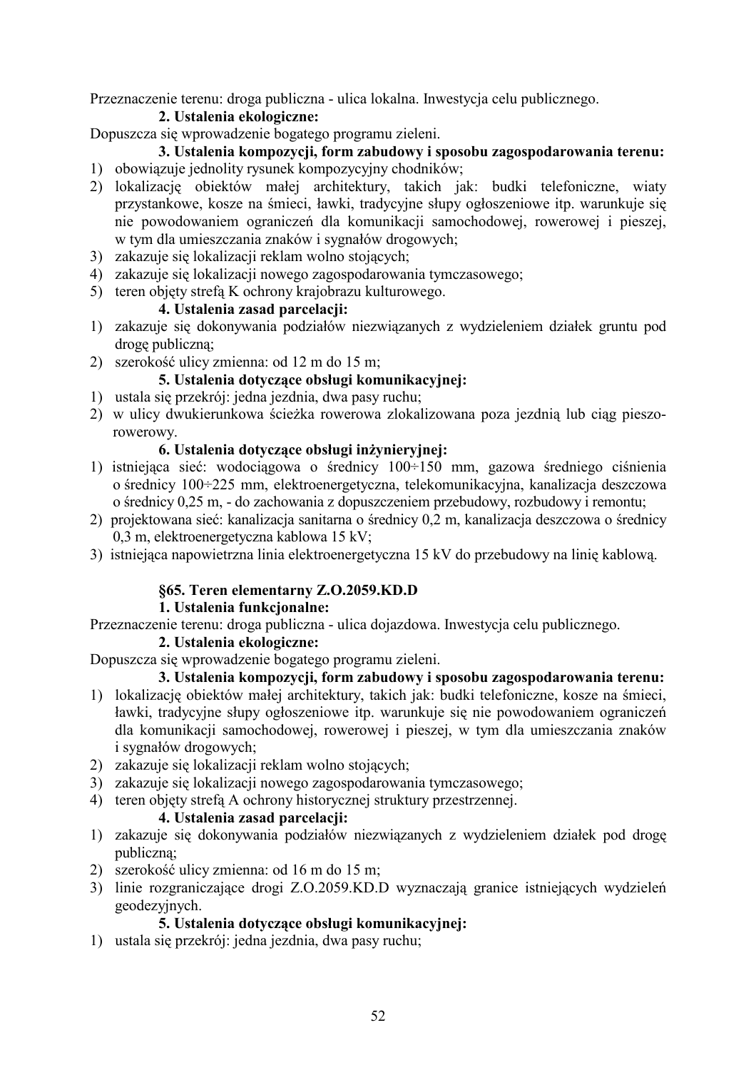Przeznaczenie terenu: droga publiczna - ulica lokalna. Inwestycja celu publicznego.

**2. Ustalenia ekologiczne:**

Dopuszcza się wprowadzenie bogatego programu zieleni.

**3. Ustalenia kompozycji, form zabudowy i sposobu zagospodarowania terenu:**

1) obowiązuje jednolity rysunek kompozycyjny chodników;
2) lokalizację obiektów małej architektury, takich jak: budki telefoniczne, wiaty przystankowe, kosze na śmieci, ławki, tradycyjne słupy ogłoszeniowe itp. warunkuje się nie powodowaniem ograniczeń dla komunikacji samochodowej, rowerowej i pieszej, w tym dla umieszczania znaków i sygnałów drogowych;
3) zakazuje się lokalizacji reklam wolno stojących;
4) zakazuje się lokalizacji nowego zagospodarowania tymczasowego;
5) teren objęty strefą K ochrony krajobrazu kulturowego.

**4. Ustalenia zasad parcelacji:**

1) zakazuje się dokonywania podziałów niezwiązanych z wydzieleniem działek gruntu pod drogę publiczną;
2) szerokość ulicy zmienna: od 12 m do 15 m;

**5. Ustalenia dotyczące obsługi komunikacyjnej:**

1) ustala się przekrój: jedna jezdnia, dwa pasy ruchu;
2) w ulicy dwukierunkowa ścieżka rowerowa zlokalizowana poza jezdnią lub ciąg pieszo-rowerowy.

**6. Ustalenia dotyczące obsługi inżynieryjnej:**

1) istniejąca sieć: wodociągowa o średnicy 100÷150 mm, gazowa średniego ciśnienia o średnicy 100÷225 mm, elektroenergetyczna, telekomunikacyjna, kanalizacja deszczowa o średnicy 0,25 m, - do zachowania z dopuszczeniem przebudowy, rozbudowy i remontu;
2) projektowana sieć: kanalizacja sanitarna o średnicy 0,2 m, kanalizacja deszczowa o średnicy 0,3 m, elektroenergetyczna kablowa 15 kV;
3) istniejąca napowietrzna linia elektroenergetyczna 15 kV do przebudowy na linię kablową.

### §65. Teren elementarny Z.O.2059.KD.D

**1. Ustalenia funkcjonalne:**

Przeznaczenie terenu: droga publiczna - ulica dojazdowa. Inwestycja celu publicznego.

**2. Ustalenia ekologiczne:**

Dopuszcza się wprowadzenie bogatego programu zieleni.

**3. Ustalenia kompozycji, form zabudowy i sposobu zagospodarowania terenu:**

1) lokalizację obiektów małej architektury, takich jak: budki telefoniczne, kosze na śmieci, ławki, tradycyjne słupy ogłoszeniowe itp. warunkuje się nie powodowaniem ograniczeń dla komunikacji samochodowej, rowerowej i pieszej, w tym dla umieszczania znaków i sygnałów drogowych;
2) zakazuje się lokalizacji reklam wolno stojących;
3) zakazuje się lokalizacji nowego zagospodarowania tymczasowego;
4) teren objęty strefą A ochrony historycznej struktury przestrzennej.

**4. Ustalenia zasad parcelacji:**

1) zakazuje się dokonywania podziałów niezwiązanych z wydzieleniem działek pod drogę publiczną;
2) szerokość ulicy zmienna: od 16 m do 15 m;
3) linie rozgraniczające drogi Z.O.2059.KD.D wyznaczają granice istniejących wydzieleń geodezyjnych.

**5. Ustalenia dotyczące obsługi komunikacyjnej:**

1) ustala się przekrój: jedna jezdnia, dwa pasy ruchu;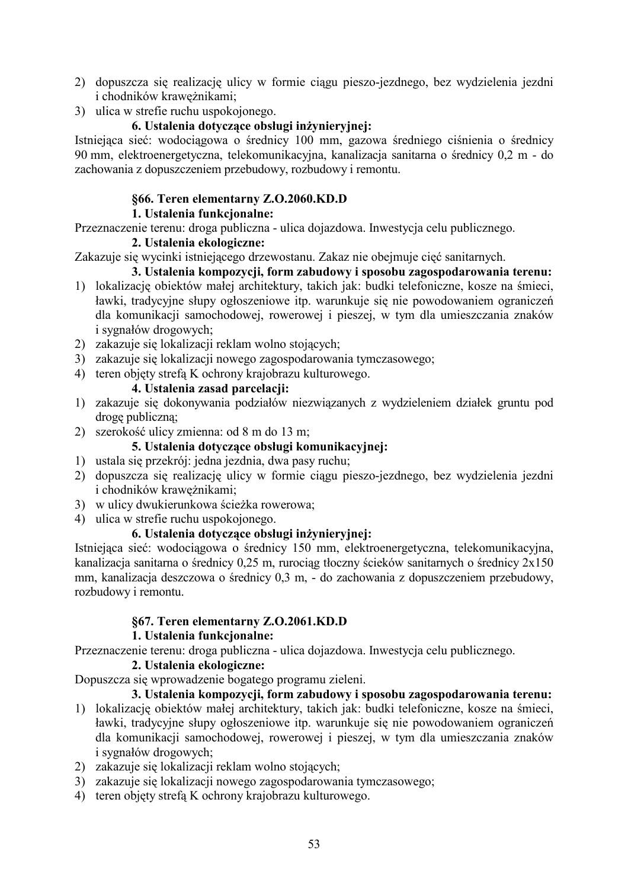2) dopuszcza się realizację ulicy w formie ciągu pieszo-jezdnego, bez wydzielenia jezdni i chodników krawężnikami;
3) ulica w strefie ruchu uspokojonego.

**6. Ustalenia dotyczące obsługi inżynieryjnej:**

Istniejąca sieć: wodociągowa o średnicy 100 mm, gazowa średniego ciśnienia o średnicy 90 mm, elektroenergetyczna, telekomunikacyjna, kanalizacja sanitarna o średnicy 0,2 m - do zachowania z dopuszczeniem przebudowy, rozbudowy i remontu.

### §66. Teren elementarny Z.O.2060.KD.D

**1. Ustalenia funkcjonalne:**

Przeznaczenie terenu: droga publiczna - ulica dojazdowa. Inwestycja celu publicznego.

**2. Ustalenia ekologiczne:**

Zakazuje się wycinki istniejącego drzewostanu. Zakaz nie obejmuje cięć sanitarnych.

**3. Ustalenia kompozycji, form zabudowy i sposobu zagospodarowania terenu:**

1) lokalizację obiektów małej architektury, takich jak: budki telefoniczne, kosze na śmieci, ławki, tradycyjne słupy ogłoszeniowe itp. warunkuje się nie powodowaniem ograniczeń dla komunikacji samochodowej, rowerowej i pieszej, w tym dla umieszczania znaków i sygnałów drogowych;
2) zakazuje się lokalizacji reklam wolno stojących;
3) zakazuje się lokalizacji nowego zagospodarowania tymczasowego;
4) teren objęty strefą K ochrony krajobrazu kulturowego.

**4. Ustalenia zasad parcelacji:**

1) zakazuje się dokonywania podziałów niezwiązanych z wydzieleniem działek gruntu pod drogę publiczną;
2) szerokość ulicy zmienna: od 8 m do 13 m;

**5. Ustalenia dotyczące obsługi komunikacyjnej:**

1) ustala się przekrój: jedna jezdnia, dwa pasy ruchu;
2) dopuszcza się realizację ulicy w formie ciągu pieszo-jezdnego, bez wydzielenia jezdni i chodników krawężnikami;
3) w ulicy dwukierunkowa ścieżka rowerowa;
4) ulica w strefie ruchu uspokojonego.

**6. Ustalenia dotyczące obsługi inżynieryjnej:**

Istniejąca sieć: wodociągowa o średnicy 150 mm, elektroenergetyczna, telekomunikacyjna, kanalizacja sanitarna o średnicy 0,25 m, rurociąg tłoczny ścieków sanitarnych o średnicy 2x150 mm, kanalizacja deszczowa o średnicy 0,3 m, - do zachowania z dopuszczeniem przebudowy, rozbudowy i remontu.

### §67. Teren elementarny Z.O.2061.KD.D

**1. Ustalenia funkcjonalne:**

Przeznaczenie terenu: droga publiczna - ulica dojazdowa. Inwestycja celu publicznego.

**2. Ustalenia ekologiczne:**

Dopuszcza się wprowadzenie bogatego programu zieleni.

**3. Ustalenia kompozycji, form zabudowy i sposobu zagospodarowania terenu:**

1) lokalizację obiektów małej architektury, takich jak: budki telefoniczne, kosze na śmieci, ławki, tradycyjne słupy ogłoszeniowe itp. warunkuje się nie powodowaniem ograniczeń dla komunikacji samochodowej, rowerowej i pieszej, w tym dla umieszczania znaków i sygnałów drogowych;
2) zakazuje się lokalizacji reklam wolno stojących;
3) zakazuje się lokalizacji nowego zagospodarowania tymczasowego;
4) teren objęty strefą K ochrony krajobrazu kulturowego.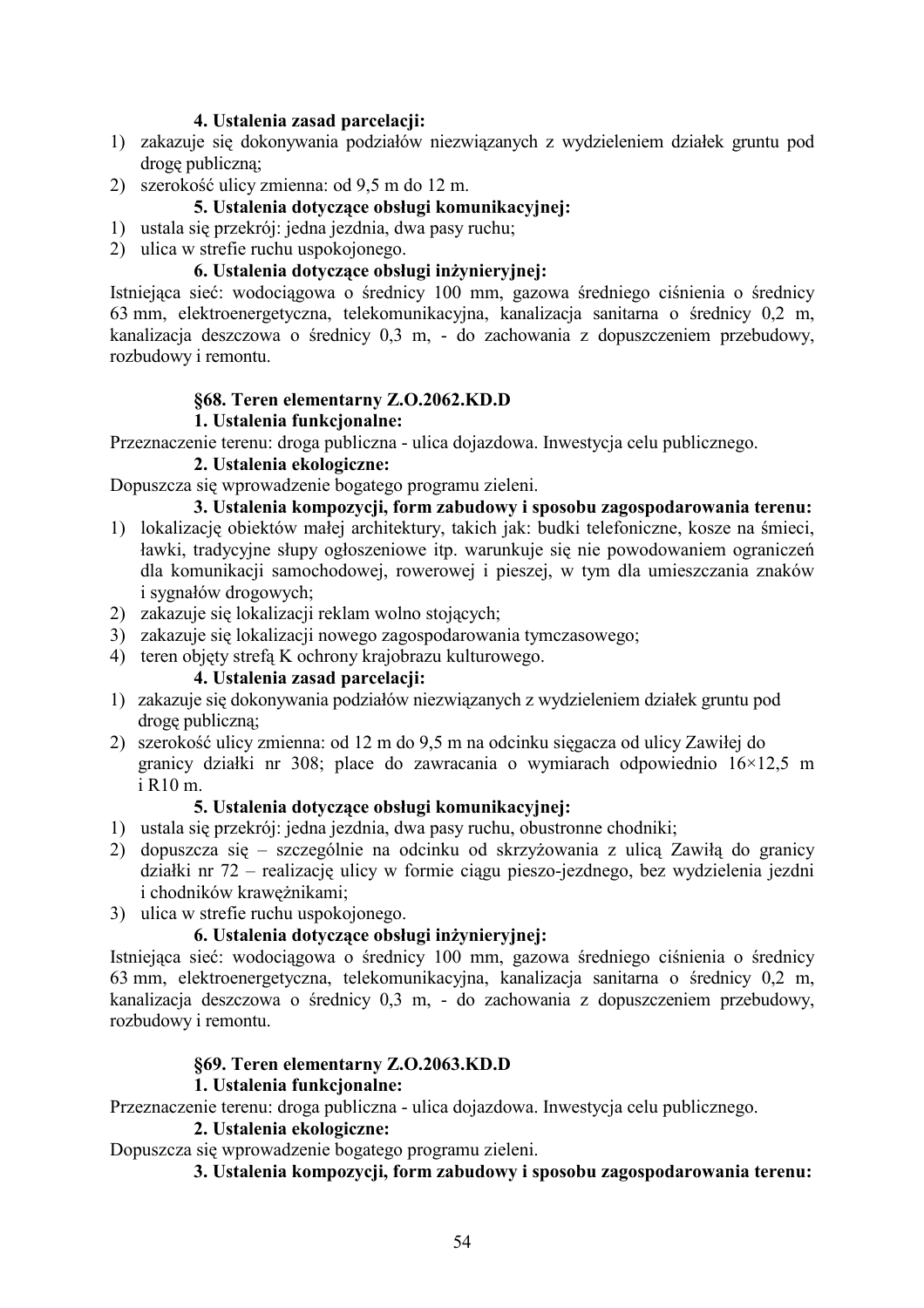**4. Ustalenia zasad parcelacji:**

1) zakazuje się dokonywania podziałów niezwiązanych z wydzieleniem działek gruntu pod drogę publiczną;
2) szerokość ulicy zmienna: od 9,5 m do 12 m.

**5. Ustalenia dotyczące obsługi komunikacyjnej:**

1) ustala się przekrój: jedna jezdnia, dwa pasy ruchu;
2) ulica w strefie ruchu uspokojonego.

**6. Ustalenia dotyczące obsługi inżynieryjnej:**

Istniejąca sieć: wodociągowa o średnicy 100 mm, gazowa średniego ciśnienia o średnicy 63 mm, elektroenergetyczna, telekomunikacyjna, kanalizacja sanitarna o średnicy 0,2 m, kanalizacja deszczowa o średnicy 0,3 m, - do zachowania z dopuszczeniem przebudowy, rozbudowy i remontu.

### §68. Teren elementarny Z.O.2062.KD.D

**1. Ustalenia funkcjonalne:**

Przeznaczenie terenu: droga publiczna - ulica dojazdowa. Inwestycja celu publicznego.

**2. Ustalenia ekologiczne:**

Dopuszcza się wprowadzenie bogatego programu zieleni.

**3. Ustalenia kompozycji, form zabudowy i sposobu zagospodarowania terenu:**

1) lokalizację obiektów małej architektury, takich jak: budki telefoniczne, kosze na śmieci, ławki, tradycyjne słupy ogłoszeniowe itp. warunkuje się nie powodowaniem ograniczeń dla komunikacji samochodowej, rowerowej i pieszej, w tym dla umieszczania znaków i sygnałów drogowych;
2) zakazuje się lokalizacji reklam wolno stojących;
3) zakazuje się lokalizacji nowego zagospodarowania tymczasowego;
4) teren objęty strefą K ochrony krajobrazu kulturowego.

**4. Ustalenia zasad parcelacji:**

1) zakazuje się dokonywania podziałów niezwiązanych z wydzieleniem działek gruntu pod drogę publiczną;
2) szerokość ulicy zmienna: od 12 m do 9,5 m na odcinku sięgacza od ulicy Zawiłej do granicy działki nr 308; place do zawracania o wymiarach odpowiednio 16×12,5 m i R10 m.

**5. Ustalenia dotyczące obsługi komunikacyjnej:**

1) ustala się przekrój: jedna jezdnia, dwa pasy ruchu, obustronne chodniki;
2) dopuszcza się – szczególnie na odcinku od skrzyżowania z ulicą Zawiłą do granicy działki nr 72 – realizację ulicy w formie ciągu pieszo-jezdnego, bez wydzielenia jezdni i chodników krawężnikami;
3) ulica w strefie ruchu uspokojonego.

**6. Ustalenia dotyczące obsługi inżynieryjnej:**

Istniejąca sieć: wodociągowa o średnicy 100 mm, gazowa średniego ciśnienia o średnicy 63 mm, elektroenergetyczna, telekomunikacyjna, kanalizacja sanitarna o średnicy 0,2 m, kanalizacja deszczowa o średnicy 0,3 m, - do zachowania z dopuszczeniem przebudowy, rozbudowy i remontu.

### §69. Teren elementarny Z.O.2063.KD.D

**1. Ustalenia funkcjonalne:**

Przeznaczenie terenu: droga publiczna - ulica dojazdowa. Inwestycja celu publicznego.

**2. Ustalenia ekologiczne:**

Dopuszcza się wprowadzenie bogatego programu zieleni.

**3. Ustalenia kompozycji, form zabudowy i sposobu zagospodarowania terenu:**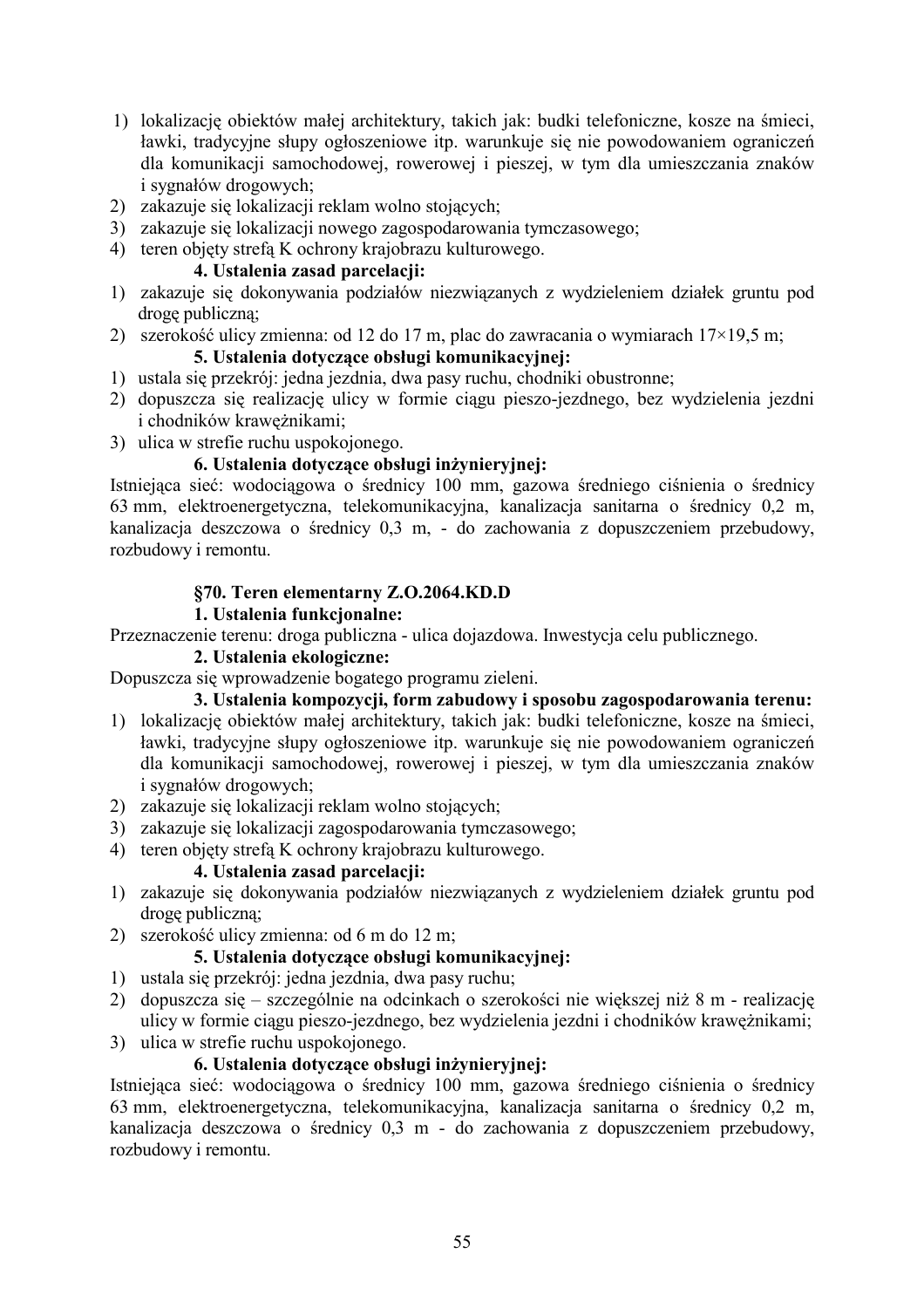1) lokalizację obiektów małej architektury, takich jak: budki telefoniczne, kosze na śmieci, ławki, tradycyjne słupy ogłoszeniowe itp. warunkuje się nie powodowaniem ograniczeń dla komunikacji samochodowej, rowerowej i pieszej, w tym dla umieszczania znaków i sygnałów drogowych;
2) zakazuje się lokalizacji reklam wolno stojących;
3) zakazuje się lokalizacji nowego zagospodarowania tymczasowego;
4) teren objęty strefą K ochrony krajobrazu kulturowego.

**4. Ustalenia zasad parcelacji:**

1) zakazuje się dokonywania podziałów niezwiązanych z wydzieleniem działek gruntu pod drogę publiczną;
2) szerokość ulicy zmienna: od 12 do 17 m, plac do zawracania o wymiarach 17×19,5 m;

**5. Ustalenia dotyczące obsługi komunikacyjnej:**

1) ustala się przekrój: jedna jezdnia, dwa pasy ruchu, chodniki obustronne;
2) dopuszcza się realizację ulicy w formie ciągu pieszo-jezdnego, bez wydzielenia jezdni i chodników krawężnikami;
3) ulica w strefie ruchu uspokojonego.

**6. Ustalenia dotyczące obsługi inżynieryjnej:**

Istniejąca sieć: wodociągowa o średnicy 100 mm, gazowa średniego ciśnienia o średnicy 63 mm, elektroenergetyczna, telekomunikacyjna, kanalizacja sanitarna o średnicy 0,2 m, kanalizacja deszczowa o średnicy 0,3 m, - do zachowania z dopuszczeniem przebudowy, rozbudowy i remontu.

## §70. Teren elementarny Z.O.2064.KD.D

**1. Ustalenia funkcjonalne:**

Przeznaczenie terenu: droga publiczna - ulica dojazdowa. Inwestycja celu publicznego.

**2. Ustalenia ekologiczne:**

Dopuszcza się wprowadzenie bogatego programu zieleni.

**3. Ustalenia kompozycji, form zabudowy i sposobu zagospodarowania terenu:**

1) lokalizację obiektów małej architektury, takich jak: budki telefoniczne, kosze na śmieci, ławki, tradycyjne słupy ogłoszeniowe itp. warunkuje się nie powodowaniem ograniczeń dla komunikacji samochodowej, rowerowej i pieszej, w tym dla umieszczania znaków i sygnałów drogowych;
2) zakazuje się lokalizacji reklam wolno stojących;
3) zakazuje się lokalizacji zagospodarowania tymczasowego;
4) teren objęty strefą K ochrony krajobrazu kulturowego.

**4. Ustalenia zasad parcelacji:**

1) zakazuje się dokonywania podziałów niezwiązanych z wydzieleniem działek gruntu pod drogę publiczną;
2) szerokość ulicy zmienna: od 6 m do 12 m;

**5. Ustalenia dotyczące obsługi komunikacyjnej:**

1) ustala się przekrój: jedna jezdnia, dwa pasy ruchu;
2) dopuszcza się – szczególnie na odcinkach o szerokości nie większej niż 8 m - realizację ulicy w formie ciągu pieszo-jezdnego, bez wydzielenia jezdni i chodników krawężnikami;
3) ulica w strefie ruchu uspokojonego.

**6. Ustalenia dotyczące obsługi inżynieryjnej:**

Istniejąca sieć: wodociągowa o średnicy 100 mm, gazowa średniego ciśnienia o średnicy 63 mm, elektroenergetyczna, telekomunikacyjna, kanalizacja sanitarna o średnicy 0,2 m, kanalizacja deszczowa o średnicy 0,3 m - do zachowania z dopuszczeniem przebudowy, rozbudowy i remontu.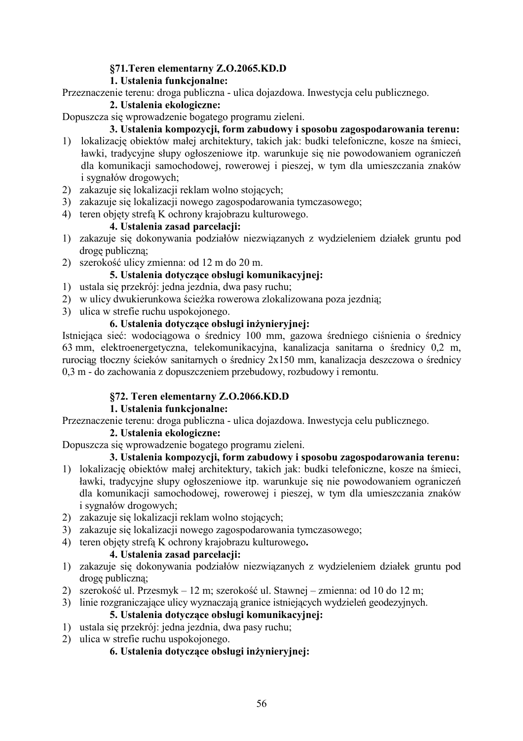### §71.Teren elementarny Z.O.2065.KD.D

**1. Ustalenia funkcjonalne:**

Przeznaczenie terenu: droga publiczna - ulica dojazdowa. Inwestycja celu publicznego.

**2. Ustalenia ekologiczne:**

Dopuszcza się wprowadzenie bogatego programu zieleni.

**3. Ustalenia kompozycji, form zabudowy i sposobu zagospodarowania terenu:**

1) lokalizację obiektów małej architektury, takich jak: budki telefoniczne, kosze na śmieci, ławki, tradycyjne słupy ogłoszeniowe itp. warunkuje się nie powodowaniem ograniczeń dla komunikacji samochodowej, rowerowej i pieszej, w tym dla umieszczania znaków i sygnałów drogowych;
2) zakazuje się lokalizacji reklam wolno stojących;
3) zakazuje się lokalizacji nowego zagospodarowania tymczasowego;
4) teren objęty strefą K ochrony krajobrazu kulturowego.

**4. Ustalenia zasad parcelacji:**

1) zakazuje się dokonywania podziałów niezwiązanych z wydzieleniem działek gruntu pod drogę publiczną;
2) szerokość ulicy zmienna: od 12 m do 20 m.

**5. Ustalenia dotyczące obsługi komunikacyjnej:**

1) ustala się przekrój: jedna jezdnia, dwa pasy ruchu;
2) w ulicy dwukierunkowa ścieżka rowerowa zlokalizowana poza jezdnią;
3) ulica w strefie ruchu uspokojonego.

**6. Ustalenia dotyczące obsługi inżynieryjnej:**

Istniejąca sieć: wodociągowa o średnicy 100 mm, gazowa średniego ciśnienia o średnicy 63 mm, elektroenergetyczna, telekomunikacyjna, kanalizacja sanitarna o średnicy 0,2 m, rurociąg tłoczny ścieków sanitarnych o średnicy 2x150 mm, kanalizacja deszczowa o średnicy 0,3 m - do zachowania z dopuszczeniem przebudowy, rozbudowy i remontu.

### §72. Teren elementarny Z.O.2066.KD.D

**1. Ustalenia funkcjonalne:**

Przeznaczenie terenu: droga publiczna - ulica dojazdowa. Inwestycja celu publicznego.

**2. Ustalenia ekologiczne:**

Dopuszcza się wprowadzenie bogatego programu zieleni.

**3. Ustalenia kompozycji, form zabudowy i sposobu zagospodarowania terenu:**

1) lokalizację obiektów małej architektury, takich jak: budki telefoniczne, kosze na śmieci, ławki, tradycyjne słupy ogłoszeniowe itp. warunkuje się nie powodowaniem ograniczeń dla komunikacji samochodowej, rowerowej i pieszej, w tym dla umieszczania znaków i sygnałów drogowych;
2) zakazuje się lokalizacji reklam wolno stojących;
3) zakazuje się lokalizacji nowego zagospodarowania tymczasowego;
4) teren objęty strefą K ochrony krajobrazu kulturowego.

**4. Ustalenia zasad parcelacji:**

1) zakazuje się dokonywania podziałów niezwiązanych z wydzieleniem działek gruntu pod drogę publiczną;
2) szerokość ul. Przesmyk – 12 m; szerokość ul. Stawnej – zmienna: od 10 do 12 m;
3) linie rozgraniczające ulicy wyznaczają granice istniejących wydzieleń geodezyjnych.

**5. Ustalenia dotyczące obsługi komunikacyjnej:**

1) ustala się przekrój: jedna jezdnia, dwa pasy ruchu;
2) ulica w strefie ruchu uspokojonego.

**6. Ustalenia dotyczące obsługi inżynieryjnej:**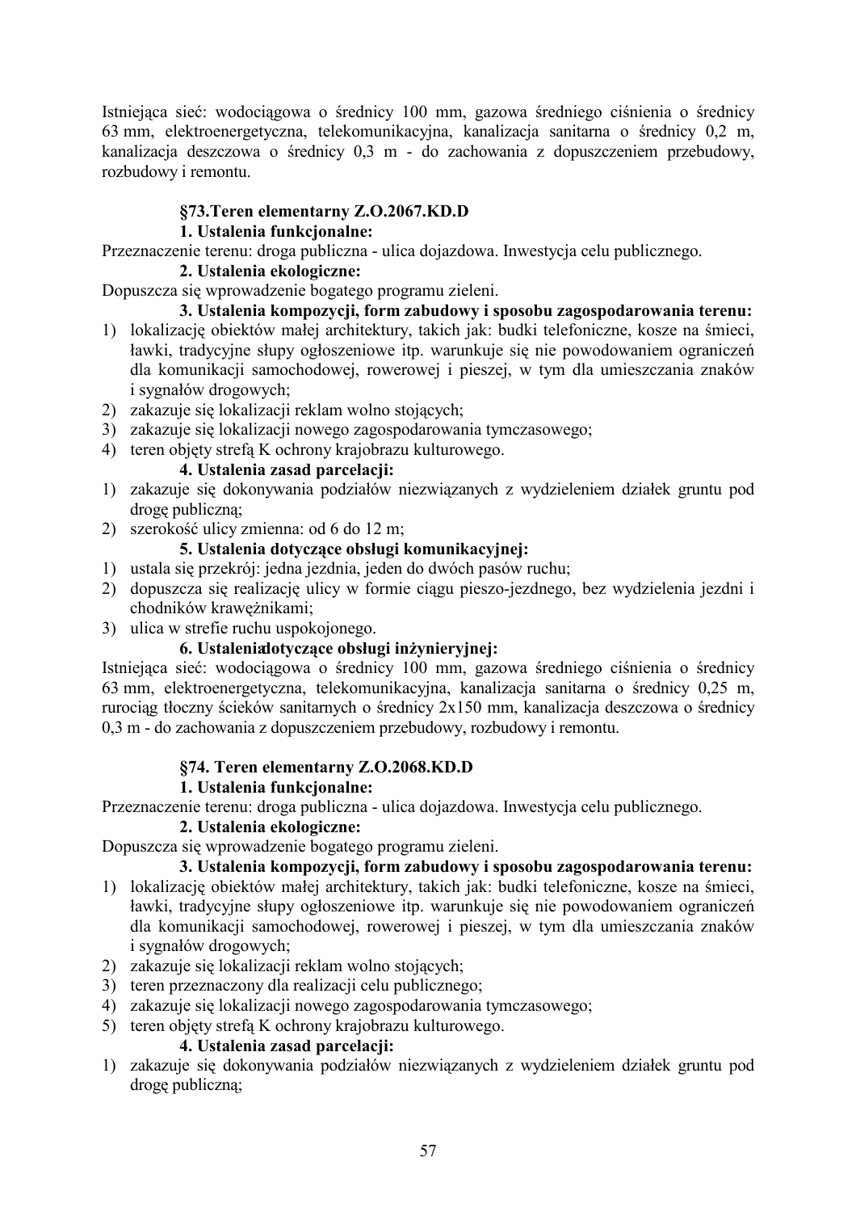Istniejąca sieć: wodociągowa o średnicy 100 mm, gazowa średniego ciśnienia o średnicy 63 mm, elektroenergetyczna, telekomunikacyjna, kanalizacja sanitarna o średnicy 0,2 m, kanalizacja deszczowa o średnicy 0,3 m - do zachowania z dopuszczeniem przebudowy, rozbudowy i remontu.

### §73.Teren elementarny Z.O.2067.KD.D

**1. Ustalenia funkcjonalne:**

Przeznaczenie terenu: droga publiczna - ulica dojazdowa. Inwestycja celu publicznego.

**2. Ustalenia ekologiczne:**

Dopuszcza się wprowadzenie bogatego programu zieleni.

**3. Ustalenia kompozycji, form zabudowy i sposobu zagospodarowania terenu:**

1) lokalizację obiektów małej architektury, takich jak: budki telefoniczne, kosze na śmieci, ławki, tradycyjne słupy ogłoszeniowe itp. warunkuje się nie powodowaniem ograniczeń dla komunikacji samochodowej, rowerowej i pieszej, w tym dla umieszczania znaków i sygnałów drogowych;
2) zakazuje się lokalizacji reklam wolno stojących;
3) zakazuje się lokalizacji nowego zagospodarowania tymczasowego;
4) teren objęty strefą K ochrony krajobrazu kulturowego.

**4. Ustalenia zasad parcelacji:**

1) zakazuje się dokonywania podziałów niezwiązanych z wydzieleniem działek gruntu pod drogę publiczną;
2) szerokość ulicy zmienna: od 6 do 12 m;

**5. Ustalenia dotyczące obsługi komunikacyjnej:**

1) ustala się przekrój: jedna jezdnia, jeden do dwóch pasów ruchu;
2) dopuszcza się realizację ulicy w formie ciągu pieszo-jezdnego, bez wydzielenia jezdni i chodników krawężnikami;
3) ulica w strefie ruchu uspokojonego.

**6. Ustaleniadotyczące obsługi inżynieryjnej:**

Istniejąca sieć: wodociągowa o średnicy 100 mm, gazowa średniego ciśnienia o średnicy 63 mm, elektroenergetyczna, telekomunikacyjna, kanalizacja sanitarna o średnicy 0,25 m, rurociąg tłoczny ścieków sanitarnych o średnicy 2x150 mm, kanalizacja deszczowa o średnicy 0,3 m - do zachowania z dopuszczeniem przebudowy, rozbudowy i remontu.

### §74. Teren elementarny Z.O.2068.KD.D

**1. Ustalenia funkcjonalne:**

Przeznaczenie terenu: droga publiczna - ulica dojazdowa. Inwestycja celu publicznego.

**2. Ustalenia ekologiczne:**

Dopuszcza się wprowadzenie bogatego programu zieleni.

**3. Ustalenia kompozycji, form zabudowy i sposobu zagospodarowania terenu:**

1) lokalizację obiektów małej architektury, takich jak: budki telefoniczne, kosze na śmieci, ławki, tradycyjne słupy ogłoszeniowe itp. warunkuje się nie powodowaniem ograniczeń dla komunikacji samochodowej, rowerowej i pieszej, w tym dla umieszczania znaków i sygnałów drogowych;
2) zakazuje się lokalizacji reklam wolno stojących;
3) teren przeznaczony dla realizacji celu publicznego;
4) zakazuje się lokalizacji nowego zagospodarowania tymczasowego;
5) teren objęty strefą K ochrony krajobrazu kulturowego.

**4. Ustalenia zasad parcelacji:**

1) zakazuje się dokonywania podziałów niezwiązanych z wydzieleniem działek gruntu pod drogę publiczną;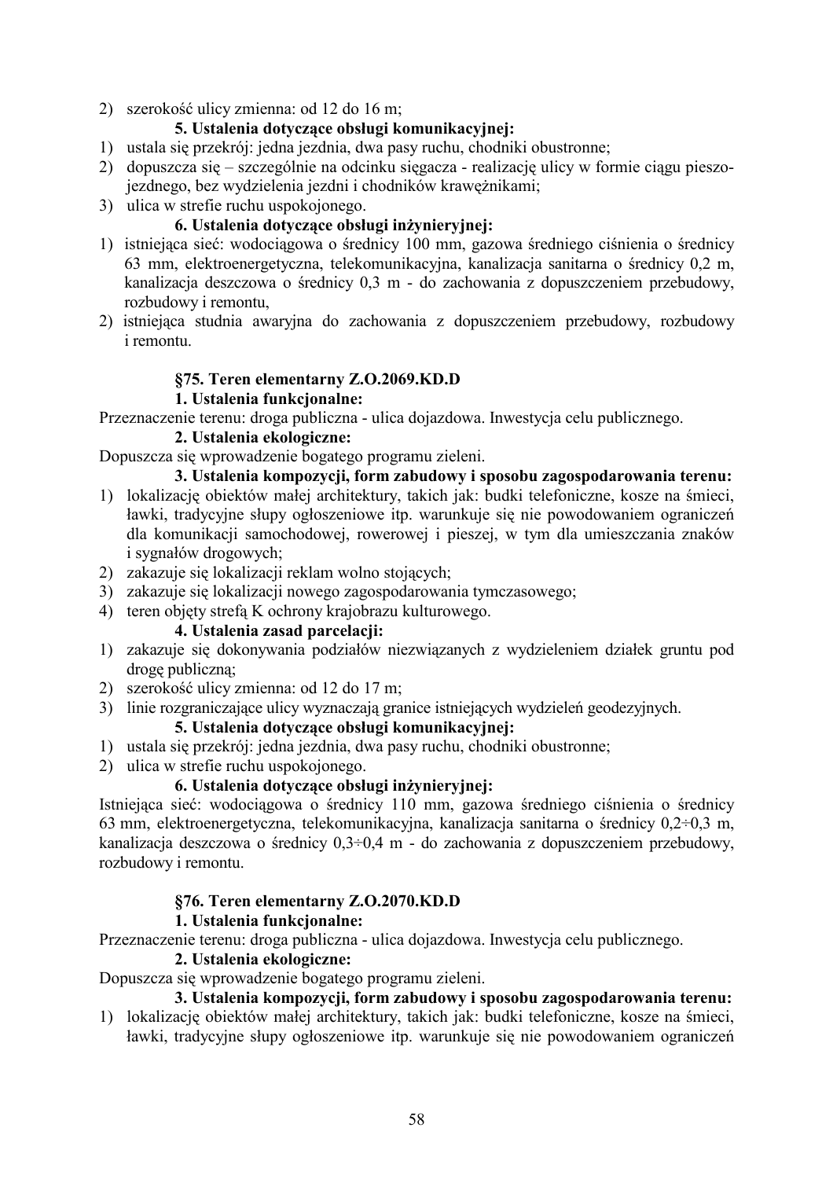2) szerokość ulicy zmienna: od 12 do 16 m;

**5. Ustalenia dotyczące obsługi komunikacyjnej:**

1) ustala się przekrój: jedna jezdnia, dwa pasy ruchu, chodniki obustronne;
2) dopuszcza się – szczególnie na odcinku sięgacza - realizację ulicy w formie ciągu pieszo-jezdnego, bez wydzielenia jezdni i chodników krawężnikami;
3) ulica w strefie ruchu uspokojonego.

**6. Ustalenia dotyczące obsługi inżynieryjnej:**

1) istniejąca sieć: wodociągowa o średnicy 100 mm, gazowa średniego ciśnienia o średnicy 63 mm, elektroenergetyczna, telekomunikacyjna, kanalizacja sanitarna o średnicy 0,2 m, kanalizacja deszczowa o średnicy 0,3 m - do zachowania z dopuszczeniem przebudowy, rozbudowy i remontu,
2) istniejąca studnia awaryjna do zachowania z dopuszczeniem przebudowy, rozbudowy i remontu.

### §75. Teren elementarny Z.O.2069.KD.D

**1. Ustalenia funkcjonalne:**

Przeznaczenie terenu: droga publiczna - ulica dojazdowa. Inwestycja celu publicznego.

**2. Ustalenia ekologiczne:**

Dopuszcza się wprowadzenie bogatego programu zieleni.

**3. Ustalenia kompozycji, form zabudowy i sposobu zagospodarowania terenu:**

1) lokalizację obiektów małej architektury, takich jak: budki telefoniczne, kosze na śmieci, ławki, tradycyjne słupy ogłoszeniowe itp. warunkuje się nie powodowaniem ograniczeń dla komunikacji samochodowej, rowerowej i pieszej, w tym dla umieszczania znaków i sygnałów drogowych;
2) zakazuje się lokalizacji reklam wolno stojących;
3) zakazuje się lokalizacji nowego zagospodarowania tymczasowego;
4) teren objęty strefą K ochrony krajobrazu kulturowego.

**4. Ustalenia zasad parcelacji:**

1) zakazuje się dokonywania podziałów niezwiązanych z wydzieleniem działek gruntu pod drogę publiczną;
2) szerokość ulicy zmienna: od 12 do 17 m;
3) linie rozgraniczające ulicy wyznaczają granice istniejących wydzieleń geodezyjnych.

**5. Ustalenia dotyczące obsługi komunikacyjnej:**

1) ustala się przekrój: jedna jezdnia, dwa pasy ruchu, chodniki obustronne;
2) ulica w strefie ruchu uspokojonego.

**6. Ustalenia dotyczące obsługi inżynieryjnej:**

Istniejąca sieć: wodociągowa o średnicy 110 mm, gazowa średniego ciśnienia o średnicy 63 mm, elektroenergetyczna, telekomunikacyjna, kanalizacja sanitarna o średnicy 0,2÷0,3 m, kanalizacja deszczowa o średnicy 0,3÷0,4 m - do zachowania z dopuszczeniem przebudowy, rozbudowy i remontu.

### §76. Teren elementarny Z.O.2070.KD.D

**1. Ustalenia funkcjonalne:**

Przeznaczenie terenu: droga publiczna - ulica dojazdowa. Inwestycja celu publicznego.

**2. Ustalenia ekologiczne:**

Dopuszcza się wprowadzenie bogatego programu zieleni.

**3. Ustalenia kompozycji, form zabudowy i sposobu zagospodarowania terenu:**

1) lokalizację obiektów małej architektury, takich jak: budki telefoniczne, kosze na śmieci, ławki, tradycyjne słupy ogłoszeniowe itp. warunkuje się nie powodowaniem ograniczeń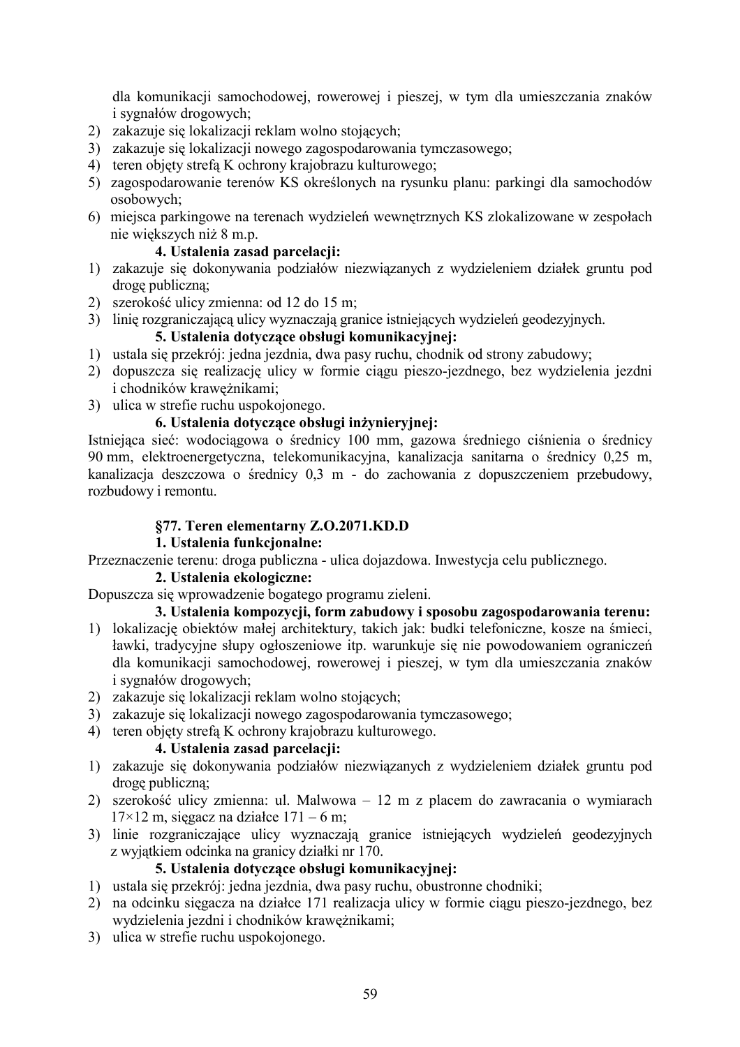dla komunikacji samochodowej, rowerowej i pieszej, w tym dla umieszczania znaków i sygnałów drogowych;
2) zakazuje się lokalizacji reklam wolno stojących;
3) zakazuje się lokalizacji nowego zagospodarowania tymczasowego;
4) teren objęty strefą K ochrony krajobrazu kulturowego;
5) zagospodarowanie terenów KS określonych na rysunku planu: parkingi dla samochodów osobowych;
6) miejsca parkingowe na terenach wydzieleń wewnętrznych KS zlokalizowane w zespołach nie większych niż 8 m.p.

**4. Ustalenia zasad parcelacji:**

1) zakazuje się dokonywania podziałów niezwiązanych z wydzieleniem działek gruntu pod drogę publiczną;
2) szerokość ulicy zmienna: od 12 do 15 m;
3) linię rozgraniczającą ulicy wyznaczają granice istniejących wydzieleń geodezyjnych.

**5. Ustalenia dotyczące obsługi komunikacyjnej:**

1) ustala się przekrój: jedna jezdnia, dwa pasy ruchu, chodnik od strony zabudowy;
2) dopuszcza się realizację ulicy w formie ciągu pieszo-jezdnego, bez wydzielenia jezdni i chodników krawężnikami;
3) ulica w strefie ruchu uspokojonego.

**6. Ustalenia dotyczące obsługi inżynieryjnej:**

Istniejąca sieć: wodociągowa o średnicy 100 mm, gazowa średniego ciśnienia o średnicy 90 mm, elektroenergetyczna, telekomunikacyjna, kanalizacja sanitarna o średnicy 0,25 m, kanalizacja deszczowa o średnicy 0,3 m - do zachowania z dopuszczeniem przebudowy, rozbudowy i remontu.

## §77. Teren elementarny Z.O.2071.KD.D

**1. Ustalenia funkcjonalne:**

Przeznaczenie terenu: droga publiczna - ulica dojazdowa. Inwestycja celu publicznego.

**2. Ustalenia ekologiczne:**

Dopuszcza się wprowadzenie bogatego programu zieleni.

**3. Ustalenia kompozycji, form zabudowy i sposobu zagospodarowania terenu:**

1) lokalizację obiektów małej architektury, takich jak: budki telefoniczne, kosze na śmieci, ławki, tradycyjne słupy ogłoszeniowe itp. warunkuje się nie powodowaniem ograniczeń dla komunikacji samochodowej, rowerowej i pieszej, w tym dla umieszczania znaków i sygnałów drogowych;
2) zakazuje się lokalizacji reklam wolno stojących;
3) zakazuje się lokalizacji nowego zagospodarowania tymczasowego;
4) teren objęty strefą K ochrony krajobrazu kulturowego.

**4. Ustalenia zasad parcelacji:**

1) zakazuje się dokonywania podziałów niezwiązanych z wydzieleniem działek gruntu pod drogę publiczną;
2) szerokość ulicy zmienna: ul. Malwowa – 12 m z placem do zawracania o wymiarach 17×12 m, sięgacz na działce 171 – 6 m;
3) linie rozgraniczające ulicy wyznaczają granice istniejących wydzieleń geodezyjnych z wyjątkiem odcinka na granicy działki nr 170.

**5. Ustalenia dotyczące obsługi komunikacyjnej:**

1) ustala się przekrój: jedna jezdnia, dwa pasy ruchu, obustronne chodniki;
2) na odcinku sięgacza na działce 171 realizacja ulicy w formie ciągu pieszo-jezdnego, bez wydzielenia jezdni i chodników krawężnikami;
3) ulica w strefie ruchu uspokojonego.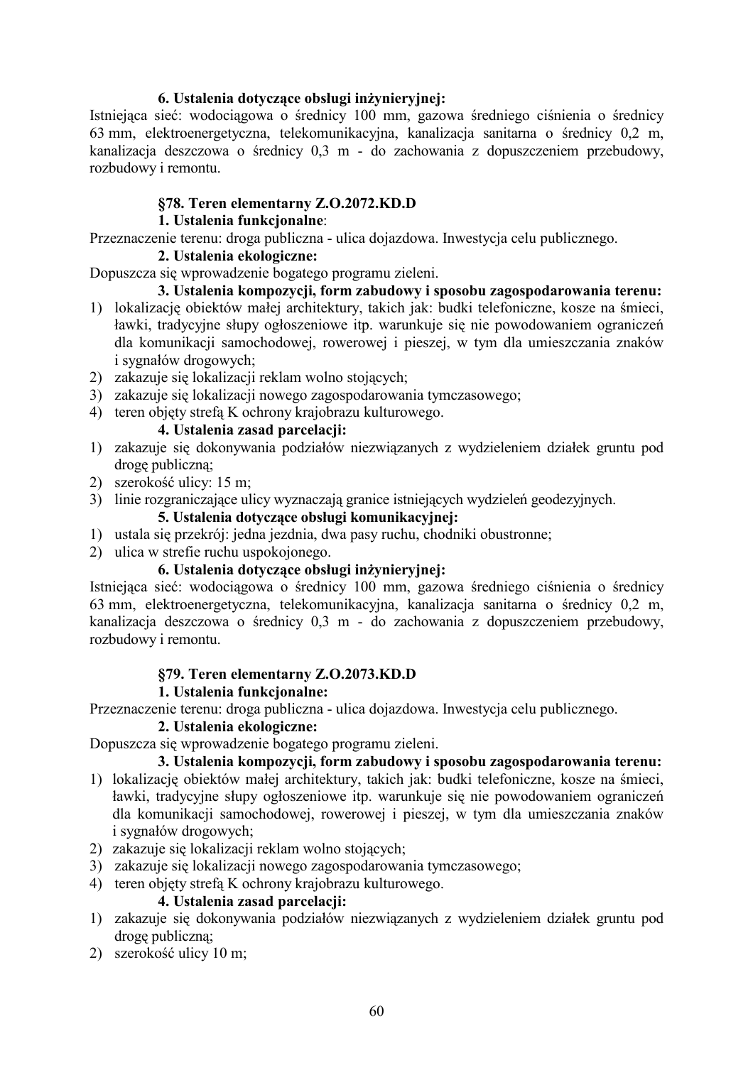**6. Ustalenia dotyczące obsługi inżynieryjnej:**

Istniejąca sieć: wodociągowa o średnicy 100 mm, gazowa średniego ciśnienia o średnicy 63 mm, elektroenergetyczna, telekomunikacyjna, kanalizacja sanitarna o średnicy 0,2 m, kanalizacja deszczowa o średnicy 0,3 m - do zachowania z dopuszczeniem przebudowy, rozbudowy i remontu.

### §78. Teren elementarny Z.O.2072.KD.D

**1. Ustalenia funkcjonalne**:

Przeznaczenie terenu: droga publiczna - ulica dojazdowa. Inwestycja celu publicznego.

**2. Ustalenia ekologiczne:**

Dopuszcza się wprowadzenie bogatego programu zieleni.

**3. Ustalenia kompozycji, form zabudowy i sposobu zagospodarowania terenu:**

1) lokalizację obiektów małej architektury, takich jak: budki telefoniczne, kosze na śmieci, ławki, tradycyjne słupy ogłoszeniowe itp. warunkuje się nie powodowaniem ograniczeń dla komunikacji samochodowej, rowerowej i pieszej, w tym dla umieszczania znaków i sygnałów drogowych;
2) zakazuje się lokalizacji reklam wolno stojących;
3) zakazuje się lokalizacji nowego zagospodarowania tymczasowego;
4) teren objęty strefą K ochrony krajobrazu kulturowego.

**4. Ustalenia zasad parcelacji:**

1) zakazuje się dokonywania podziałów niezwiązanych z wydzieleniem działek gruntu pod drogę publiczną;
2) szerokość ulicy: 15 m;
3) linie rozgraniczające ulicy wyznaczają granice istniejących wydzieleń geodezyjnych.

**5. Ustalenia dotyczące obsługi komunikacyjnej:**

1) ustala się przekrój: jedna jezdnia, dwa pasy ruchu, chodniki obustronne;
2) ulica w strefie ruchu uspokojonego.

**6. Ustalenia dotyczące obsługi inżynieryjnej:**

Istniejąca sieć: wodociągowa o średnicy 100 mm, gazowa średniego ciśnienia o średnicy 63 mm, elektroenergetyczna, telekomunikacyjna, kanalizacja sanitarna o średnicy 0,2 m, kanalizacja deszczowa o średnicy 0,3 m - do zachowania z dopuszczeniem przebudowy, rozbudowy i remontu.

### §79. Teren elementarny Z.O.2073.KD.D

**1. Ustalenia funkcjonalne:**

Przeznaczenie terenu: droga publiczna - ulica dojazdowa. Inwestycja celu publicznego.

**2. Ustalenia ekologiczne:**

Dopuszcza się wprowadzenie bogatego programu zieleni.

**3. Ustalenia kompozycji, form zabudowy i sposobu zagospodarowania terenu:**

1) lokalizację obiektów małej architektury, takich jak: budki telefoniczne, kosze na śmieci, ławki, tradycyjne słupy ogłoszeniowe itp. warunkuje się nie powodowaniem ograniczeń dla komunikacji samochodowej, rowerowej i pieszej, w tym dla umieszczania znaków i sygnałów drogowych;
2) zakazuje się lokalizacji reklam wolno stojących;
3) zakazuje się lokalizacji nowego zagospodarowania tymczasowego;
4) teren objęty strefą K ochrony krajobrazu kulturowego.

**4. Ustalenia zasad parcelacji:**

1) zakazuje się dokonywania podziałów niezwiązanych z wydzieleniem działek gruntu pod drogę publiczną;
2) szerokość ulicy 10 m;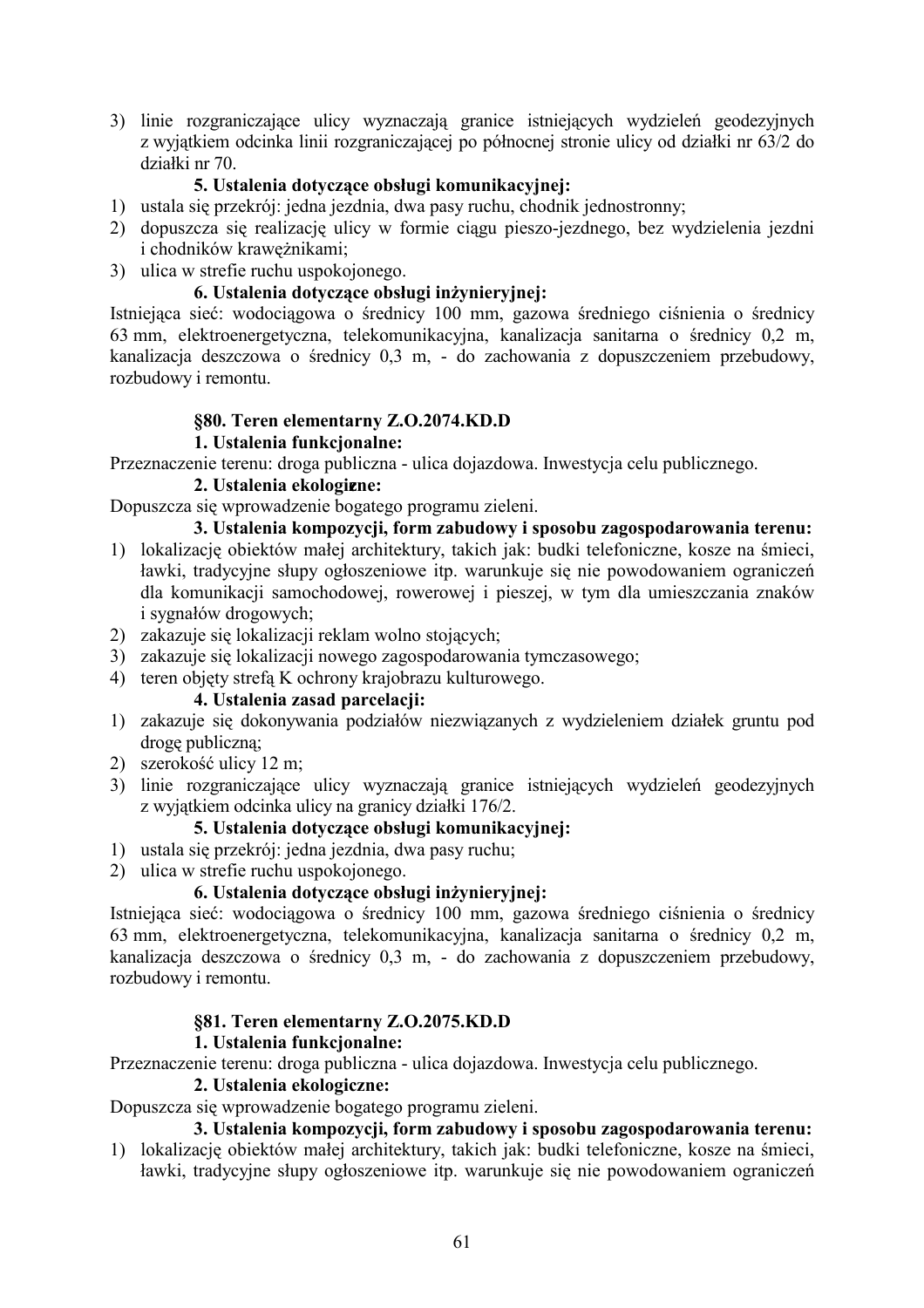3) linie rozgraniczające ulicy wyznaczają granice istniejących wydzieleń geodezyjnych z wyjątkiem odcinka linii rozgraniczającej po północnej stronie ulicy od działki nr 63/2 do działki nr 70.

**5. Ustalenia dotyczące obsługi komunikacyjnej:**

1) ustala się przekrój: jedna jezdnia, dwa pasy ruchu, chodnik jednostronny;
2) dopuszcza się realizację ulicy w formie ciągu pieszo-jezdnego, bez wydzielenia jezdni i chodników krawężnikami;
3) ulica w strefie ruchu uspokojonego.

**6. Ustalenia dotyczące obsługi inżynieryjnej:**

Istniejąca sieć: wodociągowa o średnicy 100 mm, gazowa średniego ciśnienia o średnicy 63 mm, elektroenergetyczna, telekomunikacyjna, kanalizacja sanitarna o średnicy 0,2 m, kanalizacja deszczowa o średnicy 0,3 m, - do zachowania z dopuszczeniem przebudowy, rozbudowy i remontu.

### §80. Teren elementarny Z.O.2074.KD.D

**1. Ustalenia funkcjonalne:**

Przeznaczenie terenu: droga publiczna - ulica dojazdowa. Inwestycja celu publicznego.

**2. Ustalenia ekologiczne:**

Dopuszcza się wprowadzenie bogatego programu zieleni.

**3. Ustalenia kompozycji, form zabudowy i sposobu zagospodarowania terenu:**

1) lokalizację obiektów małej architektury, takich jak: budki telefoniczne, kosze na śmieci, ławki, tradycyjne słupy ogłoszeniowe itp. warunkuje się nie powodowaniem ograniczeń dla komunikacji samochodowej, rowerowej i pieszej, w tym dla umieszczania znaków i sygnałów drogowych;
2) zakazuje się lokalizacji reklam wolno stojących;
3) zakazuje się lokalizacji nowego zagospodarowania tymczasowego;
4) teren objęty strefą K ochrony krajobrazu kulturowego.

**4. Ustalenia zasad parcelacji:**

1) zakazuje się dokonywania podziałów niezwiązanych z wydzieleniem działek gruntu pod drogę publiczną;
2) szerokość ulicy 12 m;
3) linie rozgraniczające ulicy wyznaczają granice istniejących wydzieleń geodezyjnych z wyjątkiem odcinka ulicy na granicy działki 176/2.

**5. Ustalenia dotyczące obsługi komunikacyjnej:**

1) ustala się przekrój: jedna jezdnia, dwa pasy ruchu;
2) ulica w strefie ruchu uspokojonego.

**6. Ustalenia dotyczące obsługi inżynieryjnej:**

Istniejąca sieć: wodociągowa o średnicy 100 mm, gazowa średniego ciśnienia o średnicy 63 mm, elektroenergetyczna, telekomunikacyjna, kanalizacja sanitarna o średnicy 0,2 m, kanalizacja deszczowa o średnicy 0,3 m, - do zachowania z dopuszczeniem przebudowy, rozbudowy i remontu.

### §81. Teren elementarny Z.O.2075.KD.D

**1. Ustalenia funkcjonalne:**

Przeznaczenie terenu: droga publiczna - ulica dojazdowa. Inwestycja celu publicznego.

**2. Ustalenia ekologiczne:**

Dopuszcza się wprowadzenie bogatego programu zieleni.

**3. Ustalenia kompozycji, form zabudowy i sposobu zagospodarowania terenu:**

1) lokalizację obiektów małej architektury, takich jak: budki telefoniczne, kosze na śmieci, ławki, tradycyjne słupy ogłoszeniowe itp. warunkuje się nie powodowaniem ograniczeń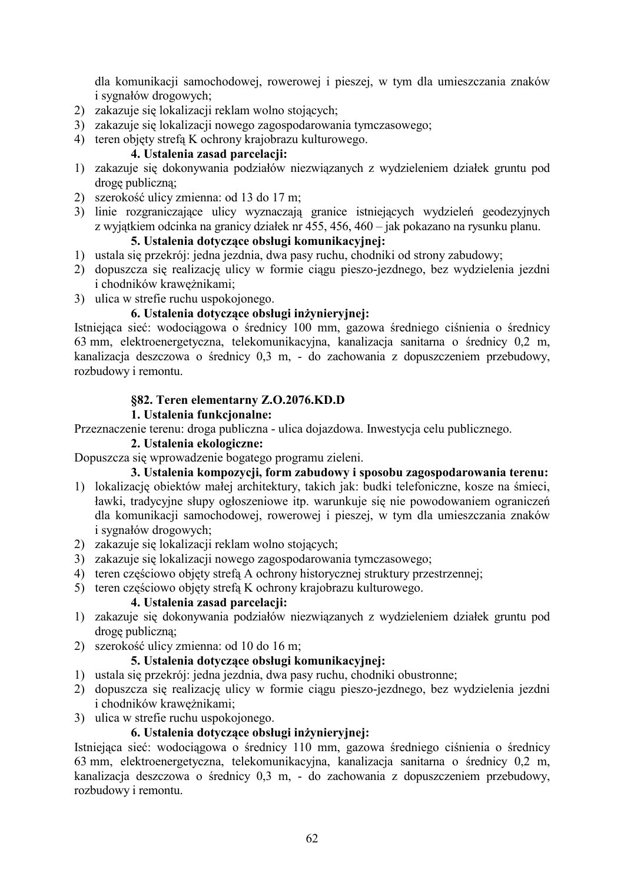dla komunikacji samochodowej, rowerowej i pieszej, w tym dla umieszczania znaków i sygnałów drogowych;
2) zakazuje się lokalizacji reklam wolno stojących;
3) zakazuje się lokalizacji nowego zagospodarowania tymczasowego;
4) teren objęty strefą K ochrony krajobrazu kulturowego.

**4. Ustalenia zasad parcelacji:**

1) zakazuje się dokonywania podziałów niezwiązanych z wydzieleniem działek gruntu pod drogę publiczną;
2) szerokość ulicy zmienna: od 13 do 17 m;
3) linie rozgraniczające ulicy wyznaczają granice istniejących wydzieleń geodezyjnych z wyjątkiem odcinka na granicy działek nr 455, 456, 460 – jak pokazano na rysunku planu.

**5. Ustalenia dotyczące obsługi komunikacyjnej:**

1) ustala się przekrój: jedna jezdnia, dwa pasy ruchu, chodniki od strony zabudowy;
2) dopuszcza się realizację ulicy w formie ciągu pieszo-jezdnego, bez wydzielenia jezdni i chodników krawężnikami;
3) ulica w strefie ruchu uspokojonego.

**6. Ustalenia dotyczące obsługi inżynieryjnej:**

Istniejąca sieć: wodociągowa o średnicy 100 mm, gazowa średniego ciśnienia o średnicy 63 mm, elektroenergetyczna, telekomunikacyjna, kanalizacja sanitarna o średnicy 0,2 m, kanalizacja deszczowa o średnicy 0,3 m, - do zachowania z dopuszczeniem przebudowy, rozbudowy i remontu.

### §82. Teren elementarny Z.O.2076.KD.D

**1. Ustalenia funkcjonalne:**

Przeznaczenie terenu: droga publiczna - ulica dojazdowa. Inwestycja celu publicznego.

**2. Ustalenia ekologiczne:**

Dopuszcza się wprowadzenie bogatego programu zieleni.

**3. Ustalenia kompozycji, form zabudowy i sposobu zagospodarowania terenu:**

1) lokalizację obiektów małej architektury, takich jak: budki telefoniczne, kosze na śmieci, ławki, tradycyjne słupy ogłoszeniowe itp. warunkuje się nie powodowaniem ograniczeń dla komunikacji samochodowej, rowerowej i pieszej, w tym dla umieszczania znaków i sygnałów drogowych;
2) zakazuje się lokalizacji reklam wolno stojących;
3) zakazuje się lokalizacji nowego zagospodarowania tymczasowego;
4) teren częściowo objęty strefą A ochrony historycznej struktury przestrzennej;
5) teren częściowo objęty strefą K ochrony krajobrazu kulturowego.

**4. Ustalenia zasad parcelacji:**

1) zakazuje się dokonywania podziałów niezwiązanych z wydzieleniem działek gruntu pod drogę publiczną;
2) szerokość ulicy zmienna: od 10 do 16 m;

**5. Ustalenia dotyczące obsługi komunikacyjnej:**

1) ustala się przekrój: jedna jezdnia, dwa pasy ruchu, chodniki obustronne;
2) dopuszcza się realizację ulicy w formie ciągu pieszo-jezdnego, bez wydzielenia jezdni i chodników krawężnikami;
3) ulica w strefie ruchu uspokojonego.

**6. Ustalenia dotyczące obsługi inżynieryjnej:**

Istniejąca sieć: wodociągowa o średnicy 110 mm, gazowa średniego ciśnienia o średnicy 63 mm, elektroenergetyczna, telekomunikacyjna, kanalizacja sanitarna o średnicy 0,2 m, kanalizacja deszczowa o średnicy 0,3 m, - do zachowania z dopuszczeniem przebudowy, rozbudowy i remontu.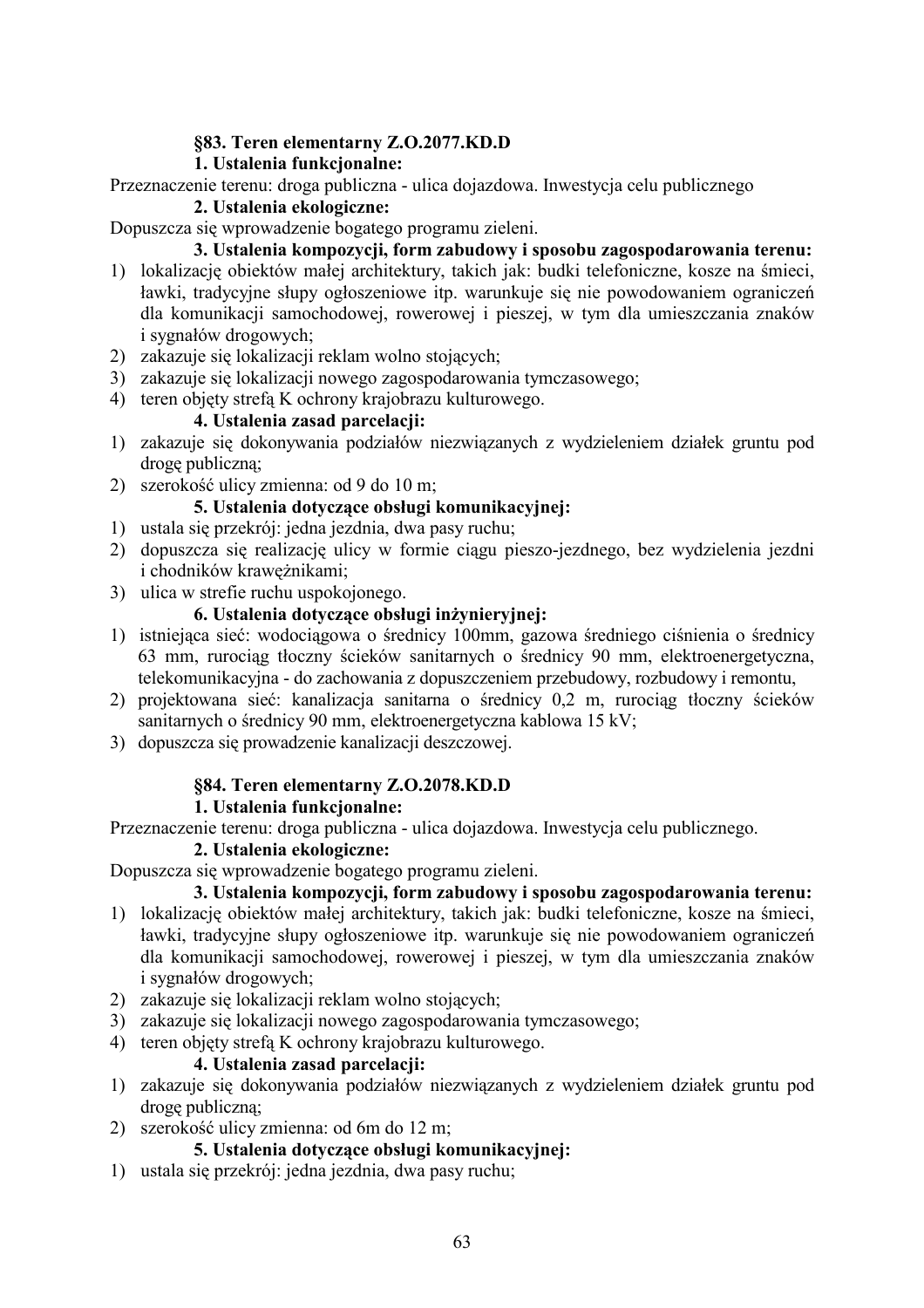### §83. Teren elementarny Z.O.2077.KD.D

**1. Ustalenia funkcjonalne:**

Przeznaczenie terenu: droga publiczna - ulica dojazdowa. Inwestycja celu publicznego

**2. Ustalenia ekologiczne:**

Dopuszcza się wprowadzenie bogatego programu zieleni.

**3. Ustalenia kompozycji, form zabudowy i sposobu zagospodarowania terenu:**

1) lokalizację obiektów małej architektury, takich jak: budki telefoniczne, kosze na śmieci, ławki, tradycyjne słupy ogłoszeniowe itp. warunkuje się nie powodowaniem ograniczeń dla komunikacji samochodowej, rowerowej i pieszej, w tym dla umieszczania znaków i sygnałów drogowych;
2) zakazuje się lokalizacji reklam wolno stojących;
3) zakazuje się lokalizacji nowego zagospodarowania tymczasowego;
4) teren objęty strefą K ochrony krajobrazu kulturowego.

**4. Ustalenia zasad parcelacji:**

1) zakazuje się dokonywania podziałów niezwiązanych z wydzieleniem działek gruntu pod drogę publiczną;
2) szerokość ulicy zmienna: od 9 do 10 m;

**5. Ustalenia dotyczące obsługi komunikacyjnej:**

1) ustala się przekrój: jedna jezdnia, dwa pasy ruchu;
2) dopuszcza się realizację ulicy w formie ciągu pieszo-jezdnego, bez wydzielenia jezdni i chodników krawężnikami;
3) ulica w strefie ruchu uspokojonego.

**6. Ustalenia dotyczące obsługi inżynieryjnej:**

1) istniejąca sieć: wodociągowa o średnicy 100mm, gazowa średniego ciśnienia o średnicy 63 mm, rurociąg tłoczny ścieków sanitarnych o średnicy 90 mm, elektroenergetyczna, telekomunikacyjna - do zachowania z dopuszczeniem przebudowy, rozbudowy i remontu,
2) projektowana sieć: kanalizacja sanitarna o średnicy 0,2 m, rurociąg tłoczny ścieków sanitarnych o średnicy 90 mm, elektroenergetyczna kablowa 15 kV;
3) dopuszcza się prowadzenie kanalizacji deszczowej.

### §84. Teren elementarny Z.O.2078.KD.D

**1. Ustalenia funkcjonalne:**

Przeznaczenie terenu: droga publiczna - ulica dojazdowa. Inwestycja celu publicznego.

**2. Ustalenia ekologiczne:**

Dopuszcza się wprowadzenie bogatego programu zieleni.

**3. Ustalenia kompozycji, form zabudowy i sposobu zagospodarowania terenu:**

1) lokalizację obiektów małej architektury, takich jak: budki telefoniczne, kosze na śmieci, ławki, tradycyjne słupy ogłoszeniowe itp. warunkuje się nie powodowaniem ograniczeń dla komunikacji samochodowej, rowerowej i pieszej, w tym dla umieszczania znaków i sygnałów drogowych;
2) zakazuje się lokalizacji reklam wolno stojących;
3) zakazuje się lokalizacji nowego zagospodarowania tymczasowego;
4) teren objęty strefą K ochrony krajobrazu kulturowego.

**4. Ustalenia zasad parcelacji:**

1) zakazuje się dokonywania podziałów niezwiązanych z wydzieleniem działek gruntu pod drogę publiczną;
2) szerokość ulicy zmienna: od 6m do 12 m;

**5. Ustalenia dotyczące obsługi komunikacyjnej:**

1) ustala się przekrój: jedna jezdnia, dwa pasy ruchu;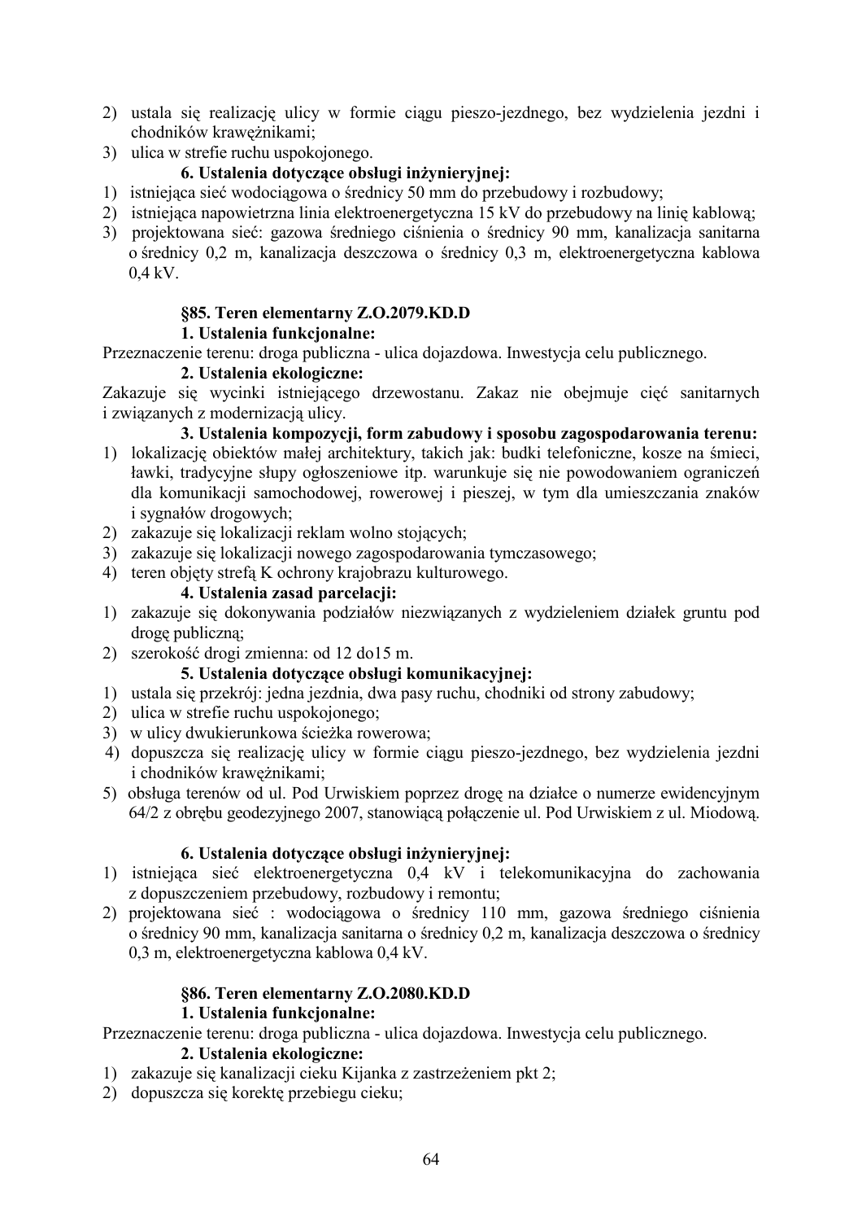2) ustala się realizację ulicy w formie ciągu pieszo-jezdnego, bez wydzielenia jezdni i chodników krawężnikami;
3) ulica w strefie ruchu uspokojonego.

**6. Ustalenia dotyczące obsługi inżynieryjnej:**

1) istniejąca sieć wodociągowa o średnicy 50 mm do przebudowy i rozbudowy;
2) istniejąca napowietrzna linia elektroenergetyczna 15 kV do przebudowy na linię kablową;
3) projektowana sieć: gazowa średniego ciśnienia o średnicy 90 mm, kanalizacja sanitarna o średnicy 0,2 m, kanalizacja deszczowa o średnicy 0,3 m, elektroenergetyczna kablowa 0,4 kV.

### §85. Teren elementarny Z.O.2079.KD.D

**1. Ustalenia funkcjonalne:**

Przeznaczenie terenu: droga publiczna - ulica dojazdowa. Inwestycja celu publicznego.

**2. Ustalenia ekologiczne:**

Zakazuje się wycinki istniejącego drzewostanu. Zakaz nie obejmuje cięć sanitarnych i związanych z modernizacją ulicy.

**3. Ustalenia kompozycji, form zabudowy i sposobu zagospodarowania terenu:**

1) lokalizację obiektów małej architektury, takich jak: budki telefoniczne, kosze na śmieci, ławki, tradycyjne słupy ogłoszeniowe itp. warunkuje się nie powodowaniem ograniczeń dla komunikacji samochodowej, rowerowej i pieszej, w tym dla umieszczania znaków i sygnałów drogowych;
2) zakazuje się lokalizacji reklam wolno stojących;
3) zakazuje się lokalizacji nowego zagospodarowania tymczasowego;
4) teren objęty strefą K ochrony krajobrazu kulturowego.

**4. Ustalenia zasad parcelacji:**

1) zakazuje się dokonywania podziałów niezwiązanych z wydzieleniem działek gruntu pod drogę publiczną;
2) szerokość drogi zmienna: od 12 do15 m.

**5. Ustalenia dotyczące obsługi komunikacyjnej:**

1) ustala się przekrój: jedna jezdnia, dwa pasy ruchu, chodniki od strony zabudowy;
2) ulica w strefie ruchu uspokojonego;
3) w ulicy dwukierunkowa ścieżka rowerowa;
4) dopuszcza się realizację ulicy w formie ciągu pieszo-jezdnego, bez wydzielenia jezdni i chodników krawężnikami;
5) obsługa terenów od ul. Pod Urwiskiem poprzez drogę na działce o numerze ewidencyjnym 64/2 z obrębu geodezyjnego 2007, stanowiącą połączenie ul. Pod Urwiskiem z ul. Miodową.

**6. Ustalenia dotyczące obsługi inżynieryjnej:**

1) istniejąca sieć elektroenergetyczna 0,4 kV i telekomunikacyjna do zachowania z dopuszczeniem przebudowy, rozbudowy i remontu;
2) projektowana sieć : wodociągowa o średnicy 110 mm, gazowa średniego ciśnienia o średnicy 90 mm, kanalizacja sanitarna o średnicy 0,2 m, kanalizacja deszczowa o średnicy 0,3 m, elektroenergetyczna kablowa 0,4 kV.

### §86. Teren elementarny Z.O.2080.KD.D

**1. Ustalenia funkcjonalne:**

Przeznaczenie terenu: droga publiczna - ulica dojazdowa. Inwestycja celu publicznego.

**2. Ustalenia ekologiczne:**

1) zakazuje się kanalizacji cieku Kijanka z zastrzeżeniem pkt 2;
2) dopuszcza się korektę przebiegu cieku;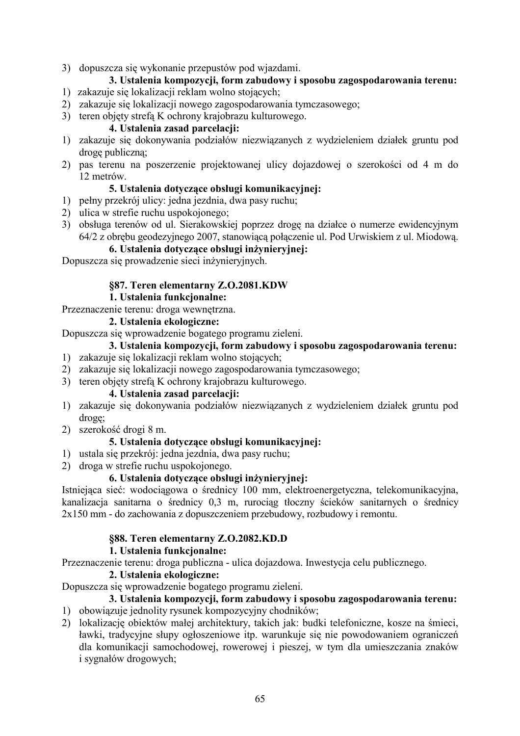3) dopuszcza się wykonanie przepustów pod wjazdami.

**3. Ustalenia kompozycji, form zabudowy i sposobu zagospodarowania terenu:**

1) zakazuje się lokalizacji reklam wolno stojących;
2) zakazuje się lokalizacji nowego zagospodarowania tymczasowego;
3) teren objęty strefą K ochrony krajobrazu kulturowego.

**4. Ustalenia zasad parcelacji:**

1) zakazuje się dokonywania podziałów niezwiązanych z wydzieleniem działek gruntu pod drogę publiczną;
2) pas terenu na poszerzenie projektowanej ulicy dojazdowej o szerokości od 4 m do 12 metrów.

**5. Ustalenia dotyczące obsługi komunikacyjnej:**

1) pełny przekrój ulicy: jedna jezdnia, dwa pasy ruchu;
2) ulica w strefie ruchu uspokojonego;
3) obsługa terenów od ul. Sierakowskiej poprzez drogę na działce o numerze ewidencyjnym 64/2 z obrębu geodezyjnego 2007, stanowiącą połączenie ul. Pod Urwiskiem z ul. Miodową.

**6. Ustalenia dotyczące obsługi inżynieryjnej:**

Dopuszcza się prowadzenie sieci inżynieryjnych.

### §87. Teren elementarny Z.O.2081.KDW

**1. Ustalenia funkcjonalne:**

Przeznaczenie terenu: droga wewnętrzna.

**2. Ustalenia ekologiczne:**

Dopuszcza się wprowadzenie bogatego programu zieleni.

**3. Ustalenia kompozycji, form zabudowy i sposobu zagospodarowania terenu:**

1) zakazuje się lokalizacji reklam wolno stojących;
2) zakazuje się lokalizacji nowego zagospodarowania tymczasowego;
3) teren objęty strefą K ochrony krajobrazu kulturowego.

**4. Ustalenia zasad parcelacji:**

1) zakazuje się dokonywania podziałów niezwiązanych z wydzieleniem działek gruntu pod drogę;
2) szerokość drogi 8 m.

**5. Ustalenia dotyczące obsługi komunikacyjnej:**

1) ustala się przekrój: jedna jezdnia, dwa pasy ruchu;
2) droga w strefie ruchu uspokojonego.

**6. Ustalenia dotyczące obsługi inżynieryjnej:**

Istniejąca sieć: wodociągowa o średnicy 100 mm, elektroenergetyczna, telekomunikacyjna, kanalizacja sanitarna o średnicy 0,3 m, rurociąg tłoczny ścieków sanitarnych o średnicy 2x150 mm - do zachowania z dopuszczeniem przebudowy, rozbudowy i remontu.

### §88. Teren elementarny Z.O.2082.KD.D

**1. Ustalenia funkcjonalne:**

Przeznaczenie terenu: droga publiczna - ulica dojazdowa. Inwestycja celu publicznego.

**2. Ustalenia ekologiczne:**

Dopuszcza się wprowadzenie bogatego programu zieleni.

**3. Ustalenia kompozycji, form zabudowy i sposobu zagospodarowania terenu:**

1) obowiązuje jednolity rysunek kompozycyjny chodników;
2) lokalizację obiektów małej architektury, takich jak: budki telefoniczne, kosze na śmieci, ławki, tradycyjne słupy ogłoszeniowe itp. warunkuje się nie powodowaniem ograniczeń dla komunikacji samochodowej, rowerowej i pieszej, w tym dla umieszczania znaków i sygnałów drogowych;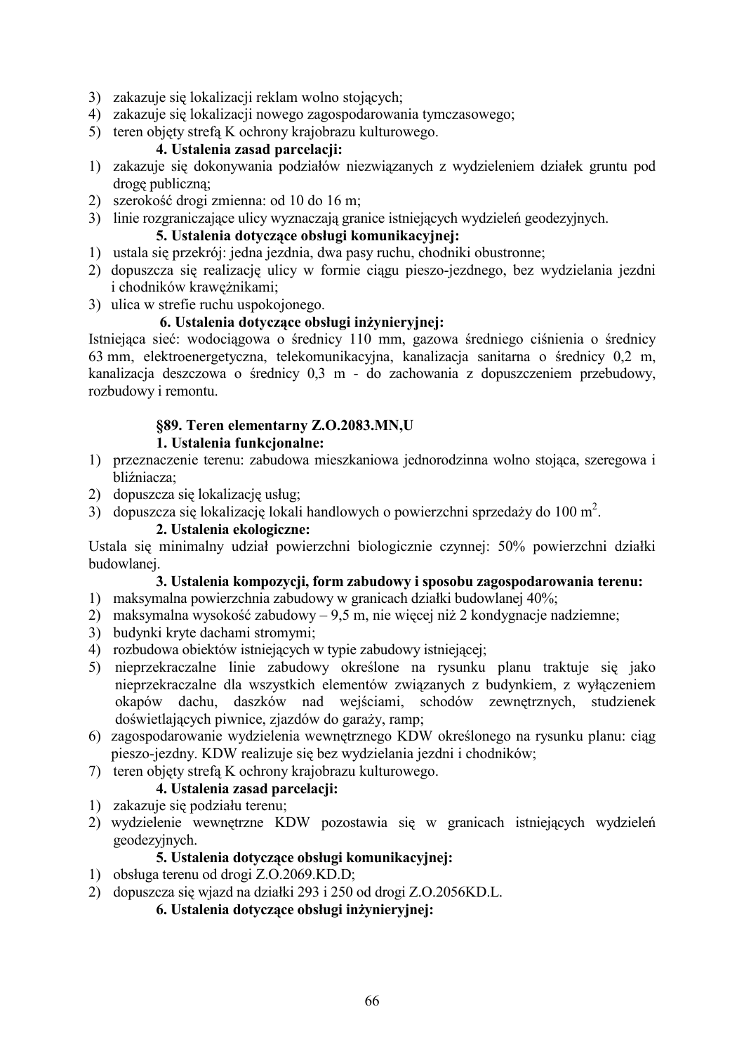3) zakazuje się lokalizacji reklam wolno stojących;
4) zakazuje się lokalizacji nowego zagospodarowania tymczasowego;
5) teren objęty strefą K ochrony krajobrazu kulturowego.

**4. Ustalenia zasad parcelacji:**

1) zakazuje się dokonywania podziałów niezwiązanych z wydzieleniem działek gruntu pod drogę publiczną;
2) szerokość drogi zmienna: od 10 do 16 m;
3) linie rozgraniczające ulicy wyznaczają granice istniejących wydzieleń geodezyjnych.

**5. Ustalenia dotyczące obsługi komunikacyjnej:**

1) ustala się przekrój: jedna jezdnia, dwa pasy ruchu, chodniki obustronne;
2) dopuszcza się realizację ulicy w formie ciągu pieszo-jezdnego, bez wydzielania jezdni i chodników krawężnikami;
3) ulica w strefie ruchu uspokojonego.

**6. Ustalenia dotyczące obsługi inżynieryjnej:**

Istniejąca sieć: wodociągowa o średnicy 110 mm, gazowa średniego ciśnienia o średnicy 63 mm, elektroenergetyczna, telekomunikacyjna, kanalizacja sanitarna o średnicy 0,2 m, kanalizacja deszczowa o średnicy 0,3 m - do zachowania z dopuszczeniem przebudowy, rozbudowy i remontu.

**§89. Teren elementarny Z.O.2083.MN,U**

**1. Ustalenia funkcjonalne:**

1) przeznaczenie terenu: zabudowa mieszkaniowa jednorodzinna wolno stojąca, szeregowa i bliźniacza;
2) dopuszcza się lokalizację usług;
3) dopuszcza się lokalizację lokali handlowych o powierzchni sprzedaży do 100 $m^2$.

**2. Ustalenia ekologiczne:**

Ustala się minimalny udział powierzchni biologicznie czynnej: 50% powierzchni działki budowlanej.

**3. Ustalenia kompozycji, form zabudowy i sposobu zagospodarowania terenu:**

1) maksymalna powierzchnia zabudowy w granicach działki budowlanej 40%;
2) maksymalna wysokość zabudowy – 9,5 m, nie więcej niż 2 kondygnacje nadziemne;
3) budynki kryte dachami stromymi;
4) rozbudowa obiektów istniejących w typie zabudowy istniejącej;
5) nieprzekraczalne linie zabudowy określone na rysunku planu traktuje się jako nieprzekraczalne dla wszystkich elementów związanych z budynkiem, z wyłączeniem okapów dachu, daszków nad wejściami, schodów zewnętrznych, studzienek doświetlających piwnice, zjazdów do garaży, ramp;
6) zagospodarowanie wydzielenia wewnętrznego KDW określonego na rysunku planu: ciąg pieszo-jezdny. KDW realizuje się bez wydzielania jezdni i chodników;
7) teren objęty strefą K ochrony krajobrazu kulturowego.

**4. Ustalenia zasad parcelacji:**

1) zakazuje się podziału terenu;
2) wydzielenie wewnętrzne KDW pozostawia się w granicach istniejących wydzieleń geodezyjnych.

**5. Ustalenia dotyczące obsługi komunikacyjnej:**

1) obsługa terenu od drogi Z.O.2069.KD.D;
2) dopuszcza się wjazd na działki 293 i 250 od drogi Z.O.2056KD.L.

**6. Ustalenia dotyczące obsługi inżynieryjnej:**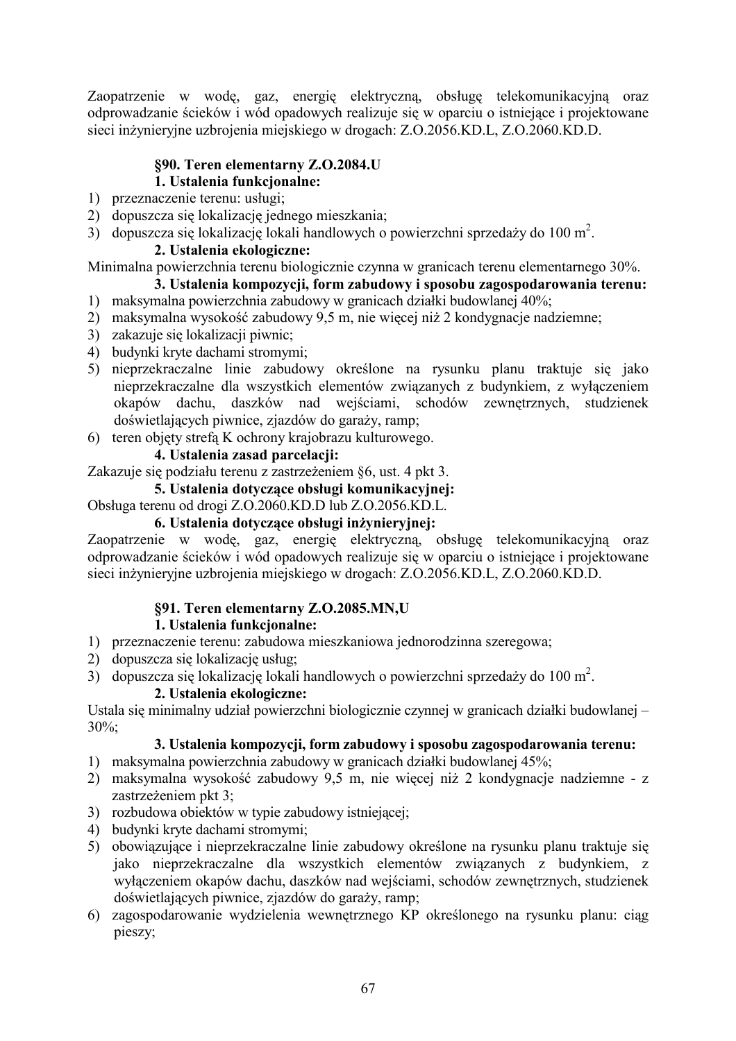Zaopatrzenie w wodę, gaz, energię elektryczną, obsługę telekomunikacyjną oraz odprowadzanie ścieków i wód opadowych realizuje się w oparciu o istniejące i projektowane sieci inżynieryjne uzbrojenia miejskiego w drogach: Z.O.2056.KD.L, Z.O.2060.KD.D.

### §90. Teren elementarny Z.O.2084.U

**1. Ustalenia funkcjonalne:**

1) przeznaczenie terenu: usługi;
2) dopuszcza się lokalizację jednego mieszkania;
3) dopuszcza się lokalizację lokali handlowych o powierzchni sprzedaży do 100 m$^2$.

**2. Ustalenia ekologiczne:**

Minimalna powierzchnia terenu biologicznie czynna w granicach terenu elementarnego 30%.

**3. Ustalenia kompozycji, form zabudowy i sposobu zagospodarowania terenu:**

1) maksymalna powierzchnia zabudowy w granicach działki budowlanej 40%;
2) maksymalna wysokość zabudowy 9,5 m, nie więcej niż 2 kondygnacje nadziemne;
3) zakazuje się lokalizacji piwnic;
4) budynki kryte dachami stromymi;
5) nieprzekraczalne linie zabudowy określone na rysunku planu traktuje się jako nieprzekraczalne dla wszystkich elementów związanych z budynkiem, z wyłączeniem okapów dachu, daszków nad wejściami, schodów zewnętrznych, studzienek doświetlających piwnice, zjazdów do garaży, ramp;
6) teren objęty strefą K ochrony krajobrazu kulturowego.

**4. Ustalenia zasad parcelacji:**

Zakazuje się podziału terenu z zastrzeżeniem §6, ust. 4 pkt 3.

**5. Ustalenia dotyczące obsługi komunikacyjnej:**

Obsługa terenu od drogi Z.O.2060.KD.D lub Z.O.2056.KD.L.

**6. Ustalenia dotyczące obsługi inżynieryjnej:**

Zaopatrzenie w wodę, gaz, energię elektryczną, obsługę telekomunikacyjną oraz odprowadzanie ścieków i wód opadowych realizuje się w oparciu o istniejące i projektowane sieci inżynieryjne uzbrojenia miejskiego w drogach: Z.O.2056.KD.L, Z.O.2060.KD.D.

### §91. Teren elementarny Z.O.2085.MN,U

**1. Ustalenia funkcjonalne:**

1) przeznaczenie terenu: zabudowa mieszkaniowa jednorodzinna szeregowa;
2) dopuszcza się lokalizację usług;
3) dopuszcza się lokalizację lokali handlowych o powierzchni sprzedaży do 100 m$^2$.

**2. Ustalenia ekologiczne:**

Ustala się minimalny udział powierzchni biologicznie czynnej w granicach działki budowlanej – 30%;

**3. Ustalenia kompozycji, form zabudowy i sposobu zagospodarowania terenu:**

1) maksymalna powierzchnia zabudowy w granicach działki budowlanej 45%;
2) maksymalna wysokość zabudowy 9,5 m, nie więcej niż 2 kondygnacje nadziemne - z zastrzeżeniem pkt 3;
3) rozbudowa obiektów w typie zabudowy istniejącej;
4) budynki kryte dachami stromymi;
5) obowiązujące i nieprzekraczalne linie zabudowy określone na rysunku planu traktuje się jako nieprzekraczalne dla wszystkich elementów związanych z budynkiem, z wyłączeniem okapów dachu, daszków nad wejściami, schodów zewnętrznych, studzienek doświetlających piwnice, zjazdów do garaży, ramp;
6) zagospodarowanie wydzielenia wewnętrznego KP określonego na rysunku planu: ciąg pieszy;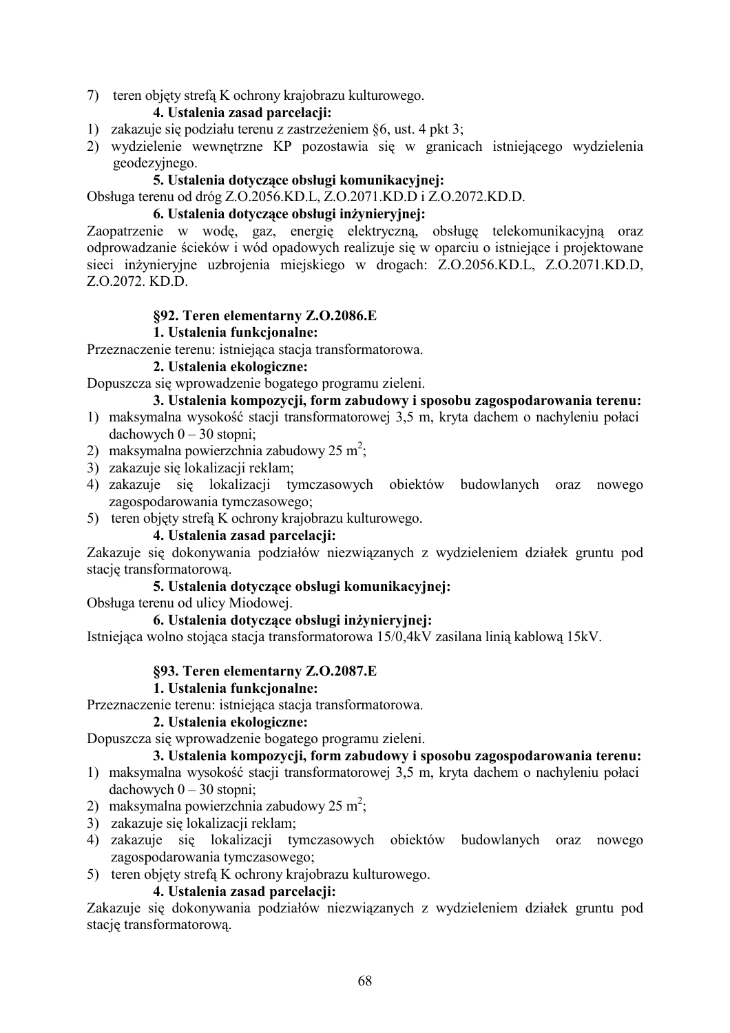7) teren objęty strefą K ochrony krajobrazu kulturowego.

**4. Ustalenia zasad parcelacji:**

1) zakazuje się podziału terenu z zastrzeżeniem §6, ust. 4 pkt 3;
2) wydzielenie wewnętrzne KP pozostawia się w granicach istniejącego wydzielenia geodezyjnego.

**5. Ustalenia dotyczące obsługi komunikacyjnej:**

Obsługa terenu od dróg Z.O.2056.KD.L, Z.O.2071.KD.D i Z.O.2072.KD.D.

**6. Ustalenia dotyczące obsługi inżynieryjnej:**

Zaopatrzenie w wodę, gaz, energię elektryczną, obsługę telekomunikacyjną oraz odprowadzanie ścieków i wód opadowych realizuje się w oparciu o istniejące i projektowane sieci inżynieryjne uzbrojenia miejskiego w drogach: Z.O.2056.KD.L, Z.O.2071.KD.D, Z.O.2072. KD.D.

## §92. Teren elementarny Z.O.2086.E

**1. Ustalenia funkcjonalne:**

Przeznaczenie terenu: istniejąca stacja transformatorowa.

**2. Ustalenia ekologiczne:**

Dopuszcza się wprowadzenie bogatego programu zieleni.

**3. Ustalenia kompozycji, form zabudowy i sposobu zagospodarowania terenu:**

1) maksymalna wysokość stacji transformatorowej 3,5 m, kryta dachem o nachyleniu połaci dachowych 0 – 30 stopni;
2) maksymalna powierzchnia zabudowy 25 m$^2$;
3) zakazuje się lokalizacji reklam;
4) zakazuje się lokalizacji tymczasowych obiektów budowlanych oraz nowego zagospodarowania tymczasowego;
5) teren objęty strefą K ochrony krajobrazu kulturowego.

**4. Ustalenia zasad parcelacji:**

Zakazuje się dokonywania podziałów niezwiązanych z wydzieleniem działek gruntu pod stację transformatorową.

**5. Ustalenia dotyczące obsługi komunikacyjnej:**

Obsługa terenu od ulicy Miodowej.

**6. Ustalenia dotyczące obsługi inżynieryjnej:**

Istniejąca wolno stojąca stacja transformatorowa 15/0,4kV zasilana linią kablową 15kV.

## §93. Teren elementarny Z.O.2087.E

**1. Ustalenia funkcjonalne:**

Przeznaczenie terenu: istniejąca stacja transformatorowa.

**2. Ustalenia ekologiczne:**

Dopuszcza się wprowadzenie bogatego programu zieleni.

**3. Ustalenia kompozycji, form zabudowy i sposobu zagospodarowania terenu:**

1) maksymalna wysokość stacji transformatorowej 3,5 m, kryta dachem o nachyleniu połaci dachowych 0 – 30 stopni;
2) maksymalna powierzchnia zabudowy 25 m$^2$;
3) zakazuje się lokalizacji reklam;
4) zakazuje się lokalizacji tymczasowych obiektów budowlanych oraz nowego zagospodarowania tymczasowego;
5) teren objęty strefą K ochrony krajobrazu kulturowego.

**4. Ustalenia zasad parcelacji:**

Zakazuje się dokonywania podziałów niezwiązanych z wydzieleniem działek gruntu pod stację transformatorową.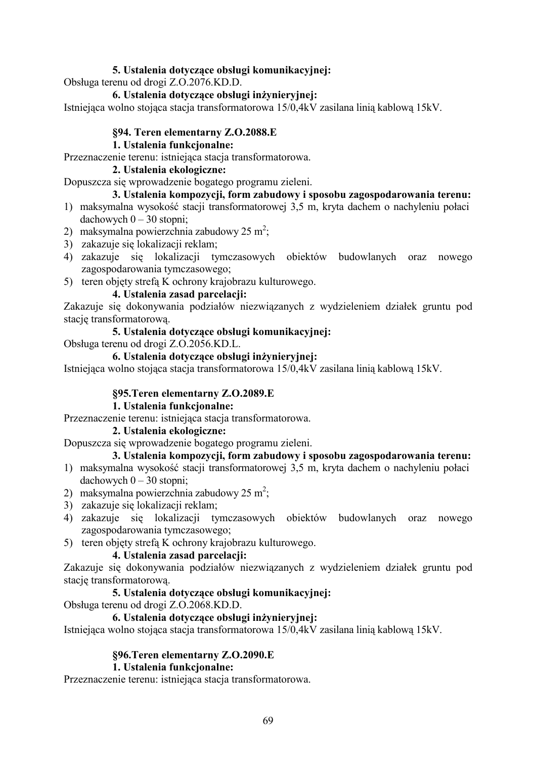**5. Ustalenia dotyczące obsługi komunikacyjnej:**

Obsługa terenu od drogi Z.O.2076.KD.D.

**6. Ustalenia dotyczące obsługi inżynieryjnej:**

Istniejąca wolno stojąca stacja transformatorowa 15/0,4kV zasilana linią kablową 15kV.

### §94. Teren elementarny Z.O.2088.E

**1. Ustalenia funkcjonalne:**

Przeznaczenie terenu: istniejąca stacja transformatorowa.

**2. Ustalenia ekologiczne:**

Dopuszcza się wprowadzenie bogatego programu zieleni.

**3. Ustalenia kompozycji, form zabudowy i sposobu zagospodarowania terenu:**

1) maksymalna wysokość stacji transformatorowej 3,5 m, kryta dachem o nachyleniu połaci dachowych 0 – 30 stopni;
2) maksymalna powierzchnia zabudowy 25 $m^2$;
3) zakazuje się lokalizacji reklam;
4) zakazuje się lokalizacji tymczasowych obiektów budowlanych oraz nowego zagospodarowania tymczasowego;
5) teren objęty strefą K ochrony krajobrazu kulturowego.

**4. Ustalenia zasad parcelacji:**

Zakazuje się dokonywania podziałów niezwiązanych z wydzieleniem działek gruntu pod stację transformatorową.

**5. Ustalenia dotyczące obsługi komunikacyjnej:**

Obsługa terenu od drogi Z.O.2056.KD.L.

**6. Ustalenia dotyczące obsługi inżynieryjnej:**

Istniejąca wolno stojąca stacja transformatorowa 15/0,4kV zasilana linią kablową 15kV.

### §95.Teren elementarny Z.O.2089.E

**1. Ustalenia funkcjonalne:**

Przeznaczenie terenu: istniejąca stacja transformatorowa.

**2. Ustalenia ekologiczne:**

Dopuszcza się wprowadzenie bogatego programu zieleni.

**3. Ustalenia kompozycji, form zabudowy i sposobu zagospodarowania terenu:**

1) maksymalna wysokość stacji transformatorowej 3,5 m, kryta dachem o nachyleniu połaci dachowych 0 – 30 stopni;
2) maksymalna powierzchnia zabudowy 25 $m^2$;
3) zakazuje się lokalizacji reklam;
4) zakazuje się lokalizacji tymczasowych obiektów budowlanych oraz nowego zagospodarowania tymczasowego;
5) teren objęty strefą K ochrony krajobrazu kulturowego.

**4. Ustalenia zasad parcelacji:**

Zakazuje się dokonywania podziałów niezwiązanych z wydzieleniem działek gruntu pod stację transformatorową.

**5. Ustalenia dotyczące obsługi komunikacyjnej:**

Obsługa terenu od drogi Z.O.2068.KD.D.

**6. Ustalenia dotyczące obsługi inżynieryjnej:**

Istniejąca wolno stojąca stacja transformatorowa 15/0,4kV zasilana linią kablową 15kV.

### §96.Teren elementarny Z.O.2090.E

**1. Ustalenia funkcjonalne:**

Przeznaczenie terenu: istniejąca stacja transformatorowa.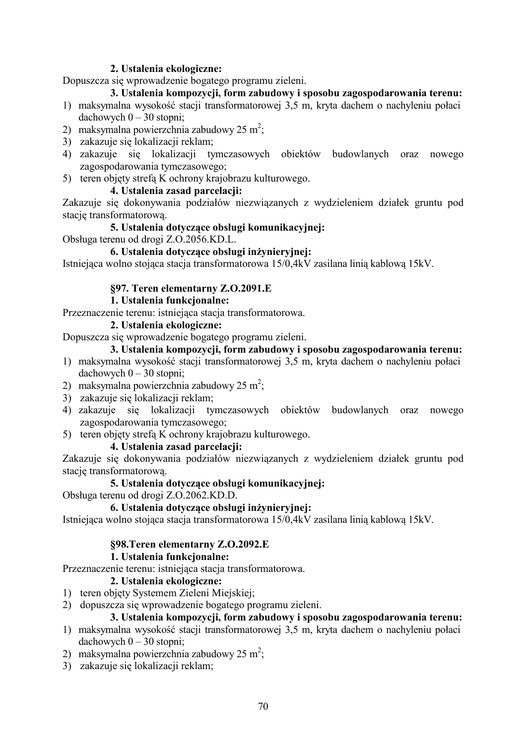**2. Ustalenia ekologiczne:**

Dopuszcza się wprowadzenie bogatego programu zieleni.

**3. Ustalenia kompozycji, form zabudowy i sposobu zagospodarowania terenu:**

1) maksymalna wysokość stacji transformatorowej 3,5 m, kryta dachem o nachyleniu połaci dachowych 0 – 30 stopni;
2) maksymalna powierzchnia zabudowy 25 m$^2$;
3) zakazuje się lokalizacji reklam;
4) zakazuje się lokalizacji tymczasowych obiektów budowlanych oraz nowego zagospodarowania tymczasowego;
5) teren objęty strefą K ochrony krajobrazu kulturowego.

**4. Ustalenia zasad parcelacji:**

Zakazuje się dokonywania podziałów niezwiązanych z wydzieleniem działek gruntu pod stację transformatorową.

**5. Ustalenia dotyczące obsługi komunikacyjnej:**

Obsługa terenu od drogi Z.O.2056.KD.L.

**6. Ustalenia dotyczące obsługi inżynieryjnej:**

Istniejąca wolno stojąca stacja transformatorowa 15/0,4kV zasilana linią kablową 15kV.

### §97. Teren elementarny Z.O.2091.E

**1. Ustalenia funkcjonalne:**

Przeznaczenie terenu: istniejąca stacja transformatorowa.

**2. Ustalenia ekologiczne:**

Dopuszcza się wprowadzenie bogatego programu zieleni.

**3. Ustalenia kompozycji, form zabudowy i sposobu zagospodarowania terenu:**

1) maksymalna wysokość stacji transformatorowej 3,5 m, kryta dachem o nachyleniu połaci dachowych 0 – 30 stopni;
2) maksymalna powierzchnia zabudowy 25 m$^2$;
3) zakazuje się lokalizacji reklam;
4) zakazuje się lokalizacji tymczasowych obiektów budowlanych oraz nowego zagospodarowania tymczasowego;
5) teren objęty strefą K ochrony krajobrazu kulturowego.

**4. Ustalenia zasad parcelacji:**

Zakazuje się dokonywania podziałów niezwiązanych z wydzieleniem działek gruntu pod stację transformatorową.

**5. Ustalenia dotyczące obsługi komunikacyjnej:**

Obsługa terenu od drogi Z.O.2062.KD.D.

**6. Ustalenia dotyczące obsługi inżynieryjnej:**

Istniejąca wolno stojąca stacja transformatorowa 15/0,4kV zasilana linią kablową 15kV.

### §98.Teren elementarny Z.O.2092.E

**1. Ustalenia funkcjonalne:**

Przeznaczenie terenu: istniejąca stacja transformatorowa.

**2. Ustalenia ekologiczne:**

1) teren objęty Systemem Zieleni Miejskiej;
2) dopuszcza się wprowadzenie bogatego programu zieleni.

**3. Ustalenia kompozycji, form zabudowy i sposobu zagospodarowania terenu:**

1) maksymalna wysokość stacji transformatorowej 3,5 m, kryta dachem o nachyleniu połaci dachowych 0 – 30 stopni;
2) maksymalna powierzchnia zabudowy 25 m$^2$;
3) zakazuje się lokalizacji reklam;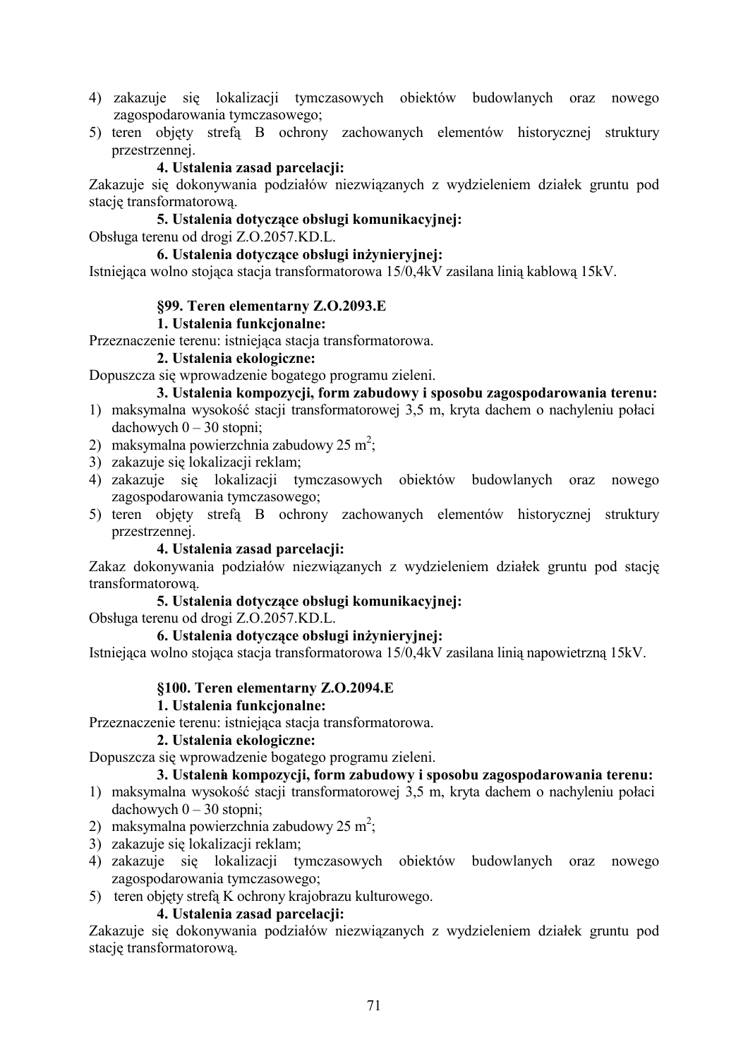4) zakazuje się lokalizacji tymczasowych obiektów budowlanych oraz nowego zagospodarowania tymczasowego;
5) teren objęty strefą B ochrony zachowanych elementów historycznej struktury przestrzennej.

**4. Ustalenia zasad parcelacji:**

Zakazuje się dokonywania podziałów niezwiązanych z wydzieleniem działek gruntu pod stację transformatorową.

**5. Ustalenia dotyczące obsługi komunikacyjnej:**

Obsługa terenu od drogi Z.O.2057.KD.L.

**6. Ustalenia dotyczące obsługi inżynieryjnej:**

Istniejąca wolno stojąca stacja transformatorowa 15/0,4kV zasilana linią kablową 15kV.

**§99. Teren elementarny Z.O.2093.E**

**1. Ustalenia funkcjonalne:**

Przeznaczenie terenu: istniejąca stacja transformatorowa.

**2. Ustalenia ekologiczne:**

Dopuszcza się wprowadzenie bogatego programu zieleni.

**3. Ustalenia kompozycji, form zabudowy i sposobu zagospodarowania terenu:**

1) maksymalna wysokość stacji transformatorowej 3,5 m, kryta dachem o nachyleniu połaci dachowych 0 – 30 stopni;
2) maksymalna powierzchnia zabudowy 25 $m^2$;
3) zakazuje się lokalizacji reklam;
4) zakazuje się lokalizacji tymczasowych obiektów budowlanych oraz nowego zagospodarowania tymczasowego;
5) teren objęty strefą B ochrony zachowanych elementów historycznej struktury przestrzennej.

**4. Ustalenia zasad parcelacji:**

Zakaz dokonywania podziałów niezwiązanych z wydzieleniem działek gruntu pod stację transformatorową.

**5. Ustalenia dotyczące obsługi komunikacyjnej:**

Obsługa terenu od drogi Z.O.2057.KD.L.

**6. Ustalenia dotyczące obsługi inżynieryjnej:**

Istniejąca wolno stojąca stacja transformatorowa 15/0,4kV zasilana linią napowietrzną 15kV.

**§100. Teren elementarny Z.O.2094.E**

**1. Ustalenia funkcjonalne:**

Przeznaczenie terenu: istniejąca stacja transformatorowa.

**2. Ustalenia ekologiczne:**

Dopuszcza się wprowadzenie bogatego programu zieleni.

**3. Ustalenia kompozycji, form zabudowy i sposobu zagospodarowania terenu:**

1) maksymalna wysokość stacji transformatorowej 3,5 m, kryta dachem o nachyleniu połaci dachowych 0 – 30 stopni;
2) maksymalna powierzchnia zabudowy 25 $m^2$;
3) zakazuje się lokalizacji reklam;
4) zakazuje się lokalizacji tymczasowych obiektów budowlanych oraz nowego zagospodarowania tymczasowego;
5) teren objęty strefą K ochrony krajobrazu kulturowego.

**4. Ustalenia zasad parcelacji:**

Zakazuje się dokonywania podziałów niezwiązanych z wydzieleniem działek gruntu pod stację transformatorową.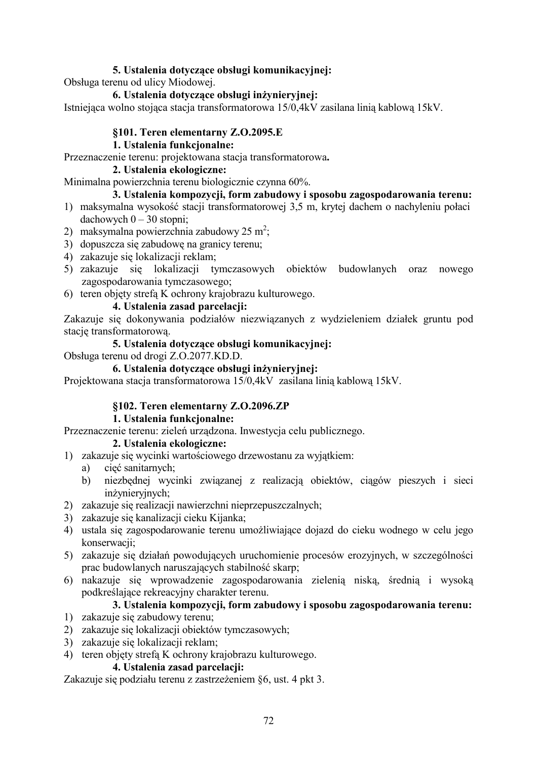**5. Ustalenia dotyczące obsługi komunikacyjnej:**

Obsługa terenu od ulicy Miodowej.

**6. Ustalenia dotyczące obsługi inżynieryjnej:**

Istniejąca wolno stojąca stacja transformatorowa 15/0,4kV zasilana linią kablową 15kV.

**§101. Teren elementarny Z.O.2095.E**

**1. Ustalenia funkcjonalne:**

Przeznaczenie terenu: projektowana stacja transformatorowa**.**

**2. Ustalenia ekologiczne:**

Minimalna powierzchnia terenu biologicznie czynna 60%.

**3. Ustalenia kompozycji, form zabudowy i sposobu zagospodarowania terenu:**

1) maksymalna wysokość stacji transformatorowej 3,5 m, krytej dachem o nachyleniu połaci dachowych 0 – 30 stopni;
2) maksymalna powierzchnia zabudowy 25 $m^2$;
3) dopuszcza się zabudowę na granicy terenu;
4) zakazuje się lokalizacji reklam;
5) zakazuje się lokalizacji tymczasowych obiektów budowlanych oraz nowego zagospodarowania tymczasowego;
6) teren objęty strefą K ochrony krajobrazu kulturowego.

**4. Ustalenia zasad parcelacji:**

Zakazuje się dokonywania podziałów niezwiązanych z wydzieleniem działek gruntu pod stację transformatorową.

**5. Ustalenia dotyczące obsługi komunikacyjnej:**

Obsługa terenu od drogi Z.O.2077.KD.D.

**6. Ustalenia dotyczące obsługi inżynieryjnej:**

Projektowana stacja transformatorowa 15/0,4kV zasilana linią kablową 15kV.

**§102. Teren elementarny Z.O.2096.ZP**

**1. Ustalenia funkcjonalne:**

Przeznaczenie terenu: zieleń urządzona. Inwestycja celu publicznego.

**2. Ustalenia ekologiczne:**

1) zakazuje się wycinki wartościowego drzewostanu za wyjątkiem:
   a) cięć sanitarnych;
   b) niezbędnej wycinki związanej z realizacją obiektów, ciągów pieszych i sieci inżynieryjnych;
2) zakazuje się realizacji nawierzchni nieprzepuszczalnych;
3) zakazuje się kanalizacji cieku Kijanka;
4) ustala się zagospodarowanie terenu umożliwiające dojazd do cieku wodnego w celu jego konserwacji;
5) zakazuje się działań powodujących uruchomienie procesów erozyjnych, w szczególności prac budowlanych naruszających stabilność skarp;
6) nakazuje się wprowadzenie zagospodarowania zielenią niską, średnią i wysoką podkreślające rekreacyjny charakter terenu.

**3. Ustalenia kompozycji, form zabudowy i sposobu zagospodarowania terenu:**

1) zakazuje się zabudowy terenu;
2) zakazuje się lokalizacji obiektów tymczasowych;
3) zakazuje się lokalizacji reklam;
4) teren objęty strefą K ochrony krajobrazu kulturowego.

**4. Ustalenia zasad parcelacji:**

Zakazuje się podziału terenu z zastrzeżeniem §6, ust. 4 pkt 3.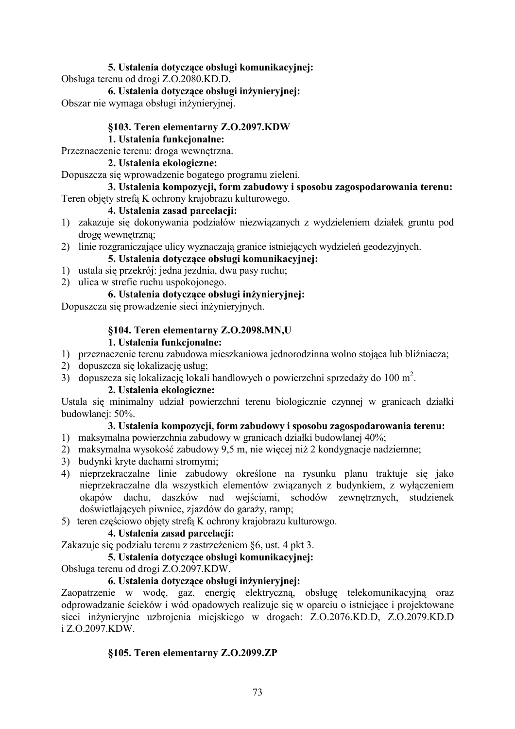**5. Ustalenia dotyczące obsługi komunikacyjnej:**

Obsługa terenu od drogi Z.O.2080.KD.D.

**6. Ustalenia dotyczące obsługi inżynieryjnej:**

Obszar nie wymaga obsługi inżynieryjnej.

### §103. Teren elementarny Z.O.2097.KDW

**1. Ustalenia funkcjonalne:**

Przeznaczenie terenu: droga wewnętrzna.

**2. Ustalenia ekologiczne:**

Dopuszcza się wprowadzenie bogatego programu zieleni.

**3. Ustalenia kompozycji, form zabudowy i sposobu zagospodarowania terenu:**

Teren objęty strefą K ochrony krajobrazu kulturowego.

**4. Ustalenia zasad parcelacji:**

1) zakazuje się dokonywania podziałów niezwiązanych z wydzieleniem działek gruntu pod drogę wewnętrzną;
2) linie rozgraniczające ulicy wyznaczają granice istniejących wydzieleń geodezyjnych.

**5. Ustalenia dotyczące obsługi komunikacyjnej:**

1) ustala się przekrój: jedna jezdnia, dwa pasy ruchu;
2) ulica w strefie ruchu uspokojonego.

**6. Ustalenia dotyczące obsługi inżynieryjnej:**

Dopuszcza się prowadzenie sieci inżynieryjnych.

### §104. Teren elementarny Z.O.2098.MN,U

**1. Ustalenia funkcjonalne:**

1) przeznaczenie terenu zabudowa mieszkaniowa jednorodzinna wolno stojąca lub bliźniacza;
2) dopuszcza się lokalizację usług;
3) dopuszcza się lokalizację lokali handlowych o powierzchni sprzedaży do 100 m$^2$.

**2. Ustalenia ekologiczne:**

Ustala się minimalny udział powierzchni terenu biologicznie czynnej w granicach działki budowlanej: 50%.

**3. Ustalenia kompozycji, form zabudowy i sposobu zagospodarowania terenu:**

1) maksymalna powierzchnia zabudowy w granicach działki budowlanej 40%;
2) maksymalna wysokość zabudowy 9,5 m, nie więcej niż 2 kondygnacje nadziemne;
3) budynki kryte dachami stromymi;
4) nieprzekraczalne linie zabudowy określone na rysunku planu traktuje się jako nieprzekraczalne dla wszystkich elementów związanych z budynkiem, z wyłączeniem okapów dachu, daszków nad wejściami, schodów zewnętrznych, studzienek doświetlających piwnice, zjazdów do garaży, ramp;
5) teren częściowo objęty strefą K ochrony krajobrazu kulturowgo.

**4. Ustalenia zasad parcelacji:**

Zakazuje się podziału terenu z zastrzeżeniem §6, ust. 4 pkt 3.

**5. Ustalenia dotyczące obsługi komunikacyjnej:**

Obsługa terenu od drogi Z.O.2097.KDW.

**6. Ustalenia dotyczące obsługi inżynieryjnej:**

Zaopatrzenie w wodę, gaz, energię elektryczną, obsługę telekomunikacyjną oraz odprowadzanie ścieków i wód opadowych realizuje się w oparciu o istniejące i projektowane sieci inżynieryjne uzbrojenia miejskiego w drogach: Z.O.2076.KD.D, Z.O.2079.KD.D i Z.O.2097.KDW.

### §105. Teren elementarny Z.O.2099.ZP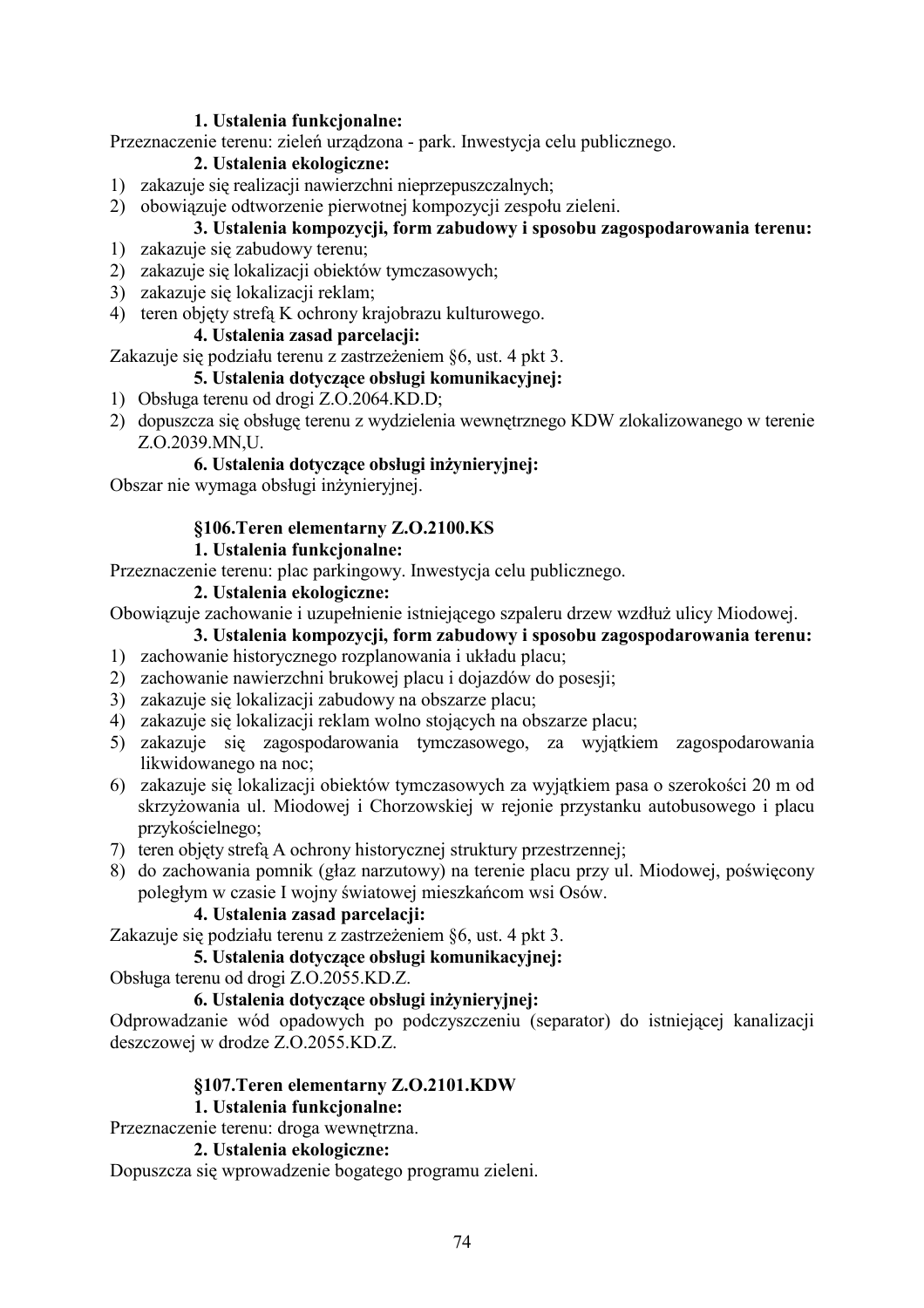**1. Ustalenia funkcjonalne:**

Przeznaczenie terenu: zieleń urządzona - park. Inwestycja celu publicznego.

**2. Ustalenia ekologiczne:**

1) zakazuje się realizacji nawierzchni nieprzepuszczalnych;
2) obowiązuje odtworzenie pierwotnej kompozycji zespołu zieleni.

**3. Ustalenia kompozycji, form zabudowy i sposobu zagospodarowania terenu:**

1) zakazuje się zabudowy terenu;
2) zakazuje się lokalizacji obiektów tymczasowych;
3) zakazuje się lokalizacji reklam;
4) teren objęty strefą K ochrony krajobrazu kulturowego.

**4. Ustalenia zasad parcelacji:**

Zakazuje się podziału terenu z zastrzeżeniem §6, ust. 4 pkt 3.

**5. Ustalenia dotyczące obsługi komunikacyjnej:**

1) Obsługa terenu od drogi Z.O.2064.KD.D;
2) dopuszcza się obsługę terenu z wydzielenia wewnętrznego KDW zlokalizowanego w terenie Z.O.2039.MN,U.

**6. Ustalenia dotyczące obsługi inżynieryjnej:**

Obszar nie wymaga obsługi inżynieryjnej.

### §106.Teren elementarny Z.O.2100.KS

**1. Ustalenia funkcjonalne:**

Przeznaczenie terenu: plac parkingowy. Inwestycja celu publicznego.

**2. Ustalenia ekologiczne:**

Obowiązuje zachowanie i uzupełnienie istniejącego szpaleru drzew wzdłuż ulicy Miodowej.

**3. Ustalenia kompozycji, form zabudowy i sposobu zagospodarowania terenu:**

1) zachowanie historycznego rozplanowania i układu placu;
2) zachowanie nawierzchni brukowej placu i dojazdów do posesji;
3) zakazuje się lokalizacji zabudowy na obszarze placu;
4) zakazuje się lokalizacji reklam wolno stojących na obszarze placu;
5) zakazuje się zagospodarowania tymczasowego, za wyjątkiem zagospodarowania likwidowanego na noc;
6) zakazuje się lokalizacji obiektów tymczasowych za wyjątkiem pasa o szerokości 20 m od skrzyżowania ul. Miodowej i Chorzowskiej w rejonie przystanku autobusowego i placu przykościelnego;
7) teren objęty strefą A ochrony historycznej struktury przestrzennej;
8) do zachowania pomnik (głaz narzutowy) na terenie placu przy ul. Miodowej, poświęcony poległym w czasie I wojny światowej mieszkańcom wsi Osów.

**4. Ustalenia zasad parcelacji:**

Zakazuje się podziału terenu z zastrzeżeniem §6, ust. 4 pkt 3.

**5. Ustalenia dotyczące obsługi komunikacyjnej:**

Obsługa terenu od drogi Z.O.2055.KD.Z.

**6. Ustalenia dotyczące obsługi inżynieryjnej:**

Odprowadzanie wód opadowych po podczyszczeniu (separator) do istniejącej kanalizacji deszczowej w drodze Z.O.2055.KD.Z.

### §107.Teren elementarny Z.O.2101.KDW

**1. Ustalenia funkcjonalne:**

Przeznaczenie terenu: droga wewnętrzna.

**2. Ustalenia ekologiczne:**

Dopuszcza się wprowadzenie bogatego programu zieleni.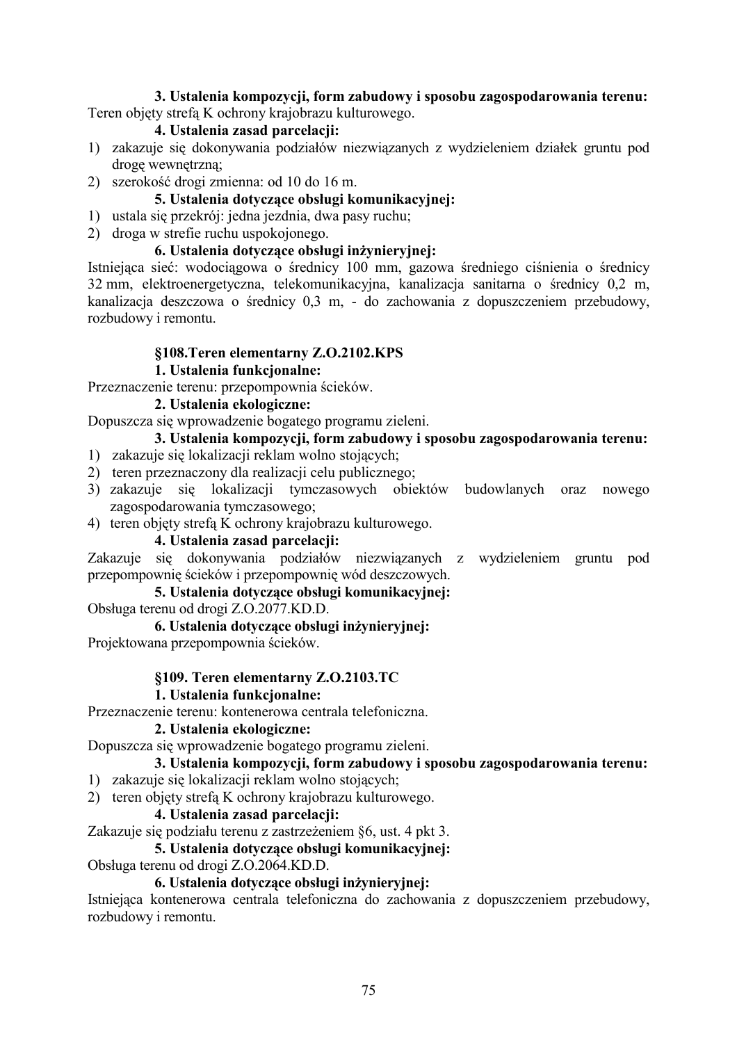**3. Ustalenia kompozycji, form zabudowy i sposobu zagospodarowania terenu:**

Teren objęty strefą K ochrony krajobrazu kulturowego.

**4. Ustalenia zasad parcelacji:**

1) zakazuje się dokonywania podziałów niezwiązanych z wydzieleniem działek gruntu pod drogę wewnętrzną;
2) szerokość drogi zmienna: od 10 do 16 m.

**5. Ustalenia dotyczące obsługi komunikacyjnej:**

1) ustala się przekrój: jedna jezdnia, dwa pasy ruchu;
2) droga w strefie ruchu uspokojonego.

**6. Ustalenia dotyczące obsługi inżynieryjnej:**

Istniejąca sieć: wodociągowa o średnicy 100 mm, gazowa średniego ciśnienia o średnicy 32 mm, elektroenergetyczna, telekomunikacyjna, kanalizacja sanitarna o średnicy 0,2 m, kanalizacja deszczowa o średnicy 0,3 m, - do zachowania z dopuszczeniem przebudowy, rozbudowy i remontu.

**§108.Teren elementarny Z.O.2102.KPS**

**1. Ustalenia funkcjonalne:**

Przeznaczenie terenu: przepompownia ścieków.

**2. Ustalenia ekologiczne:**

Dopuszcza się wprowadzenie bogatego programu zieleni.

**3. Ustalenia kompozycji, form zabudowy i sposobu zagospodarowania terenu:**

1) zakazuje się lokalizacji reklam wolno stojących;
2) teren przeznaczony dla realizacji celu publicznego;
3) zakazuje się lokalizacji tymczasowych obiektów budowlanych oraz nowego zagospodarowania tymczasowego;
4) teren objęty strefą K ochrony krajobrazu kulturowego.

**4. Ustalenia zasad parcelacji:**

Zakazuje się dokonywania podziałów niezwiązanych z wydzieleniem gruntu pod przepompownię ścieków i przepompownię wód deszczowych.

**5. Ustalenia dotyczące obsługi komunikacyjnej:**

Obsługa terenu od drogi Z.O.2077.KD.D.

**6. Ustalenia dotyczące obsługi inżynieryjnej:**

Projektowana przepompownia ścieków.

**§109. Teren elementarny Z.O.2103.TC**

**1. Ustalenia funkcjonalne:**

Przeznaczenie terenu: kontenerowa centrala telefoniczna.

**2. Ustalenia ekologiczne:**

Dopuszcza się wprowadzenie bogatego programu zieleni.

**3. Ustalenia kompozycji, form zabudowy i sposobu zagospodarowania terenu:**

1) zakazuje się lokalizacji reklam wolno stojących;
2) teren objęty strefą K ochrony krajobrazu kulturowego.

**4. Ustalenia zasad parcelacji:**

Zakazuje się podziału terenu z zastrzeżeniem §6, ust. 4 pkt 3.

**5. Ustalenia dotyczące obsługi komunikacyjnej:**

Obsługa terenu od drogi Z.O.2064.KD.D.

**6. Ustalenia dotyczące obsługi inżynieryjnej:**

Istniejąca kontenerowa centrala telefoniczna do zachowania z dopuszczeniem przebudowy, rozbudowy i remontu.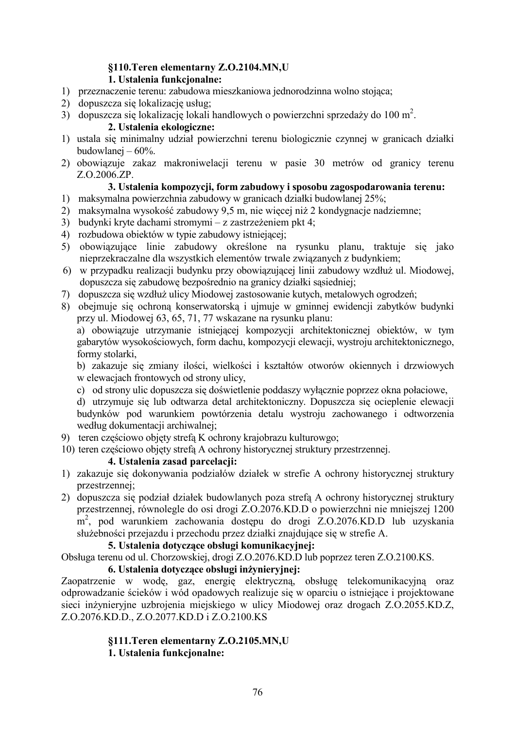### §110.Teren elementarny Z.O.2104.MN,U

**1. Ustalenia funkcjonalne:**

1) przeznaczenie terenu: zabudowa mieszkaniowa jednorodzinna wolno stojąca;
2) dopuszcza się lokalizację usług;
3) dopuszcza się lokalizację lokali handlowych o powierzchni sprzedaży do 100 $m^2$.

**2. Ustalenia ekologiczne:**

1) ustala się minimalny udział powierzchni terenu biologicznie czynnej w granicach działki budowlanej – 60%.
2) obowiązuje zakaz makroniwelacji terenu w pasie 30 metrów od granicy terenu Z.O.2006.ZP.

**3. Ustalenia kompozycji, form zabudowy i sposobu zagospodarowania terenu:**

1) maksymalna powierzchnia zabudowy w granicach działki budowlanej 25%;
2) maksymalna wysokość zabudowy 9,5 m, nie więcej niż 2 kondygnacje nadziemne;
3) budynki kryte dachami stromymi – z zastrzeżeniem pkt 4;
4) rozbudowa obiektów w typie zabudowy istniejącej;
5) obowiązujące linie zabudowy określone na rysunku planu, traktuje się jako nieprzekraczalne dla wszystkich elementów trwale związanych z budynkiem;
6) w przypadku realizacji budynku przy obowiązującej linii zabudowy wzdłuż ul. Miodowej, dopuszcza się zabudowę bezpośrednio na granicy działki sąsiedniej;
7) dopuszcza się wzdłuż ulicy Miodowej zastosowanie kutych, metalowych ogrodzeń;
8) obejmuje się ochroną konserwatorską i ujmuje w gminnej ewidencji zabytków budynki przy ul. Miodowej 63, 65, 71, 77 wskazane na rysunku planu:

   a) obowiązuje utrzymanie istniejącej kompozycji architektonicznej obiektów, w tym gabarytów wysokościowych, form dachu, kompozycji elewacji, wystroju architektonicznego, formy stolarki,

   b) zakazuje się zmiany ilości, wielkości i kształtów otworów okiennych i drzwiowych w elewacjach frontowych od strony ulicy,

   c) od strony ulic dopuszcza się doświetlenie poddaszy wyłącznie poprzez okna połaciowe,

   d) utrzymuje się lub odtwarza detal architektoniczny. Dopuszcza się ocieplenie elewacji budynków pod warunkiem powtórzenia detalu wystroju zachowanego i odtworzenia według dokumentacji archiwalnej;
9) teren częściowo objęty strefą K ochrony krajobrazu kulturowgo;
10) teren częściowo objęty strefą A ochrony historycznej struktury przestrzennej.

**4. Ustalenia zasad parcelacji:**

1) zakazuje się dokonywania podziałów działek w strefie A ochrony historycznej struktury przestrzennej;
2) dopuszcza się podział działek budowlanych poza strefą A ochrony historycznej struktury przestrzennej, równolegle do osi drogi Z.O.2076.KD.D o powierzchni nie mniejszej 1200 $m^2$, pod warunkiem zachowania dostępu do drogi Z.O.2076.KD.D lub uzyskania służebności przejazdu i przechodu przez działki znajdujące się w strefie A.

**5. Ustalenia dotyczące obsługi komunikacyjnej:**

Obsługa terenu od ul. Chorzowskiej, drogi Z.O.2076.KD.D lub poprzez teren Z.O.2100.KS.

**6. Ustalenia dotyczące obsługi inżynieryjnej:**

Zaopatrzenie w wodę, gaz, energię elektryczną, obsługę telekomunikacyjną oraz odprowadzanie ścieków i wód opadowych realizuje się w oparciu o istniejące i projektowane sieci inżynieryjne uzbrojenia miejskiego w ulicy Miodowej oraz drogach Z.O.2055.KD.Z, Z.O.2076.KD.D., Z.O.2077.KD.D i Z.O.2100.KS

### §111.Teren elementarny Z.O.2105.MN,U

**1. Ustalenia funkcjonalne:**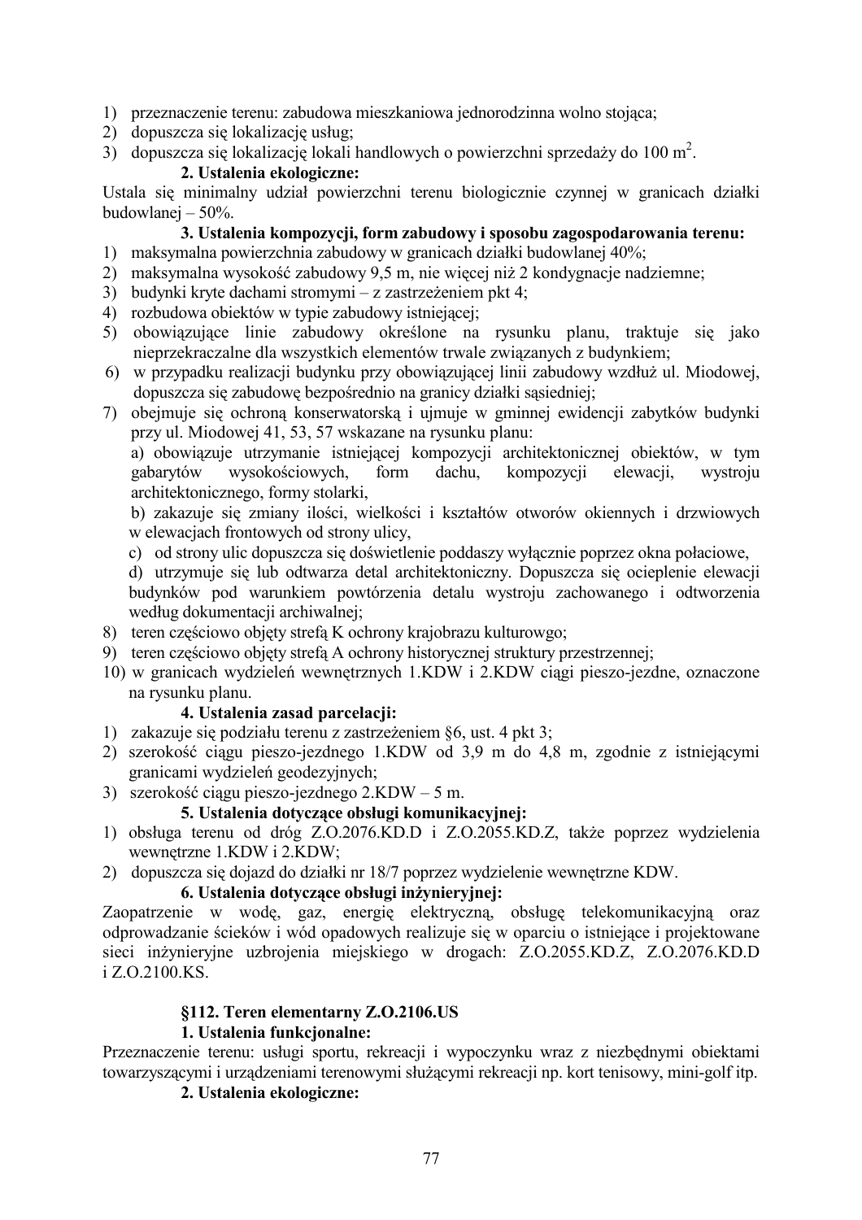1) przeznaczenie terenu: zabudowa mieszkaniowa jednorodzinna wolno stojąca;
2) dopuszcza się lokalizację usług;
3) dopuszcza się lokalizację lokali handlowych o powierzchni sprzedaży do 100 m$^2$.

**2. Ustalenia ekologiczne:**

Ustala się minimalny udział powierzchni terenu biologicznie czynnej w granicach działki budowlanej – 50%.

**3. Ustalenia kompozycji, form zabudowy i sposobu zagospodarowania terenu:**

1) maksymalna powierzchnia zabudowy w granicach działki budowlanej 40%;
2) maksymalna wysokość zabudowy 9,5 m, nie więcej niż 2 kondygnacje nadziemne;
3) budynki kryte dachami stromymi – z zastrzeżeniem pkt 4;
4) rozbudowa obiektów w typie zabudowy istniejącej;
5) obowiązujące linie zabudowy określone na rysunku planu, traktuje się jako nieprzekraczalne dla wszystkich elementów trwale związanych z budynkiem;
6) w przypadku realizacji budynku przy obowiązującej linii zabudowy wzdłuż ul. Miodowej, dopuszcza się zabudowę bezpośrednio na granicy działki sąsiedniej;
7) obejmuje się ochroną konserwatorską i ujmuje w gminnej ewidencji zabytków budynki przy ul. Miodowej 41, 53, 57 wskazane na rysunku planu:
   a) obowiązuje utrzymanie istniejącej kompozycji architektonicznej obiektów, w tym gabarytów wysokościowych, form dachu, kompozycji elewacji, wystroju architektonicznego, formy stolarki,
   b) zakazuje się zmiany ilości, wielkości i kształtów otworów okiennych i drzwiowych w elewacjach frontowych od strony ulicy,
   c) od strony ulic dopuszcza się doświetlenie poddaszy wyłącznie poprzez okna połaciowe,
   d) utrzymuje się lub odtwarza detal architektoniczny. Dopuszcza się ocieplenie elewacji budynków pod warunkiem powtórzenia detalu wystroju zachowanego i odtworzenia według dokumentacji archiwalnej;
8) teren częściowo objęty strefą K ochrony krajobrazu kulturowgo;
9) teren częściowo objęty strefą A ochrony historycznej struktury przestrzennej;
10) w granicach wydzieleń wewnętrznych 1.KDW i 2.KDW ciągi pieszo-jezdne, oznaczone na rysunku planu.

**4. Ustalenia zasad parcelacji:**

1) zakazuje się podziału terenu z zastrzeżeniem §6, ust. 4 pkt 3;
2) szerokość ciągu pieszo-jezdnego 1.KDW od 3,9 m do 4,8 m, zgodnie z istniejącymi granicami wydzieleń geodezyjnych;
3) szerokość ciągu pieszo-jezdnego 2.KDW – 5 m.

**5. Ustalenia dotyczące obsługi komunikacyjnej:**

1) obsługa terenu od dróg Z.O.2076.KD.D i Z.O.2055.KD.Z, także poprzez wydzielenia wewnętrzne 1.KDW i 2.KDW;
2) dopuszcza się dojazd do działki nr 18/7 poprzez wydzielenie wewnętrzne KDW.

**6. Ustalenia dotyczące obsługi inżynieryjnej:**

Zaopatrzenie w wodę, gaz, energię elektryczną, obsługę telekomunikacyjną oraz odprowadzanie ścieków i wód opadowych realizuje się w oparciu o istniejące i projektowane sieci inżynieryjne uzbrojenia miejskiego w drogach: Z.O.2055.KD.Z, Z.O.2076.KD.D i Z.O.2100.KS.

## §112. Teren elementarny Z.O.2106.US

**1. Ustalenia funkcjonalne:**

Przeznaczenie terenu: usługi sportu, rekreacji i wypoczynku wraz z niezbędnymi obiektami towarzyszącymi i urządzeniami terenowymi służącymi rekreacji np. kort tenisowy, mini-golf itp.

**2. Ustalenia ekologiczne:**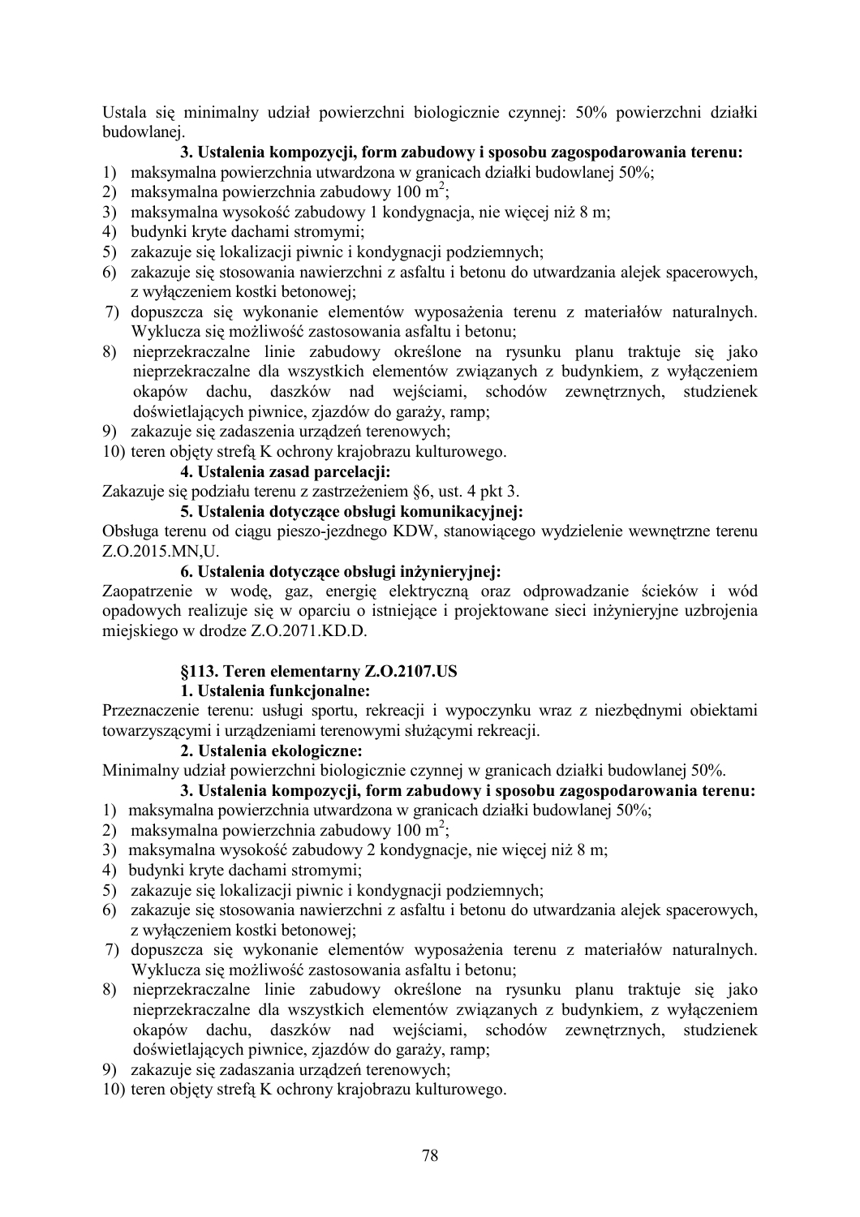Ustala się minimalny udział powierzchni biologicznie czynnej: 50% powierzchni działki budowlanej.

**3. Ustalenia kompozycji, form zabudowy i sposobu zagospodarowania terenu:**

1) maksymalna powierzchnia utwardzona w granicach działki budowlanej 50%;
2) maksymalna powierzchnia zabudowy 100 $m^2$;
3) maksymalna wysokość zabudowy 1 kondygnacja, nie więcej niż 8 m;
4) budynki kryte dachami stromymi;
5) zakazuje się lokalizacji piwnic i kondygnacji podziemnych;
6) zakazuje się stosowania nawierzchni z asfaltu i betonu do utwardzania alejek spacerowych, z wyłączeniem kostki betonowej;
7) dopuszcza się wykonanie elementów wyposażenia terenu z materiałów naturalnych. Wyklucza się możliwość zastosowania asfaltu i betonu;
8) nieprzekraczalne linie zabudowy określone na rysunku planu traktuje się jako nieprzekraczalne dla wszystkich elementów związanych z budynkiem, z wyłączeniem okapów dachu, daszków nad wejściami, schodów zewnętrznych, studzienek doświetlających piwnice, zjazdów do garaży, ramp;
9) zakazuje się zadaszenia urządzeń terenowych;
10) teren objęty strefą K ochrony krajobrazu kulturowego.

**4. Ustalenia zasad parcelacji:**

Zakazuje się podziału terenu z zastrzeżeniem §6, ust. 4 pkt 3.

**5. Ustalenia dotyczące obsługi komunikacyjnej:**

Obsługa terenu od ciągu pieszo-jezdnego KDW, stanowiącego wydzielenie wewnętrzne terenu Z.O.2015.MN,U.

**6. Ustalenia dotyczące obsługi inżynieryjnej:**

Zaopatrzenie w wodę, gaz, energię elektryczną oraz odprowadzanie ścieków i wód opadowych realizuje się w oparciu o istniejące i projektowane sieci inżynieryjne uzbrojenia miejskiego w drodze Z.O.2071.KD.D.

### §113. Teren elementarny Z.O.2107.US

**1. Ustalenia funkcjonalne:**

Przeznaczenie terenu: usługi sportu, rekreacji i wypoczynku wraz z niezbędnymi obiektami towarzyszącymi i urządzeniami terenowymi służącymi rekreacji.

**2. Ustalenia ekologiczne:**

Minimalny udział powierzchni biologicznie czynnej w granicach działki budowlanej 50%.

**3. Ustalenia kompozycji, form zabudowy i sposobu zagospodarowania terenu:**

1) maksymalna powierzchnia utwardzona w granicach działki budowlanej 50%;
2) maksymalna powierzchnia zabudowy 100 $m^2$;
3) maksymalna wysokość zabudowy 2 kondygnacje, nie więcej niż 8 m;
4) budynki kryte dachami stromymi;
5) zakazuje się lokalizacji piwnic i kondygnacji podziemnych;
6) zakazuje się stosowania nawierzchni z asfaltu i betonu do utwardzania alejek spacerowych, z wyłączeniem kostki betonowej;
7) dopuszcza się wykonanie elementów wyposażenia terenu z materiałów naturalnych. Wyklucza się możliwość zastosowania asfaltu i betonu;
8) nieprzekraczalne linie zabudowy określone na rysunku planu traktuje się jako nieprzekraczalne dla wszystkich elementów związanych z budynkiem, z wyłączeniem okapów dachu, daszków nad wejściami, schodów zewnętrznych, studzienek doświetlających piwnice, zjazdów do garaży, ramp;
9) zakazuje się zadaszania urządzeń terenowych;
10) teren objęty strefą K ochrony krajobrazu kulturowego.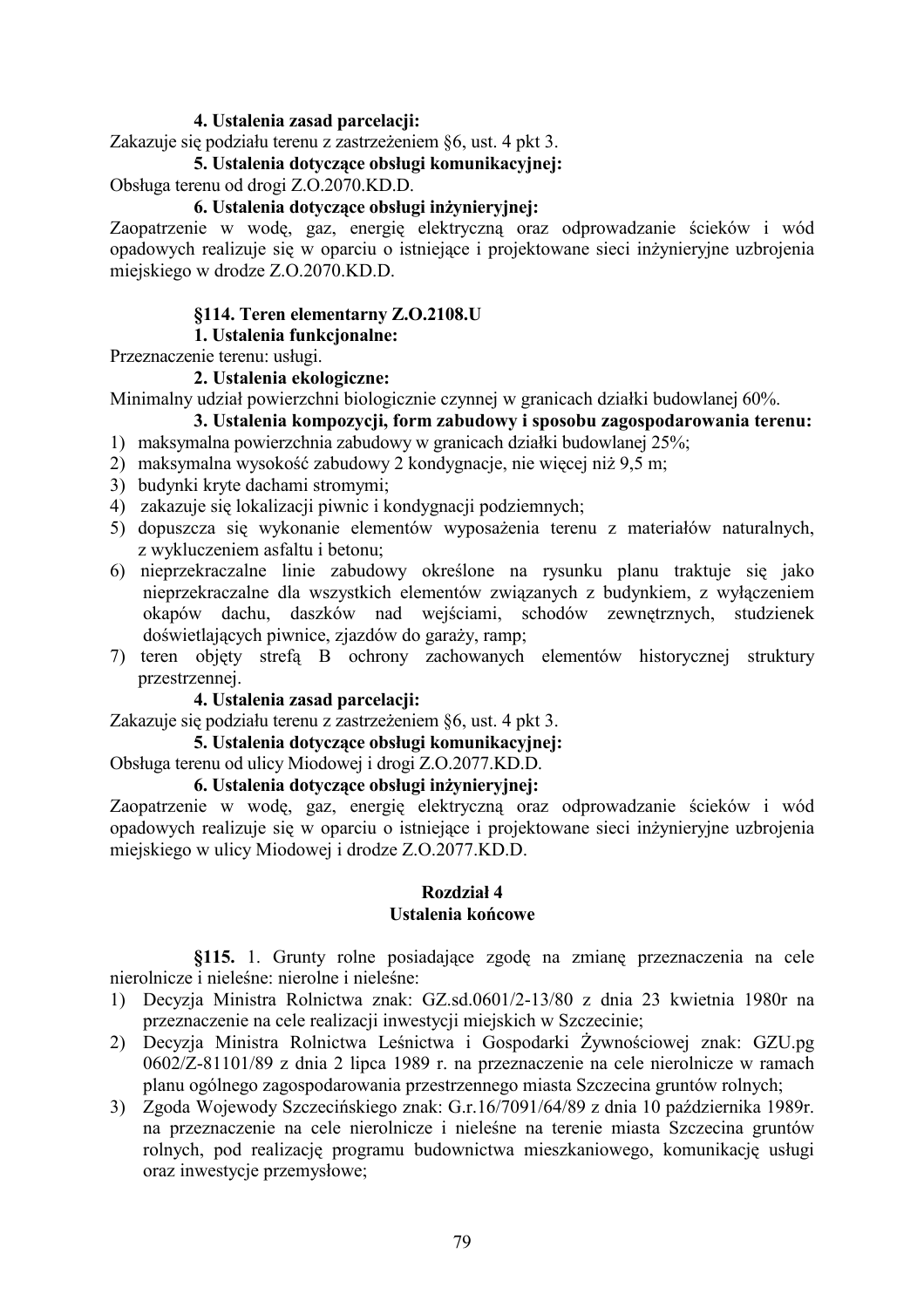**4. Ustalenia zasad parcelacji:**

Zakazuje się podziału terenu z zastrzeżeniem §6, ust. 4 pkt 3.

**5. Ustalenia dotyczące obsługi komunikacyjnej:**

Obsługa terenu od drogi Z.O.2070.KD.D.

**6. Ustalenia dotyczące obsługi inżynieryjnej:**

Zaopatrzenie w wodę, gaz, energię elektryczną oraz odprowadzanie ścieków i wód opadowych realizuje się w oparciu o istniejące i projektowane sieci inżynieryjne uzbrojenia miejskiego w drodze Z.O.2070.KD.D.

### §114. Teren elementarny Z.O.2108.U

**1. Ustalenia funkcjonalne:**

Przeznaczenie terenu: usługi.

**2. Ustalenia ekologiczne:**

Minimalny udział powierzchni biologicznie czynnej w granicach działki budowlanej 60%.

**3. Ustalenia kompozycji, form zabudowy i sposobu zagospodarowania terenu:**

1) maksymalna powierzchnia zabudowy w granicach działki budowlanej 25%;
2) maksymalna wysokość zabudowy 2 kondygnacje, nie więcej niż 9,5 m;
3) budynki kryte dachami stromymi;
4) zakazuje się lokalizacji piwnic i kondygnacji podziemnych;
5) dopuszcza się wykonanie elementów wyposażenia terenu z materiałów naturalnych, z wykluczeniem asfaltu i betonu;
6) nieprzekraczalne linie zabudowy określone na rysunku planu traktuje się jako nieprzekraczalne dla wszystkich elementów związanych z budynkiem, z wyłączeniem okapów dachu, daszków nad wejściami, schodów zewnętrznych, studzienek doświetlających piwnice, zjazdów do garaży, ramp;
7) teren objęty strefą B ochrony zachowanych elementów historycznej struktury przestrzennej.

**4. Ustalenia zasad parcelacji:**

Zakazuje się podziału terenu z zastrzeżeniem §6, ust. 4 pkt 3.

**5. Ustalenia dotyczące obsługi komunikacyjnej:**

Obsługa terenu od ulicy Miodowej i drogi Z.O.2077.KD.D.

**6. Ustalenia dotyczące obsługi inżynieryjnej:**

Zaopatrzenie w wodę, gaz, energię elektryczną oraz odprowadzanie ścieków i wód opadowych realizuje się w oparciu o istniejące i projektowane sieci inżynieryjne uzbrojenia miejskiego w ulicy Miodowej i drodze Z.O.2077.KD.D.

## Rozdział 4
## Ustalenia końcowe

**§115.** 1. Grunty rolne posiadające zgodę na zmianę przeznaczenia na cele nierolnicze i nieleśne: nierolne i nieleśne:

1) Decyzja Ministra Rolnictwa znak: GZ.sd.0601/2-13/80 z dnia 23 kwietnia 1980r na przeznaczenie na cele realizacji inwestycji miejskich w Szczecinie;
2) Decyzja Ministra Rolnictwa Leśnictwa i Gospodarki Żywnościowej znak: GZU.pg 0602/Z-81101/89 z dnia 2 lipca 1989 r. na przeznaczenie na cele nierolnicze w ramach planu ogólnego zagospodarowania przestrzennego miasta Szczecina gruntów rolnych;
3) Zgoda Wojewody Szczecińskiego znak: G.r.16/7091/64/89 z dnia 10 października 1989r. na przeznaczenie na cele nierolnicze i nieleśne na terenie miasta Szczecina gruntów rolnych, pod realizację programu budownictwa mieszkaniowego, komunikację usługi oraz inwestycje przemysłowe;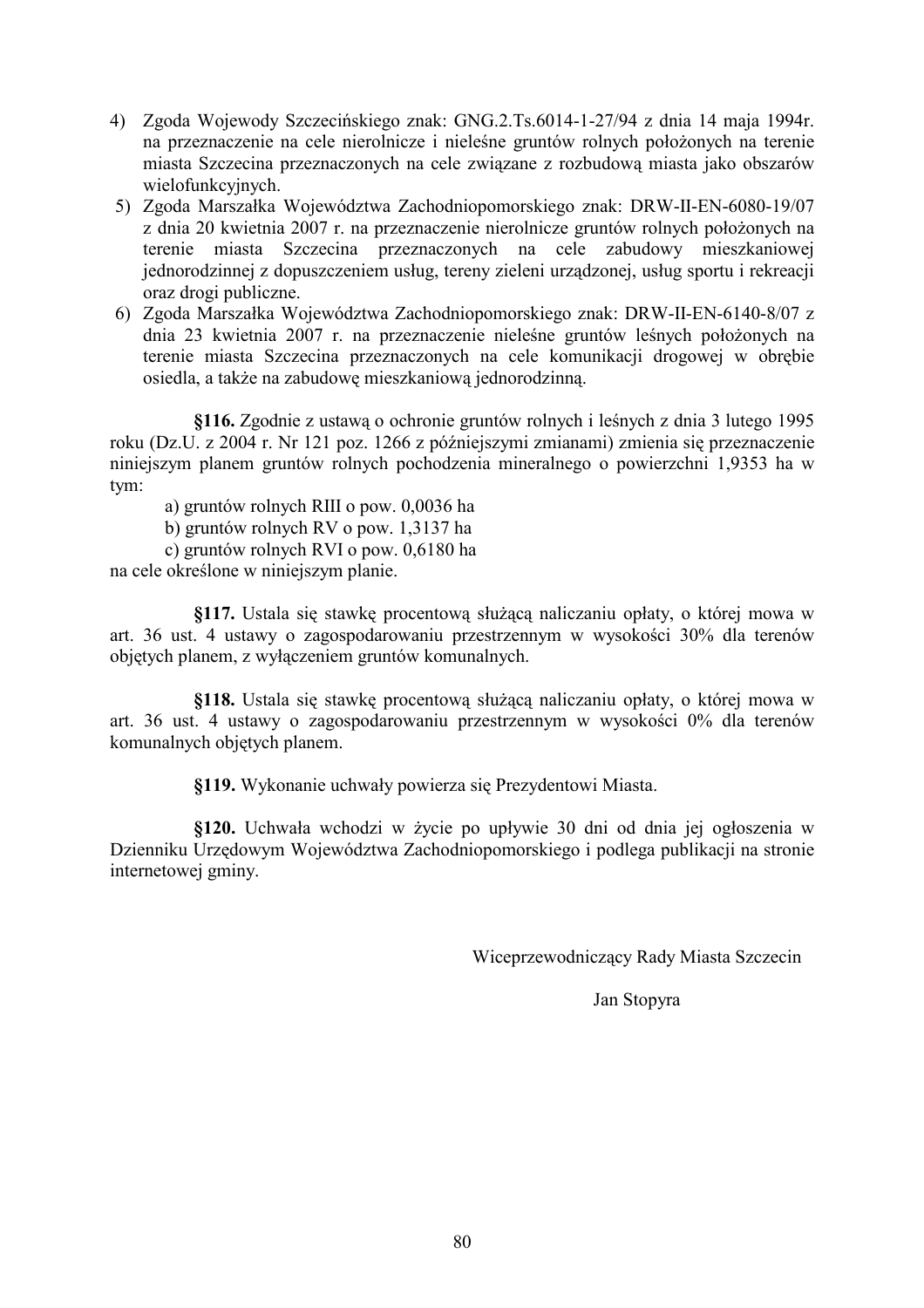4) Zgoda Wojewody Szczecińskiego znak: GNG.2.Ts.6014-1-27/94 z dnia 14 maja 1994r. na przeznaczenie na cele nierolnicze i nieleśne gruntów rolnych położonych na terenie miasta Szczecina przeznaczonych na cele związane z rozbudową miasta jako obszarów wielofunkcyjnych.
5) Zgoda Marszałka Województwa Zachodniopomorskiego znak: DRW-II-EN-6080-19/07 z dnia 20 kwietnia 2007 r. na przeznaczenie nierolnicze gruntów rolnych położonych na terenie miasta Szczecina przeznaczonych na cele zabudowy mieszkaniowej jednorodzinnej z dopuszczeniem usług, tereny zieleni urządzonej, usług sportu i rekreacji oraz drogi publiczne.
6) Zgoda Marszałka Województwa Zachodniopomorskiego znak: DRW-II-EN-6140-8/07 z dnia 23 kwietnia 2007 r. na przeznaczenie nieleśne gruntów leśnych położonych na terenie miasta Szczecina przeznaczonych na cele komunikacji drogowej w obrębie osiedla, a także na zabudowę mieszkaniową jednorodzinną.

**§116.** Zgodnie z ustawą o ochronie gruntów rolnych i leśnych z dnia 3 lutego 1995 roku (Dz.U. z 2004 r. Nr 121 poz. 1266 z późniejszymi zmianami) zmienia się przeznaczenie niniejszym planem gruntów rolnych pochodzenia mineralnego o powierzchni 1,9353 ha w tym:

a) gruntów rolnych RIII o pow. 0,0036 ha
b) gruntów rolnych RV o pow. 1,3137 ha
c) gruntów rolnych RVI o pow. 0,6180 ha

na cele określone w niniejszym planie.

**§117.** Ustala się stawkę procentową służącą naliczaniu opłaty, o której mowa w art. 36 ust. 4 ustawy o zagospodarowaniu przestrzennym w wysokości 30% dla terenów objętych planem, z wyłączeniem gruntów komunalnych.

**§118.** Ustala się stawkę procentową służącą naliczaniu opłaty, o której mowa w art. 36 ust. 4 ustawy o zagospodarowaniu przestrzennym w wysokości 0% dla terenów komunalnych objętych planem.

**§119.** Wykonanie uchwały powierza się Prezydentowi Miasta.

**§120.** Uchwała wchodzi w życie po upływie 30 dni od dnia jej ogłoszenia w Dzienniku Urzędowym Województwa Zachodniopomorskiego i podlega publikacji na stronie internetowej gminy.

Wiceprzewodniczący Rady Miasta Szczecin

Jan Stopyra